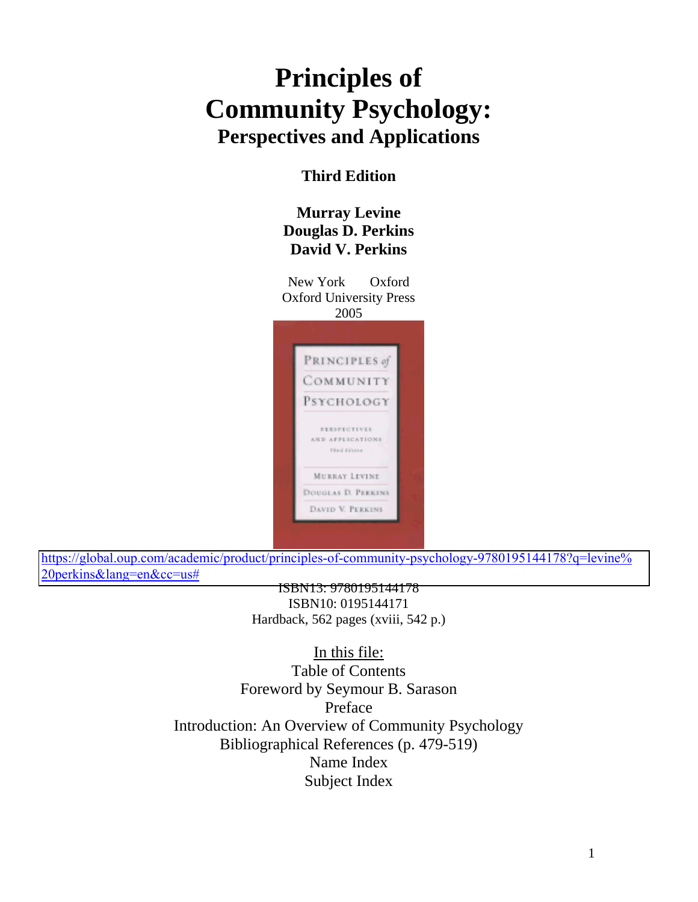# Principles of Community Psychology:

## Perspectives and Applications

**Third Edition**

**Murray Levine**
**Douglas D. Perkins**
**David V. Perkins**

New York Oxford
Oxford University Press
2005

https://global.oup.com/academic/product/principles-of-community-psychology-9780195144178?q=levine%20perkins&lang=en&cc=us#

ISBN13: 9780195144178
ISBN10: 0195144171
Hardback, 562 pages (xviii, 542 p.)

In this file:
Table of Contents
Foreword by Seymour B. Sarason
Preface
Introduction: An Overview of Community Psychology
Bibliographical References (p. 479-519)
Name Index
Subject Index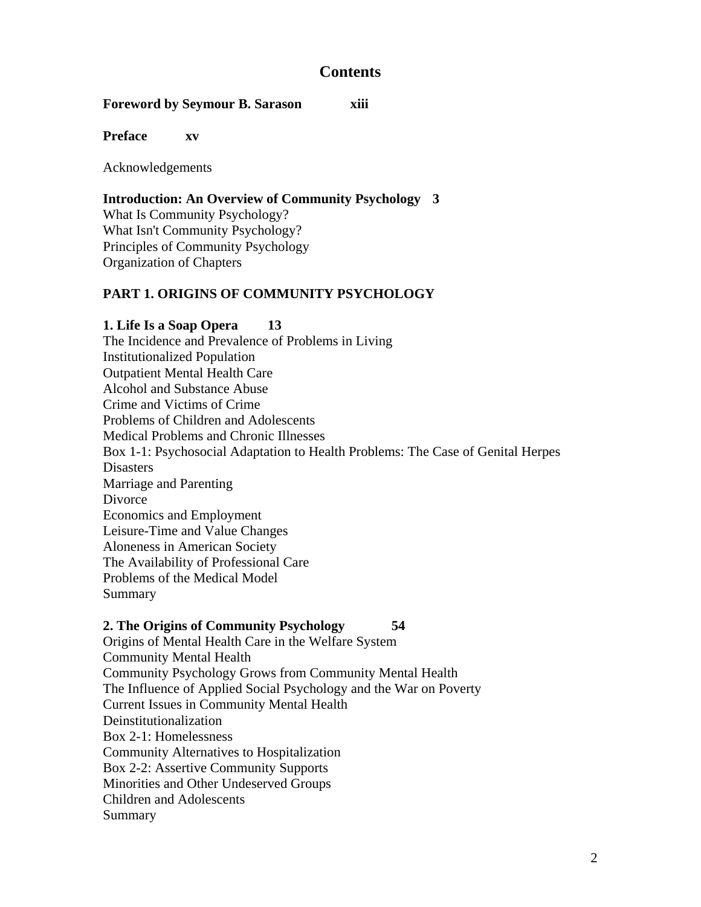# Contents

**Foreword by Seymour B. Sarason xiii**

**Preface xv**

Acknowledgements

**Introduction: An Overview of Community Psychology 3**

What Is Community Psychology?
What Isn't Community Psychology?
Principles of Community Psychology
Organization of Chapters

## PART 1. ORIGINS OF COMMUNITY PSYCHOLOGY

**1. Life Is a Soap Opera 13**

The Incidence and Prevalence of Problems in Living
Institutionalized Population
Outpatient Mental Health Care
Alcohol and Substance Abuse
Crime and Victims of Crime
Problems of Children and Adolescents
Medical Problems and Chronic Illnesses
Box 1-1: Psychosocial Adaptation to Health Problems: The Case of Genital Herpes
Disasters
Marriage and Parenting
Divorce
Economics and Employment
Leisure-Time and Value Changes
Aloneness in American Society
The Availability of Professional Care
Problems of the Medical Model
Summary

**2. The Origins of Community Psychology 54**

Origins of Mental Health Care in the Welfare System
Community Mental Health
Community Psychology Grows from Community Mental Health
The Influence of Applied Social Psychology and the War on Poverty
Current Issues in Community Mental Health
Deinstitutionalization
Box 2-1: Homelessness
Community Alternatives to Hospitalization
Box 2-2: Assertive Community Supports
Minorities and Other Undeserved Groups
Children and Adolescents
Summary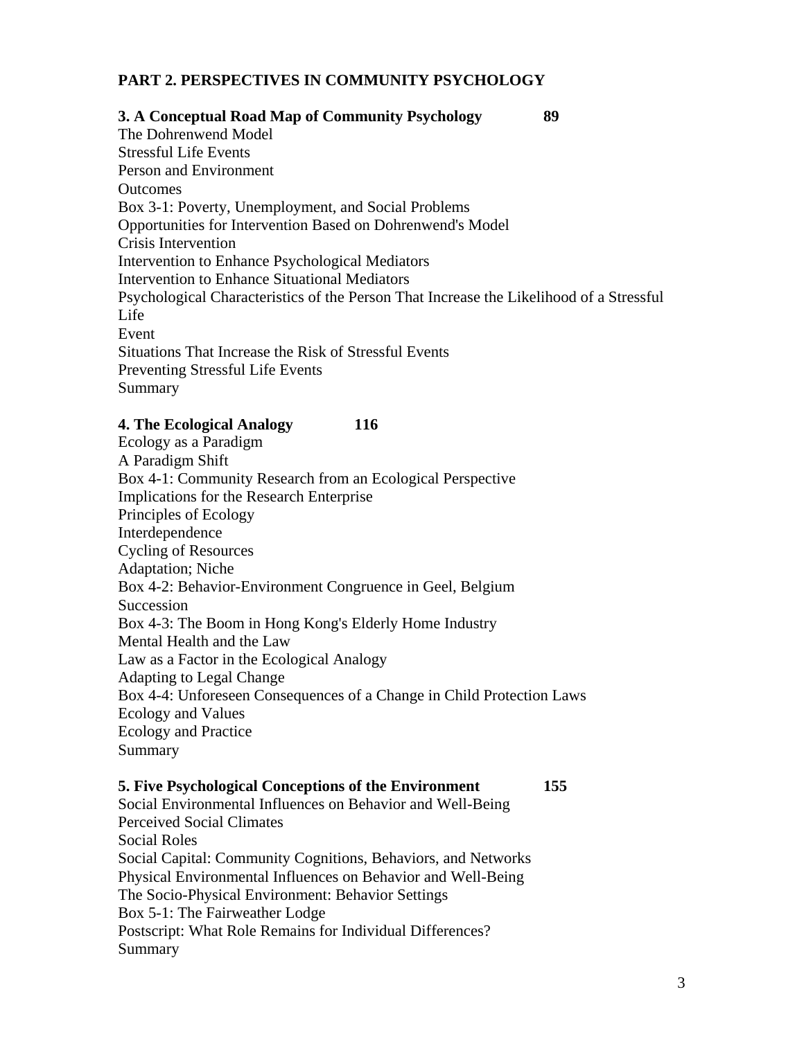## PART 2. PERSPECTIVES IN COMMUNITY PSYCHOLOGY

**3. A Conceptual Road Map of Community Psychology 89**

The Dohrenwend Model
Stressful Life Events
Person and Environment
Outcomes
Box 3-1: Poverty, Unemployment, and Social Problems
Opportunities for Intervention Based on Dohrenwend's Model
Crisis Intervention
Intervention to Enhance Psychological Mediators
Intervention to Enhance Situational Mediators
Psychological Characteristics of the Person That Increase the Likelihood of a Stressful Life
Event
Situations That Increase the Risk of Stressful Events
Preventing Stressful Life Events
Summary

**4. The Ecological Analogy 116**

Ecology as a Paradigm
A Paradigm Shift
Box 4-1: Community Research from an Ecological Perspective
Implications for the Research Enterprise
Principles of Ecology
Interdependence
Cycling of Resources
Adaptation; Niche
Box 4-2: Behavior-Environment Congruence in Geel, Belgium
Succession
Box 4-3: The Boom in Hong Kong's Elderly Home Industry
Mental Health and the Law
Law as a Factor in the Ecological Analogy
Adapting to Legal Change
Box 4-4: Unforeseen Consequences of a Change in Child Protection Laws
Ecology and Values
Ecology and Practice
Summary

**5. Five Psychological Conceptions of the Environment 155**

Social Environmental Influences on Behavior and Well-Being
Perceived Social Climates
Social Roles
Social Capital: Community Cognitions, Behaviors, and Networks
Physical Environmental Influences on Behavior and Well-Being
The Socio-Physical Environment: Behavior Settings
Box 5-1: The Fairweather Lodge
Postscript: What Role Remains for Individual Differences?
Summary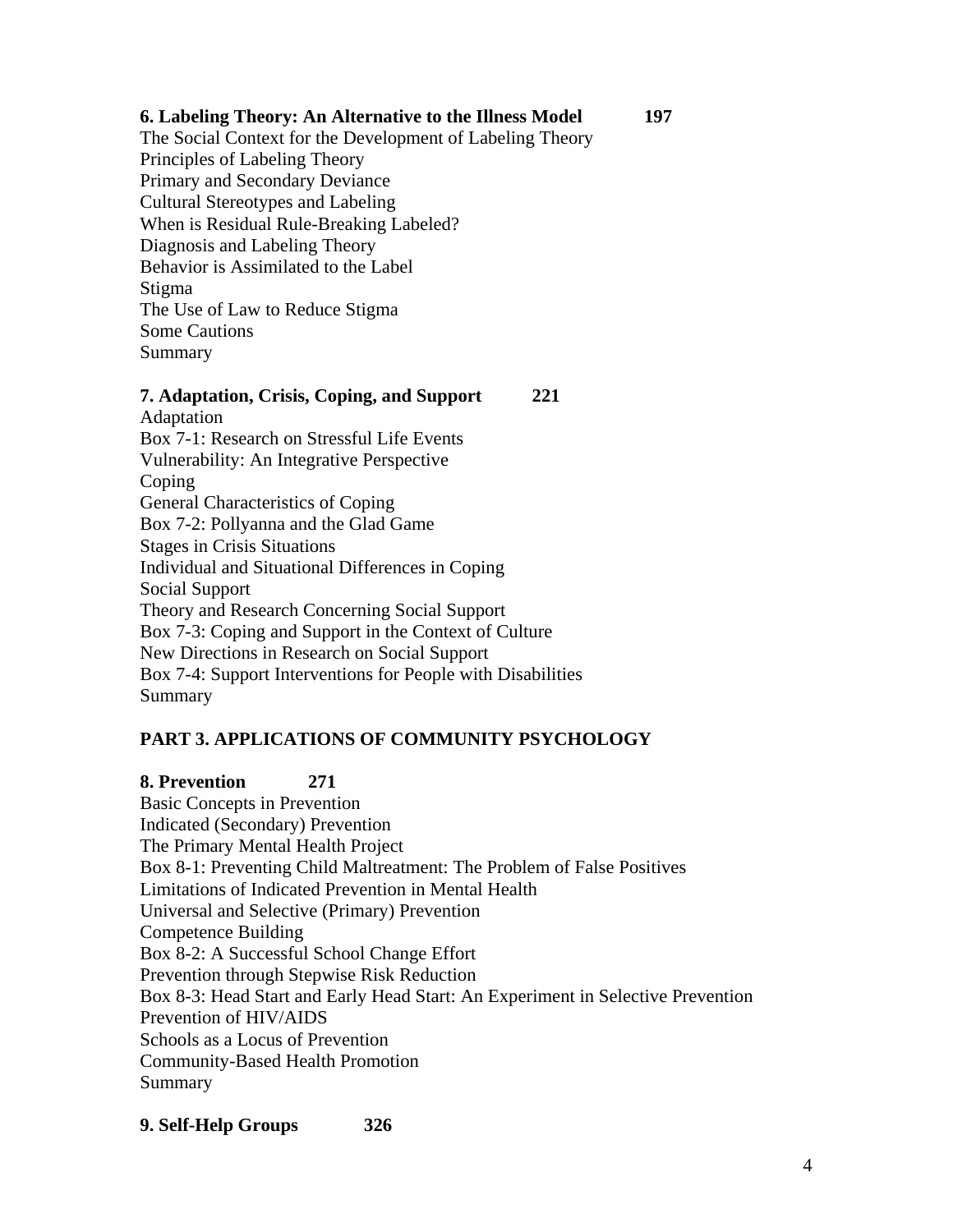**6. Labeling Theory: An Alternative to the Illness Model 197**

The Social Context for the Development of Labeling Theory
Principles of Labeling Theory
Primary and Secondary Deviance
Cultural Stereotypes and Labeling
When is Residual Rule-Breaking Labeled?
Diagnosis and Labeling Theory
Behavior is Assimilated to the Label
Stigma
The Use of Law to Reduce Stigma
Some Cautions
Summary

**7. Adaptation, Crisis, Coping, and Support 221**

Adaptation
Box 7-1: Research on Stressful Life Events
Vulnerability: An Integrative Perspective
Coping
General Characteristics of Coping
Box 7-2: Pollyanna and the Glad Game
Stages in Crisis Situations
Individual and Situational Differences in Coping
Social Support
Theory and Research Concerning Social Support
Box 7-3: Coping and Support in the Context of Culture
New Directions in Research on Social Support
Box 7-4: Support Interventions for People with Disabilities
Summary

**PART 3. APPLICATIONS OF COMMUNITY PSYCHOLOGY**

**8. Prevention 271**

Basic Concepts in Prevention
Indicated (Secondary) Prevention
The Primary Mental Health Project
Box 8-1: Preventing Child Maltreatment: The Problem of False Positives
Limitations of Indicated Prevention in Mental Health
Universal and Selective (Primary) Prevention
Competence Building
Box 8-2: A Successful School Change Effort
Prevention through Stepwise Risk Reduction
Box 8-3: Head Start and Early Head Start: An Experiment in Selective Prevention
Prevention of HIV/AIDS
Schools as a Locus of Prevention
Community-Based Health Promotion
Summary

**9. Self-Help Groups 326**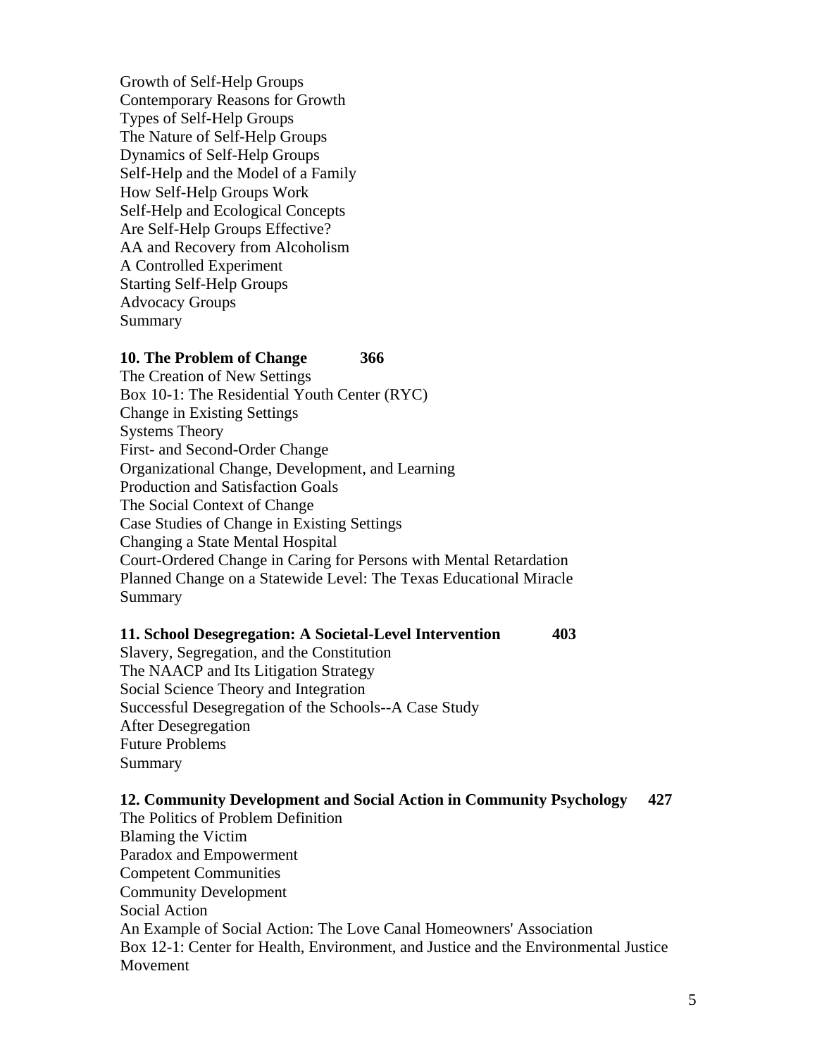Growth of Self-Help Groups
Contemporary Reasons for Growth
Types of Self-Help Groups
The Nature of Self-Help Groups
Dynamics of Self-Help Groups
Self-Help and the Model of a Family
How Self-Help Groups Work
Self-Help and Ecological Concepts
Are Self-Help Groups Effective?
AA and Recovery from Alcoholism
A Controlled Experiment
Starting Self-Help Groups
Advocacy Groups
Summary

**10. The Problem of Change 366**

The Creation of New Settings
Box 10-1: The Residential Youth Center (RYC)
Change in Existing Settings
Systems Theory
First- and Second-Order Change
Organizational Change, Development, and Learning
Production and Satisfaction Goals
The Social Context of Change
Case Studies of Change in Existing Settings
Changing a State Mental Hospital
Court-Ordered Change in Caring for Persons with Mental Retardation
Planned Change on a Statewide Level: The Texas Educational Miracle
Summary

**11. School Desegregation: A Societal-Level Intervention 403**

Slavery, Segregation, and the Constitution
The NAACP and Its Litigation Strategy
Social Science Theory and Integration
Successful Desegregation of the Schools--A Case Study
After Desegregation
Future Problems
Summary

**12. Community Development and Social Action in Community Psychology 427**

The Politics of Problem Definition
Blaming the Victim
Paradox and Empowerment
Competent Communities
Community Development
Social Action
An Example of Social Action: The Love Canal Homeowners' Association
Box 12-1: Center for Health, Environment, and Justice and the Environmental Justice Movement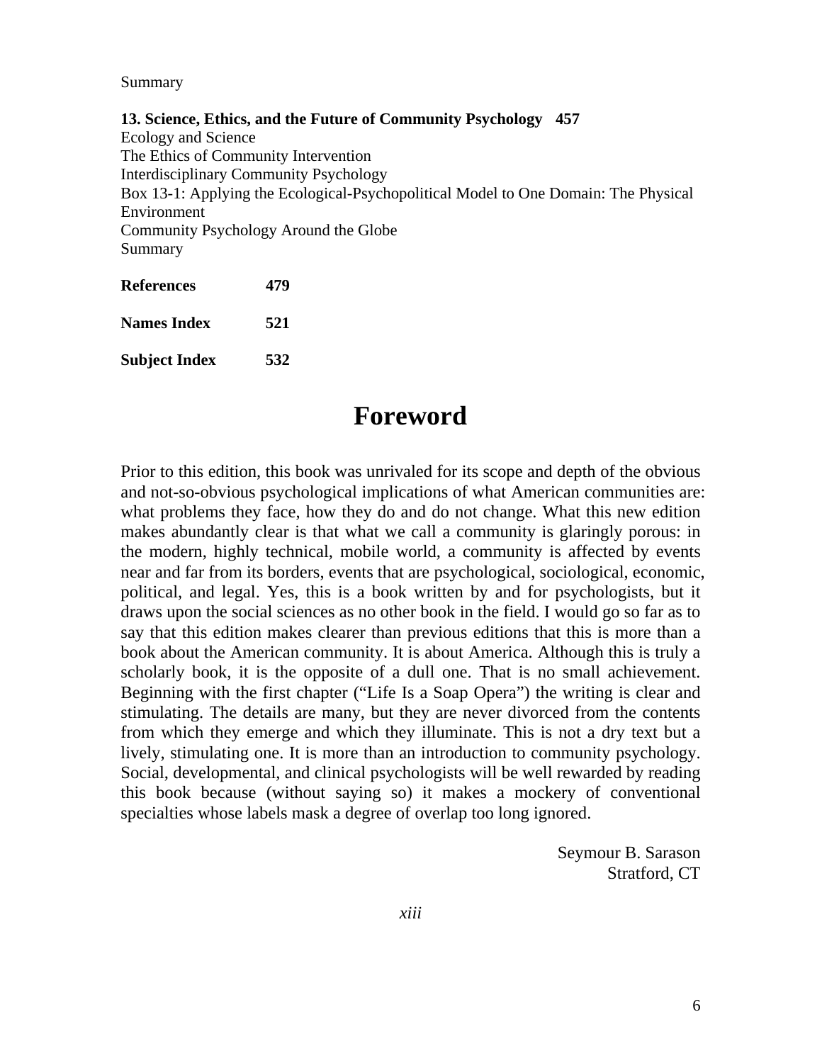Summary

**13. Science, Ethics, and the Future of Community Psychology 457**
Ecology and Science
The Ethics of Community Intervention
Interdisciplinary Community Psychology
Box 13-1: Applying the Ecological-Psychopolitical Model to One Domain: The Physical Environment
Community Psychology Around the Globe
Summary

**References 479**

**Names Index 521**

**Subject Index 532**

# Foreword

Prior to this edition, this book was unrivaled for its scope and depth of the obvious and not-so-obvious psychological implications of what American communities are: what problems they face, how they do and do not change. What this new edition makes abundantly clear is that what we call a community is glaringly porous: in the modern, highly technical, mobile world, a community is affected by events near and far from its borders, events that are psychological, sociological, economic, political, and legal. Yes, this is a book written by and for psychologists, but it draws upon the social sciences as no other book in the field. I would go so far as to say that this edition makes clearer than previous editions that this is more than a book about the American community. It is about America. Although this is truly a scholarly book, it is the opposite of a dull one. That is no small achievement. Beginning with the first chapter ("Life Is a Soap Opera") the writing is clear and stimulating. The details are many, but they are never divorced from the contents from which they emerge and which they illuminate. This is not a dry text but a lively, stimulating one. It is more than an introduction to community psychology. Social, developmental, and clinical psychologists will be well rewarded by reading this book because (without saying so) it makes a mockery of conventional specialties whose labels mask a degree of overlap too long ignored.

Seymour B. Sarason
Stratford, CT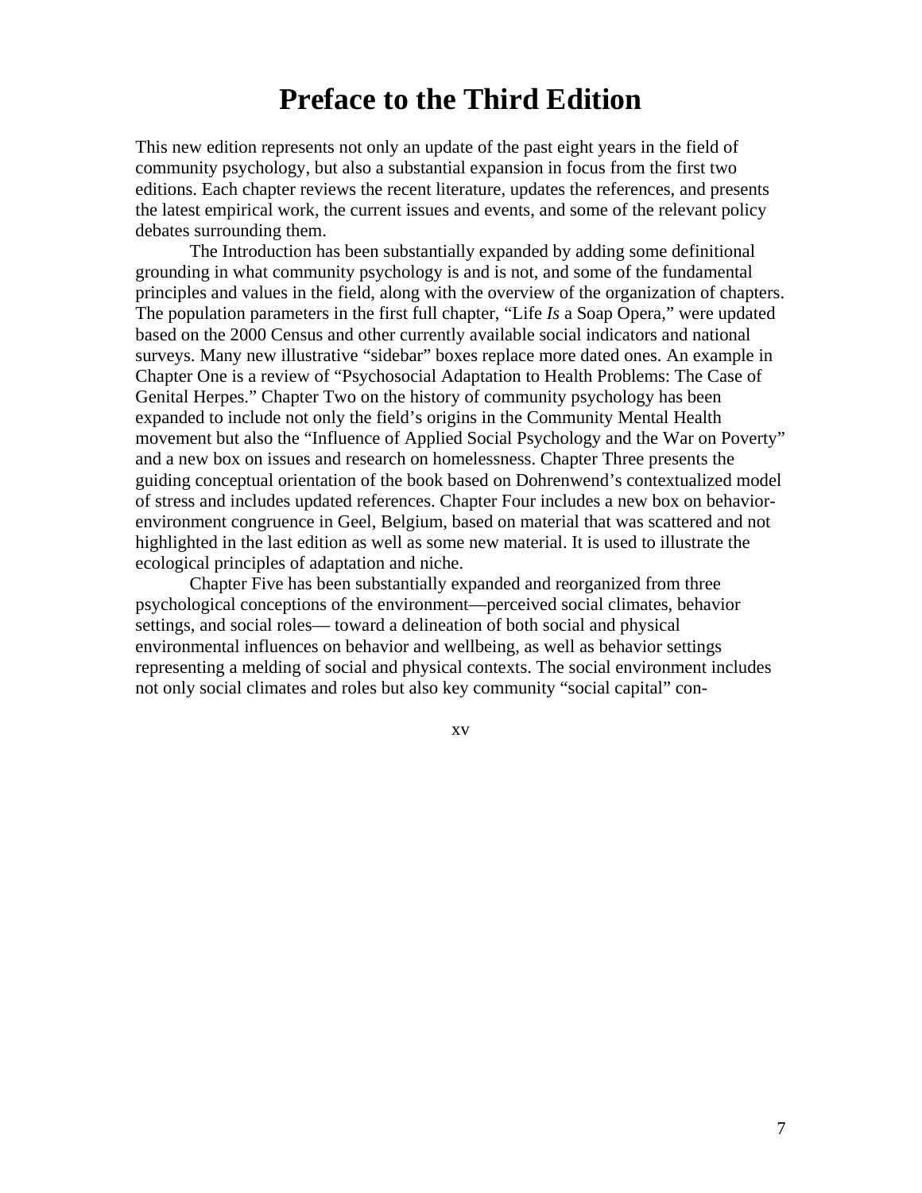# Preface to the Third Edition

This new edition represents not only an update of the past eight years in the field of community psychology, but also a substantial expansion in focus from the first two editions. Each chapter reviews the recent literature, updates the references, and presents the latest empirical work, the current issues and events, and some of the relevant policy debates surrounding them.

The Introduction has been substantially expanded by adding some definitional grounding in what community psychology is and is not, and some of the fundamental principles and values in the field, along with the overview of the organization of chapters. The population parameters in the first full chapter, "Life *Is* a Soap Opera," were updated based on the 2000 Census and other currently available social indicators and national surveys. Many new illustrative "sidebar" boxes replace more dated ones. An example in Chapter One is a review of "Psychosocial Adaptation to Health Problems: The Case of Genital Herpes." Chapter Two on the history of community psychology has been expanded to include not only the field's origins in the Community Mental Health movement but also the "Influence of Applied Social Psychology and the War on Poverty" and a new box on issues and research on homelessness. Chapter Three presents the guiding conceptual orientation of the book based on Dohrenwend's contextualized model of stress and includes updated references. Chapter Four includes a new box on behavior-environment congruence in Geel, Belgium, based on material that was scattered and not highlighted in the last edition as well as some new material. It is used to illustrate the ecological principles of adaptation and niche.

Chapter Five has been substantially expanded and reorganized from three psychological conceptions of the environment—perceived social climates, behavior settings, and social roles— toward a delineation of both social and physical environmental influences on behavior and wellbeing, as well as behavior settings representing a melding of social and physical contexts. The social environment includes not only social climates and roles but also key community "social capital" con-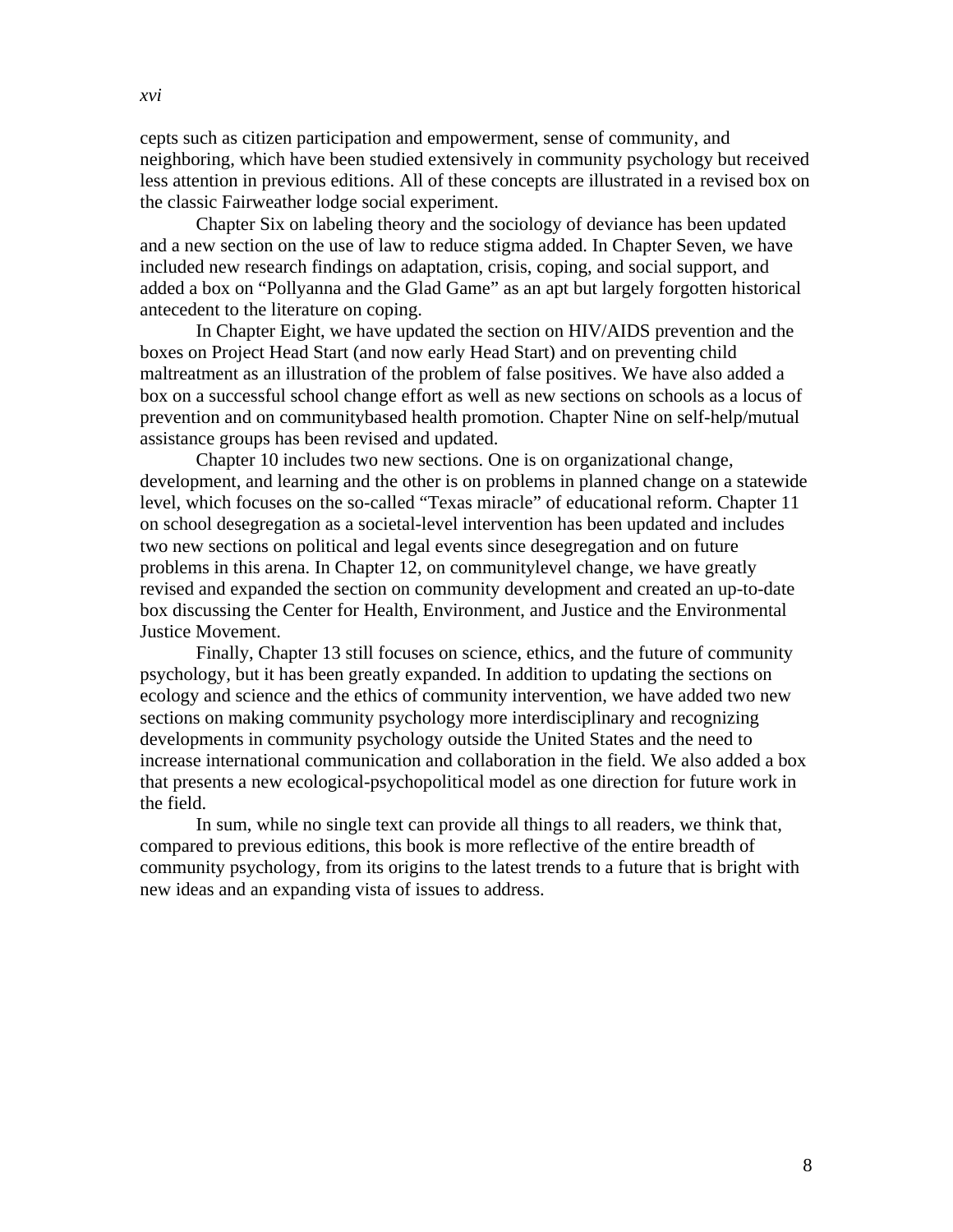cepts such as citizen participation and empowerment, sense of community, and neighboring, which have been studied extensively in community psychology but received less attention in previous editions. All of these concepts are illustrated in a revised box on the classic Fairweather lodge social experiment.

Chapter Six on labeling theory and the sociology of deviance has been updated and a new section on the use of law to reduce stigma added. In Chapter Seven, we have included new research findings on adaptation, crisis, coping, and social support, and added a box on "Pollyanna and the Glad Game" as an apt but largely forgotten historical antecedent to the literature on coping.

In Chapter Eight, we have updated the section on HIV/AIDS prevention and the boxes on Project Head Start (and now early Head Start) and on preventing child maltreatment as an illustration of the problem of false positives. We have also added a box on a successful school change effort as well as new sections on schools as a locus of prevention and on communitybased health promotion. Chapter Nine on self-help/mutual assistance groups has been revised and updated.

Chapter 10 includes two new sections. One is on organizational change, development, and learning and the other is on problems in planned change on a statewide level, which focuses on the so-called "Texas miracle" of educational reform. Chapter 11 on school desegregation as a societal-level intervention has been updated and includes two new sections on political and legal events since desegregation and on future problems in this arena. In Chapter 12, on communitylevel change, we have greatly revised and expanded the section on community development and created an up-to-date box discussing the Center for Health, Environment, and Justice and the Environmental Justice Movement.

Finally, Chapter 13 still focuses on science, ethics, and the future of community psychology, but it has been greatly expanded. In addition to updating the sections on ecology and science and the ethics of community intervention, we have added two new sections on making community psychology more interdisciplinary and recognizing developments in community psychology outside the United States and the need to increase international communication and collaboration in the field. We also added a box that presents a new ecological-psychopolitical model as one direction for future work in the field.

In sum, while no single text can provide all things to all readers, we think that, compared to previous editions, this book is more reflective of the entire breadth of community psychology, from its origins to the latest trends to a future that is bright with new ideas and an expanding vista of issues to address.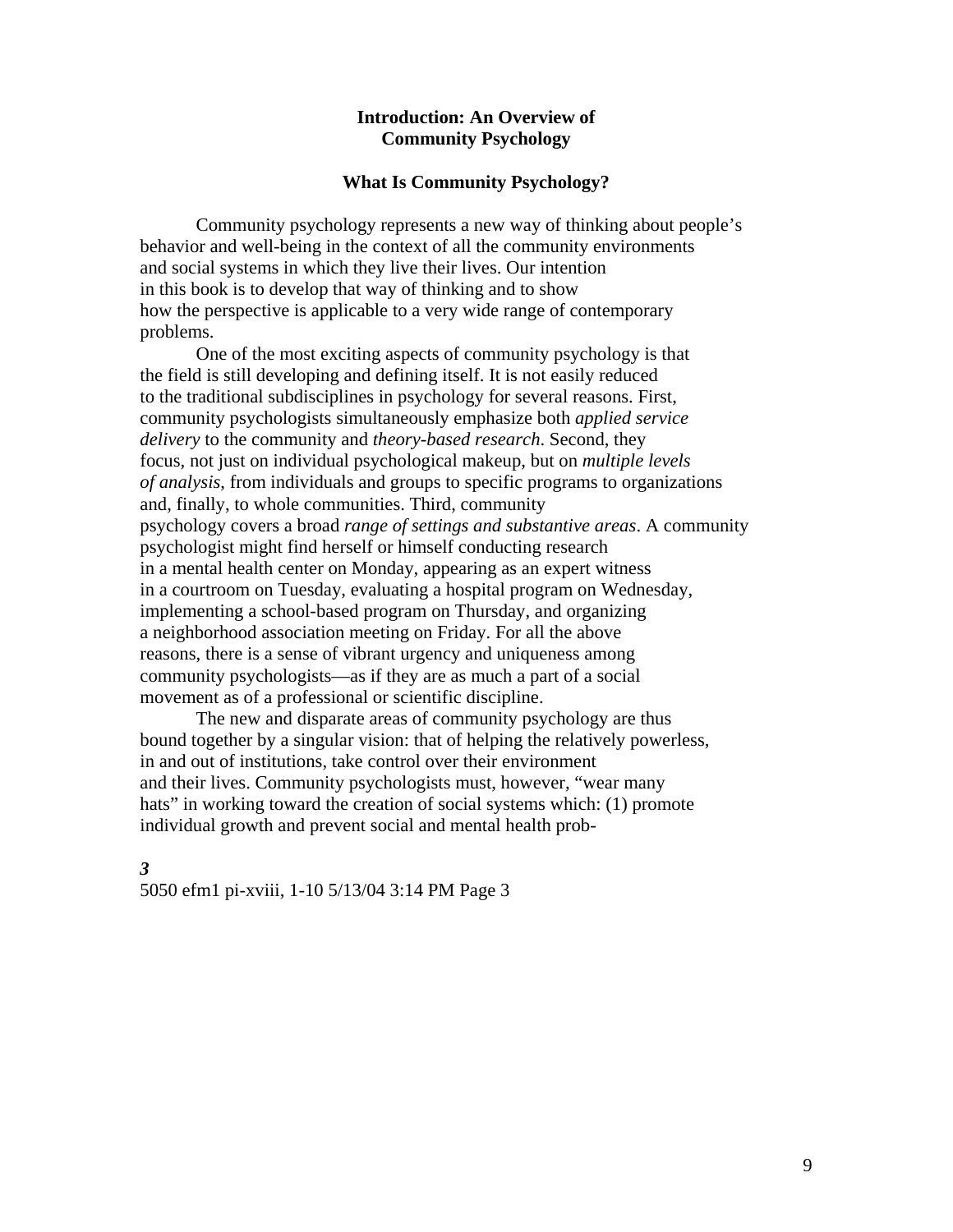# Introduction: An Overview of Community Psychology

## What Is Community Psychology?

Community psychology represents a new way of thinking about people's behavior and well-being in the context of all the community environments and social systems in which they live their lives. Our intention in this book is to develop that way of thinking and to show how the perspective is applicable to a very wide range of contemporary problems.

One of the most exciting aspects of community psychology is that the field is still developing and defining itself. It is not easily reduced to the traditional subdisciplines in psychology for several reasons. First, community psychologists simultaneously emphasize both *applied service delivery* to the community and *theory-based research*. Second, they focus, not just on individual psychological makeup, but on *multiple levels of analysis*, from individuals and groups to specific programs to organizations and, finally, to whole communities. Third, community psychology covers a broad *range of settings and substantive areas*. A community psychologist might find herself or himself conducting research in a mental health center on Monday, appearing as an expert witness in a courtroom on Tuesday, evaluating a hospital program on Wednesday, implementing a school-based program on Thursday, and organizing a neighborhood association meeting on Friday. For all the above reasons, there is a sense of vibrant urgency and uniqueness among community psychologists—as if they are as much a part of a social movement as of a professional or scientific discipline.

The new and disparate areas of community psychology are thus bound together by a singular vision: that of helping the relatively powerless, in and out of institutions, take control over their environment and their lives. Community psychologists must, however, "wear many hats" in working toward the creation of social systems which: (1) promote individual growth and prevent social and mental health prob-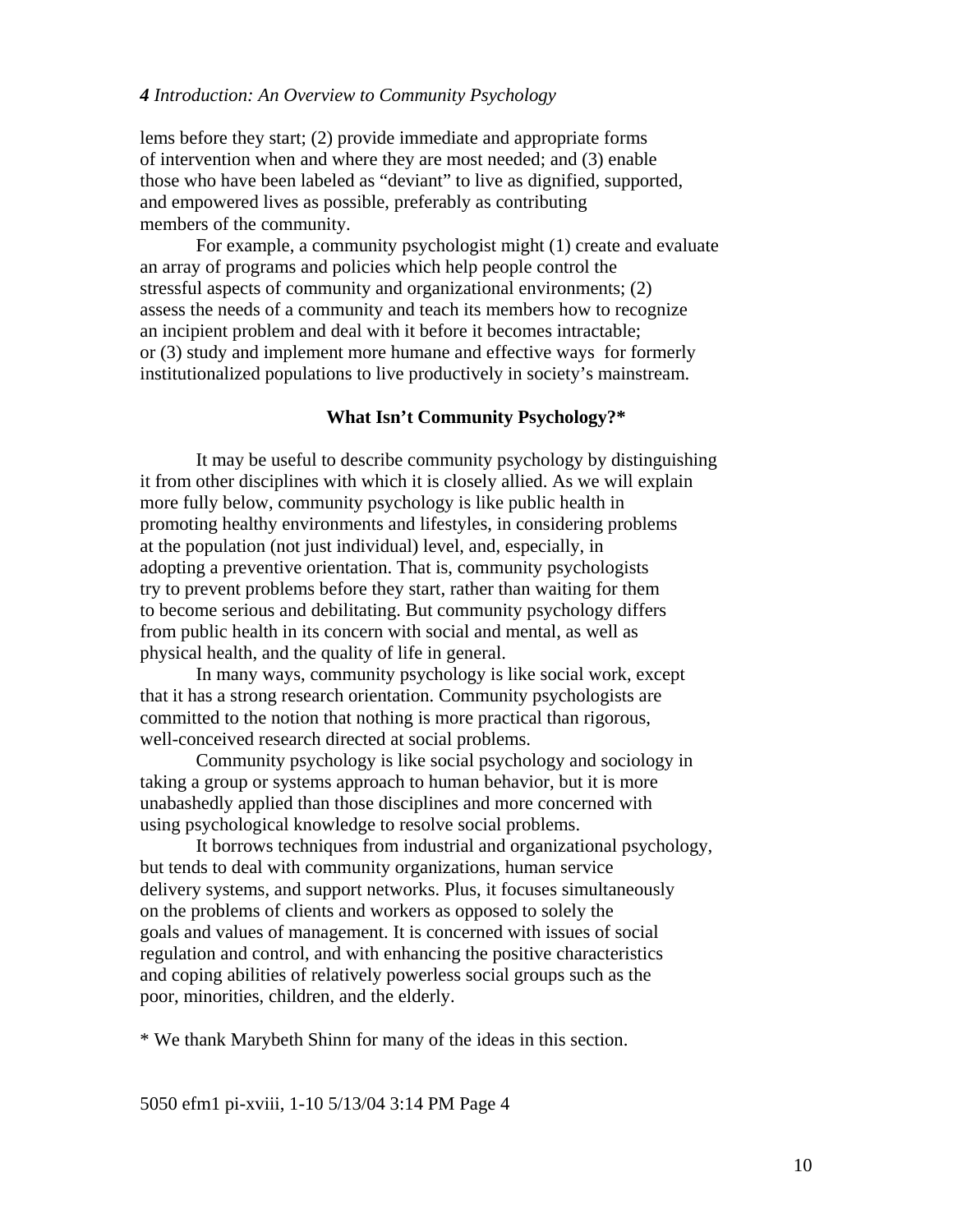lems before they start; (2) provide immediate and appropriate forms of intervention when and where they are most needed; and (3) enable those who have been labeled as "deviant" to live as dignified, supported, and empowered lives as possible, preferably as contributing members of the community.

For example, a community psychologist might (1) create and evaluate an array of programs and policies which help people control the stressful aspects of community and organizational environments; (2) assess the needs of a community and teach its members how to recognize an incipient problem and deal with it before it becomes intractable; or (3) study and implement more humane and effective ways for formerly institutionalized populations to live productively in society's mainstream.

### What Isn't Community Psychology?*

It may be useful to describe community psychology by distinguishing it from other disciplines with which it is closely allied. As we will explain more fully below, community psychology is like public health in promoting healthy environments and lifestyles, in considering problems at the population (not just individual) level, and, especially, in adopting a preventive orientation. That is, community psychologists try to prevent problems before they start, rather than waiting for them to become serious and debilitating. But community psychology differs from public health in its concern with social and mental, as well as physical health, and the quality of life in general.

In many ways, community psychology is like social work, except that it has a strong research orientation. Community psychologists are committed to the notion that nothing is more practical than rigorous, well-conceived research directed at social problems.

Community psychology is like social psychology and sociology in taking a group or systems approach to human behavior, but it is more unabashedly applied than those disciplines and more concerned with using psychological knowledge to resolve social problems.

It borrows techniques from industrial and organizational psychology, but tends to deal with community organizations, human service delivery systems, and support networks. Plus, it focuses simultaneously on the problems of clients and workers as opposed to solely the goals and values of management. It is concerned with issues of social regulation and control, and with enhancing the positive characteristics and coping abilities of relatively powerless social groups such as the poor, minorities, children, and the elderly.

* We thank Marybeth Shinn for many of the ideas in this section.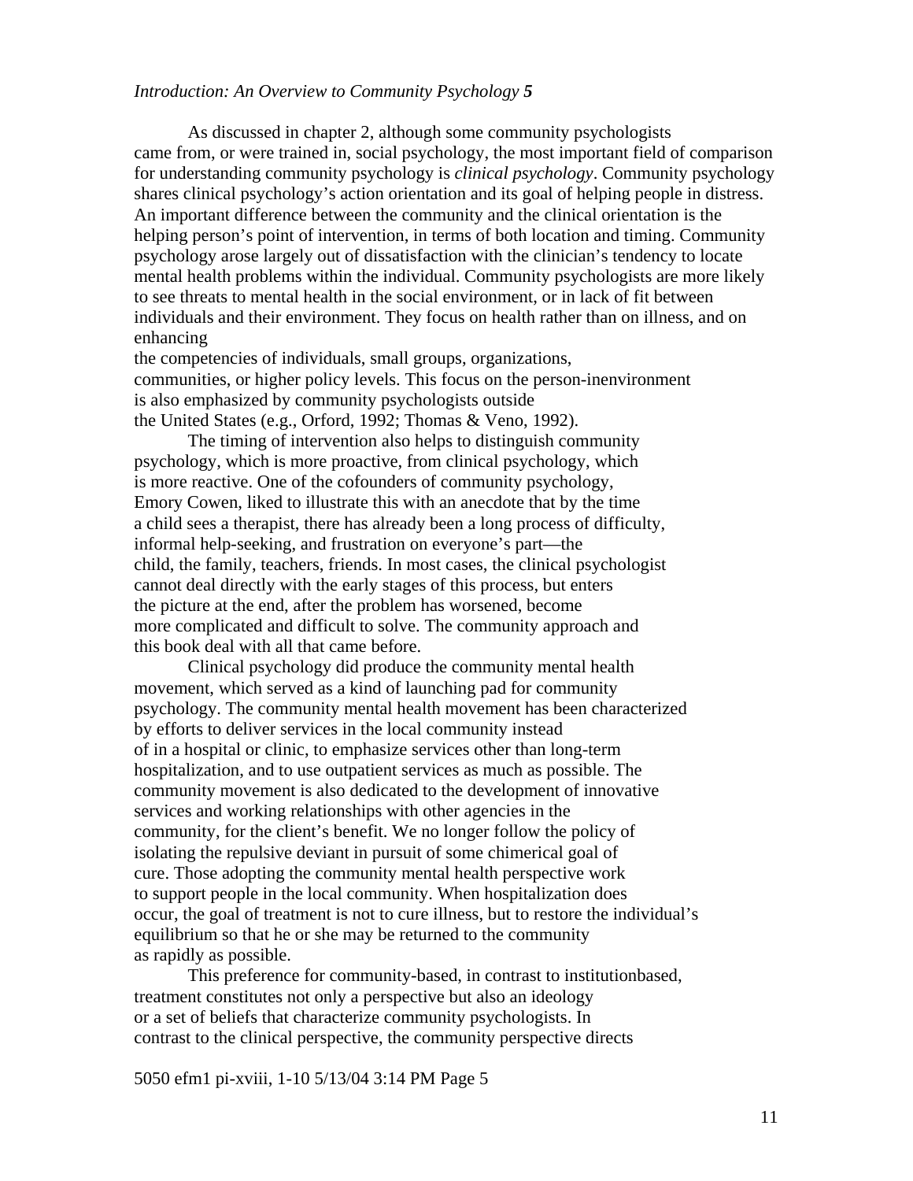As discussed in chapter 2, although some community psychologists came from, or were trained in, social psychology, the most important field of comparison for understanding community psychology is *clinical psychology*. Community psychology shares clinical psychology's action orientation and its goal of helping people in distress. An important difference between the community and the clinical orientation is the helping person's point of intervention, in terms of both location and timing. Community psychology arose largely out of dissatisfaction with the clinician's tendency to locate mental health problems within the individual. Community psychologists are more likely to see threats to mental health in the social environment, or in lack of fit between individuals and their environment. They focus on health rather than on illness, and on enhancing the competencies of individuals, small groups, organizations, communities, or higher policy levels. This focus on the person-inenvironment is also emphasized by community psychologists outside the United States (e.g., Orford, 1992; Thomas & Veno, 1992).

The timing of intervention also helps to distinguish community psychology, which is more proactive, from clinical psychology, which is more reactive. One of the cofounders of community psychology, Emory Cowen, liked to illustrate this with an anecdote that by the time a child sees a therapist, there has already been a long process of difficulty, informal help-seeking, and frustration on everyone's part—the child, the family, teachers, friends. In most cases, the clinical psychologist cannot deal directly with the early stages of this process, but enters the picture at the end, after the problem has worsened, become more complicated and difficult to solve. The community approach and this book deal with all that came before.

Clinical psychology did produce the community mental health movement, which served as a kind of launching pad for community psychology. The community mental health movement has been characterized by efforts to deliver services in the local community instead of in a hospital or clinic, to emphasize services other than long-term hospitalization, and to use outpatient services as much as possible. The community movement is also dedicated to the development of innovative services and working relationships with other agencies in the community, for the client's benefit. We no longer follow the policy of isolating the repulsive deviant in pursuit of some chimerical goal of cure. Those adopting the community mental health perspective work to support people in the local community. When hospitalization does occur, the goal of treatment is not to cure illness, but to restore the individual's equilibrium so that he or she may be returned to the community as rapidly as possible.

This preference for community-based, in contrast to institutionbased, treatment constitutes not only a perspective but also an ideology or a set of beliefs that characterize community psychologists. In contrast to the clinical perspective, the community perspective directs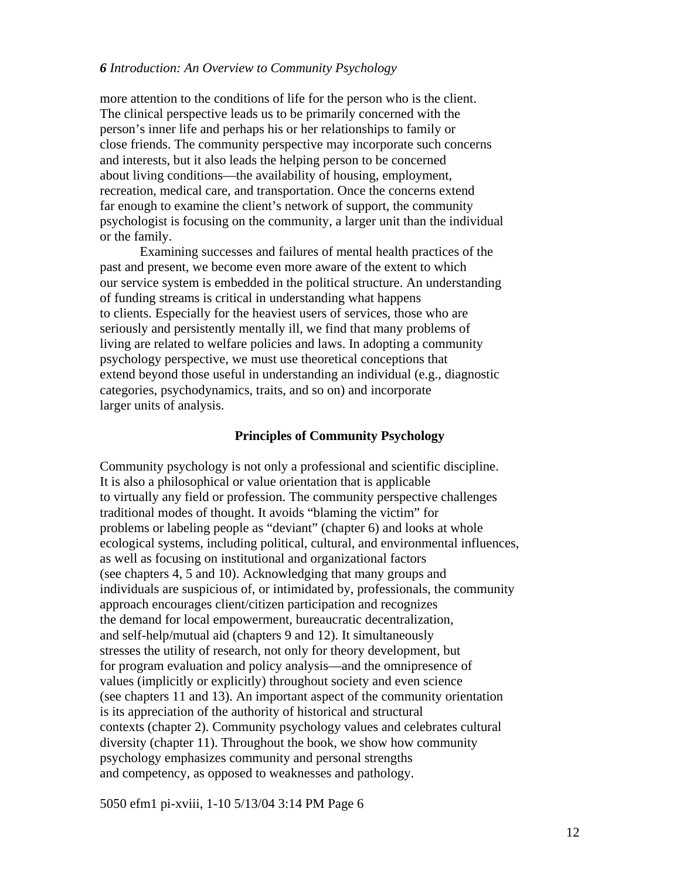more attention to the conditions of life for the person who is the client. The clinical perspective leads us to be primarily concerned with the person's inner life and perhaps his or her relationships to family or close friends. The community perspective may incorporate such concerns and interests, but it also leads the helping person to be concerned about living conditions—the availability of housing, employment, recreation, medical care, and transportation. Once the concerns extend far enough to examine the client's network of support, the community psychologist is focusing on the community, a larger unit than the individual or the family.

Examining successes and failures of mental health practices of the past and present, we become even more aware of the extent to which our service system is embedded in the political structure. An understanding of funding streams is critical in understanding what happens to clients. Especially for the heaviest users of services, those who are seriously and persistently mentally ill, we find that many problems of living are related to welfare policies and laws. In adopting a community psychology perspective, we must use theoretical conceptions that extend beyond those useful in understanding an individual (e.g., diagnostic categories, psychodynamics, traits, and so on) and incorporate larger units of analysis.

## Principles of Community Psychology

Community psychology is not only a professional and scientific discipline. It is also a philosophical or value orientation that is applicable to virtually any field or profession. The community perspective challenges traditional modes of thought. It avoids "blaming the victim" for problems or labeling people as "deviant" (chapter 6) and looks at whole ecological systems, including political, cultural, and environmental influences, as well as focusing on institutional and organizational factors (see chapters 4, 5 and 10). Acknowledging that many groups and individuals are suspicious of, or intimidated by, professionals, the community approach encourages client/citizen participation and recognizes the demand for local empowerment, bureaucratic decentralization, and self-help/mutual aid (chapters 9 and 12). It simultaneously stresses the utility of research, not only for theory development, but for program evaluation and policy analysis—and the omnipresence of values (implicitly or explicitly) throughout society and even science (see chapters 11 and 13). An important aspect of the community orientation is its appreciation of the authority of historical and structural contexts (chapter 2). Community psychology values and celebrates cultural diversity (chapter 11). Throughout the book, we show how community psychology emphasizes community and personal strengths and competency, as opposed to weaknesses and pathology.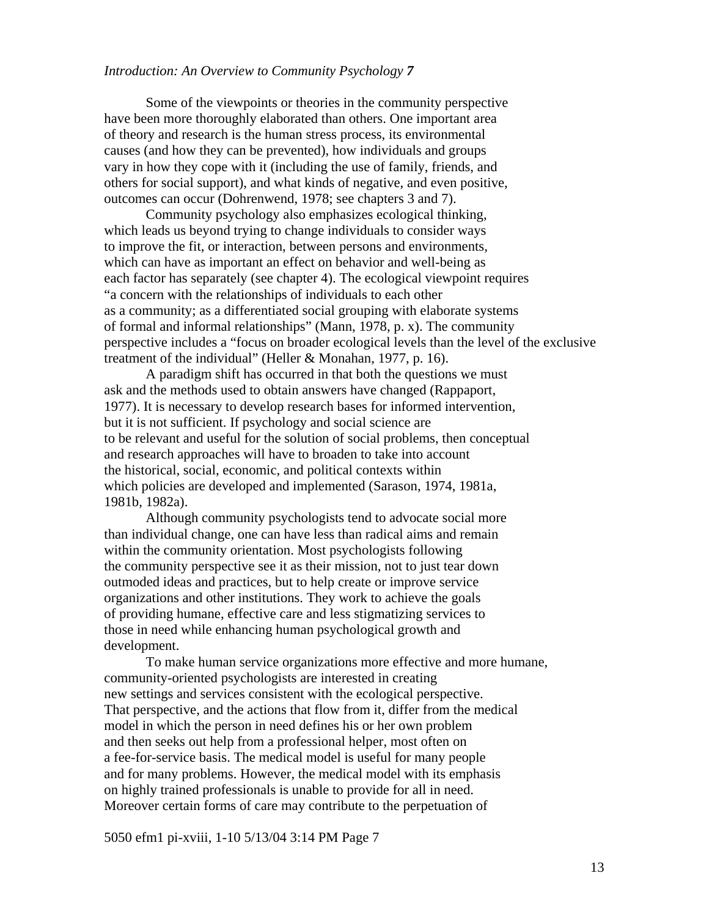Some of the viewpoints or theories in the community perspective have been more thoroughly elaborated than others. One important area of theory and research is the human stress process, its environmental causes (and how they can be prevented), how individuals and groups vary in how they cope with it (including the use of family, friends, and others for social support), and what kinds of negative, and even positive, outcomes can occur (Dohrenwend, 1978; see chapters 3 and 7).

Community psychology also emphasizes ecological thinking, which leads us beyond trying to change individuals to consider ways to improve the fit, or interaction, between persons and environments, which can have as important an effect on behavior and well-being as each factor has separately (see chapter 4). The ecological viewpoint requires "a concern with the relationships of individuals to each other as a community; as a differentiated social grouping with elaborate systems of formal and informal relationships" (Mann, 1978, p. x). The community perspective includes a "focus on broader ecological levels than the level of the exclusive treatment of the individual" (Heller & Monahan, 1977, p. 16).

A paradigm shift has occurred in that both the questions we must ask and the methods used to obtain answers have changed (Rappaport, 1977). It is necessary to develop research bases for informed intervention, but it is not sufficient. If psychology and social science are to be relevant and useful for the solution of social problems, then conceptual and research approaches will have to broaden to take into account the historical, social, economic, and political contexts within which policies are developed and implemented (Sarason, 1974, 1981a, 1981b, 1982a).

Although community psychologists tend to advocate social more than individual change, one can have less than radical aims and remain within the community orientation. Most psychologists following the community perspective see it as their mission, not to just tear down outmoded ideas and practices, but to help create or improve service organizations and other institutions. They work to achieve the goals of providing humane, effective care and less stigmatizing services to those in need while enhancing human psychological growth and development.

To make human service organizations more effective and more humane, community-oriented psychologists are interested in creating new settings and services consistent with the ecological perspective. That perspective, and the actions that flow from it, differ from the medical model in which the person in need defines his or her own problem and then seeks out help from a professional helper, most often on a fee-for-service basis. The medical model is useful for many people and for many problems. However, the medical model with its emphasis on highly trained professionals is unable to provide for all in need. Moreover certain forms of care may contribute to the perpetuation of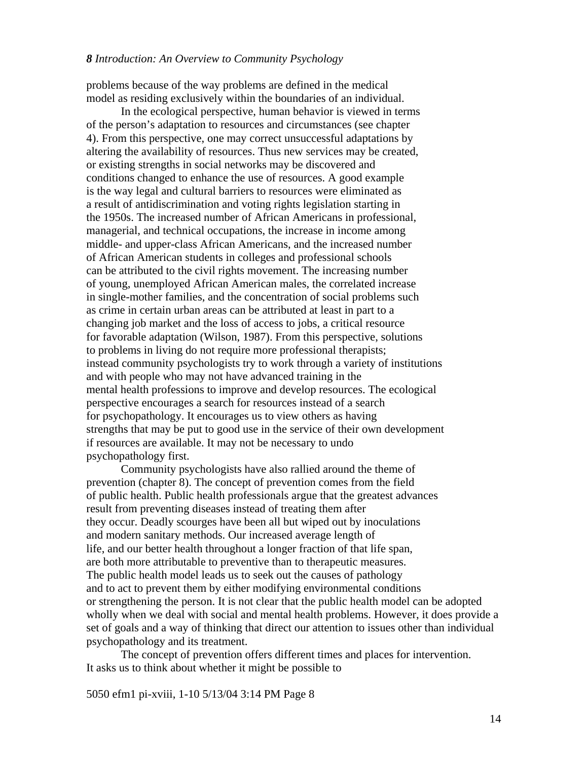problems because of the way problems are defined in the medical model as residing exclusively within the boundaries of an individual.

In the ecological perspective, human behavior is viewed in terms of the person's adaptation to resources and circumstances (see chapter 4). From this perspective, one may correct unsuccessful adaptations by altering the availability of resources. Thus new services may be created, or existing strengths in social networks may be discovered and conditions changed to enhance the use of resources. A good example is the way legal and cultural barriers to resources were eliminated as a result of antidiscrimination and voting rights legislation starting in the 1950s. The increased number of African Americans in professional, managerial, and technical occupations, the increase in income among middle- and upper-class African Americans, and the increased number of African American students in colleges and professional schools can be attributed to the civil rights movement. The increasing number of young, unemployed African American males, the correlated increase in single-mother families, and the concentration of social problems such as crime in certain urban areas can be attributed at least in part to a changing job market and the loss of access to jobs, a critical resource for favorable adaptation (Wilson, 1987). From this perspective, solutions to problems in living do not require more professional therapists; instead community psychologists try to work through a variety of institutions and with people who may not have advanced training in the mental health professions to improve and develop resources. The ecological perspective encourages a search for resources instead of a search for psychopathology. It encourages us to view others as having strengths that may be put to good use in the service of their own development if resources are available. It may not be necessary to undo psychopathology first.

Community psychologists have also rallied around the theme of prevention (chapter 8). The concept of prevention comes from the field of public health. Public health professionals argue that the greatest advances result from preventing diseases instead of treating them after they occur. Deadly scourges have been all but wiped out by inoculations and modern sanitary methods. Our increased average length of life, and our better health throughout a longer fraction of that life span, are both more attributable to preventive than to therapeutic measures. The public health model leads us to seek out the causes of pathology and to act to prevent them by either modifying environmental conditions or strengthening the person. It is not clear that the public health model can be adopted wholly when we deal with social and mental health problems. However, it does provide a set of goals and a way of thinking that direct our attention to issues other than individual psychopathology and its treatment.

The concept of prevention offers different times and places for intervention. It asks us to think about whether it might be possible to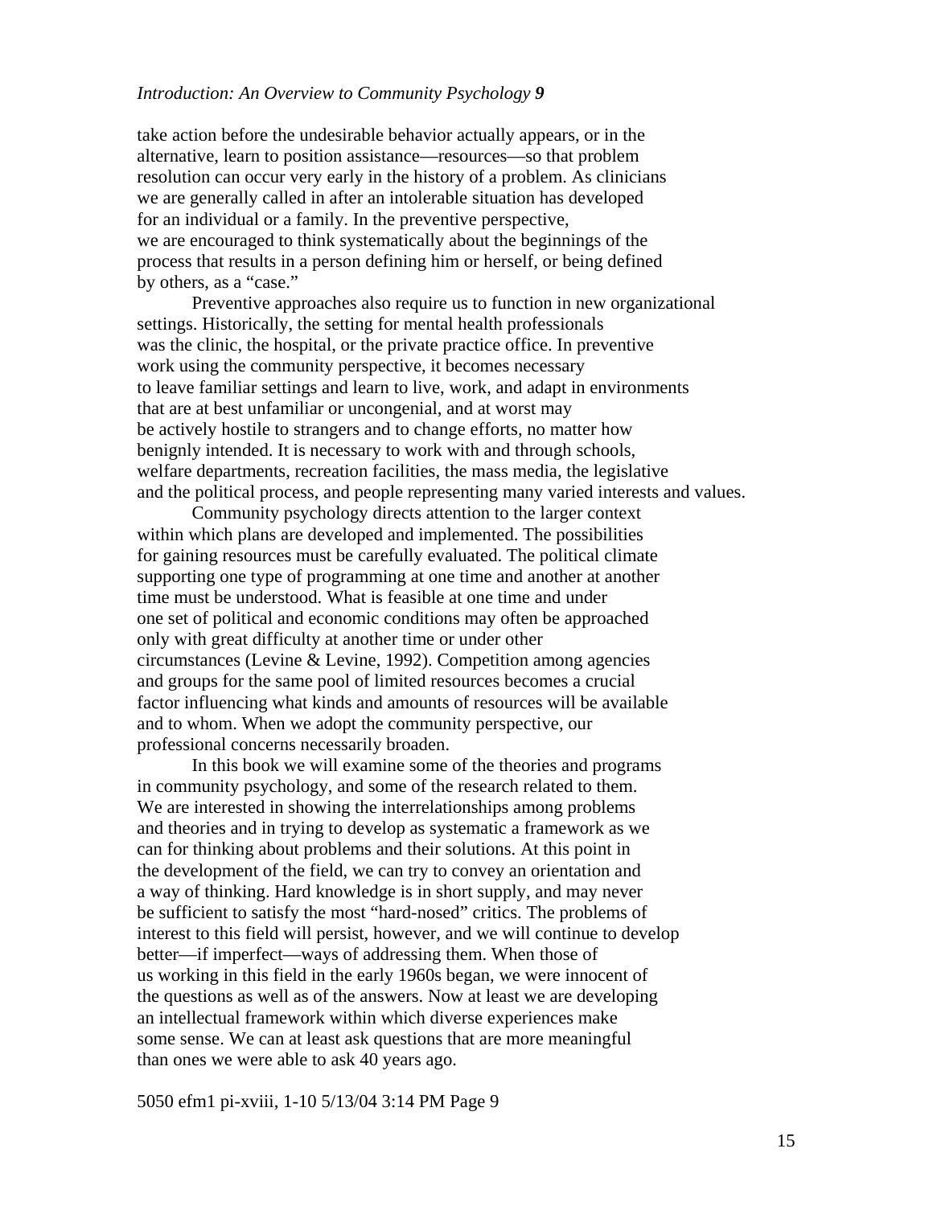take action before the undesirable behavior actually appears, or in the alternative, learn to position assistance—resources—so that problem resolution can occur very early in the history of a problem. As clinicians we are generally called in after an intolerable situation has developed for an individual or a family. In the preventive perspective, we are encouraged to think systematically about the beginnings of the process that results in a person defining him or herself, or being defined by others, as a "case."

Preventive approaches also require us to function in new organizational settings. Historically, the setting for mental health professionals was the clinic, the hospital, or the private practice office. In preventive work using the community perspective, it becomes necessary to leave familiar settings and learn to live, work, and adapt in environments that are at best unfamiliar or uncongenial, and at worst may be actively hostile to strangers and to change efforts, no matter how benignly intended. It is necessary to work with and through schools, welfare departments, recreation facilities, the mass media, the legislative and the political process, and people representing many varied interests and values.

Community psychology directs attention to the larger context within which plans are developed and implemented. The possibilities for gaining resources must be carefully evaluated. The political climate supporting one type of programming at one time and another at another time must be understood. What is feasible at one time and under one set of political and economic conditions may often be approached only with great difficulty at another time or under other circumstances (Levine & Levine, 1992). Competition among agencies and groups for the same pool of limited resources becomes a crucial factor influencing what kinds and amounts of resources will be available and to whom. When we adopt the community perspective, our professional concerns necessarily broaden.

In this book we will examine some of the theories and programs in community psychology, and some of the research related to them. We are interested in showing the interrelationships among problems and theories and in trying to develop as systematic a framework as we can for thinking about problems and their solutions. At this point in the development of the field, we can try to convey an orientation and a way of thinking. Hard knowledge is in short supply, and may never be sufficient to satisfy the most "hard-nosed" critics. The problems of interest to this field will persist, however, and we will continue to develop better—if imperfect—ways of addressing them. When those of us working in this field in the early 1960s began, we were innocent of the questions as well as of the answers. Now at least we are developing an intellectual framework within which diverse experiences make some sense. We can at least ask questions that are more meaningful than ones we were able to ask 40 years ago.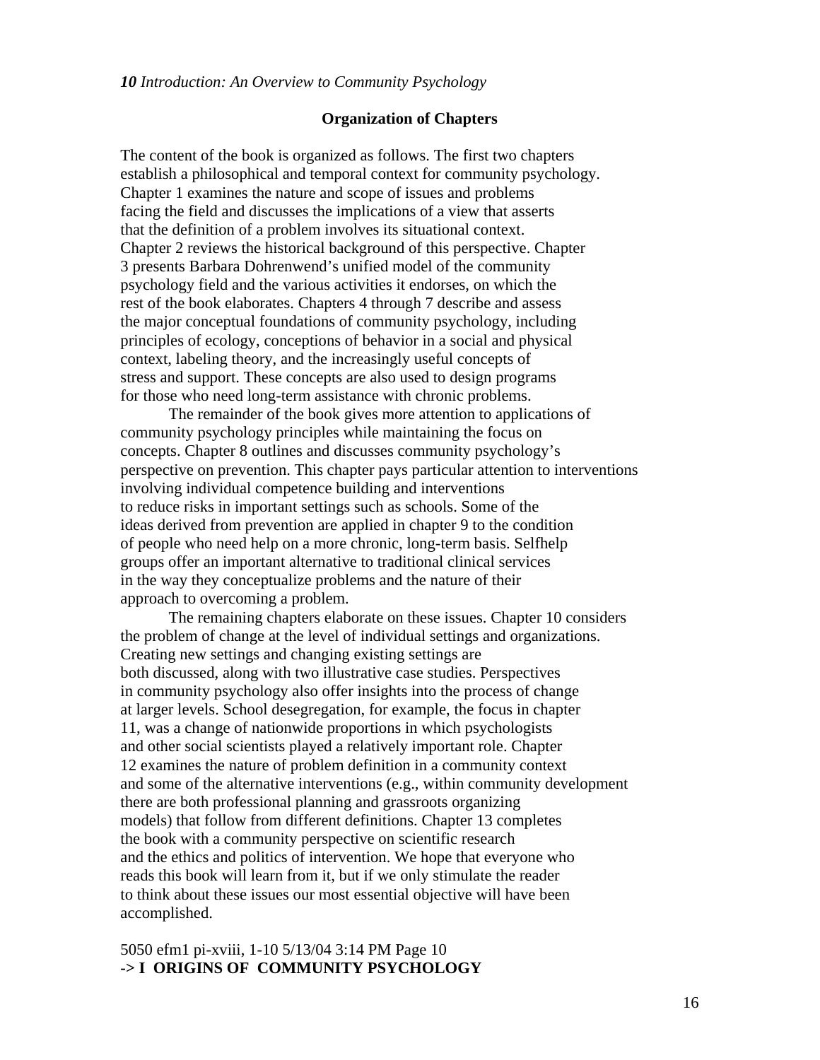## Organization of Chapters

The content of the book is organized as follows. The first two chapters establish a philosophical and temporal context for community psychology. Chapter 1 examines the nature and scope of issues and problems facing the field and discusses the implications of a view that asserts that the definition of a problem involves its situational context. Chapter 2 reviews the historical background of this perspective. Chapter 3 presents Barbara Dohrenwend's unified model of the community psychology field and the various activities it endorses, on which the rest of the book elaborates. Chapters 4 through 7 describe and assess the major conceptual foundations of community psychology, including principles of ecology, conceptions of behavior in a social and physical context, labeling theory, and the increasingly useful concepts of stress and support. These concepts are also used to design programs for those who need long-term assistance with chronic problems.

The remainder of the book gives more attention to applications of community psychology principles while maintaining the focus on concepts. Chapter 8 outlines and discusses community psychology's perspective on prevention. This chapter pays particular attention to interventions involving individual competence building and interventions to reduce risks in important settings such as schools. Some of the ideas derived from prevention are applied in chapter 9 to the condition of people who need help on a more chronic, long-term basis. Selfhelp groups offer an important alternative to traditional clinical services in the way they conceptualize problems and the nature of their approach to overcoming a problem.

The remaining chapters elaborate on these issues. Chapter 10 considers the problem of change at the level of individual settings and organizations. Creating new settings and changing existing settings are both discussed, along with two illustrative case studies. Perspectives in community psychology also offer insights into the process of change at larger levels. School desegregation, for example, the focus in chapter 11, was a change of nationwide proportions in which psychologists and other social scientists played a relatively important role. Chapter 12 examines the nature of problem definition in a community context and some of the alternative interventions (e.g., within community development there are both professional planning and grassroots organizing models) that follow from different definitions. Chapter 13 completes the book with a community perspective on scientific research and the ethics and politics of intervention. We hope that everyone who reads this book will learn from it, but if we only stimulate the reader to think about these issues our most essential objective will have been accomplished.

5050 efm1 pi-xviii, 1-10 5/13/04 3:14 PM Page 10

**-> I ORIGINS OF COMMUNITY PSYCHOLOGY**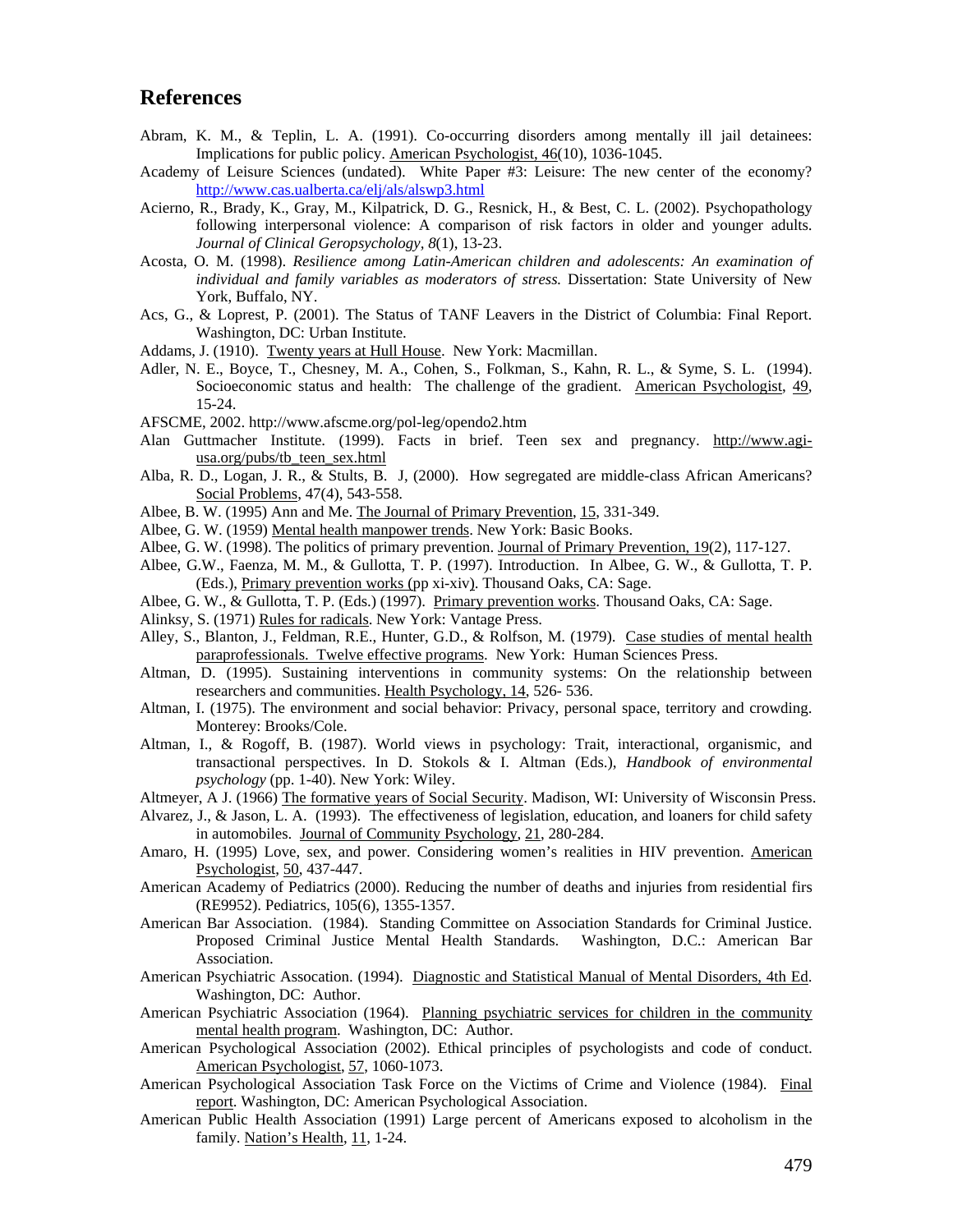## References

Abram, K. M., & Teplin, L. A. (1991). Co-occurring disorders among mentally ill jail detainees: Implications for public policy. American Psychologist, 46(10), 1036-1045.

Academy of Leisure Sciences (undated). White Paper #3: Leisure: The new center of the economy? http://www.cas.ualberta.ca/elj/als/alswp3.html

Acierno, R., Brady, K., Gray, M., Kilpatrick, D. G., Resnick, H., & Best, C. L. (2002). Psychopathology following interpersonal violence: A comparison of risk factors in older and younger adults. *Journal of Clinical Geropsychology, 8*(1), 13-23.

Acosta, O. M. (1998). *Resilience among Latin-American children and adolescents: An examination of individual and family variables as moderators of stress.* Dissertation: State University of New York, Buffalo, NY.

Acs, G., & Loprest, P. (2001). The Status of TANF Leavers in the District of Columbia: Final Report. Washington, DC: Urban Institute.

Addams, J. (1910). Twenty years at Hull House. New York: Macmillan.

Adler, N. E., Boyce, T., Chesney, M. A., Cohen, S., Folkman, S., Kahn, R. L., & Syme, S. L. (1994). Socioeconomic status and health: The challenge of the gradient. American Psychologist, 49, 15-24.

AFSCME, 2002. http://www.afscme.org/pol-leg/opendo2.htm

Alan Guttmacher Institute. (1999). Facts in brief. Teen sex and pregnancy. http://www.agi-usa.org/pubs/tb_teen_sex.html

Alba, R. D., Logan, J. R., & Stults, B. J, (2000). How segregated are middle-class African Americans? Social Problems, 47(4), 543-558.

Albee, B. W. (1995) Ann and Me. The Journal of Primary Prevention, 15, 331-349.

Albee, G. W. (1959) Mental health manpower trends. New York: Basic Books.

Albee, G. W. (1998). The politics of primary prevention. Journal of Primary Prevention, 19(2), 117-127.

Albee, G.W., Faenza, M. M., & Gullotta, T. P. (1997). Introduction. In Albee, G. W., & Gullotta, T. P. (Eds.), Primary prevention works (pp xi-xiv). Thousand Oaks, CA: Sage.

Albee, G. W., & Gullotta, T. P. (Eds.) (1997). Primary prevention works. Thousand Oaks, CA: Sage.

Alinksy, S. (1971) Rules for radicals. New York: Vantage Press.

Alley, S., Blanton, J., Feldman, R.E., Hunter, G.D., & Rolfson, M. (1979). Case studies of mental health paraprofessionals. Twelve effective programs. New York: Human Sciences Press.

Altman, D. (1995). Sustaining interventions in community systems: On the relationship between researchers and communities. Health Psychology, 14, 526- 536.

Altman, I. (1975). The environment and social behavior: Privacy, personal space, territory and crowding. Monterey: Brooks/Cole.

Altman, I., & Rogoff, B. (1987). World views in psychology: Trait, interactional, organismic, and transactional perspectives. In D. Stokols & I. Altman (Eds.), *Handbook of environmental psychology* (pp. 1-40). New York: Wiley.

Altmeyer, A J. (1966) The formative years of Social Security. Madison, WI: University of Wisconsin Press.

Alvarez, J., & Jason, L. A. (1993). The effectiveness of legislation, education, and loaners for child safety in automobiles. Journal of Community Psychology, 21, 280-284.

Amaro, H. (1995) Love, sex, and power. Considering women's realities in HIV prevention. American Psychologist, 50, 437-447.

American Academy of Pediatrics (2000). Reducing the number of deaths and injuries from residential firs (RE9952). Pediatrics, 105(6), 1355-1357.

American Bar Association. (1984). Standing Committee on Association Standards for Criminal Justice. Proposed Criminal Justice Mental Health Standards. Washington, D.C.: American Bar Association.

American Psychiatric Assocation. (1994). Diagnostic and Statistical Manual of Mental Disorders, 4th Ed. Washington, DC: Author.

American Psychiatric Association (1964). Planning psychiatric services for children in the community mental health program. Washington, DC: Author.

American Psychological Association (2002). Ethical principles of psychologists and code of conduct. American Psychologist, 57, 1060-1073.

American Psychological Association Task Force on the Victims of Crime and Violence (1984). Final report. Washington, DC: American Psychological Association.

American Public Health Association (1991) Large percent of Americans exposed to alcoholism in the family. Nation's Health, 11, 1-24.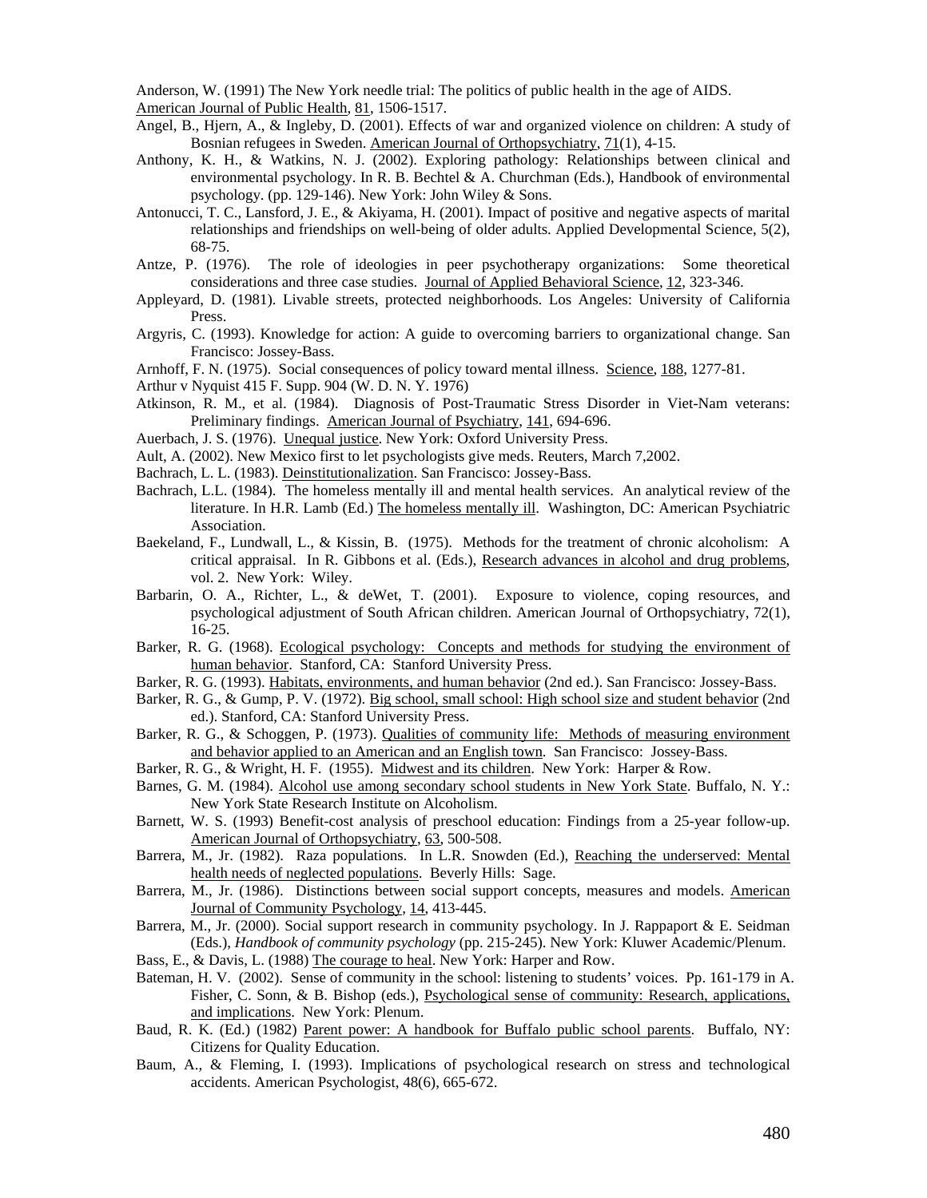Anderson, W. (1991) The New York needle trial: The politics of public health in the age of AIDS. American Journal of Public Health, 81, 1506-1517.

Angel, B., Hjern, A., & Ingleby, D. (2001). Effects of war and organized violence on children: A study of Bosnian refugees in Sweden. American Journal of Orthopsychiatry, 71(1), 4-15.

Anthony, K. H., & Watkins, N. J. (2002). Exploring pathology: Relationships between clinical and environmental psychology. In R. B. Bechtel & A. Churchman (Eds.), Handbook of environmental psychology. (pp. 129-146). New York: John Wiley & Sons.

Antonucci, T. C., Lansford, J. E., & Akiyama, H. (2001). Impact of positive and negative aspects of marital relationships and friendships on well-being of older adults. Applied Developmental Science, 5(2), 68-75.

Antze, P. (1976). The role of ideologies in peer psychotherapy organizations: Some theoretical considerations and three case studies. Journal of Applied Behavioral Science, 12, 323-346.

Appleyard, D. (1981). Livable streets, protected neighborhoods. Los Angeles: University of California Press.

Argyris, C. (1993). Knowledge for action: A guide to overcoming barriers to organizational change. San Francisco: Jossey-Bass.

Arnhoff, F. N. (1975). Social consequences of policy toward mental illness. Science, 188, 1277-81.

Arthur v Nyquist 415 F. Supp. 904 (W. D. N. Y. 1976)

Atkinson, R. M., et al. (1984). Diagnosis of Post-Traumatic Stress Disorder in Viet-Nam veterans: Preliminary findings. American Journal of Psychiatry, 141, 694-696.

Auerbach, J. S. (1976). Unequal justice. New York: Oxford University Press.

Ault, A. (2002). New Mexico first to let psychologists give meds. Reuters, March 7,2002.

Bachrach, L. L. (1983). Deinstitutionalization. San Francisco: Jossey-Bass.

Bachrach, L.L. (1984). The homeless mentally ill and mental health services. An analytical review of the literature. In H.R. Lamb (Ed.) The homeless mentally ill. Washington, DC: American Psychiatric Association.

Baekeland, F., Lundwall, L., & Kissin, B. (1975). Methods for the treatment of chronic alcoholism: A critical appraisal. In R. Gibbons et al. (Eds.), Research advances in alcohol and drug problems, vol. 2. New York: Wiley.

Barbarin, O. A., Richter, L., & deWet, T. (2001). Exposure to violence, coping resources, and psychological adjustment of South African children. American Journal of Orthopsychiatry, 72(1), 16-25.

Barker, R. G. (1968). Ecological psychology: Concepts and methods for studying the environment of human behavior. Stanford, CA: Stanford University Press.

Barker, R. G. (1993). Habitats, environments, and human behavior (2nd ed.). San Francisco: Jossey-Bass.

Barker, R. G., & Gump, P. V. (1972). Big school, small school: High school size and student behavior (2nd ed.). Stanford, CA: Stanford University Press.

Barker, R. G., & Schoggen, P. (1973). Qualities of community life: Methods of measuring environment and behavior applied to an American and an English town. San Francisco: Jossey-Bass.

Barker, R. G., & Wright, H. F. (1955). Midwest and its children. New York: Harper & Row.

Barnes, G. M. (1984). Alcohol use among secondary school students in New York State. Buffalo, N. Y.: New York State Research Institute on Alcoholism.

Barnett, W. S. (1993) Benefit-cost analysis of preschool education: Findings from a 25-year follow-up. American Journal of Orthopsychiatry, 63, 500-508.

Barrera, M., Jr. (1982). Raza populations. In L.R. Snowden (Ed.), Reaching the underserved: Mental health needs of neglected populations. Beverly Hills: Sage.

Barrera, M., Jr. (1986). Distinctions between social support concepts, measures and models. American Journal of Community Psychology, 14, 413-445.

Barrera, M., Jr. (2000). Social support research in community psychology. In J. Rappaport & E. Seidman (Eds.), *Handbook of community psychology* (pp. 215-245). New York: Kluwer Academic/Plenum.

Bass, E., & Davis, L. (1988) The courage to heal. New York: Harper and Row.

Bateman, H. V. (2002). Sense of community in the school: listening to students' voices. Pp. 161-179 in A. Fisher, C. Sonn, & B. Bishop (eds.), Psychological sense of community: Research, applications, and implications. New York: Plenum.

Baud, R. K. (Ed.) (1982) Parent power: A handbook for Buffalo public school parents. Buffalo, NY: Citizens for Quality Education.

Baum, A., & Fleming, I. (1993). Implications of psychological research on stress and technological accidents. American Psychologist, 48(6), 665-672.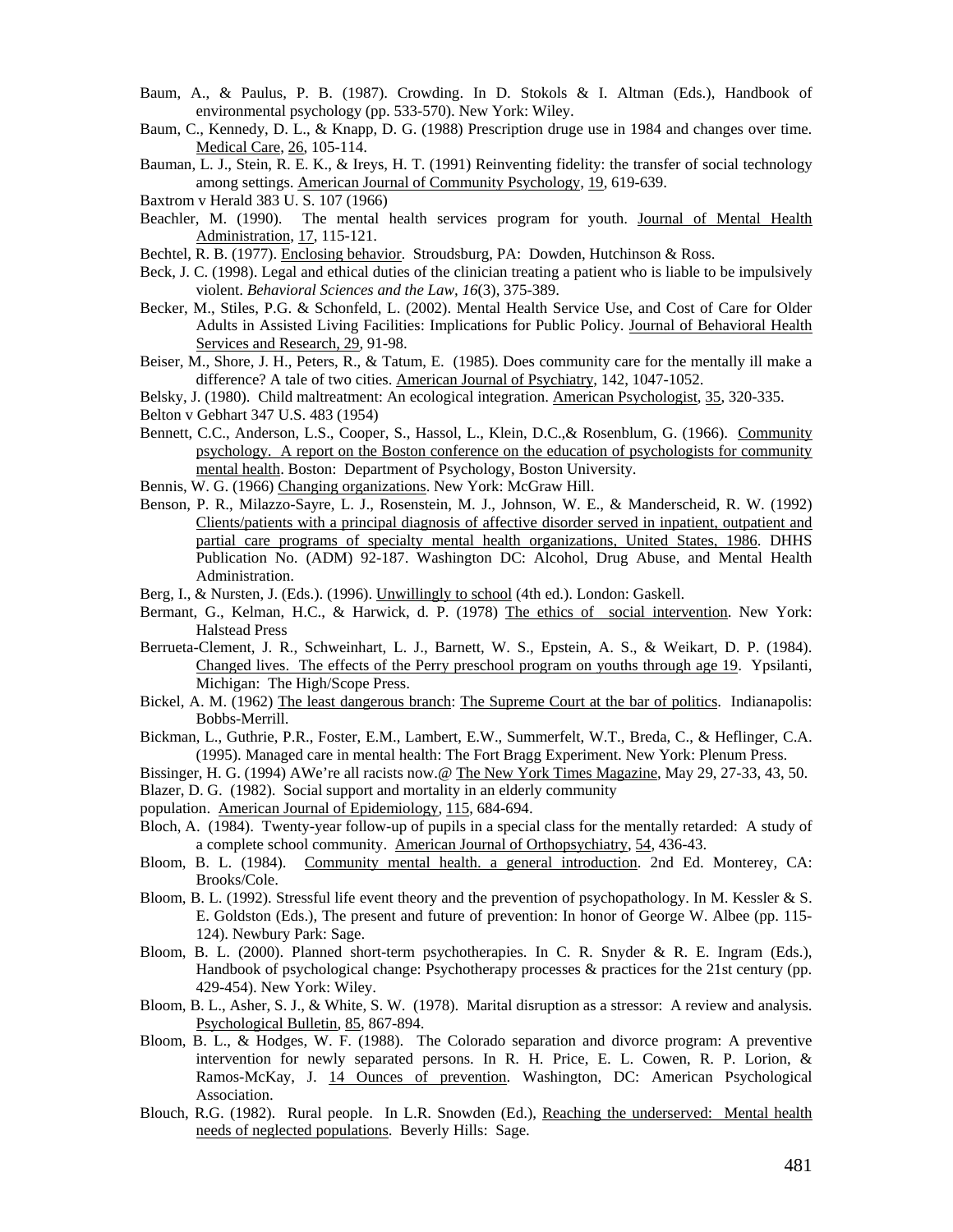Baum, A., & Paulus, P. B. (1987). Crowding. In D. Stokols & I. Altman (Eds.), Handbook of environmental psychology (pp. 533-570). New York: Wiley.

Baum, C., Kennedy, D. L., & Knapp, D. G. (1988) Prescription druge use in 1984 and changes over time. Medical Care, 26, 105-114.

Bauman, L. J., Stein, R. E. K., & Ireys, H. T. (1991) Reinventing fidelity: the transfer of social technology among settings. American Journal of Community Psychology, 19, 619-639.

Baxtrom v Herald 383 U. S. 107 (1966)

Beachler, M. (1990). The mental health services program for youth. Journal of Mental Health Administration, 17, 115-121.

Bechtel, R. B. (1977). Enclosing behavior. Stroudsburg, PA: Dowden, Hutchinson & Ross.

Beck, J. C. (1998). Legal and ethical duties of the clinician treating a patient who is liable to be impulsively violent. *Behavioral Sciences and the Law, 16*(3), 375-389.

Becker, M., Stiles, P.G. & Schonfeld, L. (2002). Mental Health Service Use, and Cost of Care for Older Adults in Assisted Living Facilities: Implications for Public Policy. Journal of Behavioral Health Services and Research, 29, 91-98.

Beiser, M., Shore, J. H., Peters, R., & Tatum, E. (1985). Does community care for the mentally ill make a difference? A tale of two cities. American Journal of Psychiatry, 142, 1047-1052.

Belsky, J. (1980). Child maltreatment: An ecological integration. American Psychologist, 35, 320-335.

Belton v Gebhart 347 U.S. 483 (1954)

Bennett, C.C., Anderson, L.S., Cooper, S., Hassol, L., Klein, D.C.,& Rosenblum, G. (1966). Community psychology. A report on the Boston conference on the education of psychologists for community mental health. Boston: Department of Psychology, Boston University.

Bennis, W. G. (1966) Changing organizations. New York: McGraw Hill.

Benson, P. R., Milazzo-Sayre, L. J., Rosenstein, M. J., Johnson, W. E., & Manderscheid, R. W. (1992) Clients/patients with a principal diagnosis of affective disorder served in inpatient, outpatient and partial care programs of specialty mental health organizations, United States, 1986. DHHS Publication No. (ADM) 92-187. Washington DC: Alcohol, Drug Abuse, and Mental Health Administration.

Berg, I., & Nursten, J. (Eds.). (1996). Unwillingly to school (4th ed.). London: Gaskell.

Bermant, G., Kelman, H.C., & Harwick, d. P. (1978) The ethics of social intervention. New York: Halstead Press

Berrueta-Clement, J. R., Schweinhart, L. J., Barnett, W. S., Epstein, A. S., & Weikart, D. P. (1984). Changed lives. The effects of the Perry preschool program on youths through age 19. Ypsilanti, Michigan: The High/Scope Press.

Bickel, A. M. (1962) The least dangerous branch: The Supreme Court at the bar of politics. Indianapolis: Bobbs-Merrill.

Bickman, L., Guthrie, P.R., Foster, E.M., Lambert, E.W., Summerfelt, W.T., Breda, C., & Heflinger, C.A. (1995). Managed care in mental health: The Fort Bragg Experiment. New York: Plenum Press.

Bissinger, H. G. (1994) AWe're all racists now.@ The New York Times Magazine, May 29, 27-33, 43, 50.

Blazer, D. G. (1982). Social support and mortality in an elderly community population. American Journal of Epidemiology, 115, 684-694.

Bloch, A. (1984). Twenty-year follow-up of pupils in a special class for the mentally retarded: A study of a complete school community. American Journal of Orthopsychiatry, 54, 436-43.

Bloom, B. L. (1984). Community mental health. a general introduction. 2nd Ed. Monterey, CA: Brooks/Cole.

Bloom, B. L. (1992). Stressful life event theory and the prevention of psychopathology. In M. Kessler & S. E. Goldston (Eds.), The present and future of prevention: In honor of George W. Albee (pp. 115-124). Newbury Park: Sage.

Bloom, B. L. (2000). Planned short-term psychotherapies. In C. R. Snyder & R. E. Ingram (Eds.), Handbook of psychological change: Psychotherapy processes & practices for the 21st century (pp. 429-454). New York: Wiley.

Bloom, B. L., Asher, S. J., & White, S. W. (1978). Marital disruption as a stressor: A review and analysis. Psychological Bulletin, 85, 867-894.

Bloom, B. L., & Hodges, W. F. (1988). The Colorado separation and divorce program: A preventive intervention for newly separated persons. In R. H. Price, E. L. Cowen, R. P. Lorion, & Ramos-McKay, J. 14 Ounces of prevention. Washington, DC: American Psychological Association.

Blouch, R.G. (1982). Rural people. In L.R. Snowden (Ed.), Reaching the underserved: Mental health needs of neglected populations. Beverly Hills: Sage.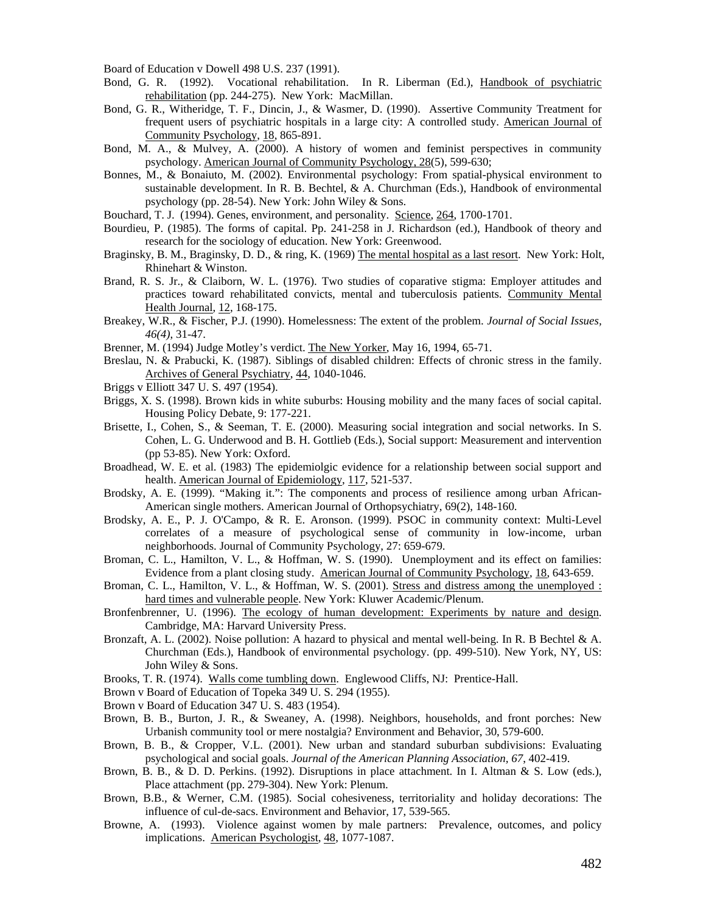Board of Education v Dowell 498 U.S. 237 (1991).

Bond, G. R. (1992). Vocational rehabilitation. In R. Liberman (Ed.), Handbook of psychiatric rehabilitation (pp. 244-275). New York: MacMillan.

Bond, G. R., Witheridge, T. F., Dincin, J., & Wasmer, D. (1990). Assertive Community Treatment for frequent users of psychiatric hospitals in a large city: A controlled study. American Journal of Community Psychology, 18, 865-891.

Bond, M. A., & Mulvey, A. (2000). A history of women and feminist perspectives in community psychology. American Journal of Community Psychology, 28(5), 599-630;

Bonnes, M., & Bonaiuto, M. (2002). Environmental psychology: From spatial-physical environment to sustainable development. In R. B. Bechtel, & A. Churchman (Eds.), Handbook of environmental psychology (pp. 28-54). New York: John Wiley & Sons.

Bouchard, T. J. (1994). Genes, environment, and personality. Science, 264, 1700-1701.

Bourdieu, P. (1985). The forms of capital. Pp. 241-258 in J. Richardson (ed.), Handbook of theory and research for the sociology of education. New York: Greenwood.

Braginsky, B. M., Braginsky, D. D., & ring, K. (1969) The mental hospital as a last resort. New York: Holt, Rhinehart & Winston.

Brand, R. S. Jr., & Claiborn, W. L. (1976). Two studies of coparative stigma: Employer attitudes and practices toward rehabilitated convicts, mental and tuberculosis patients. Community Mental Health Journal, 12, 168-175.

Breakey, W.R., & Fischer, P.J. (1990). Homelessness: The extent of the problem. *Journal of Social Issues, 46(4)*, 31-47.

Brenner, M. (1994) Judge Motley's verdict. The New Yorker, May 16, 1994, 65-71.

Breslau, N. & Prabucki, K. (1987). Siblings of disabled children: Effects of chronic stress in the family. Archives of General Psychiatry, 44, 1040-1046.

Briggs v Elliott 347 U. S. 497 (1954).

Briggs, X. S. (1998). Brown kids in white suburbs: Housing mobility and the many faces of social capital. Housing Policy Debate, 9: 177-221.

Brisette, I., Cohen, S., & Seeman, T. E. (2000). Measuring social integration and social networks. In S. Cohen, L. G. Underwood and B. H. Gottlieb (Eds.), Social support: Measurement and intervention (pp 53-85). New York: Oxford.

Broadhead, W. E. et al. (1983) The epidemiolgic evidence for a relationship between social support and health. American Journal of Epidemiology, 117, 521-537.

Brodsky, A. E. (1999). "Making it.": The components and process of resilience among urban African-American single mothers. American Journal of Orthopsychiatry, 69(2), 148-160.

Brodsky, A. E., P. J. O'Campo, & R. E. Aronson. (1999). PSOC in community context: Multi-Level correlates of a measure of psychological sense of community in low-income, urban neighborhoods. Journal of Community Psychology, 27: 659-679.

Broman, C. L., Hamilton, V. L., & Hoffman, W. S. (1990). Unemployment and its effect on families: Evidence from a plant closing study. American Journal of Community Psychology, 18, 643-659.

Broman, C. L., Hamilton, V. L., & Hoffman, W. S. (2001). Stress and distress among the unemployed : hard times and vulnerable people. New York: Kluwer Academic/Plenum.

Bronfenbrenner, U. (1996). The ecology of human development: Experiments by nature and design. Cambridge, MA: Harvard University Press.

Bronzaft, A. L. (2002). Noise pollution: A hazard to physical and mental well-being. In R. B Bechtel & A. Churchman (Eds.), Handbook of environmental psychology. (pp. 499-510). New York, NY, US: John Wiley & Sons.

Brooks, T. R. (1974). Walls come tumbling down. Englewood Cliffs, NJ: Prentice-Hall.

Brown v Board of Education of Topeka 349 U. S. 294 (1955).

Brown v Board of Education 347 U. S. 483 (1954).

Brown, B. B., Burton, J. R., & Sweaney, A. (1998). Neighbors, households, and front porches: New Urbanish community tool or mere nostalgia? Environment and Behavior, 30, 579-600.

Brown, B. B., & Cropper, V.L. (2001). New urban and standard suburban subdivisions: Evaluating psychological and social goals. *Journal of the American Planning Association, 67*, 402-419.

Brown, B. B., & D. D. Perkins. (1992). Disruptions in place attachment. In I. Altman & S. Low (eds.), Place attachment (pp. 279-304). New York: Plenum.

Brown, B.B., & Werner, C.M. (1985). Social cohesiveness, territoriality and holiday decorations: The influence of cul-de-sacs. Environment and Behavior, 17, 539-565.

Browne, A. (1993). Violence against women by male partners: Prevalence, outcomes, and policy implications. American Psychologist, 48, 1077-1087.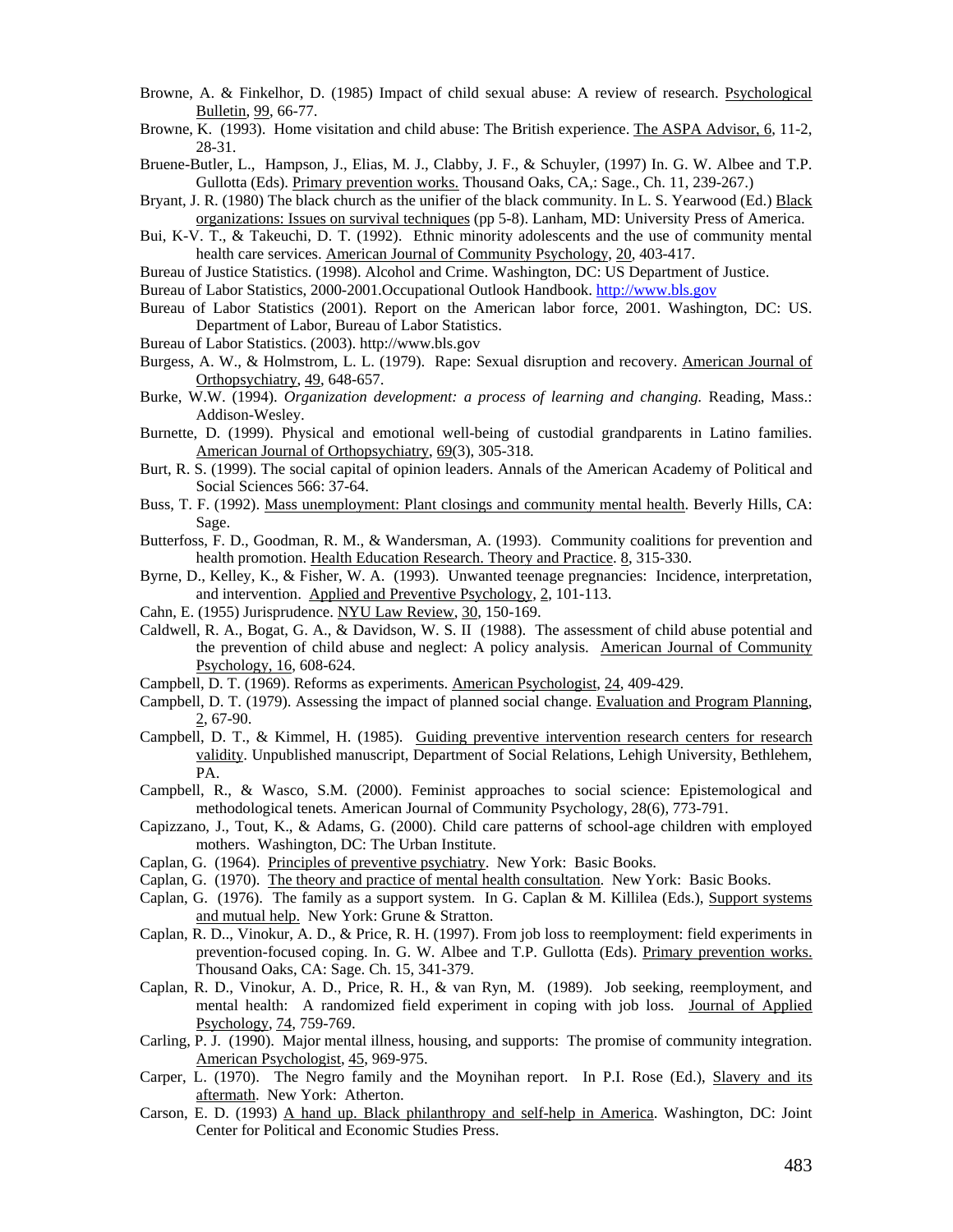Browne, A. & Finkelhor, D. (1985) Impact of child sexual abuse: A review of research. Psychological Bulletin, 99, 66-77.

Browne, K. (1993). Home visitation and child abuse: The British experience. The ASPA Advisor, 6, 11-2, 28-31.

Bruene-Butler, L., Hampson, J., Elias, M. J., Clabby, J. F., & Schuyler, (1997) In. G. W. Albee and T.P. Gullotta (Eds). Primary prevention works. Thousand Oaks, CA,: Sage., Ch. 11, 239-267.)

Bryant, J. R. (1980) The black church as the unifier of the black community. In L. S. Yearwood (Ed.) Black organizations: Issues on survival techniques (pp 5-8). Lanham, MD: University Press of America.

Bui, K-V. T., & Takeuchi, D. T. (1992). Ethnic minority adolescents and the use of community mental health care services. American Journal of Community Psychology, 20, 403-417.

Bureau of Justice Statistics. (1998). Alcohol and Crime. Washington, DC: US Department of Justice.

Bureau of Labor Statistics, 2000-2001.Occupational Outlook Handbook. http://www.bls.gov

Bureau of Labor Statistics (2001). Report on the American labor force, 2001. Washington, DC: US. Department of Labor, Bureau of Labor Statistics.

Bureau of Labor Statistics. (2003). http://www.bls.gov

Burgess, A. W., & Holmstrom, L. L. (1979). Rape: Sexual disruption and recovery. American Journal of Orthopsychiatry, 49, 648-657.

Burke, W.W. (1994). *Organization development: a process of learning and changing.* Reading, Mass.: Addison-Wesley.

Burnette, D. (1999). Physical and emotional well-being of custodial grandparents in Latino families. American Journal of Orthopsychiatry, 69(3), 305-318.

Burt, R. S. (1999). The social capital of opinion leaders. Annals of the American Academy of Political and Social Sciences 566: 37-64.

Buss, T. F. (1992). Mass unemployment: Plant closings and community mental health. Beverly Hills, CA: Sage.

Butterfoss, F. D., Goodman, R. M., & Wandersman, A. (1993). Community coalitions for prevention and health promotion. Health Education Research. Theory and Practice. 8, 315-330.

Byrne, D., Kelley, K., & Fisher, W. A. (1993). Unwanted teenage pregnancies: Incidence, interpretation, and intervention. Applied and Preventive Psychology, 2, 101-113.

Cahn, E. (1955) Jurisprudence. NYU Law Review, 30, 150-169.

Caldwell, R. A., Bogat, G. A., & Davidson, W. S. II (1988). The assessment of child abuse potential and the prevention of child abuse and neglect: A policy analysis. American Journal of Community Psychology, 16, 608-624.

Campbell, D. T. (1969). Reforms as experiments. American Psychologist, 24, 409-429.

Campbell, D. T. (1979). Assessing the impact of planned social change. Evaluation and Program Planning, 2, 67-90.

Campbell, D. T., & Kimmel, H. (1985). Guiding preventive intervention research centers for research validity. Unpublished manuscript, Department of Social Relations, Lehigh University, Bethlehem, PA.

Campbell, R., & Wasco, S.M. (2000). Feminist approaches to social science: Epistemological and methodological tenets. American Journal of Community Psychology, 28(6), 773-791.

Capizzano, J., Tout, K., & Adams, G. (2000). Child care patterns of school-age children with employed mothers. Washington, DC: The Urban Institute.

Caplan, G. (1964). Principles of preventive psychiatry. New York: Basic Books.

Caplan, G. (1970). The theory and practice of mental health consultation. New York: Basic Books.

Caplan, G. (1976). The family as a support system. In G. Caplan & M. Killilea (Eds.), Support systems and mutual help. New York: Grune & Stratton.

Caplan, R. D.., Vinokur, A. D., & Price, R. H. (1997). From job loss to reemployment: field experiments in prevention-focused coping. In. G. W. Albee and T.P. Gullotta (Eds). Primary prevention works. Thousand Oaks, CA: Sage. Ch. 15, 341-379.

Caplan, R. D., Vinokur, A. D., Price, R. H., & van Ryn, M. (1989). Job seeking, reemployment, and mental health: A randomized field experiment in coping with job loss. Journal of Applied Psychology, 74, 759-769.

Carling, P. J. (1990). Major mental illness, housing, and supports: The promise of community integration. American Psychologist, 45, 969-975.

Carper, L. (1970). The Negro family and the Moynihan report. In P.I. Rose (Ed.), Slavery and its aftermath. New York: Atherton.

Carson, E. D. (1993) A hand up. Black philanthropy and self-help in America. Washington, DC: Joint Center for Political and Economic Studies Press.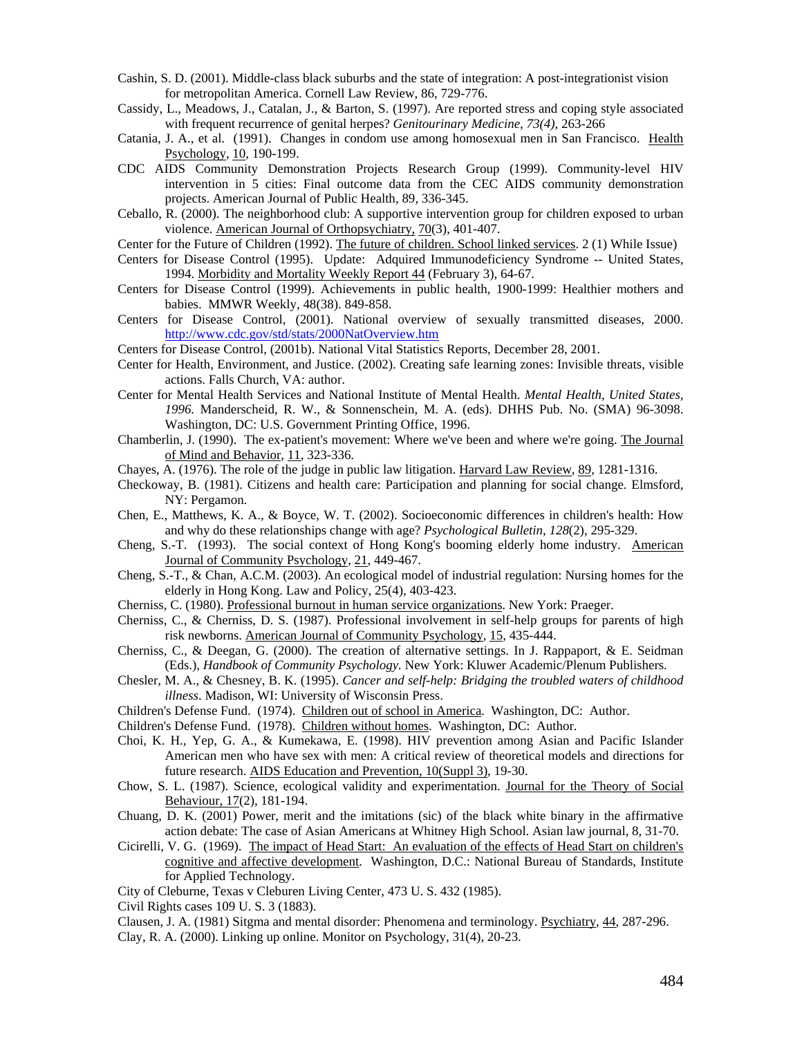Cashin, S. D. (2001). Middle-class black suburbs and the state of integration: A post-integrationist vision for metropolitan America. Cornell Law Review, 86, 729-776.

Cassidy, L., Meadows, J., Catalan, J., & Barton, S. (1997). Are reported stress and coping style associated with frequent recurrence of genital herpes? *Genitourinary Medicine, 73(4),* 263-266

Catania, J. A., et al. (1991). Changes in condom use among homosexual men in San Francisco. Health Psychology, 10, 190-199.

CDC AIDS Community Demonstration Projects Research Group (1999). Community-level HIV intervention in 5 cities: Final outcome data from the CEC AIDS community demonstration projects. American Journal of Public Health, 89, 336-345.

Ceballo, R. (2000). The neighborhood club: A supportive intervention group for children exposed to urban violence. American Journal of Orthopsychiatry, 70(3), 401-407.

Center for the Future of Children (1992). The future of children. School linked services. 2 (1) While Issue)

Centers for Disease Control (1995). Update: Adquired Immunodeficiency Syndrome -- United States, 1994. Morbidity and Mortality Weekly Report 44 (February 3), 64-67.

Centers for Disease Control (1999). Achievements in public health, 1900-1999: Healthier mothers and babies. MMWR Weekly, 48(38). 849-858.

Centers for Disease Control, (2001). National overview of sexually transmitted diseases, 2000. http://www.cdc.gov/std/stats/2000NatOverview.htm

Centers for Disease Control, (2001b). National Vital Statistics Reports, December 28, 2001.

Center for Health, Environment, and Justice. (2002). Creating safe learning zones: Invisible threats, visible actions. Falls Church, VA: author.

Center for Mental Health Services and National Institute of Mental Health. *Mental Health, United States, 1996.* Manderscheid, R. W., & Sonnenschein, M. A. (eds). DHHS Pub. No. (SMA) 96-3098. Washington, DC: U.S. Government Printing Office, 1996.

Chamberlin, J. (1990). The ex-patient's movement: Where we've been and where we're going. The Journal of Mind and Behavior, 11, 323-336.

Chayes, A. (1976). The role of the judge in public law litigation. Harvard Law Review, 89, 1281-1316.

Checkoway, B. (1981). Citizens and health care: Participation and planning for social change. Elmsford, NY: Pergamon.

Chen, E., Matthews, K. A., & Boyce, W. T. (2002). Socioeconomic differences in children's health: How and why do these relationships change with age? *Psychological Bulletin, 128*(2), 295-329.

Cheng, S.-T. (1993). The social context of Hong Kong's booming elderly home industry. American Journal of Community Psychology, 21, 449-467.

Cheng, S.-T., & Chan, A.C.M. (2003). An ecological model of industrial regulation: Nursing homes for the elderly in Hong Kong. Law and Policy, 25(4), 403-423.

Cherniss, C. (1980). Professional burnout in human service organizations. New York: Praeger.

Cherniss, C., & Cherniss, D. S. (1987). Professional involvement in self-help groups for parents of high risk newborns. American Journal of Community Psychology, 15, 435-444.

Cherniss, C., & Deegan, G. (2000). The creation of alternative settings. In J. Rappaport, & E. Seidman (Eds.), *Handbook of Community Psychology.* New York: Kluwer Academic/Plenum Publishers.

Chesler, M. A., & Chesney, B. K. (1995). *Cancer and self-help: Bridging the troubled waters of childhood illness*. Madison, WI: University of Wisconsin Press.

Children's Defense Fund. (1974). Children out of school in America. Washington, DC: Author.

Children's Defense Fund. (1978). Children without homes. Washington, DC: Author.

Choi, K. H., Yep, G. A., & Kumekawa, E. (1998). HIV prevention among Asian and Pacific Islander American men who have sex with men: A critical review of theoretical models and directions for future research. AIDS Education and Prevention, 10(Suppl 3), 19-30.

Chow, S. L. (1987). Science, ecological validity and experimentation. Journal for the Theory of Social Behaviour, 17(2), 181-194.

Chuang, D. K. (2001) Power, merit and the imitations (sic) of the black white binary in the affirmative action debate: The case of Asian Americans at Whitney High School. Asian law journal, 8, 31-70.

Cicirelli, V. G. (1969). The impact of Head Start: An evaluation of the effects of Head Start on children's cognitive and affective development. Washington, D.C.: National Bureau of Standards, Institute for Applied Technology.

City of Cleburne, Texas v Cleburen Living Center, 473 U. S. 432 (1985).

Civil Rights cases 109 U. S. 3 (1883).

Clausen, J. A. (1981) Sitgma and mental disorder: Phenomena and terminology. Psychiatry, 44, 287-296.

Clay, R. A. (2000). Linking up online. Monitor on Psychology, 31(4), 20-23.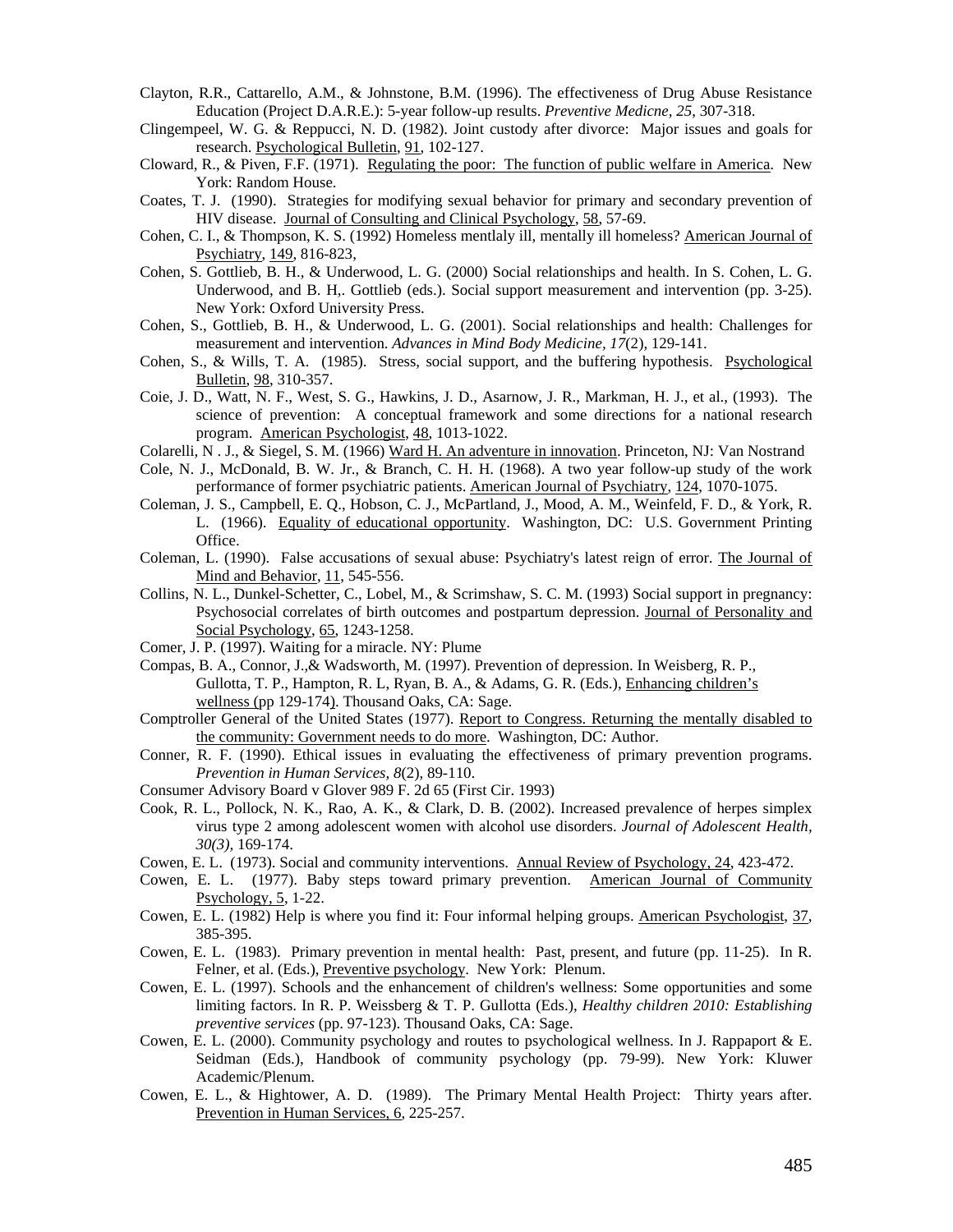Clayton, R.R., Cattarello, A.M., & Johnstone, B.M. (1996). The effectiveness of Drug Abuse Resistance Education (Project D.A.R.E.): 5-year follow-up results. *Preventive Medicne, 25*, 307-318.

Clingempeel, W. G. & Reppucci, N. D. (1982). Joint custody after divorce: Major issues and goals for research. Psychological Bulletin, 91, 102-127.

Cloward, R., & Piven, F.F. (1971). Regulating the poor: The function of public welfare in America. New York: Random House.

Coates, T. J. (1990). Strategies for modifying sexual behavior for primary and secondary prevention of HIV disease. Journal of Consulting and Clinical Psychology, 58, 57-69.

Cohen, C. I., & Thompson, K. S. (1992) Homeless mentlaly ill, mentally ill homeless? American Journal of Psychiatry, 149, 816-823,

Cohen, S. Gottlieb, B. H., & Underwood, L. G. (2000) Social relationships and health. In S. Cohen, L. G. Underwood, and B. H,. Gottlieb (eds.). Social support measurement and intervention (pp. 3-25). New York: Oxford University Press.

Cohen, S., Gottlieb, B. H., & Underwood, L. G. (2001). Social relationships and health: Challenges for measurement and intervention. *Advances in Mind Body Medicine, 17*(2), 129-141.

Cohen, S., & Wills, T. A. (1985). Stress, social support, and the buffering hypothesis. Psychological Bulletin, 98, 310-357.

Coie, J. D., Watt, N. F., West, S. G., Hawkins, J. D., Asarnow, J. R., Markman, H. J., et al., (1993). The science of prevention: A conceptual framework and some directions for a national research program. American Psychologist, 48, 1013-1022.

Colarelli, N . J., & Siegel, S. M. (1966) Ward H. An adventure in innovation. Princeton, NJ: Van Nostrand

Cole, N. J., McDonald, B. W. Jr., & Branch, C. H. H. (1968). A two year follow-up study of the work performance of former psychiatric patients. American Journal of Psychiatry, 124, 1070-1075.

Coleman, J. S., Campbell, E. Q., Hobson, C. J., McPartland, J., Mood, A. M., Weinfeld, F. D., & York, R. L. (1966). Equality of educational opportunity. Washington, DC: U.S. Government Printing Office.

Coleman, L. (1990). False accusations of sexual abuse: Psychiatry's latest reign of error. The Journal of Mind and Behavior, 11, 545-556.

Collins, N. L., Dunkel-Schetter, C., Lobel, M., & Scrimshaw, S. C. M. (1993) Social support in pregnancy: Psychosocial correlates of birth outcomes and postpartum depression. Journal of Personality and Social Psychology, 65, 1243-1258.

Comer, J. P. (1997). Waiting for a miracle. NY: Plume

Compas, B. A., Connor, J.,& Wadsworth, M. (1997). Prevention of depression. In Weisberg, R. P., Gullotta, T. P., Hampton, R. L, Ryan, B. A., & Adams, G. R. (Eds.), Enhancing children's wellness (pp 129-174). Thousand Oaks, CA: Sage.

Comptroller General of the United States (1977). Report to Congress. Returning the mentally disabled to the community: Government needs to do more. Washington, DC: Author.

Conner, R. F. (1990). Ethical issues in evaluating the effectiveness of primary prevention programs. *Prevention in Human Services, 8*(2), 89-110.

Consumer Advisory Board v Glover 989 F. 2d 65 (First Cir. 1993)

Cook, R. L., Pollock, N. K., Rao, A. K., & Clark, D. B. (2002). Increased prevalence of herpes simplex virus type 2 among adolescent women with alcohol use disorders. *Journal of Adolescent Health, 30(3),* 169-174.

Cowen, E. L. (1973). Social and community interventions. Annual Review of Psychology, 24, 423-472.

Cowen, E. L. (1977). Baby steps toward primary prevention. American Journal of Community Psychology, 5, 1-22.

Cowen, E. L. (1982) Help is where you find it: Four informal helping groups. American Psychologist, 37, 385-395.

Cowen, E. L. (1983). Primary prevention in mental health: Past, present, and future (pp. 11-25). In R. Felner, et al. (Eds.), Preventive psychology. New York: Plenum.

Cowen, E. L. (1997). Schools and the enhancement of children's wellness: Some opportunities and some limiting factors. In R. P. Weissberg & T. P. Gullotta (Eds.), *Healthy children 2010: Establishing preventive services* (pp. 97-123). Thousand Oaks, CA: Sage.

Cowen, E. L. (2000). Community psychology and routes to psychological wellness. In J. Rappaport & E. Seidman (Eds.), Handbook of community psychology (pp. 79-99). New York: Kluwer Academic/Plenum.

Cowen, E. L., & Hightower, A. D. (1989). The Primary Mental Health Project: Thirty years after. Prevention in Human Services, 6, 225-257.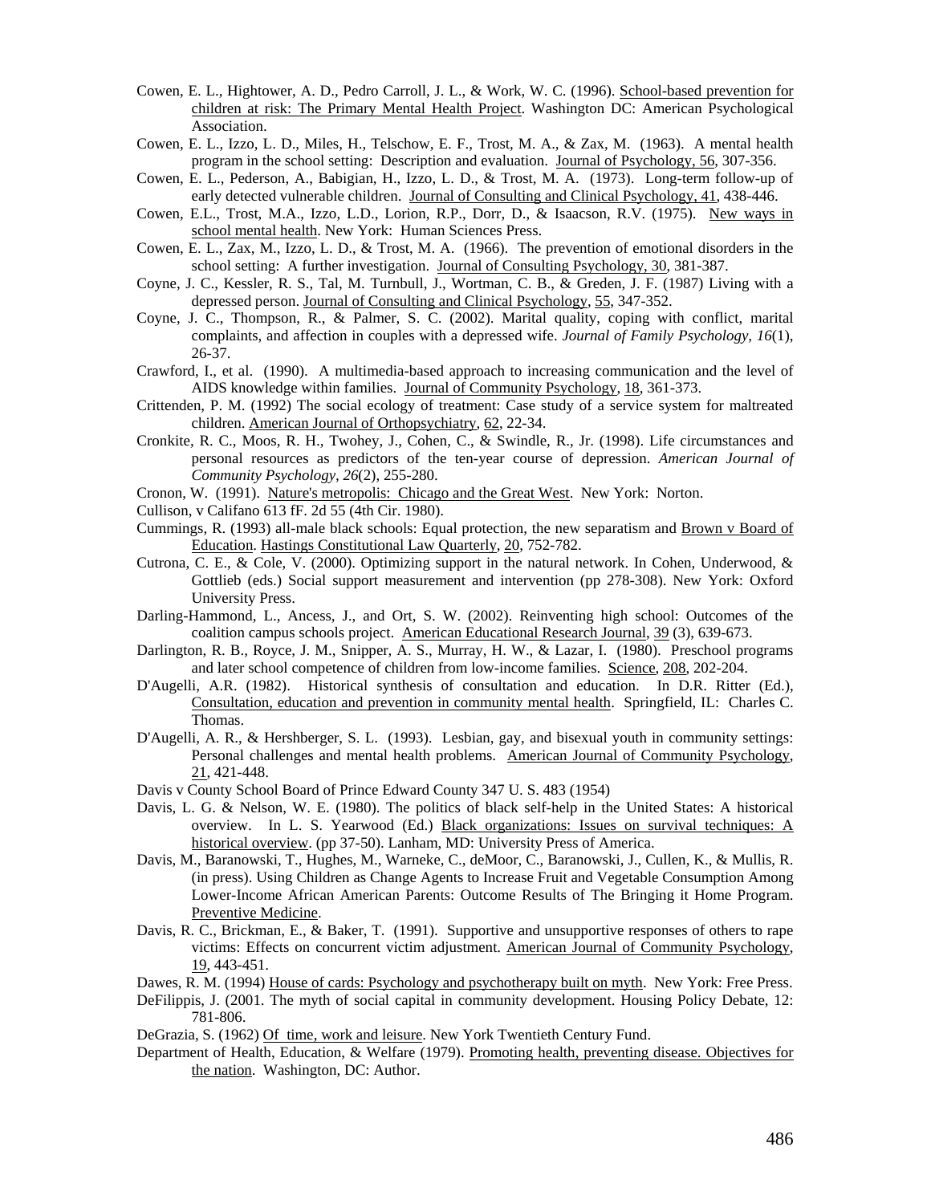Cowen, E. L., Hightower, A. D., Pedro Carroll, J. L., & Work, W. C. (1996). School-based prevention for children at risk: The Primary Mental Health Project. Washington DC: American Psychological Association.

Cowen, E. L., Izzo, L. D., Miles, H., Telschow, E. F., Trost, M. A., & Zax, M. (1963). A mental health program in the school setting: Description and evaluation. Journal of Psychology, 56, 307-356.

Cowen, E. L., Pederson, A., Babigian, H., Izzo, L. D., & Trost, M. A. (1973). Long-term follow-up of early detected vulnerable children. Journal of Consulting and Clinical Psychology, 41, 438-446.

Cowen, E.L., Trost, M.A., Izzo, L.D., Lorion, R.P., Dorr, D., & Isaacson, R.V. (1975). New ways in school mental health. New York: Human Sciences Press.

Cowen, E. L., Zax, M., Izzo, L. D., & Trost, M. A. (1966). The prevention of emotional disorders in the school setting: A further investigation. Journal of Consulting Psychology, 30, 381-387.

Coyne, J. C., Kessler, R. S., Tal, M. Turnbull, J., Wortman, C. B., & Greden, J. F. (1987) Living with a depressed person. Journal of Consulting and Clinical Psychology, 55, 347-352.

Coyne, J. C., Thompson, R., & Palmer, S. C. (2002). Marital quality, coping with conflict, marital complaints, and affection in couples with a depressed wife. *Journal of Family Psychology, 16*(1), 26-37.

Crawford, I., et al. (1990). A multimedia-based approach to increasing communication and the level of AIDS knowledge within families. Journal of Community Psychology, 18, 361-373.

Crittenden, P. M. (1992) The social ecology of treatment: Case study of a service system for maltreated children. American Journal of Orthopsychiatry, 62, 22-34.

Cronkite, R. C., Moos, R. H., Twohey, J., Cohen, C., & Swindle, R., Jr. (1998). Life circumstances and personal resources as predictors of the ten-year course of depression. *American Journal of Community Psychology, 26*(2), 255-280.

Cronon, W. (1991). Nature's metropolis: Chicago and the Great West. New York: Norton.

Cullison, v Califano 613 fF. 2d 55 (4th Cir. 1980).

Cummings, R. (1993) all-male black schools: Equal protection, the new separatism and Brown v Board of Education. Hastings Constitutional Law Quarterly, 20, 752-782.

Cutrona, C. E., & Cole, V. (2000). Optimizing support in the natural network. In Cohen, Underwood, & Gottlieb (eds.) Social support measurement and intervention (pp 278-308). New York: Oxford University Press.

Darling-Hammond, L., Ancess, J., and Ort, S. W. (2002). Reinventing high school: Outcomes of the coalition campus schools project. American Educational Research Journal, 39 (3), 639-673.

Darlington, R. B., Royce, J. M., Snipper, A. S., Murray, H. W., & Lazar, I. (1980). Preschool programs and later school competence of children from low-income families. Science, 208, 202-204.

D'Augelli, A.R. (1982). Historical synthesis of consultation and education. In D.R. Ritter (Ed.), Consultation, education and prevention in community mental health. Springfield, IL: Charles C. Thomas.

D'Augelli, A. R., & Hershberger, S. L. (1993). Lesbian, gay, and bisexual youth in community settings: Personal challenges and mental health problems. American Journal of Community Psychology, 21, 421-448.

Davis v County School Board of Prince Edward County 347 U. S. 483 (1954)

Davis, L. G. & Nelson, W. E. (1980). The politics of black self-help in the United States: A historical overview. In L. S. Yearwood (Ed.) Black organizations: Issues on survival techniques: A historical overview. (pp 37-50). Lanham, MD: University Press of America.

Davis, M., Baranowski, T., Hughes, M., Warneke, C., deMoor, C., Baranowski, J., Cullen, K., & Mullis, R. (in press). Using Children as Change Agents to Increase Fruit and Vegetable Consumption Among Lower-Income African American Parents: Outcome Results of The Bringing it Home Program. Preventive Medicine.

Davis, R. C., Brickman, E., & Baker, T. (1991). Supportive and unsupportive responses of others to rape victims: Effects on concurrent victim adjustment. American Journal of Community Psychology, 19, 443-451.

Dawes, R. M. (1994) House of cards: Psychology and psychotherapy built on myth. New York: Free Press.

DeFilippis, J. (2001. The myth of social capital in community development. Housing Policy Debate, 12: 781-806.

DeGrazia, S. (1962) Of time, work and leisure. New York Twentieth Century Fund.

Department of Health, Education, & Welfare (1979). Promoting health, preventing disease. Objectives for the nation. Washington, DC: Author.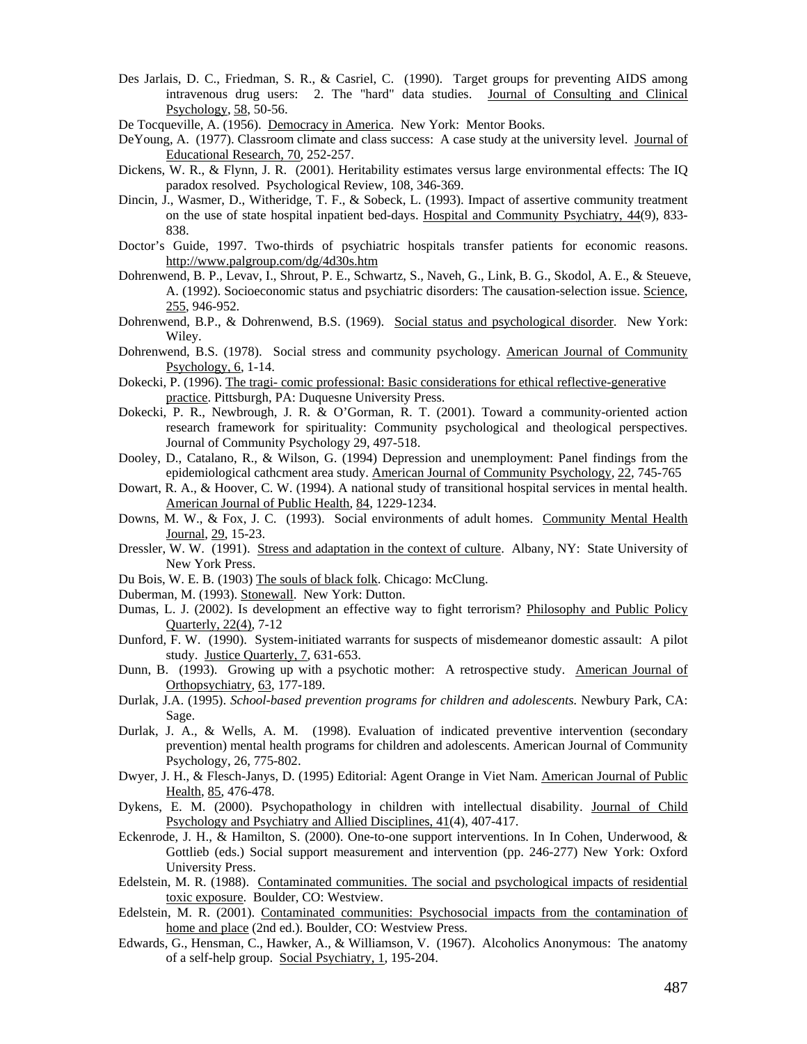Des Jarlais, D. C., Friedman, S. R., & Casriel, C. (1990). Target groups for preventing AIDS among intravenous drug users: 2. The "hard" data studies. Journal of Consulting and Clinical Psychology, 58, 50-56.

De Tocqueville, A. (1956). Democracy in America. New York: Mentor Books.

DeYoung, A. (1977). Classroom climate and class success: A case study at the university level. Journal of Educational Research, 70, 252-257.

Dickens, W. R., & Flynn, J. R. (2001). Heritability estimates versus large environmental effects: The IQ paradox resolved. Psychological Review, 108, 346-369.

Dincin, J., Wasmer, D., Witheridge, T. F., & Sobeck, L. (1993). Impact of assertive community treatment on the use of state hospital inpatient bed-days. Hospital and Community Psychiatry, 44(9), 833-838.

Doctor's Guide, 1997. Two-thirds of psychiatric hospitals transfer patients for economic reasons. http://www.palgroup.com/dg/4d30s.htm

Dohrenwend, B. P., Levav, I., Shrout, P. E., Schwartz, S., Naveh, G., Link, B. G., Skodol, A. E., & Steueve, A. (1992). Socioeconomic status and psychiatric disorders: The causation-selection issue. Science, 255, 946-952.

Dohrenwend, B.P., & Dohrenwend, B.S. (1969). Social status and psychological disorder. New York: Wiley.

Dohrenwend, B.S. (1978). Social stress and community psychology. American Journal of Community Psychology, 6, 1-14.

Dokecki, P. (1996). The tragi- comic professional: Basic considerations for ethical reflective-generative practice. Pittsburgh, PA: Duquesne University Press.

Dokecki, P. R., Newbrough, J. R. & O'Gorman, R. T. (2001). Toward a community-oriented action research framework for spirituality: Community psychological and theological perspectives. Journal of Community Psychology 29, 497-518.

Dooley, D., Catalano, R., & Wilson, G. (1994) Depression and unemployment: Panel findings from the epidemiological cathcment area study. American Journal of Community Psychology, 22, 745-765

Dowart, R. A., & Hoover, C. W. (1994). A national study of transitional hospital services in mental health. American Journal of Public Health, 84, 1229-1234.

Downs, M. W., & Fox, J. C. (1993). Social environments of adult homes. Community Mental Health Journal, 29, 15-23.

Dressler, W. W. (1991). Stress and adaptation in the context of culture. Albany, NY: State University of New York Press.

Du Bois, W. E. B. (1903) The souls of black folk. Chicago: McClung.

Duberman, M. (1993). Stonewall. New York: Dutton.

Dumas, L. J. (2002). Is development an effective way to fight terrorism? Philosophy and Public Policy Quarterly, 22(4), 7-12

Dunford, F. W. (1990). System-initiated warrants for suspects of misdemeanor domestic assault: A pilot study. Justice Quarterly, 7, 631-653.

Dunn, B. (1993). Growing up with a psychotic mother: A retrospective study. American Journal of Orthopsychiatry, 63, 177-189.

Durlak, J.A. (1995). *School-based prevention programs for children and adolescents.* Newbury Park, CA: Sage.

Durlak, J. A., & Wells, A. M. (1998). Evaluation of indicated preventive intervention (secondary prevention) mental health programs for children and adolescents. American Journal of Community Psychology, 26, 775-802.

Dwyer, J. H., & Flesch-Janys, D. (1995) Editorial: Agent Orange in Viet Nam. American Journal of Public Health, 85, 476-478.

Dykens, E. M. (2000). Psychopathology in children with intellectual disability. Journal of Child Psychology and Psychiatry and Allied Disciplines, 41(4), 407-417.

Eckenrode, J. H., & Hamilton, S. (2000). One-to-one support interventions. In In Cohen, Underwood, & Gottlieb (eds.) Social support measurement and intervention (pp. 246-277) New York: Oxford University Press.

Edelstein, M. R. (1988). Contaminated communities. The social and psychological impacts of residential toxic exposure. Boulder, CO: Westview.

Edelstein, M. R. (2001). Contaminated communities: Psychosocial impacts from the contamination of home and place (2nd ed.). Boulder, CO: Westview Press.

Edwards, G., Hensman, C., Hawker, A., & Williamson, V. (1967). Alcoholics Anonymous: The anatomy of a self-help group. Social Psychiatry, 1, 195-204.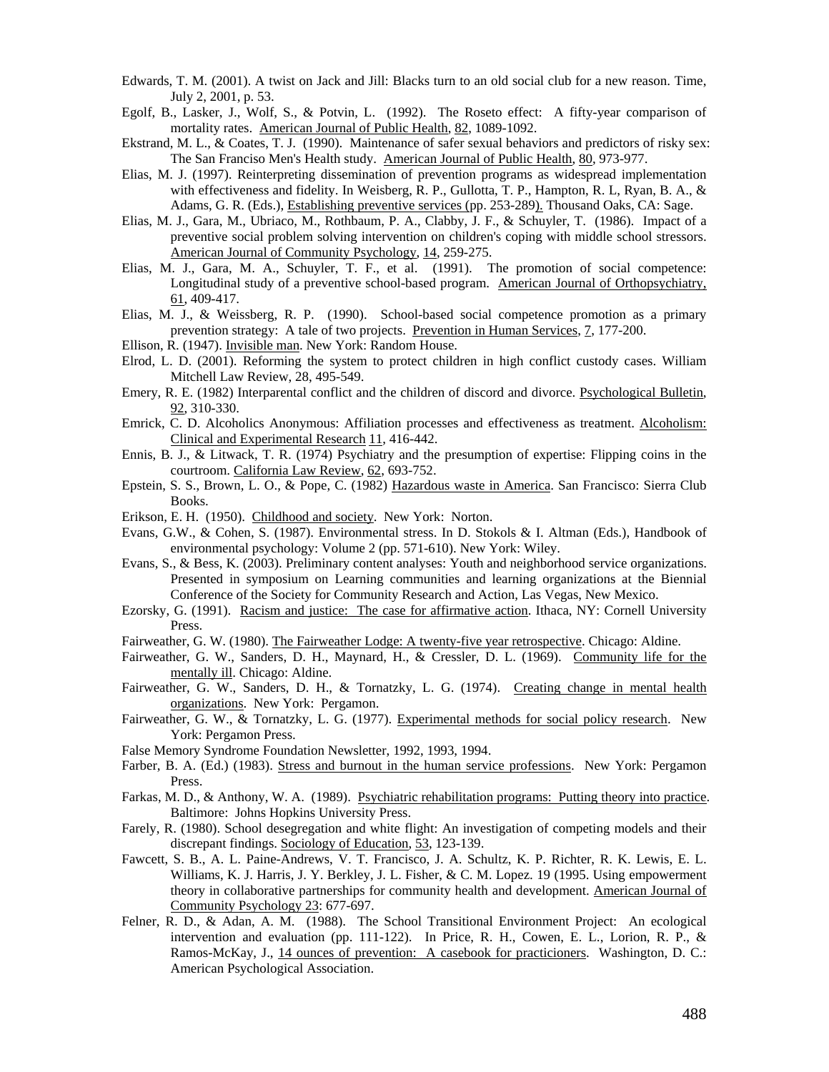Edwards, T. M. (2001). A twist on Jack and Jill: Blacks turn to an old social club for a new reason. Time, July 2, 2001, p. 53.

Egolf, B., Lasker, J., Wolf, S., & Potvin, L. (1992). The Roseto effect: A fifty-year comparison of mortality rates. American Journal of Public Health, 82, 1089-1092.

Ekstrand, M. L., & Coates, T. J. (1990). Maintenance of safer sexual behaviors and predictors of risky sex: The San Francisco Men's Health study. American Journal of Public Health, 80, 973-977.

Elias, M. J. (1997). Reinterpreting dissemination of prevention programs as widespread implementation with effectiveness and fidelity. In Weisberg, R. P., Gullotta, T. P., Hampton, R. L, Ryan, B. A., & Adams, G. R. (Eds.), Establishing preventive services (pp. 253-289). Thousand Oaks, CA: Sage.

Elias, M. J., Gara, M., Ubriaco, M., Rothbaum, P. A., Clabby, J. F., & Schuyler, T. (1986). Impact of a preventive social problem solving intervention on children's coping with middle school stressors. American Journal of Community Psychology, 14, 259-275.

Elias, M. J., Gara, M. A., Schuyler, T. F., et al. (1991). The promotion of social competence: Longitudinal study of a preventive school-based program. American Journal of Orthopsychiatry, 61, 409-417.

Elias, M. J., & Weissberg, R. P. (1990). School-based social competence promotion as a primary prevention strategy: A tale of two projects. Prevention in Human Services, 7, 177-200.

Ellison, R. (1947). Invisible man. New York: Random House.

Elrod, L. D. (2001). Reforming the system to protect children in high conflict custody cases. William Mitchell Law Review, 28, 495-549.

Emery, R. E. (1982) Interparental conflict and the children of discord and divorce. Psychological Bulletin, 92, 310-330.

Emrick, C. D. Alcoholics Anonymous: Affiliation processes and effectiveness as treatment. Alcoholism: Clinical and Experimental Research 11, 416-442.

Ennis, B. J., & Litwack, T. R. (1974) Psychiatry and the presumption of expertise: Flipping coins in the courtroom. California Law Review, 62, 693-752.

Epstein, S. S., Brown, L. O., & Pope, C. (1982) Hazardous waste in America. San Francisco: Sierra Club Books.

Erikson, E. H. (1950). Childhood and society. New York: Norton.

Evans, G.W., & Cohen, S. (1987). Environmental stress. In D. Stokols & I. Altman (Eds.), Handbook of environmental psychology: Volume 2 (pp. 571-610). New York: Wiley.

Evans, S., & Bess, K. (2003). Preliminary content analyses: Youth and neighborhood service organizations. Presented in symposium on Learning communities and learning organizations at the Biennial Conference of the Society for Community Research and Action, Las Vegas, New Mexico.

Ezorsky, G. (1991). Racism and justice: The case for affirmative action. Ithaca, NY: Cornell University Press.

Fairweather, G. W. (1980). The Fairweather Lodge: A twenty-five year retrospective. Chicago: Aldine.

Fairweather, G. W., Sanders, D. H., Maynard, H., & Cressler, D. L. (1969). Community life for the mentally ill. Chicago: Aldine.

Fairweather, G. W., Sanders, D. H., & Tornatzky, L. G. (1974). Creating change in mental health organizations. New York: Pergamon.

Fairweather, G. W., & Tornatzky, L. G. (1977). Experimental methods for social policy research. New York: Pergamon Press.

False Memory Syndrome Foundation Newsletter, 1992, 1993, 1994.

Farber, B. A. (Ed.) (1983). Stress and burnout in the human service professions. New York: Pergamon Press.

Farkas, M. D., & Anthony, W. A. (1989). Psychiatric rehabilitation programs: Putting theory into practice. Baltimore: Johns Hopkins University Press.

Farely, R. (1980). School desegregation and white flight: An investigation of competing models and their discrepant findings. Sociology of Education, 53, 123-139.

Fawcett, S. B., A. L. Paine-Andrews, V. T. Francisco, J. A. Schultz, K. P. Richter, R. K. Lewis, E. L. Williams, K. J. Harris, J. Y. Berkley, J. L. Fisher, & C. M. Lopez. 19 (1995. Using empowerment theory in collaborative partnerships for community health and development. American Journal of Community Psychology 23: 677-697.

Felner, R. D., & Adan, A. M. (1988). The School Transitional Environment Project: An ecological intervention and evaluation (pp. 111-122). In Price, R. H., Cowen, E. L., Lorion, R. P., & Ramos-McKay, J., 14 ounces of prevention: A casebook for practicioners. Washington, D. C.: American Psychological Association.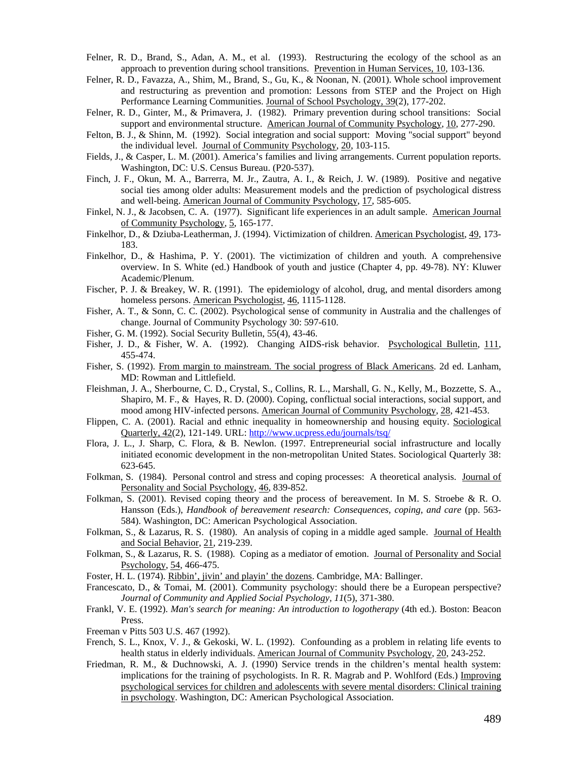Felner, R. D., Brand, S., Adan, A. M., et al. (1993). Restructuring the ecology of the school as an approach to prevention during school transitions. Prevention in Human Services, 10, 103-136.

Felner, R. D., Favazza, A., Shim, M., Brand, S., Gu, K., & Noonan, N. (2001). Whole school improvement and restructuring as prevention and promotion: Lessons from STEP and the Project on High Performance Learning Communities. Journal of School Psychology, 39(2), 177-202.

Felner, R. D., Ginter, M., & Primavera, J. (1982). Primary prevention during school transitions: Social support and environmental structure. American Journal of Community Psychology, 10, 277-290.

Felton, B. J., & Shinn, M. (1992). Social integration and social support: Moving "social support" beyond the individual level. Journal of Community Psychology, 20, 103-115.

Fields, J., & Casper, L. M. (2001). America's families and living arrangements. Current population reports. Washington, DC: U.S. Census Bureau. (P20-537).

Finch, J. F., Okun, M. A., Barrerra, M. Jr., Zautra, A. I., & Reich, J. W. (1989). Positive and negative social ties among older adults: Measurement models and the prediction of psychological distress and well-being. American Journal of Community Psychology, 17, 585-605.

Finkel, N. J., & Jacobsen, C. A. (1977). Significant life experiences in an adult sample. American Journal of Community Psychology, 5, 165-177.

Finkelhor, D., & Dziuba-Leatherman, J. (1994). Victimization of children. American Psychologist, 49, 173-183.

Finkelhor, D., & Hashima, P. Y. (2001). The victimization of children and youth. A comprehensive overview. In S. White (ed.) Handbook of youth and justice (Chapter 4, pp. 49-78). NY: Kluwer Academic/Plenum.

Fischer, P. J. & Breakey, W. R. (1991). The epidemiology of alcohol, drug, and mental disorders among homeless persons. American Psychologist, 46, 1115-1128.

Fisher, A. T., & Sonn, C. C. (2002). Psychological sense of community in Australia and the challenges of change. Journal of Community Psychology 30: 597-610.

Fisher, G. M. (1992). Social Security Bulletin, 55(4), 43-46.

Fisher, J. D., & Fisher, W. A. (1992). Changing AIDS-risk behavior. Psychological Bulletin, 111, 455-474.

Fisher, S. (1992). From margin to mainstream. The social progress of Black Americans. 2d ed. Lanham, MD: Rowman and Littlefield.

Fleishman, J. A., Sherbourne, C. D., Crystal, S., Collins, R. L., Marshall, G. N., Kelly, M., Bozzette, S. A., Shapiro, M. F., & Hayes, R. D. (2000). Coping, conflictual social interactions, social support, and mood among HIV-infected persons. American Journal of Community Psychology, 28, 421-453.

Flippen, C. A. (2001). Racial and ethnic inequality in homeownership and housing equity. Sociological Quarterly, 42(2), 121-149. URL: http://www.ucpress.edu/journals/tsq/

Flora, J. L., J. Sharp, C. Flora, & B. Newlon. (1997. Entrepreneurial social infrastructure and locally initiated economic development in the non-metropolitan United States. Sociological Quarterly 38: 623-645.

Folkman, S. (1984). Personal control and stress and coping processes: A theoretical analysis. Journal of Personality and Social Psychology, 46, 839-852.

Folkman, S. (2001). Revised coping theory and the process of bereavement. In M. S. Stroebe & R. O. Hansson (Eds.), *Handbook of bereavement research: Consequences, coping, and care* (pp. 563-584). Washington, DC: American Psychological Association.

Folkman, S., & Lazarus, R. S. (1980). An analysis of coping in a middle aged sample. Journal of Health and Social Behavior, 21, 219-239.

Folkman, S., & Lazarus, R. S. (1988). Coping as a mediator of emotion. Journal of Personality and Social Psychology, 54, 466-475.

Foster, H. L. (1974). Ribbin', jivin' and playin' the dozens. Cambridge, MA: Ballinger.

Francescato, D., & Tomai, M. (2001). Community psychology: should there be a European perspective? *Journal of Community and Applied Social Psychology, 11*(5), 371-380.

Frankl, V. E. (1992). *Man's search for meaning: An introduction to logotherapy* (4th ed.). Boston: Beacon Press.

Freeman v Pitts 503 U.S. 467 (1992).

French, S. L., Knox, V. J., & Gekoski, W. L. (1992). Confounding as a problem in relating life events to health status in elderly individuals. American Journal of Community Psychology, 20, 243-252.

Friedman, R. M., & Duchnowski, A. J. (1990) Service trends in the children's mental health system: implications for the training of psychologists. In R. R. Magrab and P. Wohlford (Eds.) Improving psychological services for children and adolescents with severe mental disorders: Clinical training in psychology. Washington, DC: American Psychological Association.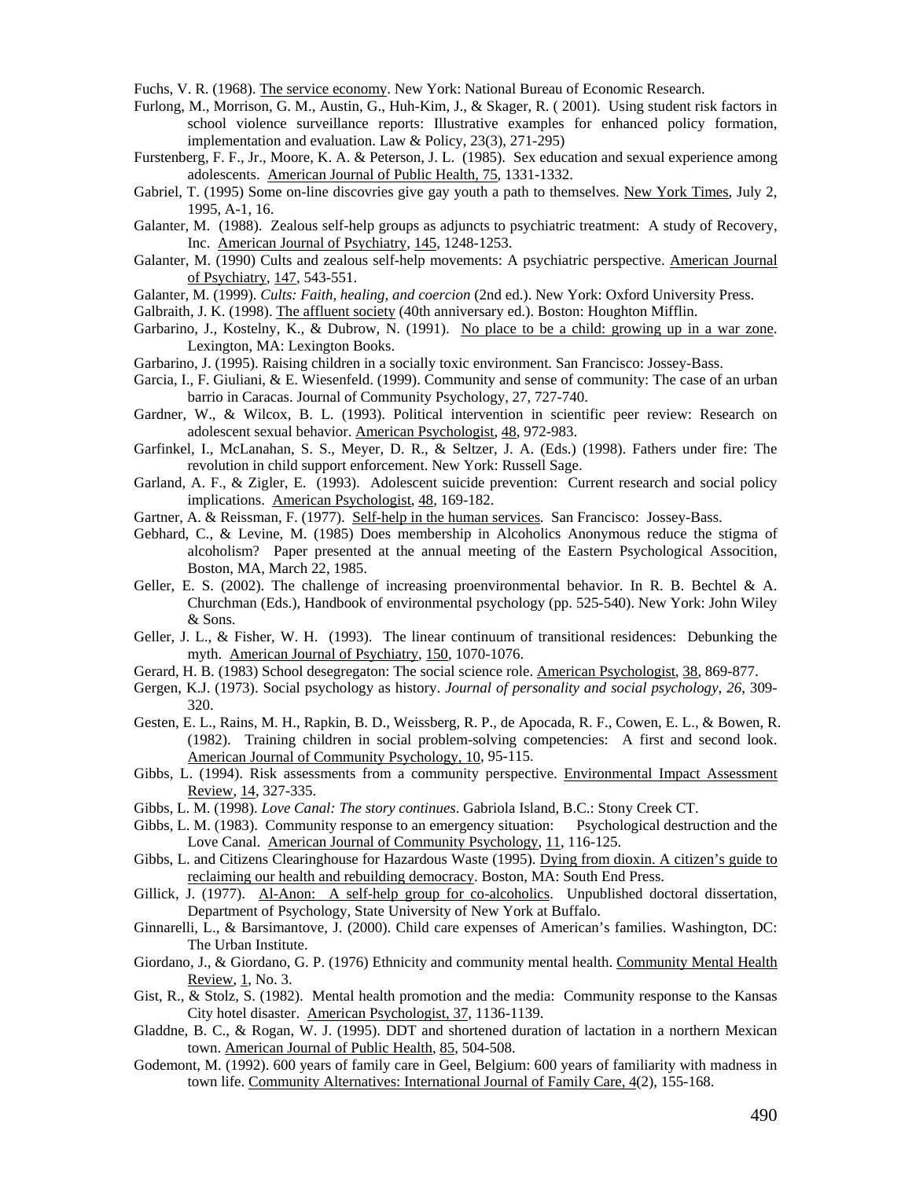Fuchs, V. R. (1968). The service economy. New York: National Bureau of Economic Research.

Furlong, M., Morrison, G. M., Austin, G., Huh-Kim, J., & Skager, R. ( 2001). Using student risk factors in school violence surveillance reports: Illustrative examples for enhanced policy formation, implementation and evaluation. Law & Policy, 23(3), 271-295)

Furstenberg, F. F., Jr., Moore, K. A. & Peterson, J. L. (1985). Sex education and sexual experience among adolescents. American Journal of Public Health, 75, 1331-1332.

Gabriel, T. (1995) Some on-line discovries give gay youth a path to themselves. New York Times, July 2, 1995, A-1, 16.

Galanter, M. (1988). Zealous self-help groups as adjuncts to psychiatric treatment: A study of Recovery, Inc. American Journal of Psychiatry, 145, 1248-1253.

Galanter, M. (1990) Cults and zealous self-help movements: A psychiatric perspective. American Journal of Psychiatry, 147, 543-551.

Galanter, M. (1999). *Cults: Faith, healing, and coercion* (2nd ed.). New York: Oxford University Press.

Galbraith, J. K. (1998). The affluent society (40th anniversary ed.). Boston: Houghton Mifflin.

Garbarino, J., Kostelny, K., & Dubrow, N. (1991). No place to be a child: growing up in a war zone. Lexington, MA: Lexington Books.

Garbarino, J. (1995). Raising children in a socially toxic environment. San Francisco: Jossey-Bass.

Garcia, I., F. Giuliani, & E. Wiesenfeld. (1999). Community and sense of community: The case of an urban barrio in Caracas. Journal of Community Psychology, 27, 727-740.

Gardner, W., & Wilcox, B. L. (1993). Political intervention in scientific peer review: Research on adolescent sexual behavior. American Psychologist, 48, 972-983.

Garfinkel, I., McLanahan, S. S., Meyer, D. R., & Seltzer, J. A. (Eds.) (1998). Fathers under fire: The revolution in child support enforcement. New York: Russell Sage.

Garland, A. F., & Zigler, E. (1993). Adolescent suicide prevention: Current research and social policy implications. American Psychologist, 48, 169-182.

Gartner, A. & Reissman, F. (1977). Self-help in the human services. San Francisco: Jossey-Bass.

Gebhard, C., & Levine, M. (1985) Does membership in Alcoholics Anonymous reduce the stigma of alcoholism? Paper presented at the annual meeting of the Eastern Psychological Association, Boston, MA, March 22, 1985.

Geller, E. S. (2002). The challenge of increasing proenvironmental behavior. In R. B. Bechtel & A. Churchman (Eds.), Handbook of environmental psychology (pp. 525-540). New York: John Wiley & Sons.

Geller, J. L., & Fisher, W. H. (1993). The linear continuum of transitional residences: Debunking the myth. American Journal of Psychiatry, 150, 1070-1076.

Gerard, H. B. (1983) School desegregaton: The social science role. American Psychologist, 38, 869-877.

Gergen, K.J. (1973). Social psychology as history. *Journal of personality and social psychology, 26*, 309-320.

Gesten, E. L., Rains, M. H., Rapkin, B. D., Weissberg, R. P., de Apocada, R. F., Cowen, E. L., & Bowen, R. (1982). Training children in social problem-solving competencies: A first and second look. American Journal of Community Psychology, 10, 95-115.

Gibbs, L. (1994). Risk assessments from a community perspective. Environmental Impact Assessment Review, 14, 327-335.

Gibbs, L. M. (1998). *Love Canal: The story continues*. Gabriola Island, B.C.: Stony Creek CT.

Gibbs, L. M. (1983). Community response to an emergency situation: Psychological destruction and the Love Canal. American Journal of Community Psychology, 11, 116-125.

Gibbs, L. and Citizens Clearinghouse for Hazardous Waste (1995). Dying from dioxin. A citizen's guide to reclaiming our health and rebuilding democracy. Boston, MA: South End Press.

Gillick, J. (1977). Al-Anon: A self-help group for co-alcoholics. Unpublished doctoral dissertation, Department of Psychology, State University of New York at Buffalo.

Ginnarelli, L., & Barsimantove, J. (2000). Child care expenses of American's families. Washington, DC: The Urban Institute.

Giordano, J., & Giordano, G. P. (1976) Ethnicity and community mental health. Community Mental Health Review, 1, No. 3.

Gist, R., & Stolz, S. (1982). Mental health promotion and the media: Community response to the Kansas City hotel disaster. American Psychologist, 37, 1136-1139.

Gladdne, B. C., & Rogan, W. J. (1995). DDT and shortened duration of lactation in a northern Mexican town. American Journal of Public Health, 85, 504-508.

Godemont, M. (1992). 600 years of family care in Geel, Belgium: 600 years of familiarity with madness in town life. Community Alternatives: International Journal of Family Care, 4(2), 155-168.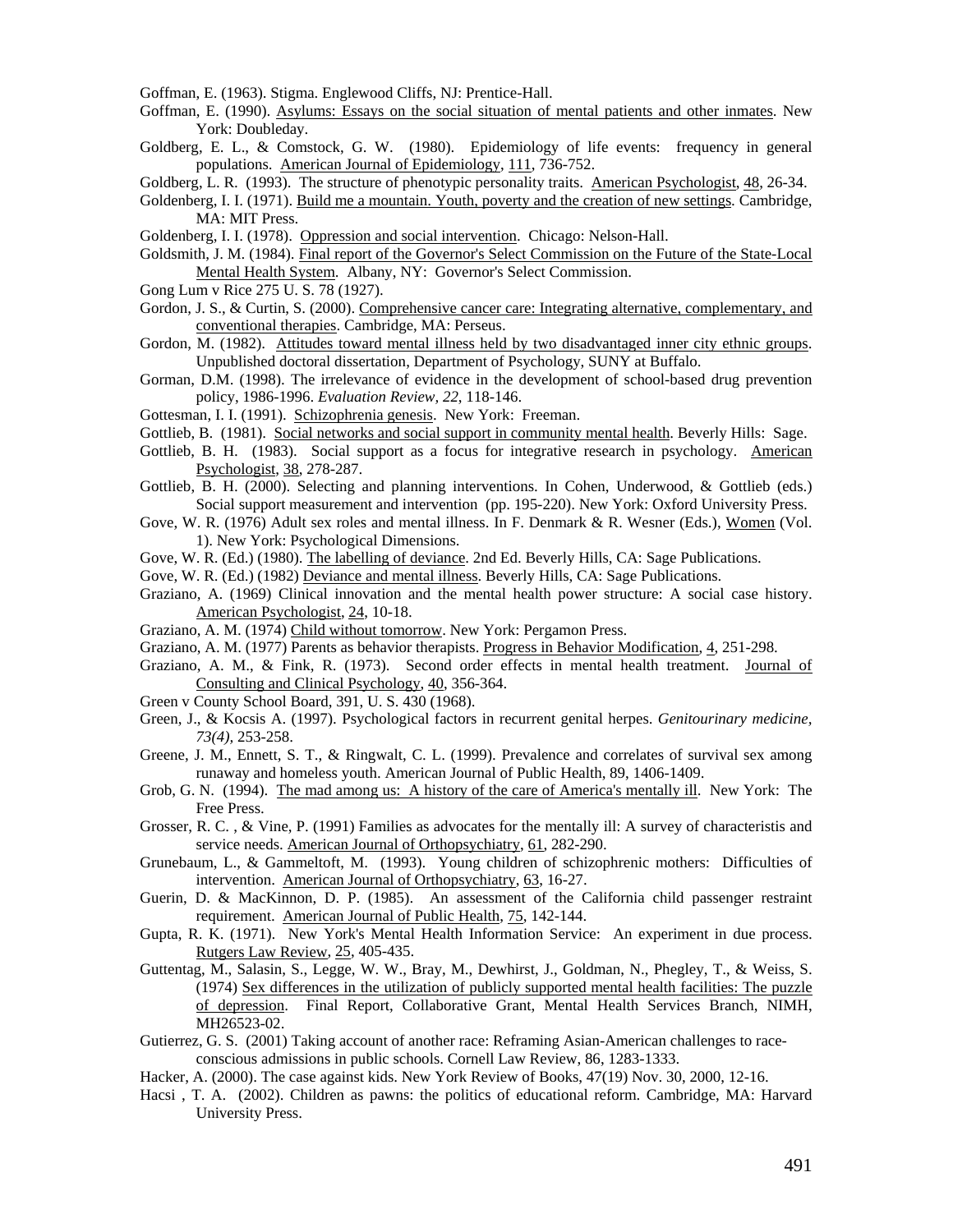Goffman, E. (1963). Stigma. Englewood Cliffs, NJ: Prentice-Hall.

Goffman, E. (1990). Asylums: Essays on the social situation of mental patients and other inmates. New York: Doubleday.

Goldberg, E. L., & Comstock, G. W. (1980). Epidemiology of life events: frequency in general populations. American Journal of Epidemiology, 111, 736-752.

Goldberg, L. R. (1993). The structure of phenotypic personality traits. American Psychologist, 48, 26-34.

Goldenberg, I. I. (1971). Build me a mountain. Youth, poverty and the creation of new settings. Cambridge, MA: MIT Press.

Goldenberg, I. I. (1978). Oppression and social intervention. Chicago: Nelson-Hall.

Goldsmith, J. M. (1984). Final report of the Governor's Select Commission on the Future of the State-Local Mental Health System. Albany, NY: Governor's Select Commission.

Gong Lum v Rice 275 U. S. 78 (1927).

Gordon, J. S., & Curtin, S. (2000). Comprehensive cancer care: Integrating alternative, complementary, and conventional therapies. Cambridge, MA: Perseus.

Gordon, M. (1982). Attitudes toward mental illness held by two disadvantaged inner city ethnic groups. Unpublished doctoral dissertation, Department of Psychology, SUNY at Buffalo.

Gorman, D.M. (1998). The irrelevance of evidence in the development of school-based drug prevention policy, 1986-1996. *Evaluation Review, 22*, 118-146.

Gottesman, I. I. (1991). Schizophrenia genesis. New York: Freeman.

Gottlieb, B. (1981). Social networks and social support in community mental health. Beverly Hills: Sage.

Gottlieb, B. H. (1983). Social support as a focus for integrative research in psychology. American Psychologist, 38, 278-287.

Gottlieb, B. H. (2000). Selecting and planning interventions. In Cohen, Underwood, & Gottlieb (eds.) Social support measurement and intervention (pp. 195-220). New York: Oxford University Press.

Gove, W. R. (1976) Adult sex roles and mental illness. In F. Denmark & R. Wesner (Eds.), Women (Vol. 1). New York: Psychological Dimensions.

Gove, W. R. (Ed.) (1980). The labelling of deviance. 2nd Ed. Beverly Hills, CA: Sage Publications.

Gove, W. R. (Ed.) (1982) Deviance and mental illness. Beverly Hills, CA: Sage Publications.

Graziano, A. (1969) Clinical innovation and the mental health power structure: A social case history. American Psychologist, 24, 10-18.

Graziano, A. M. (1974) Child without tomorrow. New York: Pergamon Press.

Graziano, A. M. (1977) Parents as behavior therapists. Progress in Behavior Modification, 4, 251-298.

Graziano, A. M., & Fink, R. (1973). Second order effects in mental health treatment. Journal of Consulting and Clinical Psychology, 40, 356-364.

Green v County School Board, 391, U. S. 430 (1968).

Green, J., & Kocsis A. (1997). Psychological factors in recurrent genital herpes. *Genitourinary medicine, 73(4)*, 253-258.

Greene, J. M., Ennett, S. T., & Ringwalt, C. L. (1999). Prevalence and correlates of survival sex among runaway and homeless youth. American Journal of Public Health, 89, 1406-1409.

Grob, G. N. (1994). The mad among us: A history of the care of America's mentally ill. New York: The Free Press.

Grosser, R. C. , & Vine, P. (1991) Families as advocates for the mentally ill: A survey of characteristis and service needs. American Journal of Orthopsychiatry, 61, 282-290.

Grunebaum, L., & Gammeltoft, M. (1993). Young children of schizophrenic mothers: Difficulties of intervention. American Journal of Orthopsychiatry, 63, 16-27.

Guerin, D. & MacKinnon, D. P. (1985). An assessment of the California child passenger restraint requirement. American Journal of Public Health, 75, 142-144.

Gupta, R. K. (1971). New York's Mental Health Information Service: An experiment in due process. Rutgers Law Review, 25, 405-435.

Guttentag, M., Salasin, S., Legge, W. W., Bray, M., Dewhirst, J., Goldman, N., Phegley, T., & Weiss, S. (1974) Sex differences in the utilization of publicly supported mental health facilities: The puzzle of depression. Final Report, Collaborative Grant, Mental Health Services Branch, NIMH, MH26523-02.

Gutierrez, G. S. (2001) Taking account of another race: Reframing Asian-American challenges to race-conscious admissions in public schools. Cornell Law Review, 86, 1283-1333.

Hacker, A. (2000). The case against kids. New York Review of Books, 47(19) Nov. 30, 2000, 12-16.

Hacsi , T. A. (2002). Children as pawns: the politics of educational reform. Cambridge, MA: Harvard University Press.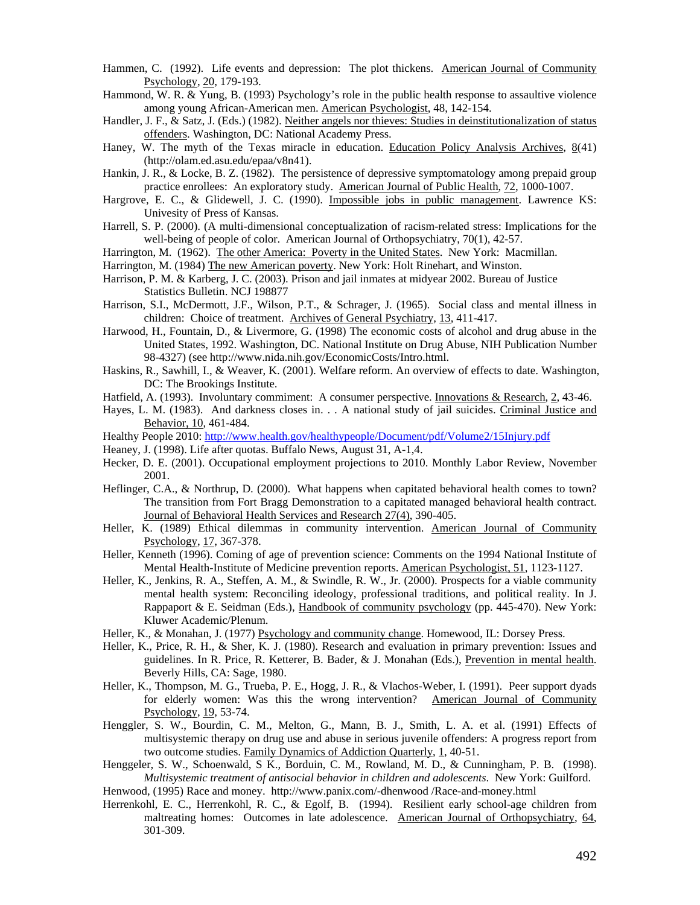Hammen, C. (1992). Life events and depression: The plot thickens. American Journal of Community Psychology, 20, 179-193.

Hammond, W. R. & Yung, B. (1993) Psychology's role in the public health response to assaultive violence among young African-American men. American Psychologist, 48, 142-154.

Handler, J. F., & Satz, J. (Eds.) (1982). Neither angels nor thieves: Studies in deinstitutionalization of status offenders. Washington, DC: National Academy Press.

Haney, W. The myth of the Texas miracle in education. Education Policy Analysis Archives, 8(41) (http://olam.ed.asu.edu/epaa/v8n41).

Hankin, J. R., & Locke, B. Z. (1982). The persistence of depressive symptomatology among prepaid group practice enrollees: An exploratory study. American Journal of Public Health, 72, 1000-1007.

Hargrove, E. C., & Glidewell, J. C. (1990). Impossible jobs in public management. Lawrence KS: Univesity of Press of Kansas.

Harrell, S. P. (2000). (A multi-dimensional conceptualization of racism-related stress: Implications for the well-being of people of color. American Journal of Orthopsychiatry, 70(1), 42-57.

Harrington, M. (1962). The other America: Poverty in the United States. New York: Macmillan.

Harrington, M. (1984) The new American poverty. New York: Holt Rinehart, and Winston.

Harrison, P. M. & Karberg, J. C. (2003). Prison and jail inmates at midyear 2002. Bureau of Justice Statistics Bulletin. NCJ 198877

Harrison, S.I., McDermott, J.F., Wilson, P.T., & Schrager, J. (1965). Social class and mental illness in children: Choice of treatment. Archives of General Psychiatry, 13, 411-417.

Harwood, H., Fountain, D., & Livermore, G. (1998) The economic costs of alcohol and drug abuse in the United States, 1992. Washington, DC. National Institute on Drug Abuse, NIH Publication Number 98-4327) (see http://www.nida.nih.gov/EconomicCosts/Intro.html.

Haskins, R., Sawhill, I., & Weaver, K. (2001). Welfare reform. An overview of effects to date. Washington, DC: The Brookings Institute.

Hatfield, A. (1993). Involuntary commiment: A consumer perspective. Innovations & Research, 2, 43-46.

Hayes, L. M. (1983). And darkness closes in. . . A national study of jail suicides. Criminal Justice and Behavior, 10, 461-484.

Healthy People 2010: http://www.health.gov/healthypeople/Document/pdf/Volume2/15Injury.pdf

Heaney, J. (1998). Life after quotas. Buffalo News, August 31, A-1,4.

Hecker, D. E. (2001). Occupational employment projections to 2010. Monthly Labor Review, November 2001.

Heflinger, C.A., & Northrup, D. (2000). What happens when capitated behavioral health comes to town? The transition from Fort Bragg Demonstration to a capitated managed behavioral health contract. Journal of Behavioral Health Services and Research 27(4), 390-405.

Heller, K. (1989) Ethical dilemmas in community intervention. American Journal of Community Psychology, 17, 367-378.

Heller, Kenneth (1996). Coming of age of prevention science: Comments on the 1994 National Institute of Mental Health-Institute of Medicine prevention reports. American Psychologist, 51, 1123-1127.

Heller, K., Jenkins, R. A., Steffen, A. M., & Swindle, R. W., Jr. (2000). Prospects for a viable community mental health system: Reconciling ideology, professional traditions, and political reality. In J. Rappaport & E. Seidman (Eds.), Handbook of community psychology (pp. 445-470). New York: Kluwer Academic/Plenum.

Heller, K., & Monahan, J. (1977) Psychology and community change. Homewood, IL: Dorsey Press.

Heller, K., Price, R. H., & Sher, K. J. (1980). Research and evaluation in primary prevention: Issues and guidelines. In R. Price, R. Ketterer, B. Bader, & J. Monahan (Eds.), Prevention in mental health. Beverly Hills, CA: Sage, 1980.

Heller, K., Thompson, M. G., Trueba, P. E., Hogg, J. R., & Vlachos-Weber, I. (1991). Peer support dyads for elderly women: Was this the wrong intervention? American Journal of Community Psychology, 19, 53-74.

Henggler, S. W., Bourdin, C. M., Melton, G., Mann, B. J., Smith, L. A. et al. (1991) Effects of multisystemic therapy on drug use and abuse in serious juvenile offenders: A progress report from two outcome studies. Family Dynamics of Addiction Quarterly, 1, 40-51.

Henggeler, S. W., Schoenwald, S K., Borduin, C. M., Rowland, M. D., & Cunningham, P. B. (1998). *Multisystemic treatment of antisocial behavior in children and adolescents*. New York: Guilford.

Henwood, (1995) Race and money. http://www.panix.com/-dhenwood /Race-and-money.html

Herrenkohl, E. C., Herrenkohl, R. C., & Egolf, B. (1994). Resilient early school-age children from maltreating homes: Outcomes in late adolescence. American Journal of Orthopsychiatry, 64, 301-309.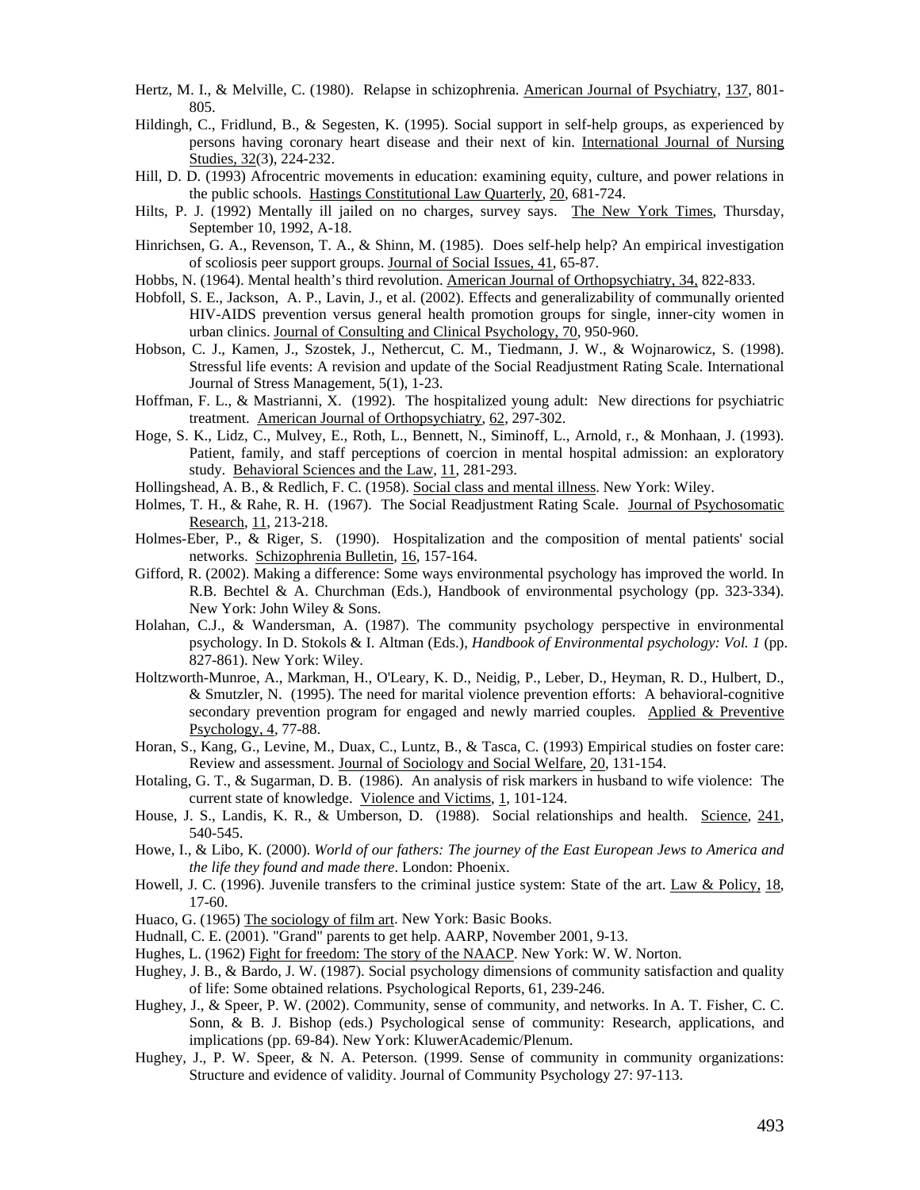Hertz, M. I., & Melville, C. (1980). Relapse in schizophrenia. American Journal of Psychiatry, 137, 801-805.

Hildingh, C., Fridlund, B., & Segesten, K. (1995). Social support in self-help groups, as experienced by persons having coronary heart disease and their next of kin. International Journal of Nursing Studies, 32(3), 224-232.

Hill, D. D. (1993) Afrocentric movements in education: examining equity, culture, and power relations in the public schools. Hastings Constitutional Law Quarterly, 20, 681-724.

Hilts, P. J. (1992) Mentally ill jailed on no charges, survey says. The New York Times, Thursday, September 10, 1992, A-18.

Hinrichsen, G. A., Revenson, T. A., & Shinn, M. (1985). Does self-help help? An empirical investigation of scoliosis peer support groups. Journal of Social Issues, 41, 65-87.

Hobbs, N. (1964). Mental health's third revolution. American Journal of Orthopsychiatry, 34, 822-833.

Hobfoll, S. E., Jackson, A. P., Lavin, J., et al. (2002). Effects and generalizability of communally oriented HIV-AIDS prevention versus general health promotion groups for single, inner-city women in urban clinics. Journal of Consulting and Clinical Psychology, 70, 950-960.

Hobson, C. J., Kamen, J., Szostek, J., Nethercut, C. M., Tiedmann, J. W., & Wojnarowicz, S. (1998). Stressful life events: A revision and update of the Social Readjustment Rating Scale. International Journal of Stress Management, 5(1), 1-23.

Hoffman, F. L., & Mastrianni, X. (1992). The hospitalized young adult: New directions for psychiatric treatment. American Journal of Orthopsychiatry, 62, 297-302.

Hoge, S. K., Lidz, C., Mulvey, E., Roth, L., Bennett, N., Siminoff, L., Arnold, r., & Monhaan, J. (1993). Patient, family, and staff perceptions of coercion in mental hospital admission: an exploratory study. Behavioral Sciences and the Law, 11, 281-293.

Hollingshead, A. B., & Redlich, F. C. (1958). Social class and mental illness. New York: Wiley.

Holmes, T. H., & Rahe, R. H. (1967). The Social Readjustment Rating Scale. Journal of Psychosomatic Research, 11, 213-218.

Holmes-Eber, P., & Riger, S. (1990). Hospitalization and the composition of mental patients' social networks. Schizophrenia Bulletin, 16, 157-164.

Gifford, R. (2002). Making a difference: Some ways environmental psychology has improved the world. In R.B. Bechtel & A. Churchman (Eds.), Handbook of environmental psychology (pp. 323-334). New York: John Wiley & Sons.

Holahan, C.J., & Wandersman, A. (1987). The community psychology perspective in environmental psychology. In D. Stokols & I. Altman (Eds.), *Handbook of Environmental psychology: Vol. 1* (pp. 827-861). New York: Wiley.

Holtzworth-Munroe, A., Markman, H., O'Leary, K. D., Neidig, P., Leber, D., Heyman, R. D., Hulbert, D., & Smutzler, N. (1995). The need for marital violence prevention efforts: A behavioral-cognitive secondary prevention program for engaged and newly married couples. Applied & Preventive Psychology, 4, 77-88.

Horan, S., Kang, G., Levine, M., Duax, C., Luntz, B., & Tasca, C. (1993) Empirical studies on foster care: Review and assessment. Journal of Sociology and Social Welfare, 20, 131-154.

Hotaling, G. T., & Sugarman, D. B. (1986). An analysis of risk markers in husband to wife violence: The current state of knowledge. Violence and Victims, 1, 101-124.

House, J. S., Landis, K. R., & Umberson, D. (1988). Social relationships and health. Science, 241, 540-545.

Howe, I., & Libo, K. (2000). *World of our fathers: The journey of the East European Jews to America and the life they found and made there*. London: Phoenix.

Howell, J. C. (1996). Juvenile transfers to the criminal justice system: State of the art. Law & Policy, 18, 17-60.

Huaco, G. (1965) The sociology of film art. New York: Basic Books.

Hudnall, C. E. (2001). "Grand" parents to get help. AARP, November 2001, 9-13.

Hughes, L. (1962) Fight for freedom: The story of the NAACP. New York: W. W. Norton.

Hughey, J. B., & Bardo, J. W. (1987). Social psychology dimensions of community satisfaction and quality of life: Some obtained relations. Psychological Reports, 61, 239-246.

Hughey, J., & Speer, P. W. (2002). Community, sense of community, and networks. In A. T. Fisher, C. C. Sonn, & B. J. Bishop (eds.) Psychological sense of community: Research, applications, and implications (pp. 69-84). New York: KluwerAcademic/Plenum.

Hughey, J., P. W. Speer, & N. A. Peterson. (1999. Sense of community in community organizations: Structure and evidence of validity. Journal of Community Psychology 27: 97-113.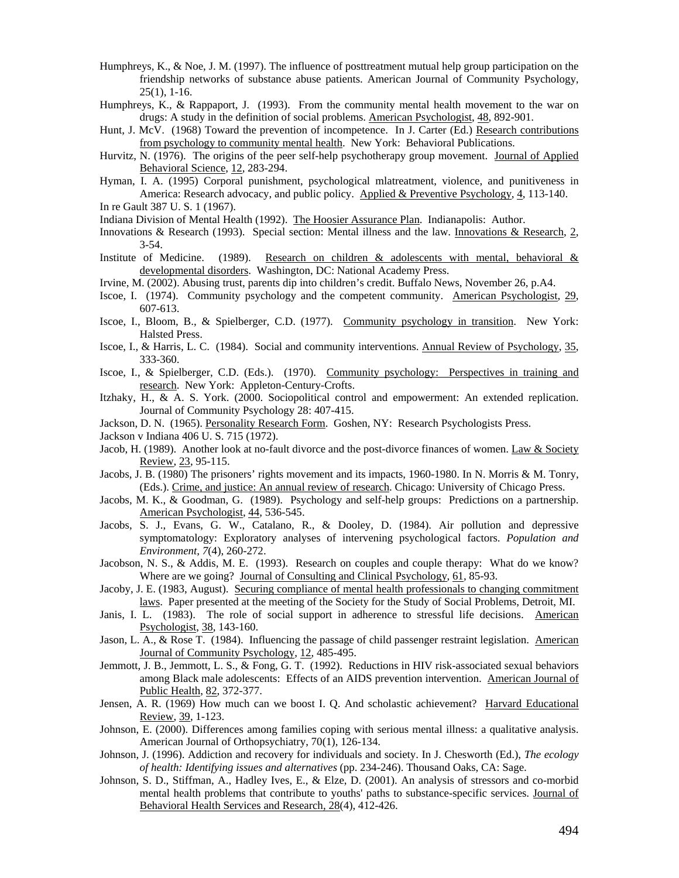Humphreys, K., & Noe, J. M. (1997). The influence of posttreatment mutual help group participation on the friendship networks of substance abuse patients. American Journal of Community Psychology, 25(1), 1-16.

Humphreys, K., & Rappaport, J. (1993). From the community mental health movement to the war on drugs: A study in the definition of social problems. American Psychologist, 48, 892-901.

Hunt, J. McV. (1968) Toward the prevention of incompetence. In J. Carter (Ed.) Research contributions from psychology to community mental health. New York: Behavioral Publications.

Hurvitz, N. (1976). The origins of the peer self-help psychotherapy group movement. Journal of Applied Behavioral Science, 12, 283-294.

Hyman, I. A. (1995) Corporal punishment, psychological mlatreatment, violence, and punitiveness in America: Research advocacy, and public policy. Applied & Preventive Psychology, 4, 113-140.

In re Gault 387 U. S. 1 (1967).

Indiana Division of Mental Health (1992). The Hoosier Assurance Plan. Indianapolis: Author.

Innovations & Research (1993). Special section: Mental illness and the law. Innovations & Research, 2, 3-54.

Institute of Medicine. (1989). Research on children & adolescents with mental, behavioral & developmental disorders. Washington, DC: National Academy Press.

Irvine, M. (2002). Abusing trust, parents dip into children's credit. Buffalo News, November 26, p.A4.

Iscoe, I. (1974). Community psychology and the competent community. American Psychologist, 29, 607-613.

Iscoe, I., Bloom, B., & Spielberger, C.D. (1977). Community psychology in transition. New York: Halsted Press.

Iscoe, I., & Harris, L. C. (1984). Social and community interventions. Annual Review of Psychology, 35, 333-360.

Iscoe, I., & Spielberger, C.D. (Eds.). (1970). Community psychology: Perspectives in training and research. New York: Appleton-Century-Crofts.

Itzhaky, H., & A. S. York. (2000. Sociopolitical control and empowerment: An extended replication. Journal of Community Psychology 28: 407-415.

Jackson, D. N. (1965). Personality Research Form. Goshen, NY: Research Psychologists Press.

Jackson v Indiana 406 U. S. 715 (1972).

Jacob, H. (1989). Another look at no-fault divorce and the post-divorce finances of women. Law & Society Review, 23, 95-115.

Jacobs, J. B. (1980) The prisoners' rights movement and its impacts, 1960-1980. In N. Morris & M. Tonry, (Eds.). Crime, and justice: An annual review of research. Chicago: University of Chicago Press.

Jacobs, M. K., & Goodman, G. (1989). Psychology and self-help groups: Predictions on a partnership. American Psychologist, 44, 536-545.

Jacobs, S. J., Evans, G. W., Catalano, R., & Dooley, D. (1984). Air pollution and depressive symptomatology: Exploratory analyses of intervening psychological factors. *Population and Environment, 7*(4), 260-272.

Jacobson, N. S., & Addis, M. E. (1993). Research on couples and couple therapy: What do we know? Where are we going? Journal of Consulting and Clinical Psychology, 61, 85-93.

Jacoby, J. E. (1983, August). Securing compliance of mental health professionals to changing commitment laws. Paper presented at the meeting of the Society for the Study of Social Problems, Detroit, MI.

Janis, I. L. (1983). The role of social support in adherence to stressful life decisions. American Psychologist, 38, 143-160.

Jason, L. A., & Rose T. (1984). Influencing the passage of child passenger restraint legislation. American Journal of Community Psychology, 12, 485-495.

Jemmott, J. B., Jemmott, L. S., & Fong, G. T. (1992). Reductions in HIV risk-associated sexual behaviors among Black male adolescents: Effects of an AIDS prevention intervention. American Journal of Public Health, 82, 372-377.

Jensen, A. R. (1969) How much can we boost I. Q. And scholastic achievement? Harvard Educational Review, 39, 1-123.

Johnson, E. (2000). Differences among families coping with serious mental illness: a qualitative analysis. American Journal of Orthopsychiatry, 70(1), 126-134.

Johnson, J. (1996). Addiction and recovery for individuals and society. In J. Chesworth (Ed.), *The ecology of health: Identifying issues and alternatives* (pp. 234-246). Thousand Oaks, CA: Sage.

Johnson, S. D., Stiffman, A., Hadley Ives, E., & Elze, D. (2001). An analysis of stressors and co-morbid mental health problems that contribute to youths' paths to substance-specific services. Journal of Behavioral Health Services and Research, 28(4), 412-426.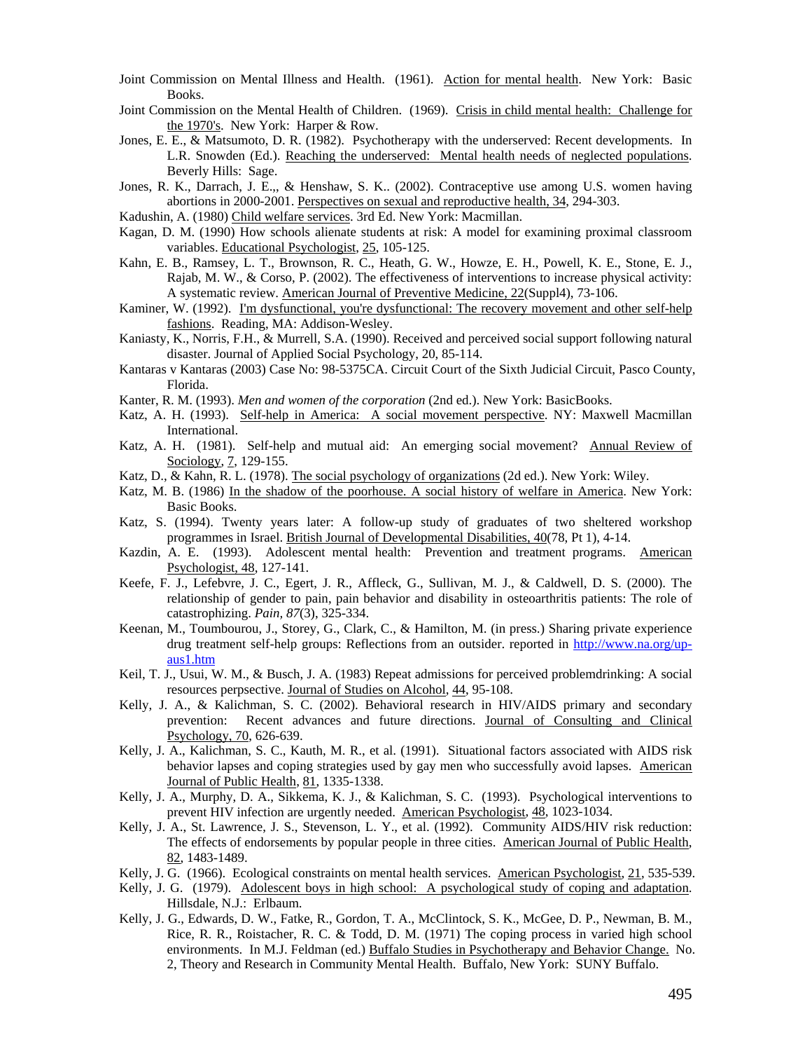Joint Commission on Mental Illness and Health. (1961). Action for mental health. New York: Basic Books.

Joint Commission on the Mental Health of Children. (1969). Crisis in child mental health: Challenge for the 1970's. New York: Harper & Row.

Jones, E. E., & Matsumoto, D. R. (1982). Psychotherapy with the underserved: Recent developments. In L.R. Snowden (Ed.). Reaching the underserved: Mental health needs of neglected populations. Beverly Hills: Sage.

Jones, R. K., Darrach, J. E.,, & Henshaw, S. K.. (2002). Contraceptive use among U.S. women having abortions in 2000-2001. Perspectives on sexual and reproductive health, 34, 294-303.

Kadushin, A. (1980) Child welfare services. 3rd Ed. New York: Macmillan.

Kagan, D. M. (1990) How schools alienate students at risk: A model for examining proximal classroom variables. Educational Psychologist, 25, 105-125.

Kahn, E. B., Ramsey, L. T., Brownson, R. C., Heath, G. W., Howze, E. H., Powell, K. E., Stone, E. J., Rajab, M. W., & Corso, P. (2002). The effectiveness of interventions to increase physical activity: A systematic review. American Journal of Preventive Medicine, 22(Suppl4), 73-106.

Kaminer, W. (1992). I'm dysfunctional, you're dysfunctional: The recovery movement and other self-help fashions. Reading, MA: Addison-Wesley.

Kaniasty, K., Norris, F.H., & Murrell, S.A. (1990). Received and perceived social support following natural disaster. Journal of Applied Social Psychology, 20, 85-114.

Kantaras v Kantaras (2003) Case No: 98-5375CA. Circuit Court of the Sixth Judicial Circuit, Pasco County, Florida.

Kanter, R. M. (1993). *Men and women of the corporation* (2nd ed.). New York: BasicBooks.

Katz, A. H. (1993). Self-help in America: A social movement perspective. NY: Maxwell Macmillan International.

Katz, A. H. (1981). Self-help and mutual aid: An emerging social movement? Annual Review of Sociology, 7, 129-155.

Katz, D., & Kahn, R. L. (1978). The social psychology of organizations (2d ed.). New York: Wiley.

Katz, M. B. (1986) In the shadow of the poorhouse. A social history of welfare in America. New York: Basic Books.

Katz, S. (1994). Twenty years later: A follow-up study of graduates of two sheltered workshop programmes in Israel. British Journal of Developmental Disabilities, 40(78, Pt 1), 4-14.

Kazdin, A. E. (1993). Adolescent mental health: Prevention and treatment programs. American Psychologist, 48, 127-141.

Keefe, F. J., Lefebvre, J. C., Egert, J. R., Affleck, G., Sullivan, M. J., & Caldwell, D. S. (2000). The relationship of gender to pain, pain behavior and disability in osteoarthritis patients: The role of catastrophizing. *Pain, 87*(3), 325-334.

Keenan, M., Toumbourou, J., Storey, G., Clark, C., & Hamilton, M. (in press.) Sharing private experience drug treatment self-help groups: Reflections from an outsider. reported in http://www.na.org/up-aus1.htm

Keil, T. J., Usui, W. M., & Busch, J. A. (1983) Repeat admissions for perceived problemdrinking: A social resources perpsective. Journal of Studies on Alcohol, 44, 95-108.

Kelly, J. A., & Kalichman, S. C. (2002). Behavioral research in HIV/AIDS primary and secondary prevention: Recent advances and future directions. Journal of Consulting and Clinical Psychology, 70, 626-639.

Kelly, J. A., Kalichman, S. C., Kauth, M. R., et al. (1991). Situational factors associated with AIDS risk behavior lapses and coping strategies used by gay men who successfully avoid lapses. American Journal of Public Health, 81, 1335-1338.

Kelly, J. A., Murphy, D. A., Sikkema, K. J., & Kalichman, S. C. (1993). Psychological interventions to prevent HIV infection are urgently needed. American Psychologist, 48, 1023-1034.

Kelly, J. A., St. Lawrence, J. S., Stevenson, L. Y., et al. (1992). Community AIDS/HIV risk reduction: The effects of endorsements by popular people in three cities. American Journal of Public Health, 82, 1483-1489.

Kelly, J. G. (1966). Ecological constraints on mental health services. American Psychologist, 21, 535-539.

Kelly, J. G. (1979). Adolescent boys in high school: A psychological study of coping and adaptation. Hillsdale, N.J.: Erlbaum.

Kelly, J. G., Edwards, D. W., Fatke, R., Gordon, T. A., McClintock, S. K., McGee, D. P., Newman, B. M., Rice, R. R., Roistacher, R. C. & Todd, D. M. (1971) The coping process in varied high school environments. In M.J. Feldman (ed.) Buffalo Studies in Psychotherapy and Behavior Change. No. 2, Theory and Research in Community Mental Health. Buffalo, New York: SUNY Buffalo.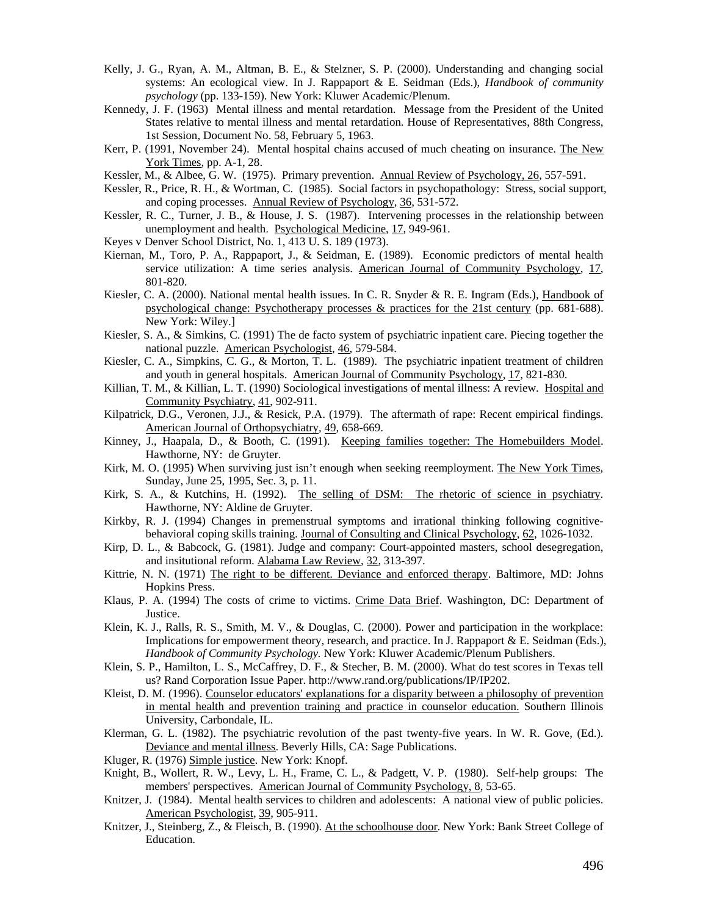Kelly, J. G., Ryan, A. M., Altman, B. E., & Stelzner, S. P. (2000). Understanding and changing social systems: An ecological view. In J. Rappaport & E. Seidman (Eds.), *Handbook of community psychology* (pp. 133-159). New York: Kluwer Academic/Plenum.

Kennedy, J. F. (1963) Mental illness and mental retardation. Message from the President of the United States relative to mental illness and mental retardation. House of Representatives, 88th Congress, 1st Session, Document No. 58, February 5, 1963.

Kerr, P. (1991, November 24). Mental hospital chains accused of much cheating on insurance. The New York Times, pp. A-1, 28.

Kessler, M., & Albee, G. W. (1975). Primary prevention. Annual Review of Psychology, 26, 557-591.

Kessler, R., Price, R. H., & Wortman, C. (1985). Social factors in psychopathology: Stress, social support, and coping processes. Annual Review of Psychology, 36, 531-572.

Kessler, R. C., Turner, J. B., & House, J. S. (1987). Intervening processes in the relationship between unemployment and health. Psychological Medicine, 17, 949-961.

Keyes v Denver School District, No. 1, 413 U. S. 189 (1973).

Kiernan, M., Toro, P. A., Rappaport, J., & Seidman, E. (1989). Economic predictors of mental health service utilization: A time series analysis. American Journal of Community Psychology, 17, 801-820.

Kiesler, C. A. (2000). National mental health issues. In C. R. Snyder & R. E. Ingram (Eds.), Handbook of psychological change: Psychotherapy processes & practices for the 21st century (pp. 681-688). New York: Wiley.]

Kiesler, S. A., & Simkins, C. (1991) The de facto system of psychiatric inpatient care. Piecing together the national puzzle. American Psychologist, 46, 579-584.

Kiesler, C. A., Simpkins, C. G., & Morton, T. L. (1989). The psychiatric inpatient treatment of children and youth in general hospitals. American Journal of Community Psychology, 17, 821-830.

Killian, T. M., & Killian, L. T. (1990) Sociological investigations of mental illness: A review. Hospital and Community Psychiatry, 41, 902-911.

Kilpatrick, D.G., Veronen, J.J., & Resick, P.A. (1979). The aftermath of rape: Recent empirical findings. American Journal of Orthopsychiatry, 49, 658-669.

Kinney, J., Haapala, D., & Booth, C. (1991). Keeping families together: The Homebuilders Model. Hawthorne, NY: de Gruyter.

Kirk, M. O. (1995) When surviving just isn't enough when seeking reemployment. The New York Times, Sunday, June 25, 1995, Sec. 3, p. 11.

Kirk, S. A., & Kutchins, H. (1992). The selling of DSM: The rhetoric of science in psychiatry. Hawthorne, NY: Aldine de Gruyter.

Kirkby, R. J. (1994) Changes in premenstrual symptoms and irrational thinking following cognitive-behavioral coping skills training. Journal of Consulting and Clinical Psychology, 62, 1026-1032.

Kirp, D. L., & Babcock, G. (1981). Judge and company: Court-appointed masters, school desegregation, and insitutional reform. Alabama Law Review, 32, 313-397.

Kittrie, N. N. (1971) The right to be different. Deviance and enforced therapy. Baltimore, MD: Johns Hopkins Press.

Klaus, P. A. (1994) The costs of crime to victims. Crime Data Brief. Washington, DC: Department of Justice.

Klein, K. J., Ralls, R. S., Smith, M. V., & Douglas, C. (2000). Power and participation in the workplace: Implications for empowerment theory, research, and practice. In J. Rappaport & E. Seidman (Eds.), *Handbook of Community Psychology.* New York: Kluwer Academic/Plenum Publishers.

Klein, S. P., Hamilton, L. S., McCaffrey, D. F., & Stecher, B. M. (2000). What do test scores in Texas tell us? Rand Corporation Issue Paper. http://www.rand.org/publications/IP/IP202.

Kleist, D. M. (1996). Counselor educators' explanations for a disparity between a philosophy of prevention in mental health and prevention training and practice in counselor education. Southern Illinois University, Carbondale, IL.

Klerman, G. L. (1982). The psychiatric revolution of the past twenty-five years. In W. R. Gove, (Ed.). Deviance and mental illness. Beverly Hills, CA: Sage Publications.

Kluger, R. (1976) Simple justice. New York: Knopf.

Knight, B., Wollert, R. W., Levy, L. H., Frame, C. L., & Padgett, V. P. (1980). Self-help groups: The members' perspectives. American Journal of Community Psychology, 8, 53-65.

Knitzer, J. (1984). Mental health services to children and adolescents: A national view of public policies. American Psychologist, 39, 905-911.

Knitzer, J., Steinberg, Z., & Fleisch, B. (1990). At the schoolhouse door. New York: Bank Street College of Education.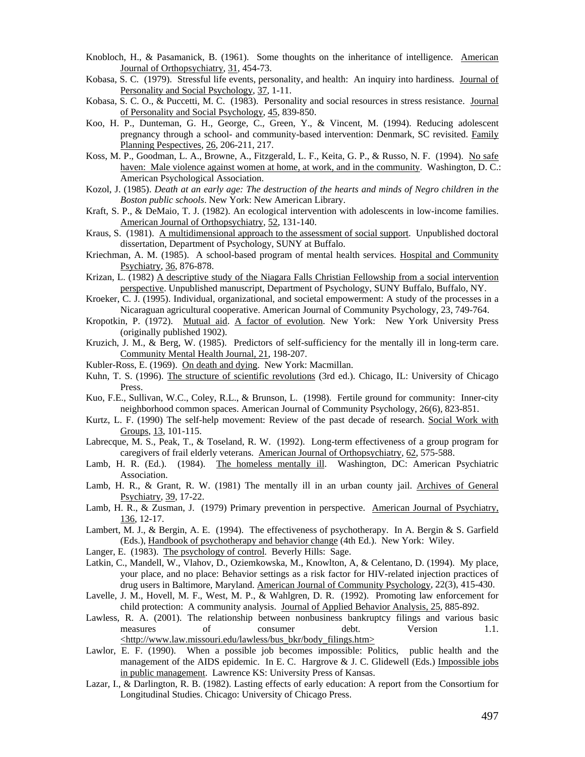Knobloch, H., & Pasamanick, B. (1961). Some thoughts on the inheritance of intelligence. American Journal of Orthopsychiatry, 31, 454-73.

Kobasa, S. C. (1979). Stressful life events, personality, and health: An inquiry into hardiness. Journal of Personality and Social Psychology, 37, 1-11.

Kobasa, S. C. O., & Puccetti, M. C. (1983). Personality and social resources in stress resistance. Journal of Personality and Social Psychology, 45, 839-850.

Koo, H. P., Dunteman, G. H., George, C., Green, Y., & Vincent, M. (1994). Reducing adolescent pregnancy through a school- and community-based intervention: Denmark, SC revisited. Family Planning Pespectives, 26, 206-211, 217.

Koss, M. P., Goodman, L. A., Browne, A., Fitzgerald, L. F., Keita, G. P., & Russo, N. F. (1994). No safe haven: Male violence against women at home, at work, and in the community. Washington, D. C.: American Psychological Association.

Kozol, J. (1985). *Death at an early age: The destruction of the hearts and minds of Negro children in the Boston public schools*. New York: New American Library.

Kraft, S. P., & DeMaio, T. J. (1982). An ecological intervention with adolescents in low-income families. American Journal of Orthopsychiatry, 52, 131-140.

Kraus, S. (1981). A multidimensional approach to the assessment of social support. Unpublished doctoral dissertation, Department of Psychology, SUNY at Buffalo.

Kriechman, A. M. (1985). A school-based program of mental health services. Hospital and Community Psychiatry, 36, 876-878.

Krizan, L. (1982) A descriptive study of the Niagara Falls Christian Fellowship from a social intervention perspective. Unpublished manuscript, Department of Psychology, SUNY Buffalo, Buffalo, NY.

Kroeker, C. J. (1995). Individual, organizational, and societal empowerment: A study of the processes in a Nicaraguan agricultural cooperative. American Journal of Community Psychology, 23, 749-764.

Kropotkin, P. (1972). Mutual aid. A factor of evolution. New York: New York University Press (originally published 1902).

Kruzich, J. M., & Berg, W. (1985). Predictors of self-sufficiency for the mentally ill in long-term care. Community Mental Health Journal, 21, 198-207.

Kubler-Ross, E. (1969). On death and dying. New York: Macmillan.

Kuhn, T. S. (1996). The structure of scientific revolutions (3rd ed.). Chicago, IL: University of Chicago Press.

Kuo, F.E., Sullivan, W.C., Coley, R.L., & Brunson, L. (1998). Fertile ground for community: Inner-city neighborhood common spaces. American Journal of Community Psychology, 26(6), 823-851.

Kurtz, L. F. (1990) The self-help movement: Review of the past decade of research. Social Work with Groups, 13, 101-115.

Labrecque, M. S., Peak, T., & Toseland, R. W. (1992). Long-term effectiveness of a group program for caregivers of frail elderly veterans. American Journal of Orthopsychiatry, 62, 575-588.

Lamb, H. R. (Ed.). (1984). The homeless mentally ill. Washington, DC: American Psychiatric Association.

Lamb, H. R., & Grant, R. W. (1981) The mentally ill in an urban county jail. Archives of General Psychiatry, 39, 17-22.

Lamb, H. R., & Zusman, J. (1979) Primary prevention in perspective. American Journal of Psychiatry, 136, 12-17.

Lambert, M. J., & Bergin, A. E. (1994). The effectiveness of psychotherapy. In A. Bergin & S. Garfield (Eds.), Handbook of psychotherapy and behavior change (4th Ed.). New York: Wiley.

Langer, E. (1983). The psychology of control. Beverly Hills: Sage.

Latkin, C., Mandell, W., Vlahov, D., Oziemkowska, M., Knowlton, A, & Celentano, D. (1994). My place, your place, and no place: Behavior settings as a risk factor for HIV-related injection practices of drug users in Baltimore, Maryland. American Journal of Community Psychology, 22(3), 415-430.

Lavelle, J. M., Hovell, M. F., West, M. P., & Wahlgren, D. R. (1992). Promoting law enforcement for child protection: A community analysis. Journal of Applied Behavior Analysis, 25, 885-892.

Lawless, R. A. (2001). The relationship between nonbusiness bankruptcy filings and various basic measures of consumer debt. Version 1.1. <http://www.law.missouri.edu/lawless/bus_bkr/body_filings.htm>

Lawlor, E. F. (1990). When a possible job becomes impossible: Politics, public health and the management of the AIDS epidemic. In E. C. Hargrove & J. C. Glidewell (Eds.) Impossible jobs in public management. Lawrence KS: University Press of Kansas.

Lazar, I., & Darlington, R. B. (1982). Lasting effects of early education: A report from the Consortium for Longitudinal Studies. Chicago: University of Chicago Press.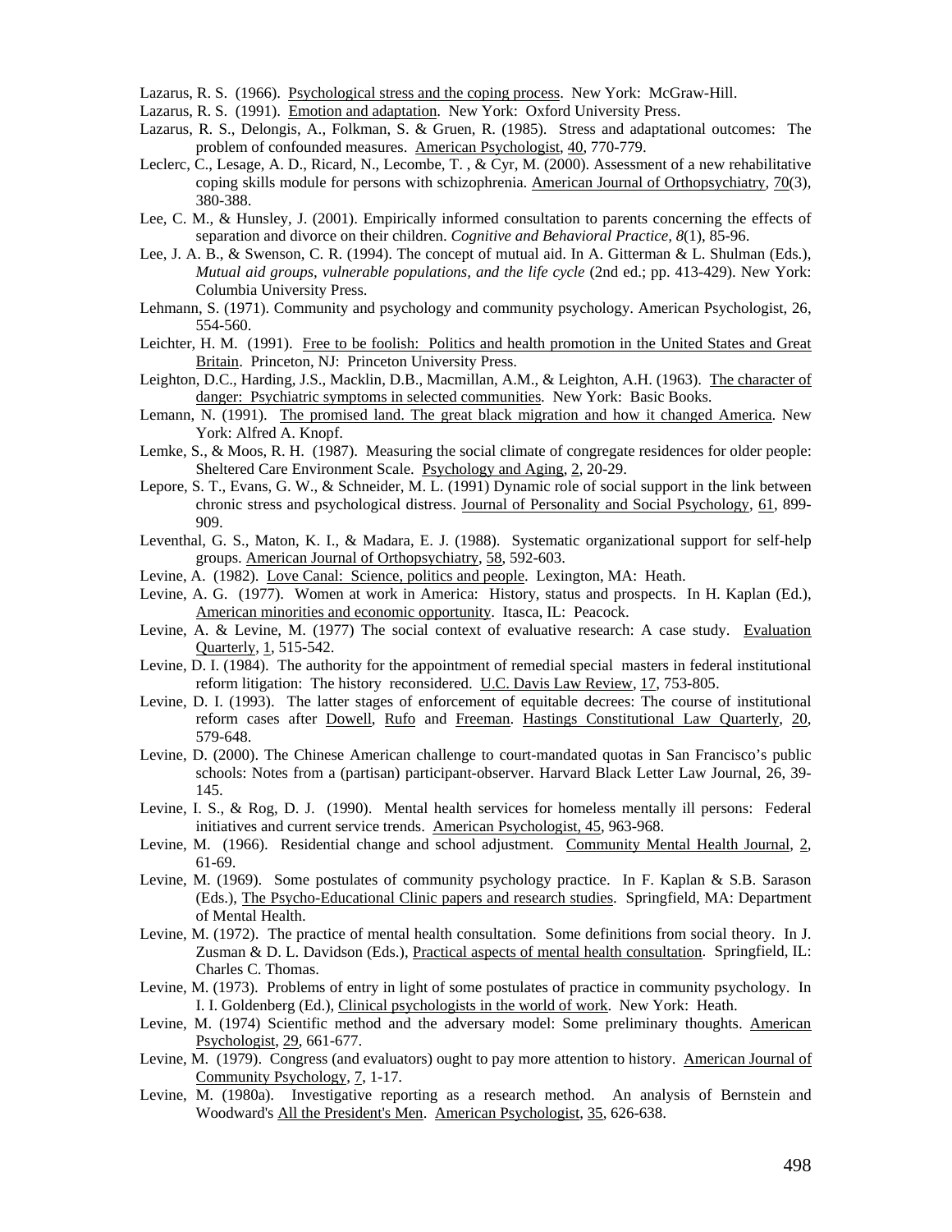Lazarus, R. S. (1966). Psychological stress and the coping process. New York: McGraw-Hill.

Lazarus, R. S. (1991). Emotion and adaptation. New York: Oxford University Press.

Lazarus, R. S., Delongis, A., Folkman, S. & Gruen, R. (1985). Stress and adaptational outcomes: The problem of confounded measures. American Psychologist, 40, 770-779.

Leclerc, C., Lesage, A. D., Ricard, N., Lecombe, T. , & Cyr, M. (2000). Assessment of a new rehabilitative coping skills module for persons with schizophrenia. American Journal of Orthopsychiatry, 70(3), 380-388.

Lee, C. M., & Hunsley, J. (2001). Empirically informed consultation to parents concerning the effects of separation and divorce on their children. *Cognitive and Behavioral Practice*, *8*(1), 85-96.

Lee, J. A. B., & Swenson, C. R. (1994). The concept of mutual aid. In A. Gitterman & L. Shulman (Eds.), *Mutual aid groups, vulnerable populations, and the life cycle* (2nd ed.; pp. 413-429). New York: Columbia University Press.

Lehmann, S. (1971). Community and psychology and community psychology. American Psychologist, 26, 554-560.

Leichter, H. M. (1991). Free to be foolish: Politics and health promotion in the United States and Great Britain. Princeton, NJ: Princeton University Press.

Leighton, D.C., Harding, J.S., Macklin, D.B., Macmillan, A.M., & Leighton, A.H. (1963). The character of danger: Psychiatric symptoms in selected communities. New York: Basic Books.

Lemann, N. (1991). The promised land. The great black migration and how it changed America. New York: Alfred A. Knopf.

Lemke, S., & Moos, R. H. (1987). Measuring the social climate of congregate residences for older people: Sheltered Care Environment Scale. Psychology and Aging, 2, 20-29.

Lepore, S. T., Evans, G. W., & Schneider, M. L. (1991) Dynamic role of social support in the link between chronic stress and psychological distress. Journal of Personality and Social Psychology, 61, 899-909.

Leventhal, G. S., Maton, K. I., & Madara, E. J. (1988). Systematic organizational support for self-help groups. American Journal of Orthopsychiatry, 58, 592-603.

Levine, A. (1982). Love Canal: Science, politics and people. Lexington, MA: Heath.

Levine, A. G. (1977). Women at work in America: History, status and prospects. In H. Kaplan (Ed.), American minorities and economic opportunity. Itasca, IL: Peacock.

Levine, A. & Levine, M. (1977) The social context of evaluative research: A case study. Evaluation Quarterly, 1, 515-542.

Levine, D. I. (1984). The authority for the appointment of remedial special masters in federal institutional reform litigation: The history reconsidered. U.C. Davis Law Review, 17, 753-805.

Levine, D. I. (1993). The latter stages of enforcement of equitable decrees: The course of institutional reform cases after Dowell, Rufo and Freeman. Hastings Constitutional Law Quarterly, 20, 579-648.

Levine, D. (2000). The Chinese American challenge to court-mandated quotas in San Francisco's public schools: Notes from a (partisan) participant-observer. Harvard Black Letter Law Journal, 26, 39-145.

Levine, I. S., & Rog, D. J. (1990). Mental health services for homeless mentally ill persons: Federal initiatives and current service trends. American Psychologist, 45, 963-968.

Levine, M. (1966). Residential change and school adjustment. Community Mental Health Journal, 2, 61-69.

Levine, M. (1969). Some postulates of community psychology practice. In F. Kaplan & S.B. Sarason (Eds.), The Psycho-Educational Clinic papers and research studies. Springfield, MA: Department of Mental Health.

Levine, M. (1972). The practice of mental health consultation. Some definitions from social theory. In J. Zusman & D. L. Davidson (Eds.), Practical aspects of mental health consultation. Springfield, IL: Charles C. Thomas.

Levine, M. (1973). Problems of entry in light of some postulates of practice in community psychology. In I. I. Goldenberg (Ed.), Clinical psychologists in the world of work. New York: Heath.

Levine, M. (1974) Scientific method and the adversary model: Some preliminary thoughts. American Psychologist, 29, 661-677.

Levine, M. (1979). Congress (and evaluators) ought to pay more attention to history. American Journal of Community Psychology, 7, 1-17.

Levine, M. (1980a). Investigative reporting as a research method. An analysis of Bernstein and Woodward's All the President's Men. American Psychologist, 35, 626-638.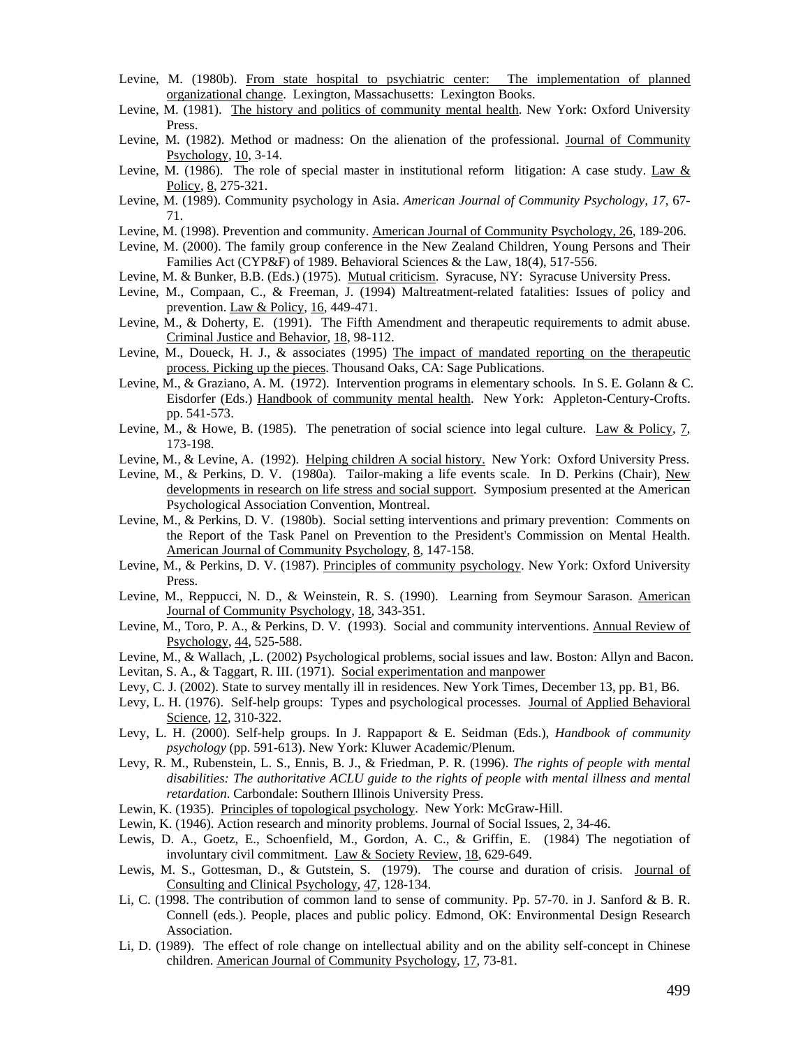Levine, M. (1980b). From state hospital to psychiatric center: The implementation of planned organizational change. Lexington, Massachusetts: Lexington Books.

Levine, M. (1981). The history and politics of community mental health. New York: Oxford University Press.

Levine, M. (1982). Method or madness: On the alienation of the professional. Journal of Community Psychology, 10, 3-14.

Levine, M. (1986). The role of special master in institutional reform litigation: A case study. Law & Policy, 8, 275-321.

Levine, M. (1989). Community psychology in Asia. *American Journal of Community Psychology, 17*, 67-71.

Levine, M. (1998). Prevention and community. American Journal of Community Psychology, 26, 189-206.

Levine, M. (2000). The family group conference in the New Zealand Children, Young Persons and Their Families Act (CYP&F) of 1989. Behavioral Sciences & the Law, 18(4), 517-556.

Levine, M. & Bunker, B.B. (Eds.) (1975). Mutual criticism. Syracuse, NY: Syracuse University Press.

Levine, M., Compaan, C., & Freeman, J. (1994) Maltreatment-related fatalities: Issues of policy and prevention. Law & Policy, 16, 449-471.

Levine, M., & Doherty, E. (1991). The Fifth Amendment and therapeutic requirements to admit abuse. Criminal Justice and Behavior, 18, 98-112.

Levine, M., Doueck, H. J., & associates (1995) The impact of mandated reporting on the therapeutic process. Picking up the pieces. Thousand Oaks, CA: Sage Publications.

Levine, M., & Graziano, A. M. (1972). Intervention programs in elementary schools. In S. E. Golann & C. Eisdorfer (Eds.) Handbook of community mental health. New York: Appleton-Century-Crofts. pp. 541-573.

Levine, M., & Howe, B. (1985). The penetration of social science into legal culture. Law & Policy, 7, 173-198.

Levine, M., & Levine, A. (1992). Helping children A social history. New York: Oxford University Press.

Levine, M., & Perkins, D. V. (1980a). Tailor-making a life events scale. In D. Perkins (Chair), New developments in research on life stress and social support. Symposium presented at the American Psychological Association Convention, Montreal.

Levine, M., & Perkins, D. V. (1980b). Social setting interventions and primary prevention: Comments on the Report of the Task Panel on Prevention to the President's Commission on Mental Health. American Journal of Community Psychology, 8, 147-158.

Levine, M., & Perkins, D. V. (1987). Principles of community psychology. New York: Oxford University Press.

Levine, M., Reppucci, N. D., & Weinstein, R. S. (1990). Learning from Seymour Sarason. American Journal of Community Psychology, 18, 343-351.

Levine, M., Toro, P. A., & Perkins, D. V. (1993). Social and community interventions. Annual Review of Psychology, 44, 525-588.

Levine, M., & Wallach, ,L. (2002) Psychological problems, social issues and law. Boston: Allyn and Bacon.

Levitan, S. A., & Taggart, R. III. (1971). Social experimentation and manpower

Levy, C. J. (2002). State to survey mentally ill in residences. New York Times, December 13, pp. B1, B6.

Levy, L. H. (1976). Self-help groups: Types and psychological processes. Journal of Applied Behavioral Science, 12, 310-322.

Levy, L. H. (2000). Self-help groups. In J. Rappaport & E. Seidman (Eds.), *Handbook of community psychology* (pp. 591-613). New York: Kluwer Academic/Plenum.

Levy, R. M., Rubenstein, L. S., Ennis, B. J., & Friedman, P. R. (1996). *The rights of people with mental disabilities: The authoritative ACLU guide to the rights of people with mental illness and mental retardation*. Carbondale: Southern Illinois University Press.

Lewin, K. (1935). Principles of topological psychology. New York: McGraw-Hill.

Lewin, K. (1946). Action research and minority problems. Journal of Social Issues, 2, 34-46.

Lewis, D. A., Goetz, E., Schoenfield, M., Gordon, A. C., & Griffin, E. (1984) The negotiation of involuntary civil commitment. Law & Society Review, 18, 629-649.

Lewis, M. S., Gottesman, D., & Gutstein, S. (1979). The course and duration of crisis. Journal of Consulting and Clinical Psychology, 47, 128-134.

Li, C. (1998. The contribution of common land to sense of community. Pp. 57-70. in J. Sanford & B. R. Connell (eds.). People, places and public policy. Edmond, OK: Environmental Design Research Association.

Li, D. (1989). The effect of role change on intellectual ability and on the ability self-concept in Chinese children. American Journal of Community Psychology, 17, 73-81.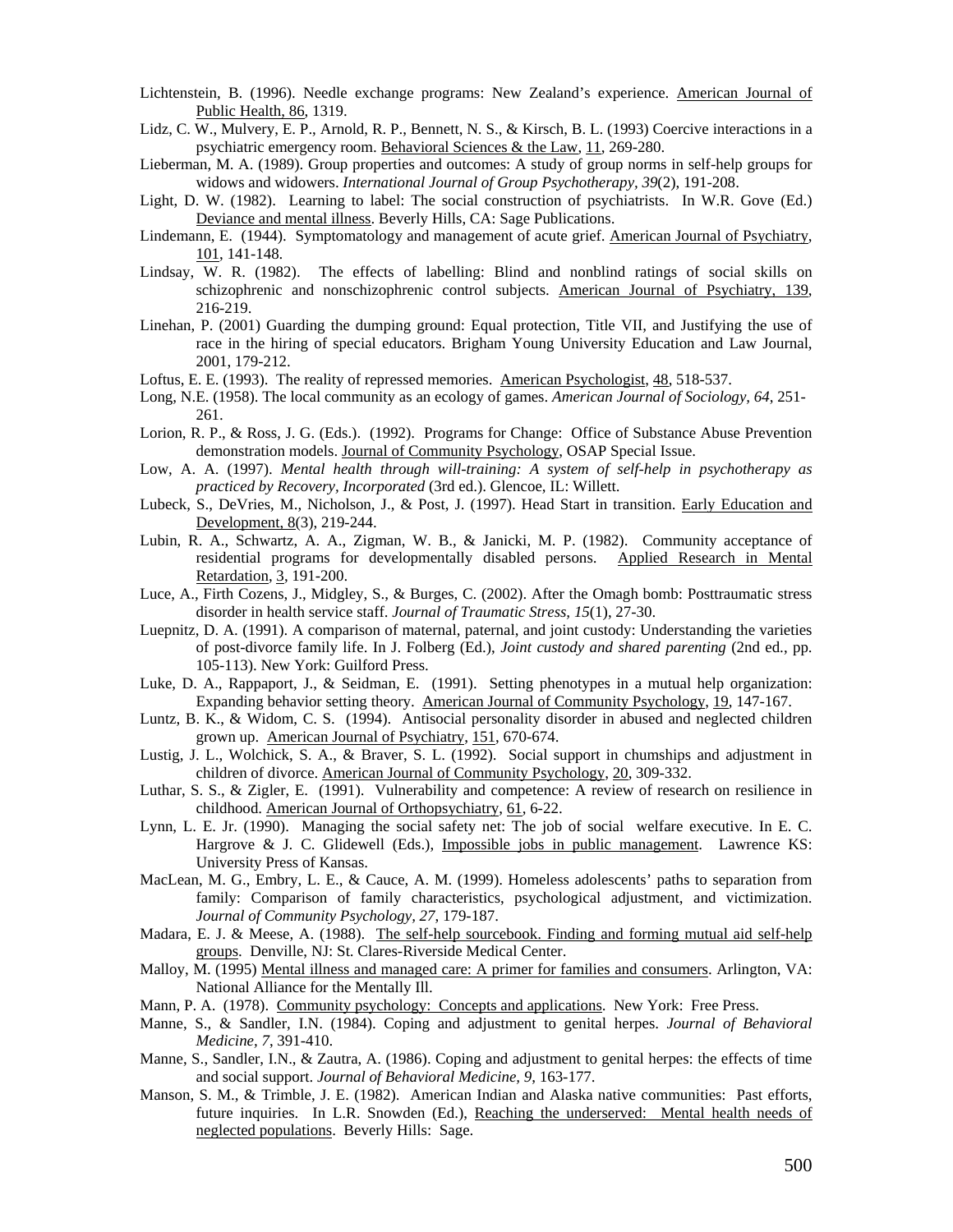Lichtenstein, B. (1996). Needle exchange programs: New Zealand's experience. American Journal of Public Health, 86, 1319.

Lidz, C. W., Mulvery, E. P., Arnold, R. P., Bennett, N. S., & Kirsch, B. L. (1993) Coercive interactions in a psychiatric emergency room. Behavioral Sciences & the Law, 11, 269-280.

Lieberman, M. A. (1989). Group properties and outcomes: A study of group norms in self-help groups for widows and widowers. *International Journal of Group Psychotherapy, 39*(2), 191-208.

Light, D. W. (1982). Learning to label: The social construction of psychiatrists. In W.R. Gove (Ed.) Deviance and mental illness. Beverly Hills, CA: Sage Publications.

Lindemann, E. (1944). Symptomatology and management of acute grief. American Journal of Psychiatry, 101, 141-148.

Lindsay, W. R. (1982). The effects of labelling: Blind and nonblind ratings of social skills on schizophrenic and nonschizophrenic control subjects. American Journal of Psychiatry, 139, 216-219.

Linehan, P. (2001) Guarding the dumping ground: Equal protection, Title VII, and Justifying the use of race in the hiring of special educators. Brigham Young University Education and Law Journal, 2001, 179-212.

Loftus, E. E. (1993). The reality of repressed memories. American Psychologist, 48, 518-537.

Long, N.E. (1958). The local community as an ecology of games. *American Journal of Sociology, 64*, 251-261.

Lorion, R. P., & Ross, J. G. (Eds.). (1992). Programs for Change: Office of Substance Abuse Prevention demonstration models. Journal of Community Psychology, OSAP Special Issue.

Low, A. A. (1997). *Mental health through will-training: A system of self-help in psychotherapy as practiced by Recovery, Incorporated* (3rd ed.). Glencoe, IL: Willett.

Lubeck, S., DeVries, M., Nicholson, J., & Post, J. (1997). Head Start in transition. Early Education and Development, 8(3), 219-244.

Lubin, R. A., Schwartz, A. A., Zigman, W. B., & Janicki, M. P. (1982). Community acceptance of residential programs for developmentally disabled persons. Applied Research in Mental Retardation, 3, 191-200.

Luce, A., Firth Cozens, J., Midgley, S., & Burges, C. (2002). After the Omagh bomb: Posttraumatic stress disorder in health service staff. *Journal of Traumatic Stress, 15*(1), 27-30.

Luepnitz, D. A. (1991). A comparison of maternal, paternal, and joint custody: Understanding the varieties of post-divorce family life. In J. Folberg (Ed.), *Joint custody and shared parenting* (2nd ed., pp. 105-113). New York: Guilford Press.

Luke, D. A., Rappaport, J., & Seidman, E. (1991). Setting phenotypes in a mutual help organization: Expanding behavior setting theory. American Journal of Community Psychology, 19, 147-167.

Luntz, B. K., & Widom, C. S. (1994). Antisocial personality disorder in abused and neglected children grown up. American Journal of Psychiatry, 151, 670-674.

Lustig, J. L., Wolchick, S. A., & Braver, S. L. (1992). Social support in chumships and adjustment in children of divorce. American Journal of Community Psychology, 20, 309-332.

Luthar, S. S., & Zigler, E. (1991). Vulnerability and competence: A review of research on resilience in childhood. American Journal of Orthopsychiatry, 61, 6-22.

Lynn, L. E. Jr. (1990). Managing the social safety net: The job of social welfare executive. In E. C. Hargrove & J. C. Glidewell (Eds.), Impossible jobs in public management. Lawrence KS: University Press of Kansas.

MacLean, M. G., Embry, L. E., & Cauce, A. M. (1999). Homeless adolescents' paths to separation from family: Comparison of family characteristics, psychological adjustment, and victimization. *Journal of Community Psychology, 27*, 179-187.

Madara, E. J. & Meese, A. (1988). The self-help sourcebook. Finding and forming mutual aid self-help groups. Denville, NJ: St. Clares-Riverside Medical Center.

Malloy, M. (1995) Mental illness and managed care: A primer for families and consumers. Arlington, VA: National Alliance for the Mentally Ill.

Mann, P. A. (1978). Community psychology: Concepts and applications. New York: Free Press.

Manne, S., & Sandler, I.N. (1984). Coping and adjustment to genital herpes. *Journal of Behavioral Medicine, 7*, 391-410.

Manne, S., Sandler, I.N., & Zautra, A. (1986). Coping and adjustment to genital herpes: the effects of time and social support. *Journal of Behavioral Medicine, 9*, 163-177.

Manson, S. M., & Trimble, J. E. (1982). American Indian and Alaska native communities: Past efforts, future inquiries. In L.R. Snowden (Ed.), Reaching the underserved: Mental health needs of neglected populations. Beverly Hills: Sage.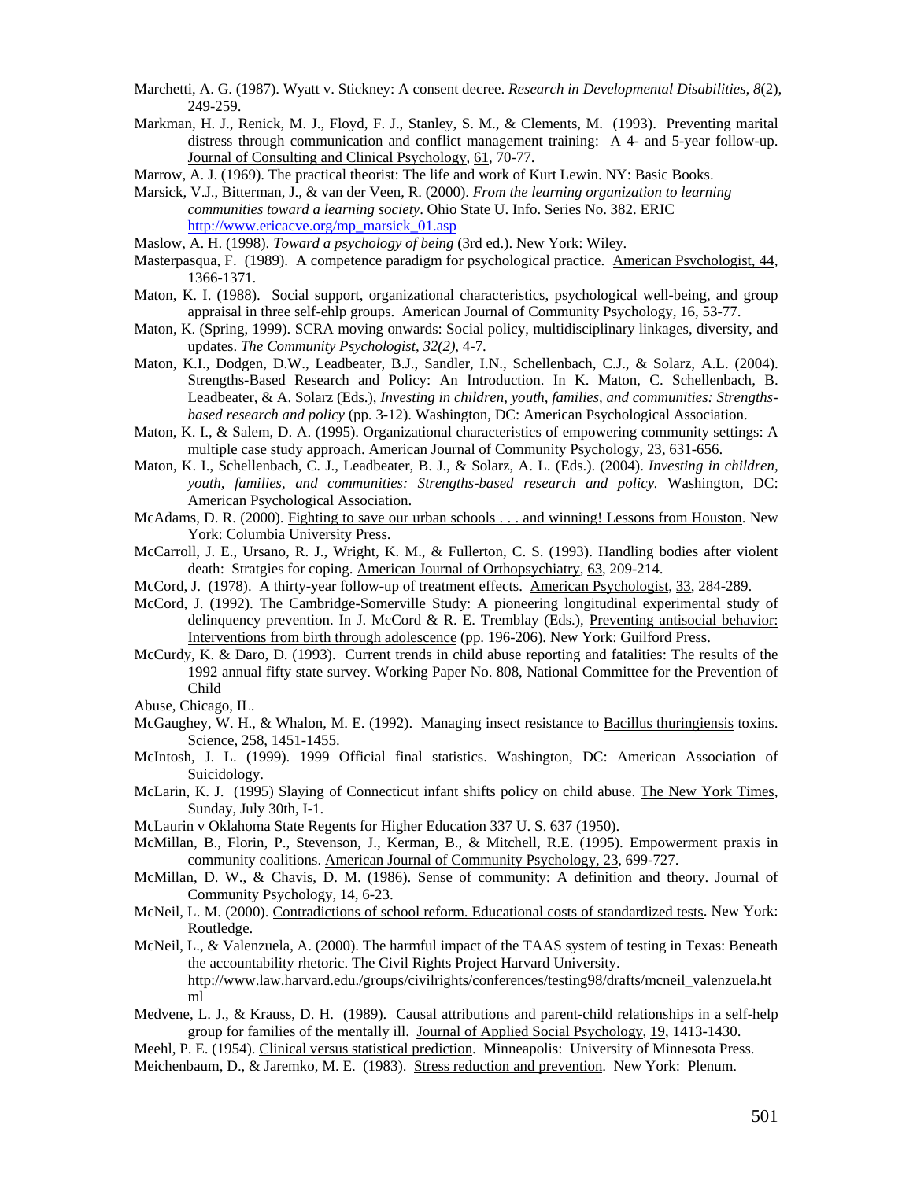Marchetti, A. G. (1987). Wyatt v. Stickney: A consent decree. *Research in Developmental Disabilities, 8*(2), 249-259.

Markman, H. J., Renick, M. J., Floyd, F. J., Stanley, S. M., & Clements, M. (1993). Preventing marital distress through communication and conflict management training: A 4- and 5-year follow-up. Journal of Consulting and Clinical Psychology, 61, 70-77.

Marrow, A. J. (1969). The practical theorist: The life and work of Kurt Lewin. NY: Basic Books.

Marsick, V.J., Bitterman, J., & van der Veen, R. (2000). *From the learning organization to learning communities toward a learning society*. Ohio State U. Info. Series No. 382. ERIC http://www.ericacve.org/mp_marsick_01.asp

Maslow, A. H. (1998). *Toward a psychology of being* (3rd ed.). New York: Wiley.

Masterpasqua, F. (1989). A competence paradigm for psychological practice. American Psychologist, 44, 1366-1371.

Maton, K. I. (1988). Social support, organizational characteristics, psychological well-being, and group appraisal in three self-ehlp groups. American Journal of Community Psychology, 16, 53-77.

Maton, K. (Spring, 1999). SCRA moving onwards: Social policy, multidisciplinary linkages, diversity, and updates. *The Community Psychologist, 32(2)*, 4-7.

Maton, K.I., Dodgen, D.W., Leadbeater, B.J., Sandler, I.N., Schellenbach, C.J., & Solarz, A.L. (2004). Strengths-Based Research and Policy: An Introduction. In K. Maton, C. Schellenbach, B. Leadbeater, & A. Solarz (Eds.), *Investing in children, youth, families, and communities: Strengths-based research and policy* (pp. 3-12). Washington, DC: American Psychological Association.

Maton, K. I., & Salem, D. A. (1995). Organizational characteristics of empowering community settings: A multiple case study approach. American Journal of Community Psychology, 23, 631-656.

Maton, K. I., Schellenbach, C. J., Leadbeater, B. J., & Solarz, A. L. (Eds.). (2004). *Investing in children, youth, families, and communities: Strengths-based research and policy.* Washington, DC: American Psychological Association.

McAdams, D. R. (2000). Fighting to save our urban schools . . . and winning! Lessons from Houston. New York: Columbia University Press.

McCarroll, J. E., Ursano, R. J., Wright, K. M., & Fullerton, C. S. (1993). Handling bodies after violent death: Stratgies for coping. American Journal of Orthopsychiatry, 63, 209-214.

McCord, J. (1978). A thirty-year follow-up of treatment effects. American Psychologist, 33, 284-289.

McCord, J. (1992). The Cambridge-Somerville Study: A pioneering longitudinal experimental study of delinquency prevention. In J. McCord & R. E. Tremblay (Eds.), Preventing antisocial behavior: Interventions from birth through adolescence (pp. 196-206). New York: Guilford Press.

McCurdy, K. & Daro, D. (1993). Current trends in child abuse reporting and fatalities: The results of the 1992 annual fifty state survey. Working Paper No. 808, National Committee for the Prevention of Child

Abuse, Chicago, IL.

McGaughey, W. H., & Whalon, M. E. (1992). Managing insect resistance to Bacillus thuringiensis toxins. Science, 258, 1451-1455.

McIntosh, J. L. (1999). 1999 Official final statistics. Washington, DC: American Association of Suicidology.

McLarin, K. J. (1995) Slaying of Connecticut infant shifts policy on child abuse. The New York Times, Sunday, July 30th, I-1.

McLaurin v Oklahoma State Regents for Higher Education 337 U. S. 637 (1950).

McMillan, B., Florin, P., Stevenson, J., Kerman, B., & Mitchell, R.E. (1995). Empowerment praxis in community coalitions. American Journal of Community Psychology, 23, 699-727.

McMillan, D. W., & Chavis, D. M. (1986). Sense of community: A definition and theory. Journal of Community Psychology, 14, 6-23.

McNeil, L. M. (2000). Contradictions of school reform. Educational costs of standardized tests. New York: Routledge.

McNeil, L., & Valenzuela, A. (2000). The harmful impact of the TAAS system of testing in Texas: Beneath the accountability rhetoric. The Civil Rights Project Harvard University. http://www.law.harvard.edu./groups/civilrights/conferences/testing98/drafts/mcneil_valenzuela.html

Medvene, L. J., & Krauss, D. H. (1989). Causal attributions and parent-child relationships in a self-help group for families of the mentally ill. Journal of Applied Social Psychology, 19, 1413-1430.

Meehl, P. E. (1954). Clinical versus statistical prediction. Minneapolis: University of Minnesota Press.

Meichenbaum, D., & Jaremko, M. E. (1983). Stress reduction and prevention. New York: Plenum.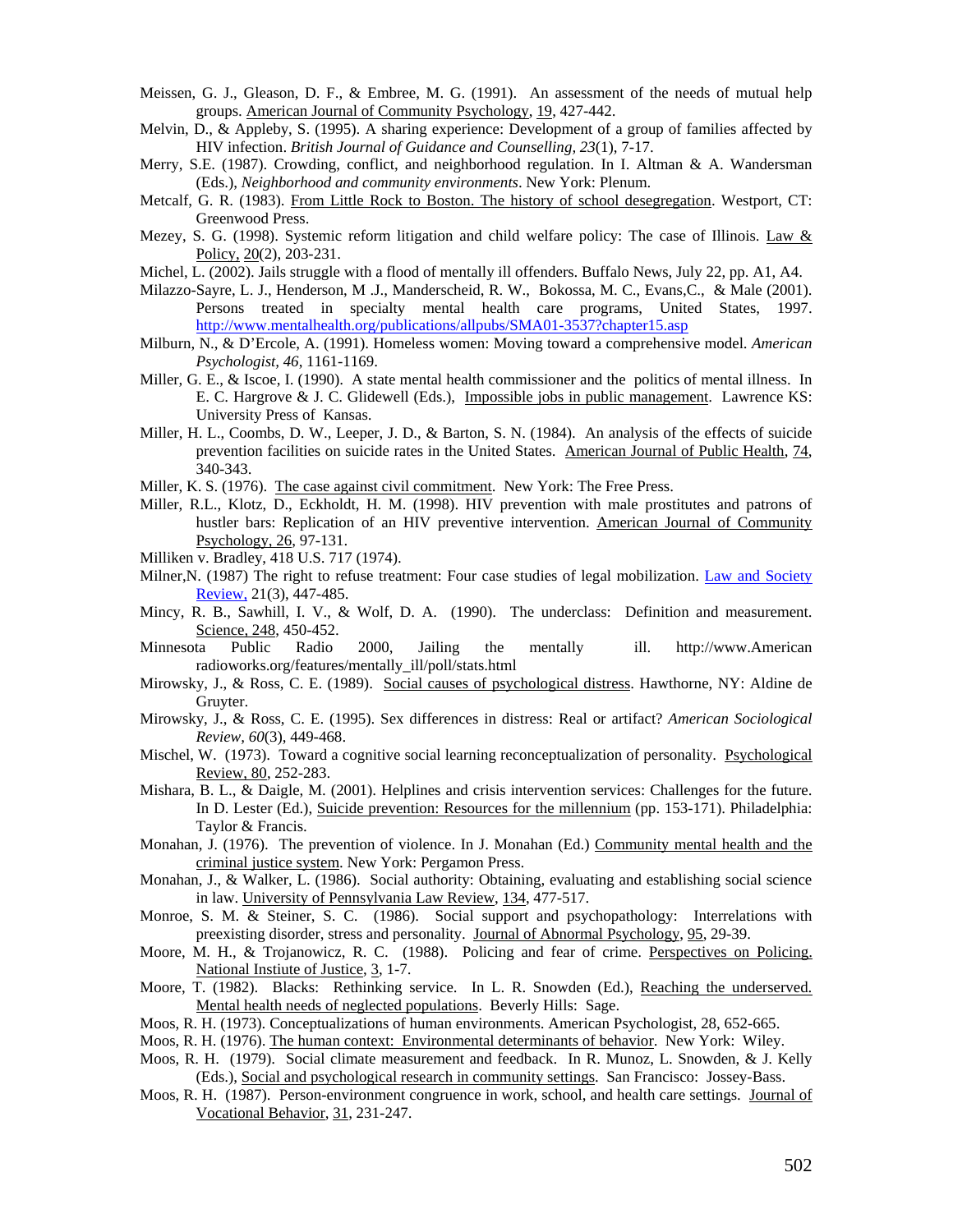Meissen, G. J., Gleason, D. F., & Embree, M. G. (1991). An assessment of the needs of mutual help groups. American Journal of Community Psychology, 19, 427-442.

Melvin, D., & Appleby, S. (1995). A sharing experience: Development of a group of families affected by HIV infection. *British Journal of Guidance and Counselling, 23*(1), 7-17.

Merry, S.E. (1987). Crowding, conflict, and neighborhood regulation. In I. Altman & A. Wandersman (Eds.), *Neighborhood and community environments*. New York: Plenum.

Metcalf, G. R. (1983). From Little Rock to Boston. The history of school desegregation. Westport, CT: Greenwood Press.

Mezey, S. G. (1998). Systemic reform litigation and child welfare policy: The case of Illinois. Law & Policy, 20(2), 203-231.

Michel, L. (2002). Jails struggle with a flood of mentally ill offenders. Buffalo News, July 22, pp. A1, A4.

Milazzo-Sayre, L. J., Henderson, M .J., Manderscheid, R. W., Bokossa, M. C., Evans,C., & Male (2001). Persons treated in specialty mental health care programs, United States, 1997. http://www.mentalhealth.org/publications/allpubs/SMA01-3537?chapter15.asp

Milburn, N., & D'Ercole, A. (1991). Homeless women: Moving toward a comprehensive model. *American Psychologist, 46*, 1161-1169.

Miller, G. E., & Iscoe, I. (1990). A state mental health commissioner and the politics of mental illness. In E. C. Hargrove & J. C. Glidewell (Eds.), Impossible jobs in public management. Lawrence KS: University Press of Kansas.

Miller, H. L., Coombs, D. W., Leeper, J. D., & Barton, S. N. (1984). An analysis of the effects of suicide prevention facilities on suicide rates in the United States. American Journal of Public Health, 74, 340-343.

Miller, K. S. (1976). The case against civil commitment. New York: The Free Press.

Miller, R.L., Klotz, D., Eckholdt, H. M. (1998). HIV prevention with male prostitutes and patrons of hustler bars: Replication of an HIV preventive intervention. American Journal of Community Psychology, 26, 97-131.

Milliken v. Bradley, 418 U.S. 717 (1974).

Milner,N. (1987) The right to refuse treatment: Four case studies of legal mobilization. Law and Society Review, 21(3), 447-485.

Mincy, R. B., Sawhill, I. V., & Wolf, D. A. (1990). The underclass: Definition and measurement. Science, 248, 450-452.

Minnesota Public Radio 2000, Jailing the mentally ill. http://www.American radioworks.org/features/mentally_ill/poll/stats.html

Mirowsky, J., & Ross, C. E. (1989). Social causes of psychological distress. Hawthorne, NY: Aldine de Gruyter.

Mirowsky, J., & Ross, C. E. (1995). Sex differences in distress: Real or artifact? *American Sociological Review, 60*(3), 449-468.

Mischel, W. (1973). Toward a cognitive social learning reconceptualization of personality. Psychological Review, 80, 252-283.

Mishara, B. L., & Daigle, M. (2001). Helplines and crisis intervention services: Challenges for the future. In D. Lester (Ed.), Suicide prevention: Resources for the millennium (pp. 153-171). Philadelphia: Taylor & Francis.

Monahan, J. (1976). The prevention of violence. In J. Monahan (Ed.) Community mental health and the criminal justice system. New York: Pergamon Press.

Monahan, J., & Walker, L. (1986). Social authority: Obtaining, evaluating and establishing social science in law. University of Pennsylvania Law Review, 134, 477-517.

Monroe, S. M. & Steiner, S. C. (1986). Social support and psychopathology: Interrelations with preexisting disorder, stress and personality. Journal of Abnormal Psychology, 95, 29-39.

Moore, M. H., & Trojanowicz, R. C. (1988). Policing and fear of crime. Perspectives on Policing. National Instiute of Justice, 3, 1-7.

Moore, T. (1982). Blacks: Rethinking service. In L. R. Snowden (Ed.), Reaching the underserved. Mental health needs of neglected populations. Beverly Hills: Sage.

Moos, R. H. (1973). Conceptualizations of human environments. American Psychologist, 28, 652-665.

Moos, R. H. (1976). The human context: Environmental determinants of behavior. New York: Wiley.

Moos, R. H. (1979). Social climate measurement and feedback. In R. Munoz, L. Snowden, & J. Kelly (Eds.), Social and psychological research in community settings. San Francisco: Jossey-Bass.

Moos, R. H. (1987). Person-environment congruence in work, school, and health care settings. Journal of Vocational Behavior, 31, 231-247.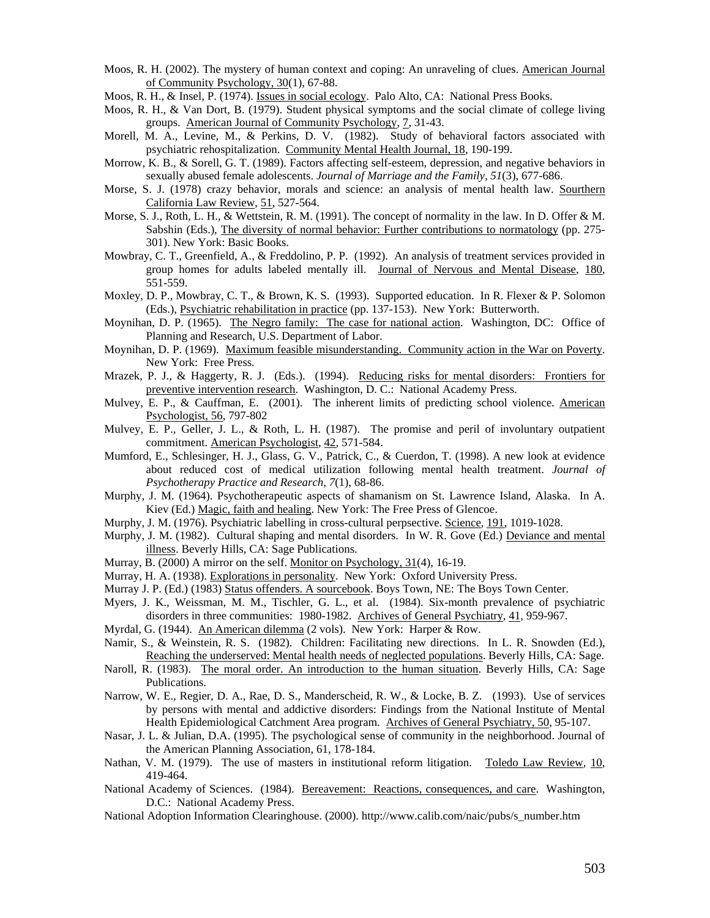Moos, R. H. (2002). The mystery of human context and coping: An unraveling of clues. American Journal of Community Psychology, 30(1), 67-88.

Moos, R. H., & Insel, P. (1974). Issues in social ecology. Palo Alto, CA: National Press Books.

Moos, R. H., & Van Dort, B. (1979). Student physical symptoms and the social climate of college living groups. American Journal of Community Psychology, 7, 31-43.

Morell, M. A., Levine, M., & Perkins, D. V. (1982). Study of behavioral factors associated with psychiatric rehospitalization. Community Mental Health Journal, 18, 190-199.

Morrow, K. B., & Sorell, G. T. (1989). Factors affecting self-esteem, depression, and negative behaviors in sexually abused female adolescents. *Journal of Marriage and the Family, 51*(3), 677-686.

Morse, S. J. (1978) crazy behavior, morals and science: an analysis of mental health law. Sourthern California Law Review, 51, 527-564.

Morse, S. J., Roth, L. H., & Wettstein, R. M. (1991). The concept of normality in the law. In D. Offer & M. Sabshin (Eds.), The diversity of normal behavior: Further contributions to normatology (pp. 275-301). New York: Basic Books.

Mowbray, C. T., Greenfield, A., & Freddolino, P. P. (1992). An analysis of treatment services provided in group homes for adults labeled mentally ill. Journal of Nervous and Mental Disease, 180, 551-559.

Moxley, D. P., Mowbray, C. T., & Brown, K. S. (1993). Supported education. In R. Flexer & P. Solomon (Eds.), Psychiatric rehabilitation in practice (pp. 137-153). New York: Butterworth.

Moynihan, D. P. (1965). The Negro family: The case for national action. Washington, DC: Office of Planning and Research, U.S. Department of Labor.

Moynihan, D. P. (1969). Maximum feasible misunderstanding. Community action in the War on Poverty. New York: Free Press.

Mrazek, P. J., & Haggerty, R. J. (Eds.). (1994). Reducing risks for mental disorders: Frontiers for preventive intervention research. Washington, D. C.: National Academy Press.

Mulvey, E. P., & Cauffman, E. (2001). The inherent limits of predicting school violence. American Psychologist, 56, 797-802

Mulvey, E. P., Geller, J. L., & Roth, L. H. (1987). The promise and peril of involuntary outpatient commitment. American Psychologist, 42, 571-584.

Mumford, E., Schlesinger, H. J., Glass, G. V., Patrick, C., & Cuerdon, T. (1998). A new look at evidence about reduced cost of medical utilization following mental health treatment. *Journal of Psychotherapy Practice and Research, 7*(1), 68-86.

Murphy, J. M. (1964). Psychotherapeutic aspects of shamanism on St. Lawrence Island, Alaska. In A. Kiev (Ed.) Magic, faith and healing. New York: The Free Press of Glencoe.

Murphy, J. M. (1976). Psychiatric labelling in cross-cultural perpsective. Science, 191, 1019-1028.

Murphy, J. M. (1982). Cultural shaping and mental disorders. In W. R. Gove (Ed.) Deviance and mental illness. Beverly Hills, CA: Sage Publications.

Murray, B. (2000) A mirror on the self. Monitor on Psychology, 31(4), 16-19.

Murray, H. A. (1938). Explorations in personality. New York: Oxford University Press.

Murray J. P. (Ed.) (1983) Status offenders. A sourcebook. Boys Town, NE: The Boys Town Center.

Myers, J. K., Weissman, M. M., Tischler, G. L., et al. (1984). Six-month prevalence of psychiatric disorders in three communities: 1980-1982. Archives of General Psychiatry, 41, 959-967.

Myrdal, G. (1944). An American dilemma (2 vols). New York: Harper & Row.

Namir, S., & Weinstein, R. S. (1982). Children: Facilitating new directions. In L. R. Snowden (Ed.), Reaching the underserved: Mental health needs of neglected populations. Beverly Hills, CA: Sage.

Naroll, R. (1983). The moral order. An introduction to the human situation. Beverly Hills, CA: Sage Publications.

Narrow, W. E., Regier, D. A., Rae, D. S., Manderscheid, R. W., & Locke, B. Z. (1993). Use of services by persons with mental and addictive disorders: Findings from the National Institute of Mental Health Epidemiological Catchment Area program. Archives of General Psychiatry, 50, 95-107.

Nasar, J. L. & Julian, D.A. (1995). The psychological sense of community in the neighborhood. Journal of the American Planning Association, 61, 178-184.

Nathan, V. M. (1979). The use of masters in institutional reform litigation. Toledo Law Review, 10, 419-464.

National Academy of Sciences. (1984). Bereavement: Reactions, consequences, and care. Washington, D.C.: National Academy Press.

National Adoption Information Clearinghouse. (2000). http://www.calib.com/naic/pubs/s_number.htm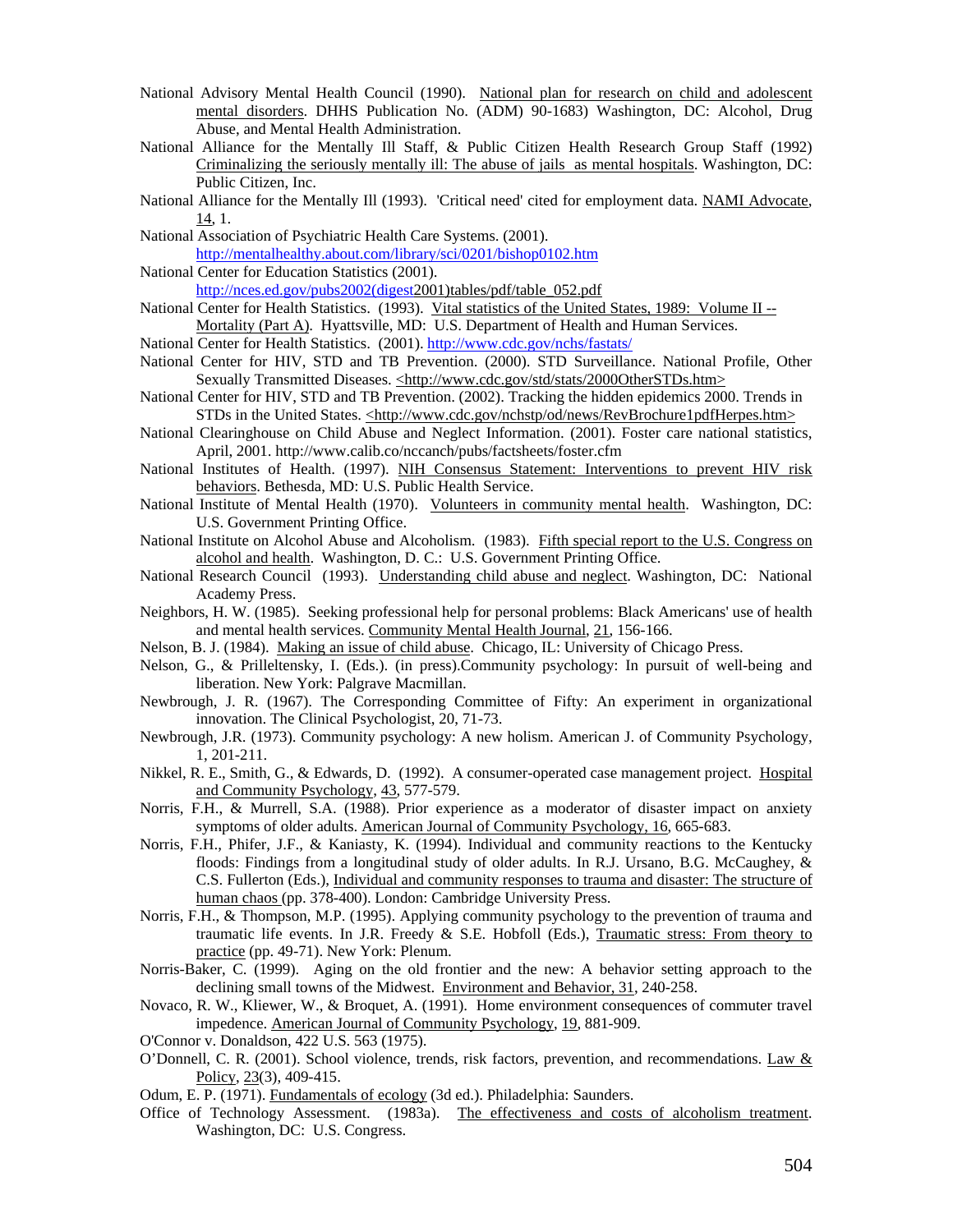National Advisory Mental Health Council (1990). National plan for research on child and adolescent mental disorders. DHHS Publication No. (ADM) 90-1683) Washington, DC: Alcohol, Drug Abuse, and Mental Health Administration.

National Alliance for the Mentally Ill Staff, & Public Citizen Health Research Group Staff (1992) Criminalizing the seriously mentally ill: The abuse of jails as mental hospitals. Washington, DC: Public Citizen, Inc.

National Alliance for the Mentally Ill (1993). 'Critical need' cited for employment data. NAMI Advocate, 14, 1.

National Association of Psychiatric Health Care Systems. (2001). http://mentalhealthy.about.com/library/sci/0201/bishop0102.htm

National Center for Education Statistics (2001). http://nces.ed.gov/pubs2002(digest2001)tables/pdf/table_052.pdf

National Center for Health Statistics. (1993). Vital statistics of the United States, 1989: Volume II -- Mortality (Part A). Hyattsville, MD: U.S. Department of Health and Human Services.

National Center for Health Statistics. (2001). http://www.cdc.gov/nchs/fastats/

National Center for HIV, STD and TB Prevention. (2000). STD Surveillance. National Profile, Other Sexually Transmitted Diseases. <http://www.cdc.gov/std/stats/2000OtherSTDs.htm>

National Center for HIV, STD and TB Prevention. (2002). Tracking the hidden epidemics 2000. Trends in STDs in the United States. <http://www.cdc.gov/nchstp/od/news/RevBrochure1pdfHerpes.htm>

National Clearinghouse on Child Abuse and Neglect Information. (2001). Foster care national statistics, April, 2001. http://www.calib.co/nccanch/pubs/factsheets/foster.cfm

National Institutes of Health. (1997). NIH Consensus Statement: Interventions to prevent HIV risk behaviors. Bethesda, MD: U.S. Public Health Service.

National Institute of Mental Health (1970). Volunteers in community mental health. Washington, DC: U.S. Government Printing Office.

National Institute on Alcohol Abuse and Alcoholism. (1983). Fifth special report to the U.S. Congress on alcohol and health. Washington, D. C.: U.S. Government Printing Office.

National Research Council (1993). Understanding child abuse and neglect. Washington, DC: National Academy Press.

Neighbors, H. W. (1985). Seeking professional help for personal problems: Black Americans' use of health and mental health services. Community Mental Health Journal, 21, 156-166.

Nelson, B. J. (1984). Making an issue of child abuse. Chicago, IL: University of Chicago Press.

Nelson, G., & Prilleltensky, I. (Eds.). (in press).Community psychology: In pursuit of well-being and liberation. New York: Palgrave Macmillan.

Newbrough, J. R. (1967). The Corresponding Committee of Fifty: An experiment in organizational innovation. The Clinical Psychologist, 20, 71-73.

Newbrough, J.R. (1973). Community psychology: A new holism. American J. of Community Psychology, 1, 201-211.

Nikkel, R. E., Smith, G., & Edwards, D. (1992). A consumer-operated case management project. Hospital and Community Psychology, 43, 577-579.

Norris, F.H., & Murrell, S.A. (1988). Prior experience as a moderator of disaster impact on anxiety symptoms of older adults. American Journal of Community Psychology, 16, 665-683.

Norris, F.H., Phifer, J.F., & Kaniasty, K. (1994). Individual and community reactions to the Kentucky floods: Findings from a longitudinal study of older adults. In R.J. Ursano, B.G. McCaughey, & C.S. Fullerton (Eds.), Individual and community responses to trauma and disaster: The structure of human chaos (pp. 378-400). London: Cambridge University Press.

Norris, F.H., & Thompson, M.P. (1995). Applying community psychology to the prevention of trauma and traumatic life events. In J.R. Freedy & S.E. Hobfoll (Eds.), Traumatic stress: From theory to practice (pp. 49-71). New York: Plenum.

Norris-Baker, C. (1999). Aging on the old frontier and the new: A behavior setting approach to the declining small towns of the Midwest. Environment and Behavior, 31, 240-258.

Novaco, R. W., Kliewer, W., & Broquet, A. (1991). Home environment consequences of commuter travel impedence. American Journal of Community Psychology, 19, 881-909.

O'Connor v. Donaldson, 422 U.S. 563 (1975).

O'Donnell, C. R. (2001). School violence, trends, risk factors, prevention, and recommendations. Law & Policy, 23(3), 409-415.

Odum, E. P. (1971). Fundamentals of ecology (3d ed.). Philadelphia: Saunders.

Office of Technology Assessment. (1983a). The effectiveness and costs of alcoholism treatment. Washington, DC: U.S. Congress.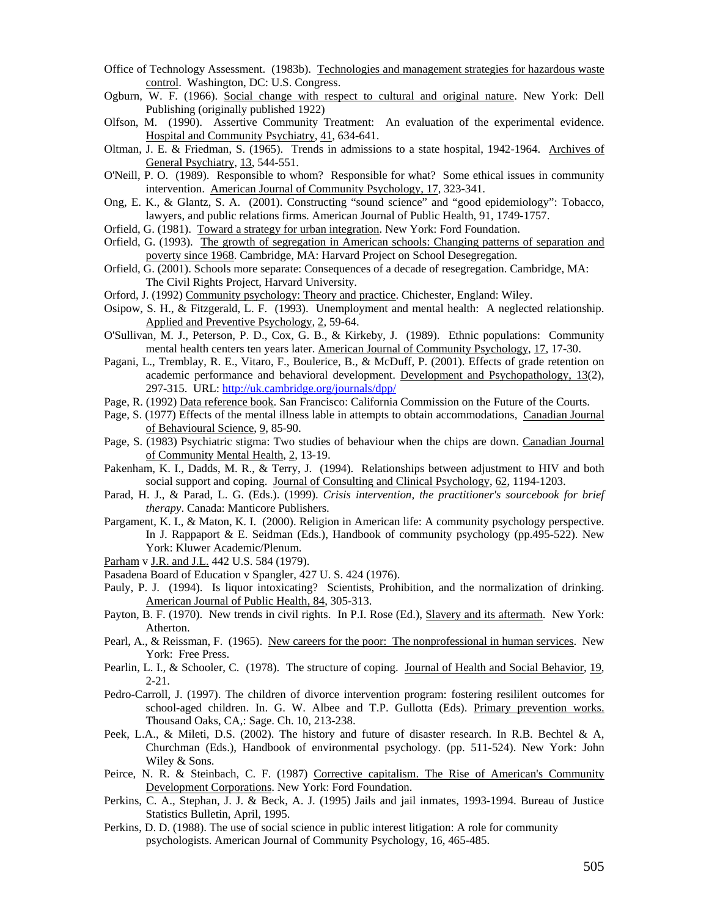Office of Technology Assessment. (1983b). Technologies and management strategies for hazardous waste control. Washington, DC: U.S. Congress.

Ogburn, W. F. (1966). Social change with respect to cultural and original nature. New York: Dell Publishing (originally published 1922)

Olfson, M. (1990). Assertive Community Treatment: An evaluation of the experimental evidence. Hospital and Community Psychiatry, 41, 634-641.

Oltman, J. E. & Friedman, S. (1965). Trends in admissions to a state hospital, 1942-1964. Archives of General Psychiatry, 13, 544-551.

O'Neill, P. O. (1989). Responsible to whom? Responsible for what? Some ethical issues in community intervention. American Journal of Community Psychology, 17, 323-341.

Ong, E. K., & Glantz, S. A. (2001). Constructing "sound science" and "good epidemiology": Tobacco, lawyers, and public relations firms. American Journal of Public Health, 91, 1749-1757.

Orfield, G. (1981). Toward a strategy for urban integration. New York: Ford Foundation.

Orfield, G. (1993). The growth of segregation in American schools: Changing patterns of separation and poverty since 1968. Cambridge, MA: Harvard Project on School Desegregation.

Orfield, G. (2001). Schools more separate: Consequences of a decade of resegregation. Cambridge, MA: The Civil Rights Project, Harvard University.

Orford, J. (1992) Community psychology: Theory and practice. Chichester, England: Wiley.

Osipow, S. H., & Fitzgerald, L. F. (1993). Unemployment and mental health: A neglected relationship. Applied and Preventive Psychology, 2, 59-64.

O'Sullivan, M. J., Peterson, P. D., Cox, G. B., & Kirkeby, J. (1989). Ethnic populations: Community mental health centers ten years later. American Journal of Community Psychology, 17, 17-30.

Pagani, L., Tremblay, R. E., Vitaro, F., Boulerice, B., & McDuff, P. (2001). Effects of grade retention on academic performance and behavioral development. Development and Psychopathology, 13(2), 297-315. URL: http://uk.cambridge.org/journals/dpp/

Page, R. (1992) Data reference book. San Francisco: California Commission on the Future of the Courts.

Page, S. (1977) Effects of the mental illness lable in attempts to obtain accommodations, Canadian Journal of Behavioural Science, 9, 85-90.

Page, S. (1983) Psychiatric stigma: Two studies of behaviour when the chips are down. Canadian Journal of Community Mental Health, 2, 13-19.

Pakenham, K. I., Dadds, M. R., & Terry, J. (1994). Relationships between adjustment to HIV and both social support and coping. Journal of Consulting and Clinical Psychology, 62, 1194-1203.

Parad, H. J., & Parad, L. G. (Eds.). (1999). *Crisis intervention, the practitioner's sourcebook for brief therapy*. Canada: Manticore Publishers.

Pargament, K. I., & Maton, K. I. (2000). Religion in American life: A community psychology perspective. In J. Rappaport & E. Seidman (Eds.), Handbook of community psychology (pp.495-522). New York: Kluwer Academic/Plenum.

Parham v J.R. and J.L. 442 U.S. 584 (1979).

Pasadena Board of Education v Spangler, 427 U. S. 424 (1976).

Pauly, P. J. (1994). Is liquor intoxicating? Scientists, Prohibition, and the normalization of drinking. American Journal of Public Health, 84, 305-313.

Payton, B. F. (1970). New trends in civil rights. In P.I. Rose (Ed.), Slavery and its aftermath. New York: Atherton.

Pearl, A., & Reissman, F. (1965). New careers for the poor: The nonprofessional in human services. New York: Free Press.

Pearlin, L. I., & Schooler, C. (1978). The structure of coping. Journal of Health and Social Behavior, 19, 2-21.

Pedro-Carroll, J. (1997). The children of divorce intervention program: fostering resililent outcomes for school-aged children. In. G. W. Albee and T.P. Gullotta (Eds). Primary prevention works. Thousand Oaks, CA,: Sage. Ch. 10, 213-238.

Peek, L.A., & Mileti, D.S. (2002). The history and future of disaster research. In R.B. Bechtel & A, Churchman (Eds.), Handbook of environmental psychology. (pp. 511-524). New York: John Wiley & Sons.

Peirce, N. R. & Steinbach, C. F. (1987) Corrective capitalism. The Rise of American's Community Development Corporations. New York: Ford Foundation.

Perkins, C. A., Stephan, J. J. & Beck, A. J. (1995) Jails and jail inmates, 1993-1994. Bureau of Justice Statistics Bulletin, April, 1995.

Perkins, D. D. (1988). The use of social science in public interest litigation: A role for community psychologists. American Journal of Community Psychology, 16, 465-485.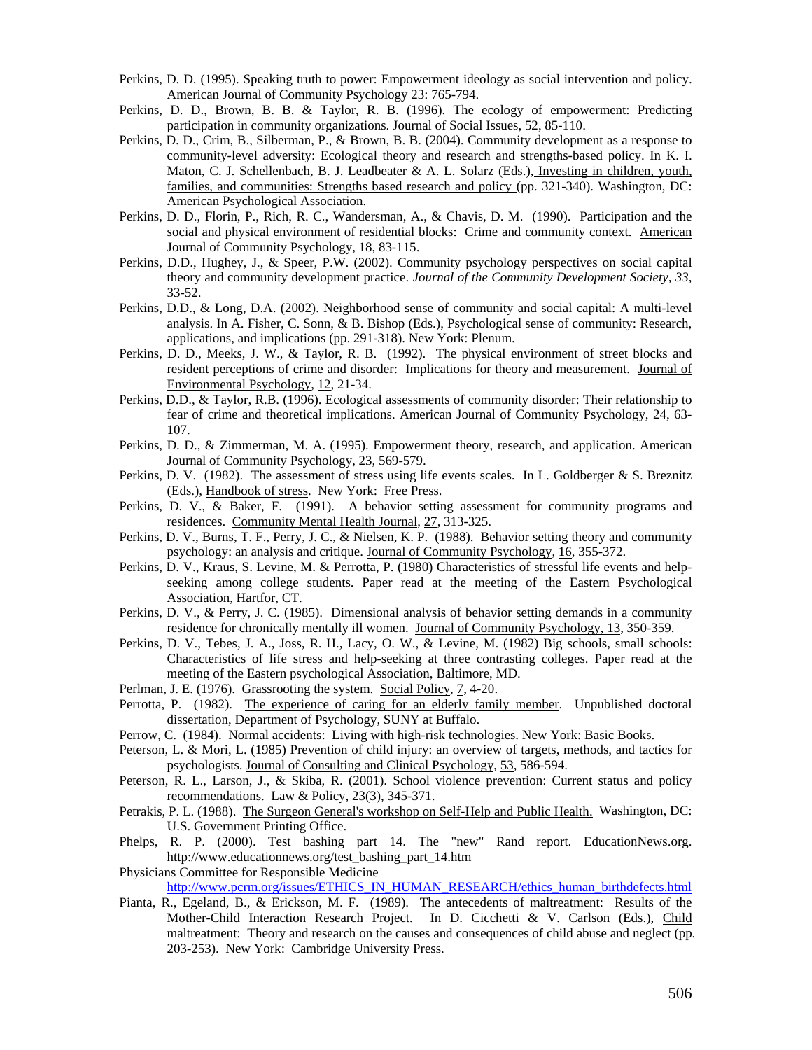Perkins, D. D. (1995). Speaking truth to power: Empowerment ideology as social intervention and policy. American Journal of Community Psychology 23: 765-794.

Perkins, D. D., Brown, B. B. & Taylor, R. B. (1996). The ecology of empowerment: Predicting participation in community organizations. Journal of Social Issues, 52, 85-110.

Perkins, D. D., Crim, B., Silberman, P., & Brown, B. B. (2004). Community development as a response to community-level adversity: Ecological theory and research and strengths-based policy. In K. I. Maton, C. J. Schellenbach, B. J. Leadbeater & A. L. Solarz (Eds.), Investing in children, youth, families, and communities: Strengths based research and policy (pp. 321-340). Washington, DC: American Psychological Association.

Perkins, D. D., Florin, P., Rich, R. C., Wandersman, A., & Chavis, D. M. (1990). Participation and the social and physical environment of residential blocks: Crime and community context. American Journal of Community Psychology, 18, 83-115.

Perkins, D.D., Hughey, J., & Speer, P.W. (2002). Community psychology perspectives on social capital theory and community development practice. *Journal of the Community Development Society, 33*, 33-52.

Perkins, D.D., & Long, D.A. (2002). Neighborhood sense of community and social capital: A multi-level analysis. In A. Fisher, C. Sonn, & B. Bishop (Eds.), Psychological sense of community: Research, applications, and implications (pp. 291-318). New York: Plenum.

Perkins, D. D., Meeks, J. W., & Taylor, R. B. (1992). The physical environment of street blocks and resident perceptions of crime and disorder: Implications for theory and measurement. Journal of Environmental Psychology, 12, 21-34.

Perkins, D.D., & Taylor, R.B. (1996). Ecological assessments of community disorder: Their relationship to fear of crime and theoretical implications. American Journal of Community Psychology, 24, 63-107.

Perkins, D. D., & Zimmerman, M. A. (1995). Empowerment theory, research, and application. American Journal of Community Psychology, 23, 569-579.

Perkins, D. V. (1982). The assessment of stress using life events scales. In L. Goldberger & S. Breznitz (Eds.), Handbook of stress. New York: Free Press.

Perkins, D. V., & Baker, F. (1991). A behavior setting assessment for community programs and residences. Community Mental Health Journal, 27, 313-325.

Perkins, D. V., Burns, T. F., Perry, J. C., & Nielsen, K. P. (1988). Behavior setting theory and community psychology: an analysis and critique. Journal of Community Psychology, 16, 355-372.

Perkins, D. V., Kraus, S. Levine, M. & Perrotta, P. (1980) Characteristics of stressful life events and help-seeking among college students. Paper read at the meeting of the Eastern Psychological Association, Hartfor, CT.

Perkins, D. V., & Perry, J. C. (1985). Dimensional analysis of behavior setting demands in a community residence for chronically mentally ill women. Journal of Community Psychology, 13, 350-359.

Perkins, D. V., Tebes, J. A., Joss, R. H., Lacy, O. W., & Levine, M. (1982) Big schools, small schools: Characteristics of life stress and help-seeking at three contrasting colleges. Paper read at the meeting of the Eastern psychological Association, Baltimore, MD.

Perlman, J. E. (1976). Grassrooting the system. Social Policy, 7, 4-20.

Perrotta, P. (1982). The experience of caring for an elderly family member. Unpublished doctoral dissertation, Department of Psychology, SUNY at Buffalo.

Perrow, C. (1984). Normal accidents: Living with high-risk technologies. New York: Basic Books.

Peterson, L. & Mori, L. (1985) Prevention of child injury: an overview of targets, methods, and tactics for psychologists. Journal of Consulting and Clinical Psychology, 53, 586-594.

Peterson, R. L., Larson, J., & Skiba, R. (2001). School violence prevention: Current status and policy recommendations. Law & Policy, 23(3), 345-371.

Petrakis, P. L. (1988). The Surgeon General's workshop on Self-Help and Public Health. Washington, DC: U.S. Government Printing Office.

Phelps, R. P. (2000). Test bashing part 14. The "new" Rand report. EducationNews.org. http://www.educationnews.org/test_bashing_part_14.htm

Physicians Committee for Responsible Medicine
http://www.pcrm.org/issues/ETHICS_IN_HUMAN_RESEARCH/ethics_human_birthdefects.html

Pianta, R., Egeland, B., & Erickson, M. F. (1989). The antecedents of maltreatment: Results of the Mother-Child Interaction Research Project. In D. Cicchetti & V. Carlson (Eds.), Child maltreatment: Theory and research on the causes and consequences of child abuse and neglect (pp. 203-253). New York: Cambridge University Press.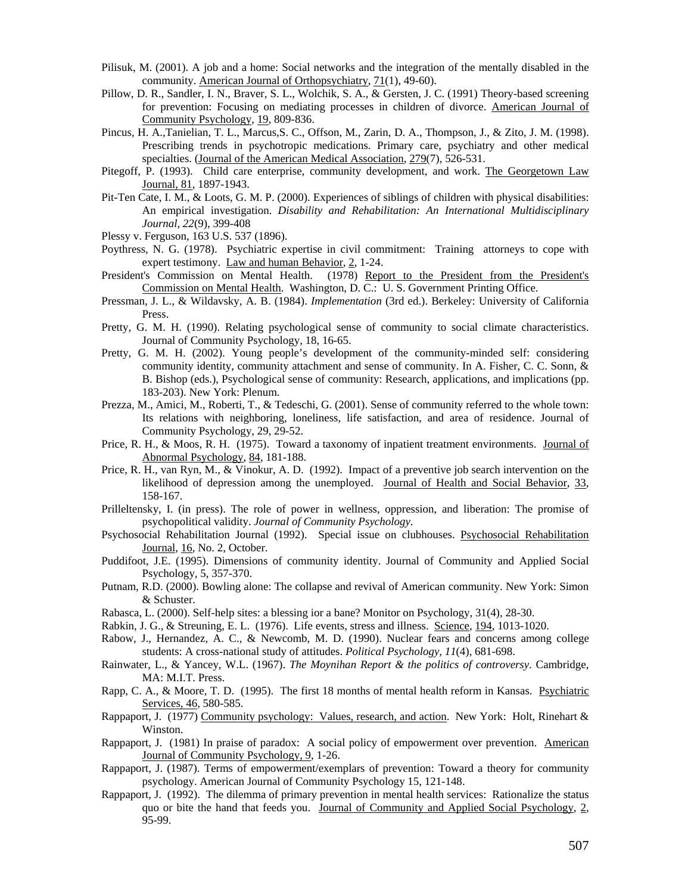Pilisuk, M. (2001). A job and a home: Social networks and the integration of the mentally disabled in the community. American Journal of Orthopsychiatry, 71(1), 49-60).

Pillow, D. R., Sandler, I. N., Braver, S. L., Wolchik, S. A., & Gersten, J. C. (1991) Theory-based screening for prevention: Focusing on mediating processes in children of divorce. American Journal of Community Psychology, 19, 809-836.

Pincus, H. A.,Tanielian, T. L., Marcus,S. C., Offson, M., Zarin, D. A., Thompson, J., & Zito, J. M. (1998). Prescribing trends in psychotropic medications. Primary care, psychiatry and other medical specialties. (Journal of the American Medical Association, 279(7), 526-531.

Pitegoff, P. (1993). Child care enterprise, community development, and work. The Georgetown Law Journal, 81, 1897-1943.

Pit-Ten Cate, I. M., & Loots, G. M. P. (2000). Experiences of siblings of children with physical disabilities: An empirical investigation. *Disability and Rehabilitation: An International Multidisciplinary Journal, 22*(9), 399-408

Plessy v. Ferguson, 163 U.S. 537 (1896).

Poythress, N. G. (1978). Psychiatric expertise in civil commitment: Training attorneys to cope with expert testimony. Law and human Behavior, 2, 1-24.

President's Commission on Mental Health. (1978) Report to the President from the President's Commission on Mental Health. Washington, D. C.: U. S. Government Printing Office.

Pressman, J. L., & Wildavsky, A. B. (1984). *Implementation* (3rd ed.). Berkeley: University of California Press.

Pretty, G. M. H. (1990). Relating psychological sense of community to social climate characteristics. Journal of Community Psychology, 18, 16-65.

Pretty, G. M. H. (2002). Young people's development of the community-minded self: considering community identity, community attachment and sense of community. In A. Fisher, C. C. Sonn, & B. Bishop (eds.), Psychological sense of community: Research, applications, and implications (pp. 183-203). New York: Plenum.

Prezza, M., Amici, M., Roberti, T., & Tedeschi, G. (2001). Sense of community referred to the whole town: Its relations with neighboring, loneliness, life satisfaction, and area of residence. Journal of Community Psychology, 29, 29-52.

Price, R. H., & Moos, R. H. (1975). Toward a taxonomy of inpatient treatment environments. Journal of Abnormal Psychology, 84, 181-188.

Price, R. H., van Ryn, M., & Vinokur, A. D. (1992). Impact of a preventive job search intervention on the likelihood of depression among the unemployed. Journal of Health and Social Behavior, 33, 158-167.

Prilleltensky, I. (in press). The role of power in wellness, oppression, and liberation: The promise of psychopolitical validity. *Journal of Community Psychology.*

Psychosocial Rehabilitation Journal (1992). Special issue on clubhouses. Psychosocial Rehabilitation Journal, 16, No. 2, October.

Puddifoot, J.E. (1995). Dimensions of community identity. Journal of Community and Applied Social Psychology, 5, 357-370.

Putnam, R.D. (2000). Bowling alone: The collapse and revival of American community. New York: Simon & Schuster.

Rabasca, L. (2000). Self-help sites: a blessing ior a bane? Monitor on Psychology, 31(4), 28-30.

Rabkin, J. G., & Streuning, E. L. (1976). Life events, stress and illness. Science, 194, 1013-1020.

Rabow, J., Hernandez, A. C., & Newcomb, M. D. (1990). Nuclear fears and concerns among college students: A cross-national study of attitudes. *Political Psychology, 11*(4), 681-698.

Rainwater, L., & Yancey, W.L. (1967). *The Moynihan Report & the politics of controversy*. Cambridge, MA: M.I.T. Press.

Rapp, C. A., & Moore, T. D. (1995). The first 18 months of mental health reform in Kansas. Psychiatric Services, 46, 580-585.

Rappaport, J. (1977) Community psychology: Values, research, and action. New York: Holt, Rinehart & Winston.

Rappaport, J. (1981) In praise of paradox: A social policy of empowerment over prevention. American Journal of Community Psychology, 9, 1-26.

Rappaport, J. (1987). Terms of empowerment/exemplars of prevention: Toward a theory for community psychology. American Journal of Community Psychology 15, 121-148.

Rappaport, J. (1992). The dilemma of primary prevention in mental health services: Rationalize the status quo or bite the hand that feeds you. Journal of Community and Applied Social Psychology, 2, 95-99.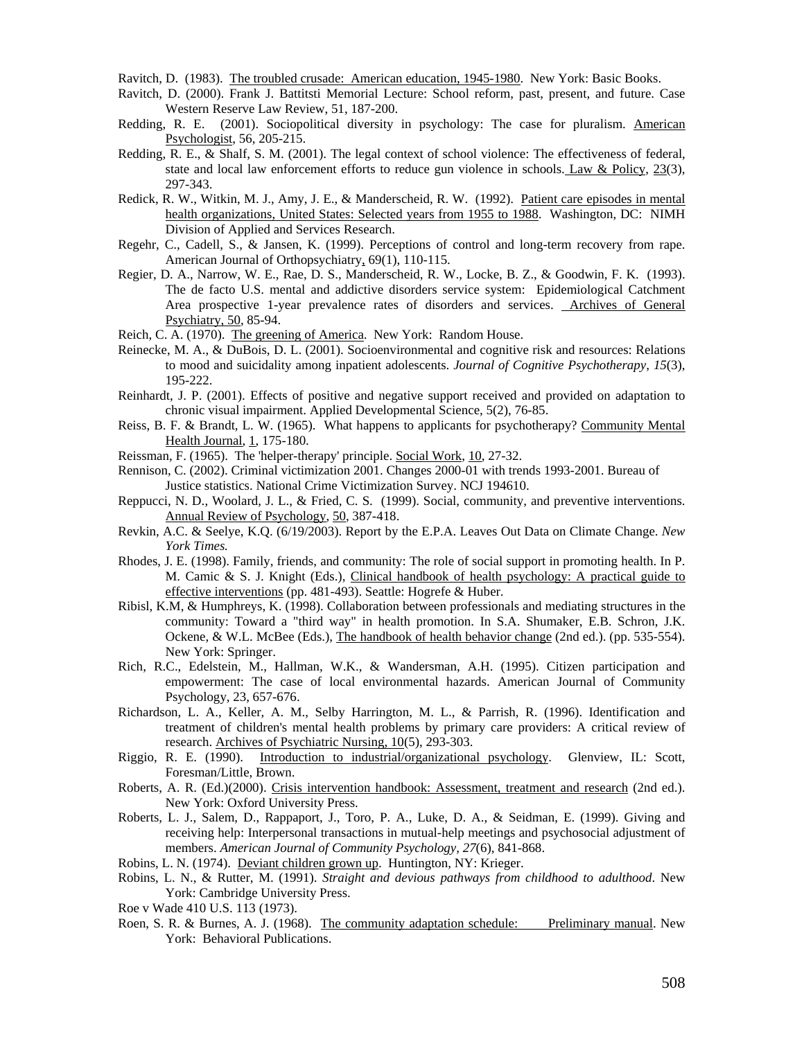Ravitch, D. (1983). The troubled crusade: American education, 1945-1980. New York: Basic Books.

Ravitch, D. (2000). Frank J. Battitsti Memorial Lecture: School reform, past, present, and future. Case Western Reserve Law Review, 51, 187-200.

Redding, R. E. (2001). Sociopolitical diversity in psychology: The case for pluralism. American Psychologist, 56, 205-215.

Redding, R. E., & Shalf, S. M. (2001). The legal context of school violence: The effectiveness of federal, state and local law enforcement efforts to reduce gun violence in schools. Law & Policy, 23(3), 297-343.

Redick, R. W., Witkin, M. J., Amy, J. E., & Manderscheid, R. W. (1992). Patient care episodes in mental health organizations, United States: Selected years from 1955 to 1988. Washington, DC: NIMH Division of Applied and Services Research.

Regehr, C., Cadell, S., & Jansen, K. (1999). Perceptions of control and long-term recovery from rape. American Journal of Orthopsychiatry, 69(1), 110-115.

Regier, D. A., Narrow, W. E., Rae, D. S., Manderscheid, R. W., Locke, B. Z., & Goodwin, F. K. (1993). The de facto U.S. mental and addictive disorders service system: Epidemiological Catchment Area prospective 1-year prevalence rates of disorders and services. Archives of General Psychiatry, 50, 85-94.

Reich, C. A. (1970). The greening of America. New York: Random House.

Reinecke, M. A., & DuBois, D. L. (2001). Socioenvironmental and cognitive risk and resources: Relations to mood and suicidality among inpatient adolescents. *Journal of Cognitive Psychotherapy, 15*(3), 195-222.

Reinhardt, J. P. (2001). Effects of positive and negative support received and provided on adaptation to chronic visual impairment. Applied Developmental Science, 5(2), 76-85.

Reiss, B. F. & Brandt, L. W. (1965). What happens to applicants for psychotherapy? Community Mental Health Journal, 1, 175-180.

Reissman, F. (1965). The 'helper-therapy' principle. Social Work, 10, 27-32.

Rennison, C. (2002). Criminal victimization 2001. Changes 2000-01 with trends 1993-2001. Bureau of Justice statistics. National Crime Victimization Survey. NCJ 194610.

Reppucci, N. D., Woolard, J. L., & Fried, C. S. (1999). Social, community, and preventive interventions. Annual Review of Psychology, 50, 387-418.

Revkin, A.C. & Seelye, K.Q. (6/19/2003). Report by the E.P.A. Leaves Out Data on Climate Change. *New York Times.*

Rhodes, J. E. (1998). Family, friends, and community: The role of social support in promoting health. In P. M. Camic & S. J. Knight (Eds.), Clinical handbook of health psychology: A practical guide to effective interventions (pp. 481-493). Seattle: Hogrefe & Huber.

Ribisl, K.M, & Humphreys, K. (1998). Collaboration between professionals and mediating structures in the community: Toward a "third way" in health promotion. In S.A. Shumaker, E.B. Schron, J.K. Ockene, & W.L. McBee (Eds.), The handbook of health behavior change (2nd ed.). (pp. 535-554). New York: Springer.

Rich, R.C., Edelstein, M., Hallman, W.K., & Wandersman, A.H. (1995). Citizen participation and empowerment: The case of local environmental hazards. American Journal of Community Psychology, 23, 657-676.

Richardson, L. A., Keller, A. M., Selby Harrington, M. L., & Parrish, R. (1996). Identification and treatment of children's mental health problems by primary care providers: A critical review of research. Archives of Psychiatric Nursing, 10(5), 293-303.

Riggio, R. E. (1990). Introduction to industrial/organizational psychology. Glenview, IL: Scott, Foresman/Little, Brown.

Roberts, A. R. (Ed.)(2000). Crisis intervention handbook: Assessment, treatment and research (2nd ed.). New York: Oxford University Press.

Roberts, L. J., Salem, D., Rappaport, J., Toro, P. A., Luke, D. A., & Seidman, E. (1999). Giving and receiving help: Interpersonal transactions in mutual-help meetings and psychosocial adjustment of members. *American Journal of Community Psychology, 27*(6), 841-868.

Robins, L. N. (1974). Deviant children grown up. Huntington, NY: Krieger.

Robins, L. N., & Rutter, M. (1991). *Straight and devious pathways from childhood to adulthood*. New York: Cambridge University Press.

Roe v Wade 410 U.S. 113 (1973).

Roen, S. R. & Burnes, A. J. (1968). The community adaptation schedule: Preliminary manual. New York: Behavioral Publications.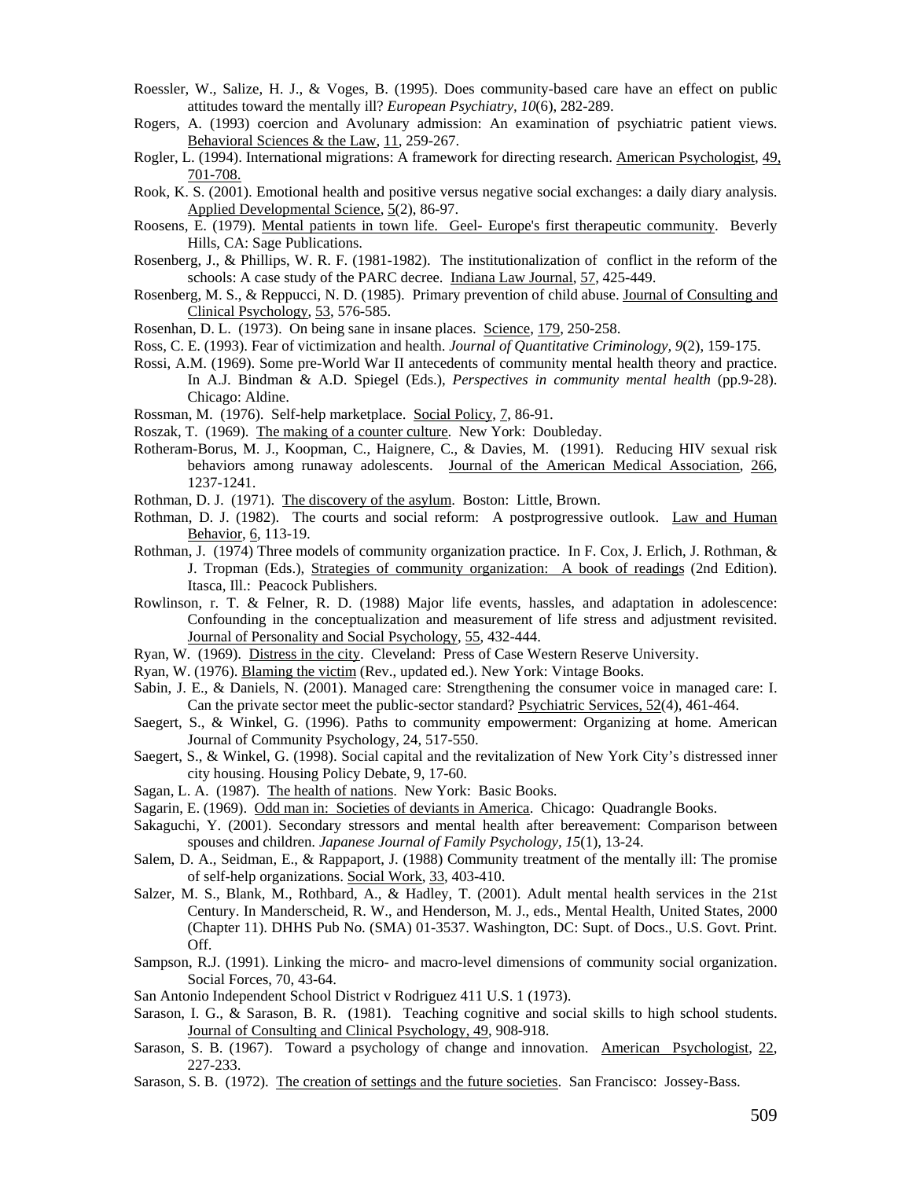Roessler, W., Salize, H. J., & Voges, B. (1995). Does community-based care have an effect on public attitudes toward the mentally ill? *European Psychiatry, 10*(6), 282-289.

Rogers, A. (1993) coercion and Avolunary admission: An examination of psychiatric patient views. Behavioral Sciences & the Law, 11, 259-267.

Rogler, L. (1994). International migrations: A framework for directing research. American Psychologist, 49, 701-708.

Rook, K. S. (2001). Emotional health and positive versus negative social exchanges: a daily diary analysis. Applied Developmental Science, 5(2), 86-97.

Roosens, E. (1979). Mental patients in town life. Geel- Europe's first therapeutic community. Beverly Hills, CA: Sage Publications.

Rosenberg, J., & Phillips, W. R. F. (1981-1982). The institutionalization of conflict in the reform of the schools: A case study of the PARC decree. Indiana Law Journal, 57, 425-449.

Rosenberg, M. S., & Reppucci, N. D. (1985). Primary prevention of child abuse. Journal of Consulting and Clinical Psychology, 53, 576-585.

Rosenhan, D. L. (1973). On being sane in insane places. Science, 179, 250-258.

Ross, C. E. (1993). Fear of victimization and health. *Journal of Quantitative Criminology, 9*(2), 159-175.

Rossi, A.M. (1969). Some pre-World War II antecedents of community mental health theory and practice. In A.J. Bindman & A.D. Spiegel (Eds.), *Perspectives in community mental health* (pp.9-28). Chicago: Aldine.

Rossman, M. (1976). Self-help marketplace. Social Policy, 7, 86-91.

Roszak, T. (1969). The making of a counter culture. New York: Doubleday.

Rotheram-Borus, M. J., Koopman, C., Haignere, C., & Davies, M. (1991). Reducing HIV sexual risk behaviors among runaway adolescents. Journal of the American Medical Association, 266, 1237-1241.

Rothman, D. J. (1971). The discovery of the asylum. Boston: Little, Brown.

Rothman, D. J. (1982). The courts and social reform: A postprogressive outlook. Law and Human Behavior, 6, 113-19.

Rothman, J. (1974) Three models of community organization practice. In F. Cox, J. Erlich, J. Rothman, & J. Tropman (Eds.), Strategies of community organization: A book of readings (2nd Edition). Itasca, Ill.: Peacock Publishers.

Rowlinson, r. T. & Felner, R. D. (1988) Major life events, hassles, and adaptation in adolescence: Confounding in the conceptualization and measurement of life stress and adjustment revisited. Journal of Personality and Social Psychology, 55, 432-444.

Ryan, W. (1969). Distress in the city. Cleveland: Press of Case Western Reserve University.

Ryan, W. (1976). Blaming the victim (Rev., updated ed.). New York: Vintage Books.

Sabin, J. E., & Daniels, N. (2001). Managed care: Strengthening the consumer voice in managed care: I. Can the private sector meet the public-sector standard? Psychiatric Services, 52(4), 461-464.

Saegert, S., & Winkel, G. (1996). Paths to community empowerment: Organizing at home. American Journal of Community Psychology, 24, 517-550.

Saegert, S., & Winkel, G. (1998). Social capital and the revitalization of New York City's distressed inner city housing. Housing Policy Debate, 9, 17-60.

Sagan, L. A. (1987). The health of nations. New York: Basic Books.

Sagarin, E. (1969). Odd man in: Societies of deviants in America. Chicago: Quadrangle Books.

Sakaguchi, Y. (2001). Secondary stressors and mental health after bereavement: Comparison between spouses and children. *Japanese Journal of Family Psychology, 15*(1), 13-24.

Salem, D. A., Seidman, E., & Rappaport, J. (1988) Community treatment of the mentally ill: The promise of self-help organizations. Social Work, 33, 403-410.

Salzer, M. S., Blank, M., Rothbard, A., & Hadley, T. (2001). Adult mental health services in the 21st Century. In Manderscheid, R. W., and Henderson, M. J., eds., Mental Health, United States, 2000 (Chapter 11). DHHS Pub No. (SMA) 01-3537. Washington, DC: Supt. of Docs., U.S. Govt. Print. Off.

Sampson, R.J. (1991). Linking the micro- and macro-level dimensions of community social organization. Social Forces, 70, 43-64.

San Antonio Independent School District v Rodriguez 411 U.S. 1 (1973).

Sarason, I. G., & Sarason, B. R. (1981). Teaching cognitive and social skills to high school students. Journal of Consulting and Clinical Psychology, 49, 908-918.

Sarason, S. B. (1967). Toward a psychology of change and innovation. American Psychologist, 22, 227-233.

Sarason, S. B. (1972). The creation of settings and the future societies. San Francisco: Jossey-Bass.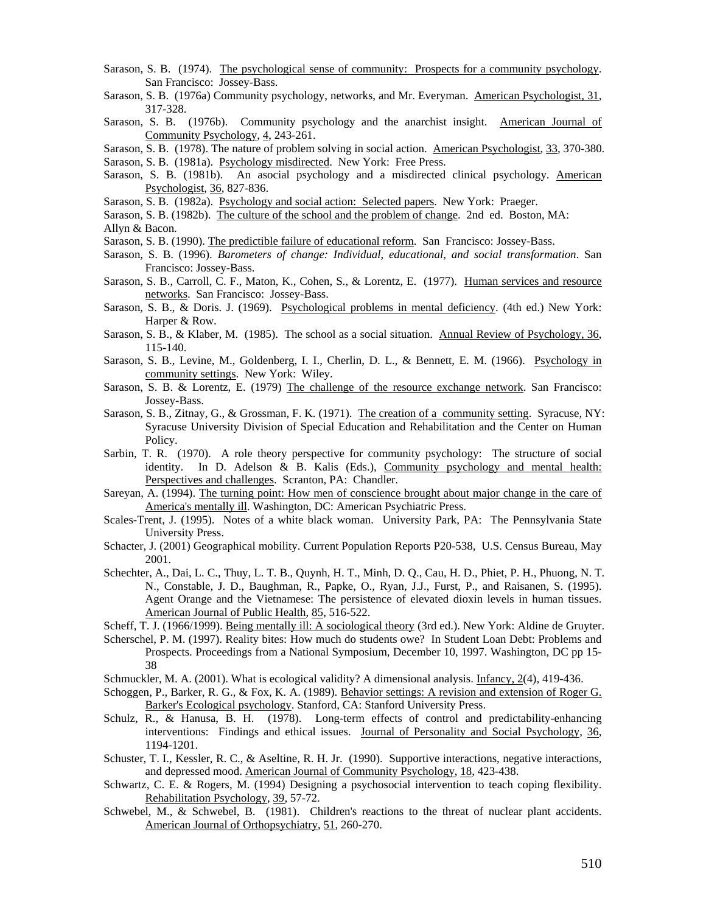Sarason, S. B. (1974). The psychological sense of community: Prospects for a community psychology. San Francisco: Jossey-Bass.

Sarason, S. B. (1976a) Community psychology, networks, and Mr. Everyman. American Psychologist, 31, 317-328.

Sarason, S. B. (1976b). Community psychology and the anarchist insight. American Journal of Community Psychology, 4, 243-261.

Sarason, S. B. (1978). The nature of problem solving in social action. American Psychologist, 33, 370-380.

Sarason, S. B. (1981a). Psychology misdirected. New York: Free Press.

Sarason, S. B. (1981b). An asocial psychology and a misdirected clinical psychology. American Psychologist, 36, 827-836.

Sarason, S. B. (1982a). Psychology and social action: Selected papers. New York: Praeger.

Sarason, S. B. (1982b). The culture of the school and the problem of change. 2nd ed. Boston, MA: Allyn & Bacon.

Sarason, S. B. (1990). The predictible failure of educational reform. San Francisco: Jossey-Bass.

Sarason, S. B. (1996). *Barometers of change: Individual, educational, and social transformation*. San Francisco: Jossey-Bass.

Sarason, S. B., Carroll, C. F., Maton, K., Cohen, S., & Lorentz, E. (1977). Human services and resource networks. San Francisco: Jossey-Bass.

Sarason, S. B., & Doris. J. (1969). Psychological problems in mental deficiency. (4th ed.) New York: Harper & Row.

Sarason, S. B., & Klaber, M. (1985). The school as a social situation. Annual Review of Psychology, 36, 115-140.

Sarason, S. B., Levine, M., Goldenberg, I. I., Cherlin, D. L., & Bennett, E. M. (1966). Psychology in community settings. New York: Wiley.

Sarason, S. B. & Lorentz, E. (1979) The challenge of the resource exchange network. San Francisco: Jossey-Bass.

Sarason, S. B., Zitnay, G., & Grossman, F. K. (1971). The creation of a community setting. Syracuse, NY: Syracuse University Division of Special Education and Rehabilitation and the Center on Human Policy.

Sarbin, T. R. (1970). A role theory perspective for community psychology: The structure of social identity. In D. Adelson & B. Kalis (Eds.), Community psychology and mental health: Perspectives and challenges. Scranton, PA: Chandler.

Sareyan, A. (1994). The turning point: How men of conscience brought about major change in the care of America's mentally ill. Washington, DC: American Psychiatric Press.

Scales-Trent, J. (1995). Notes of a white black woman. University Park, PA: The Pennsylvania State University Press.

Schacter, J. (2001) Geographical mobility. Current Population Reports P20-538, U.S. Census Bureau, May 2001.

Schechter, A., Dai, L. C., Thuy, L. T. B., Quynh, H. T., Minh, D. Q., Cau, H. D., Phiet, P. H., Phuong, N. T. N., Constable, J. D., Baughman, R., Papke, O., Ryan, J.J., Furst, P., and Raisanen, S. (1995). Agent Orange and the Vietnamese: The persistence of elevated dioxin levels in human tissues. American Journal of Public Health, 85, 516-522.

Scheff, T. J. (1966/1999). Being mentally ill: A sociological theory (3rd ed.). New York: Aldine de Gruyter.

Scherschel, P. M. (1997). Reality bites: How much do students owe? In Student Loan Debt: Problems and Prospects. Proceedings from a National Symposium, December 10, 1997. Washington, DC pp 15-38

Schmuckler, M. A. (2001). What is ecological validity? A dimensional analysis. Infancy, 2(4), 419-436.

Schoggen, P., Barker, R. G., & Fox, K. A. (1989). Behavior settings: A revision and extension of Roger G. Barker's Ecological psychology. Stanford, CA: Stanford University Press.

Schulz, R., & Hanusa, B. H. (1978). Long-term effects of control and predictability-enhancing interventions: Findings and ethical issues. Journal of Personality and Social Psychology, 36, 1194-1201.

Schuster, T. I., Kessler, R. C., & Aseltine, R. H. Jr. (1990). Supportive interactions, negative interactions, and depressed mood. American Journal of Community Psychology, 18, 423-438.

Schwartz, C. E. & Rogers, M. (1994) Designing a psychosocial intervention to teach coping flexibility. Rehabilitation Psychology, 39, 57-72.

Schwebel, M., & Schwebel, B. (1981). Children's reactions to the threat of nuclear plant accidents. American Journal of Orthopsychiatry, 51, 260-270.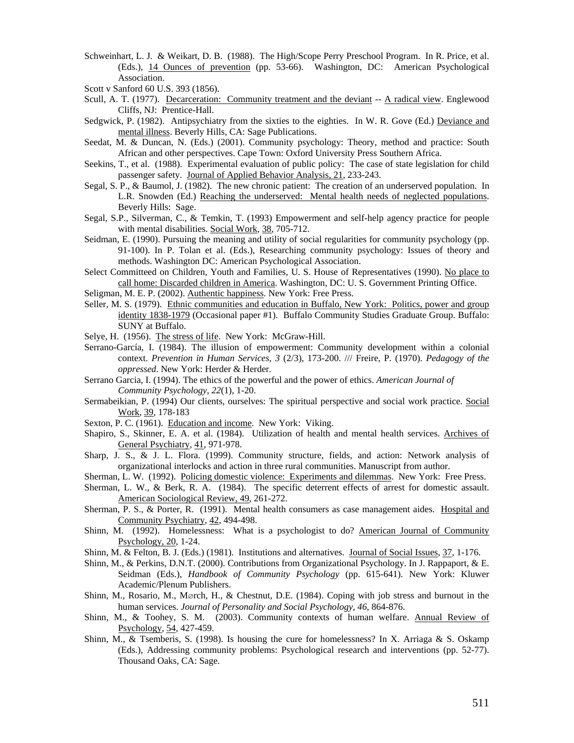Schweinhart, L. J. & Weikart, D. B. (1988). The High/Scope Perry Preschool Program. In R. Price, et al. (Eds.), <u>14 Ounces of prevention</u> (pp. 53-66). Washington, DC: American Psychological Association.

Scott v Sanford 60 U.S. 393 (1856).

Scull, A. T. (1977). <u>Decarceration: Community treatment and the deviant</u> -- <u>A radical view</u>. Englewood Cliffs, NJ: Prentice-Hall.

Sedgwick, P. (1982). Antipsychiatry from the sixties to the eighties. In W. R. Gove (Ed.) <u>Deviance and mental illness</u>. Beverly Hills, CA: Sage Publications.

Seedat, M. & Duncan, N. (Eds.) (2001). Community psychology: Theory, method and practice: South African and other perspectives. Cape Town: Oxford University Press Southern Africa.

Seekins, T., et al. (1988). Experimental evaluation of public policy: The case of state legislation for child passenger safety. <u>Journal of Applied Behavior Analysis, 21</u>, 233-243.

Segal, S. P., & Baumol, J. (1982). The new chronic patient: The creation of an underserved population. In L.R. Snowden (Ed.) <u>Reaching the underserved: Mental health needs of neglected populations</u>. Beverly Hills: Sage.

Segal, S.P., Silverman, C., & Temkin, T. (1993) Empowerment and self-help agency practice for people with mental disabilities. <u>Social Work</u>, <u>38</u>, 705-712.

Seidman, E. (1990). Pursuing the meaning and utility of social regularities for community psychology (pp. 91-100). In P. Tolan et al. (Eds.), Researching community psychology: Issues of theory and methods. Washington DC: American Psychological Association.

Select Committeed on Children, Youth and Families, U. S. House of Representatives (1990). <u>No place to call home: Discarded children in America</u>. Washington, DC: U. S. Government Printing Office.

Seligman, M. E. P. (2002). <u>Authentic happiness</u>. New York: Free Press.

Seller, M. S. (1979). <u>Ethnic communities and education in Buffalo, New York: Politics, power and group identity 1838-1979</u> (Occasional paper #1). Buffalo Community Studies Graduate Group. Buffalo: SUNY at Buffalo.

Selye, H. (1956). <u>The stress of life</u>. New York: McGraw-Hill.

Serrano-García, I. (1984). The illusion of empowerment: Community development within a colonial context. *Prevention in Human Services, 3* (2/3), 173-200. /// Freire, P. (1970). *Pedagogy of the oppressed*. New York: Herder & Herder.

Serrano Garcia, I. (1994). The ethics of the powerful and the power of ethics. *American Journal of Community Psychology*, *22*(1), 1-20.

Sermabeikian, P. (1994) Our clients, ourselves: The spiritual perspective and social work practice. <u>Social Work</u>, <u>39</u>, 178-183

Sexton, P. C. (1961). <u>Education and income</u>. New York: Viking.

Shapiro, S., Skinner, E. A. et al. (1984). Utilization of health and mental health services. <u>Archives of General Psychiatry</u>, <u>41</u>, 971-978.

Sharp, J. S., & J. L. Flora. (1999). Community structure, fields, and action: Network analysis of organizational interlocks and action in three rural communities. Manuscript from author.

Sherman, L. W. (1992). <u>Policing domestic violence: Experiments and dilemmas</u>. New York: Free Press.

Sherman, L. W., & Berk, R. A. (1984). The specific deterrent effects of arrest for domestic assault. <u>American Sociological Review, 49</u>, 261-272.

Sherman, P. S., & Porter, R. (1991). Mental health consumers as case management aides. <u>Hospital and Community Psychiatry</u>, <u>42</u>, 494-498.

Shinn, M. (1992). Homelessness: What is a psychologist to do? <u>American Journal of Community Psychology, 20</u>, 1-24.

Shinn, M. & Felton, B. J. (Eds.) (1981). Institutions and alternatives. <u>Journal of Social Issues</u>, <u>37</u>, 1-176.

Shinn, M., & Perkins, D.N.T. (2000). Contributions from Organizational Psychology. In J. Rappaport, & E. Seidman (Eds.), *Handbook of Community Psychology* (pp. 615-641). New York: Kluwer Academic/Plenum Publishers.

Shinn, M., Rosario, M., Mørch, H., & Chestnut, D.E. (1984). Coping with job stress and burnout in the human services. *Journal of Personality and Social Psychology, 46*, 864-876.

Shinn, M., & Toohey, S. M. (2003). Community contexts of human welfare. <u>Annual Review of Psychology</u>, <u>54</u>, 427-459.

Shinn, M., & Tsemberis, S. (1998). Is housing the cure for homelessness? In X. Arriaga & S. Oskamp (Eds.), Addressing community problems: Psychological research and interventions (pp. 52-77). Thousand Oaks, CA: Sage.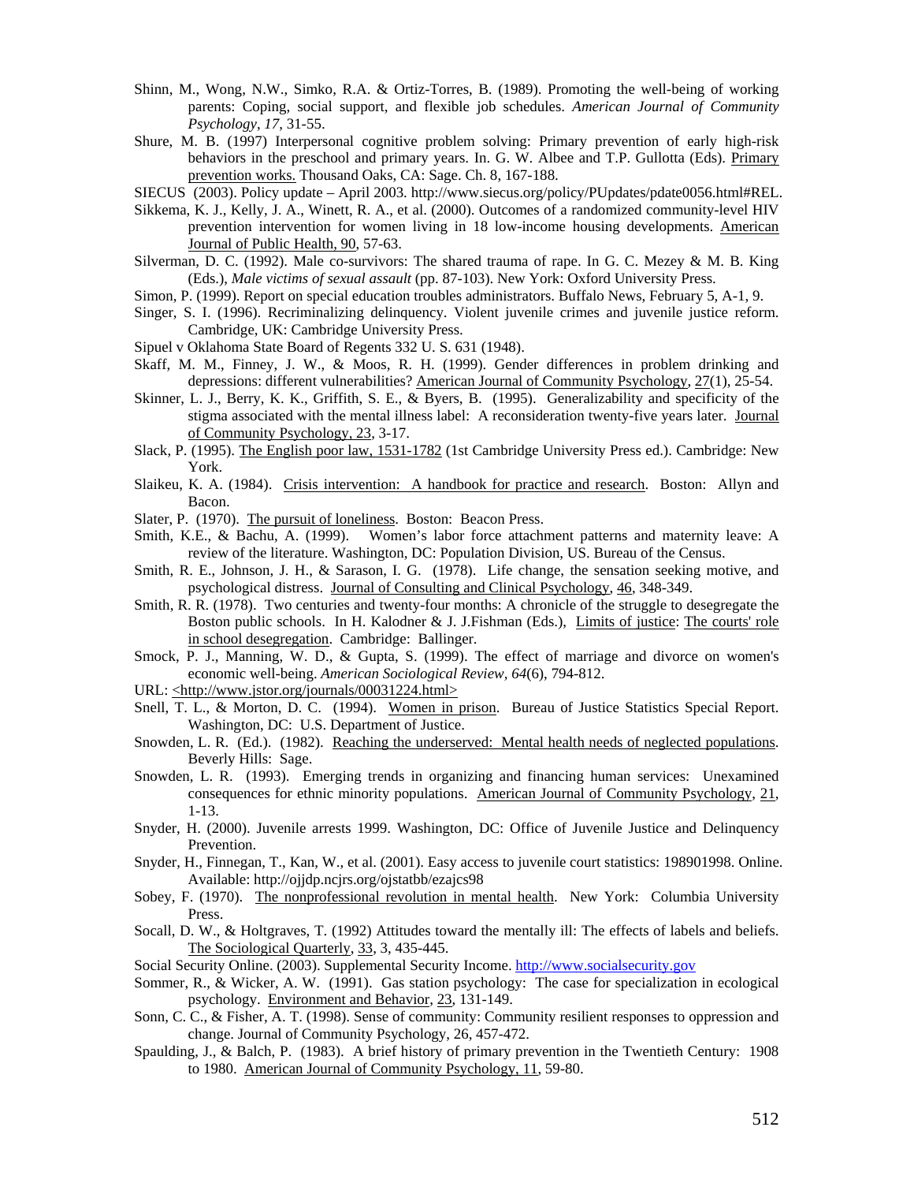Shinn, M., Wong, N.W., Simko, R.A. & Ortiz-Torres, B. (1989). Promoting the well-being of working parents: Coping, social support, and flexible job schedules. *American Journal of Community Psychology*, *17*, 31-55.

Shure, M. B. (1997) Interpersonal cognitive problem solving: Primary prevention of early high-risk behaviors in the preschool and primary years. In. G. W. Albee and T.P. Gullotta (Eds). Primary prevention works. Thousand Oaks, CA: Sage. Ch. 8, 167-188.

SIECUS (2003). Policy update – April 2003. http://www.siecus.org/policy/PUpdates/pdate0056.html#REL.

Sikkema, K. J., Kelly, J. A., Winett, R. A., et al. (2000). Outcomes of a randomized community-level HIV prevention intervention for women living in 18 low-income housing developments. American Journal of Public Health, 90, 57-63.

Silverman, D. C. (1992). Male co-survivors: The shared trauma of rape. In G. C. Mezey & M. B. King (Eds.), *Male victims of sexual assault* (pp. 87-103). New York: Oxford University Press.

Simon, P. (1999). Report on special education troubles administrators. Buffalo News, February 5, A-1, 9.

Singer, S. I. (1996). Recriminalizing delinquency. Violent juvenile crimes and juvenile justice reform. Cambridge, UK: Cambridge University Press.

Sipuel v Oklahoma State Board of Regents 332 U. S. 631 (1948).

Skaff, M. M., Finney, J. W., & Moos, R. H. (1999). Gender differences in problem drinking and depressions: different vulnerabilities? American Journal of Community Psychology, 27(1), 25-54.

Skinner, L. J., Berry, K. K., Griffith, S. E., & Byers, B. (1995). Generalizability and specificity of the stigma associated with the mental illness label: A reconsideration twenty-five years later. Journal of Community Psychology, 23, 3-17.

Slack, P. (1995). The English poor law, 1531-1782 (1st Cambridge University Press ed.). Cambridge: New York.

Slaikeu, K. A. (1984). Crisis intervention: A handbook for practice and research. Boston: Allyn and Bacon.

Slater, P. (1970). The pursuit of loneliness. Boston: Beacon Press.

Smith, K.E., & Bachu, A. (1999). Women's labor force attachment patterns and maternity leave: A review of the literature. Washington, DC: Population Division, US. Bureau of the Census.

Smith, R. E., Johnson, J. H., & Sarason, I. G. (1978). Life change, the sensation seeking motive, and psychological distress. Journal of Consulting and Clinical Psychology, 46, 348-349.

Smith, R. R. (1978). Two centuries and twenty-four months: A chronicle of the struggle to desegregate the Boston public schools. In H. Kalodner & J. J.Fishman (Eds.), Limits of justice: The courts' role in school desegregation. Cambridge: Ballinger.

Smock, P. J., Manning, W. D., & Gupta, S. (1999). The effect of marriage and divorce on women's economic well-being. *American Sociological Review, 64*(6), 794-812.

URL: <http://www.jstor.org/journals/00031224.html>

Snell, T. L., & Morton, D. C. (1994). Women in prison. Bureau of Justice Statistics Special Report. Washington, DC: U.S. Department of Justice.

Snowden, L. R. (Ed.). (1982). Reaching the underserved: Mental health needs of neglected populations. Beverly Hills: Sage.

Snowden, L. R. (1993). Emerging trends in organizing and financing human services: Unexamined consequences for ethnic minority populations. American Journal of Community Psychology, 21, 1-13.

Snyder, H. (2000). Juvenile arrests 1999. Washington, DC: Office of Juvenile Justice and Delinquency Prevention.

Snyder, H., Finnegan, T., Kan, W., et al. (2001). Easy access to juvenile court statistics: 198901998. Online. Available: http://ojjdp.ncjrs.org/ojstatbb/ezajcs98

Sobey, F. (1970). The nonprofessional revolution in mental health. New York: Columbia University Press.

Socall, D. W., & Holtgraves, T. (1992) Attitudes toward the mentally ill: The effects of labels and beliefs. The Sociological Quarterly, 33, 3, 435-445.

Social Security Online. (2003). Supplemental Security Income. http://www.socialsecurity.gov

Sommer, R., & Wicker, A. W. (1991). Gas station psychology: The case for specialization in ecological psychology. Environment and Behavior, 23, 131-149.

Sonn, C. C., & Fisher, A. T. (1998). Sense of community: Community resilient responses to oppression and change. Journal of Community Psychology, 26, 457-472.

Spaulding, J., & Balch, P. (1983). A brief history of primary prevention in the Twentieth Century: 1908 to 1980. American Journal of Community Psychology, 11, 59-80.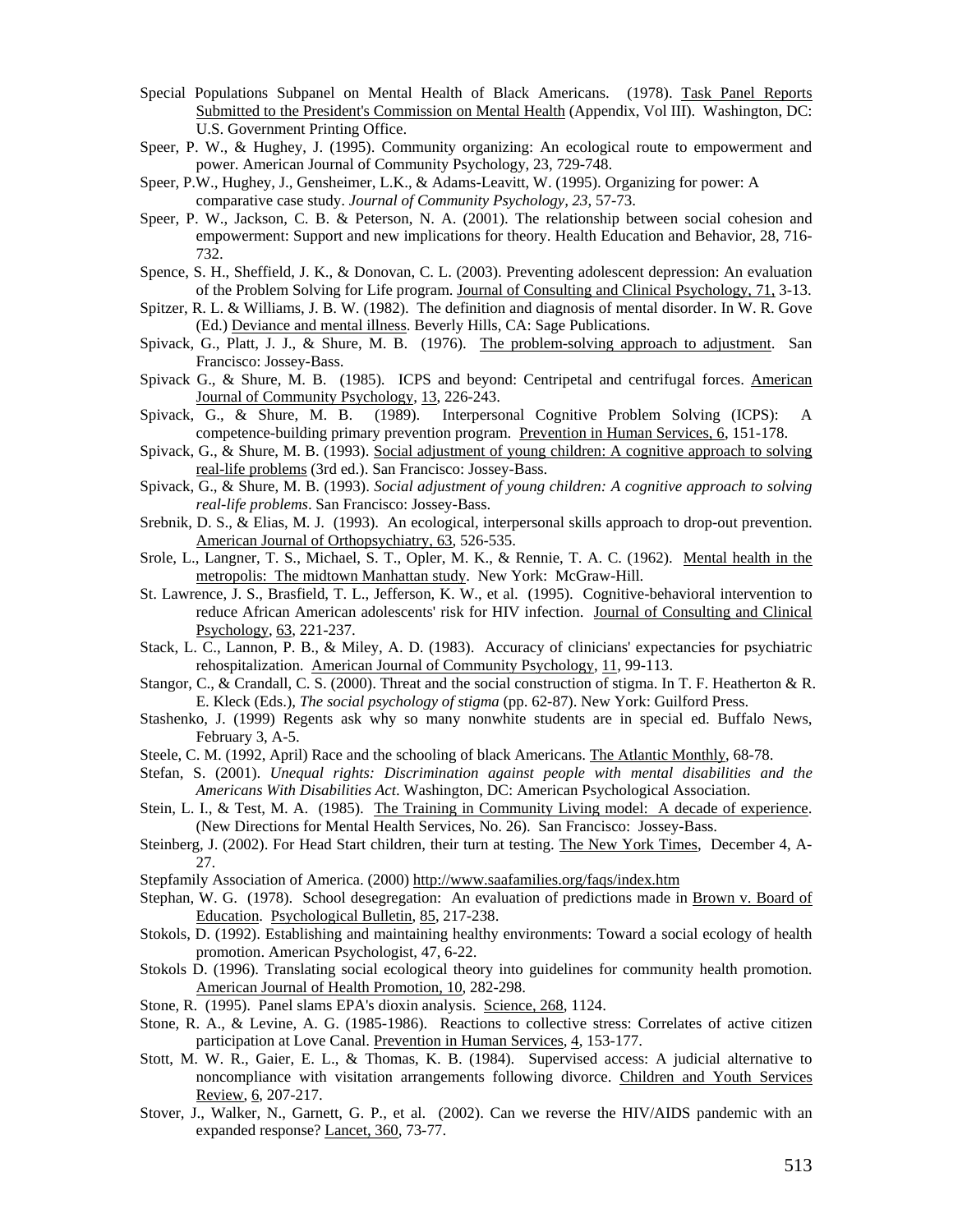Special Populations Subpanel on Mental Health of Black Americans. (1978). Task Panel Reports Submitted to the President's Commission on Mental Health (Appendix, Vol III). Washington, DC: U.S. Government Printing Office.

Speer, P. W., & Hughey, J. (1995). Community organizing: An ecological route to empowerment and power. American Journal of Community Psychology, 23, 729-748.

Speer, P.W., Hughey, J., Gensheimer, L.K., & Adams-Leavitt, W. (1995). Organizing for power: A comparative case study. *Journal of Community Psychology, 23*, 57-73.

Speer, P. W., Jackson, C. B. & Peterson, N. A. (2001). The relationship between social cohesion and empowerment: Support and new implications for theory. Health Education and Behavior, 28, 716-732.

Spence, S. H., Sheffield, J. K., & Donovan, C. L. (2003). Preventing adolescent depression: An evaluation of the Problem Solving for Life program. Journal of Consulting and Clinical Psychology, 71, 3-13.

Spitzer, R. L. & Williams, J. B. W. (1982). The definition and diagnosis of mental disorder. In W. R. Gove (Ed.) Deviance and mental illness. Beverly Hills, CA: Sage Publications.

Spivack, G., Platt, J. J., & Shure, M. B. (1976). The problem-solving approach to adjustment. San Francisco: Jossey-Bass.

Spivack G., & Shure, M. B. (1985). ICPS and beyond: Centripetal and centrifugal forces. American Journal of Community Psychology, 13, 226-243.

Spivack, G., & Shure, M. B. (1989). Interpersonal Cognitive Problem Solving (ICPS): A competence-building primary prevention program. Prevention in Human Services, 6, 151-178.

Spivack, G., & Shure, M. B. (1993). Social adjustment of young children: A cognitive approach to solving real-life problems (3rd ed.). San Francisco: Jossey-Bass.

Spivack, G., & Shure, M. B. (1993). *Social adjustment of young children: A cognitive approach to solving real-life problems*. San Francisco: Jossey-Bass.

Srebnik, D. S., & Elias, M. J. (1993). An ecological, interpersonal skills approach to drop-out prevention. American Journal of Orthopsychiatry, 63, 526-535.

Srole, L., Langner, T. S., Michael, S. T., Opler, M. K., & Rennie, T. A. C. (1962). Mental health in the metropolis: The midtown Manhattan study. New York: McGraw-Hill.

St. Lawrence, J. S., Brasfield, T. L., Jefferson, K. W., et al. (1995). Cognitive-behavioral intervention to reduce African American adolescents' risk for HIV infection. Journal of Consulting and Clinical Psychology, 63, 221-237.

Stack, L. C., Lannon, P. B., & Miley, A. D. (1983). Accuracy of clinicians' expectancies for psychiatric rehospitalization. American Journal of Community Psychology, 11, 99-113.

Stangor, C., & Crandall, C. S. (2000). Threat and the social construction of stigma. In T. F. Heatherton & R. E. Kleck (Eds.), *The social psychology of stigma* (pp. 62-87). New York: Guilford Press.

Stashenko, J. (1999) Regents ask why so many nonwhite students are in special ed. Buffalo News, February 3, A-5.

Steele, C. M. (1992, April) Race and the schooling of black Americans. The Atlantic Monthly, 68-78.

Stefan, S. (2001). *Unequal rights: Discrimination against people with mental disabilities and the Americans With Disabilities Act*. Washington, DC: American Psychological Association.

Stein, L. I., & Test, M. A. (1985). The Training in Community Living model: A decade of experience. (New Directions for Mental Health Services, No. 26). San Francisco: Jossey-Bass.

Steinberg, J. (2002). For Head Start children, their turn at testing. The New York Times, December 4, A-27.

Stepfamily Association of America. (2000) http://www.saafamilies.org/faqs/index.htm

Stephan, W. G. (1978). School desegregation: An evaluation of predictions made in Brown v. Board of Education. Psychological Bulletin, 85, 217-238.

Stokols, D. (1992). Establishing and maintaining healthy environments: Toward a social ecology of health promotion. American Psychologist, 47, 6-22.

Stokols D. (1996). Translating social ecological theory into guidelines for community health promotion. American Journal of Health Promotion, 10, 282-298.

Stone, R. (1995). Panel slams EPA's dioxin analysis. Science, 268, 1124.

Stone, R. A., & Levine, A. G. (1985-1986). Reactions to collective stress: Correlates of active citizen participation at Love Canal. Prevention in Human Services, 4, 153-177.

Stott, M. W. R., Gaier, E. L., & Thomas, K. B. (1984). Supervised access: A judicial alternative to noncompliance with visitation arrangements following divorce. Children and Youth Services Review, 6, 207-217.

Stover, J., Walker, N., Garnett, G. P., et al. (2002). Can we reverse the HIV/AIDS pandemic with an expanded response? Lancet, 360, 73-77.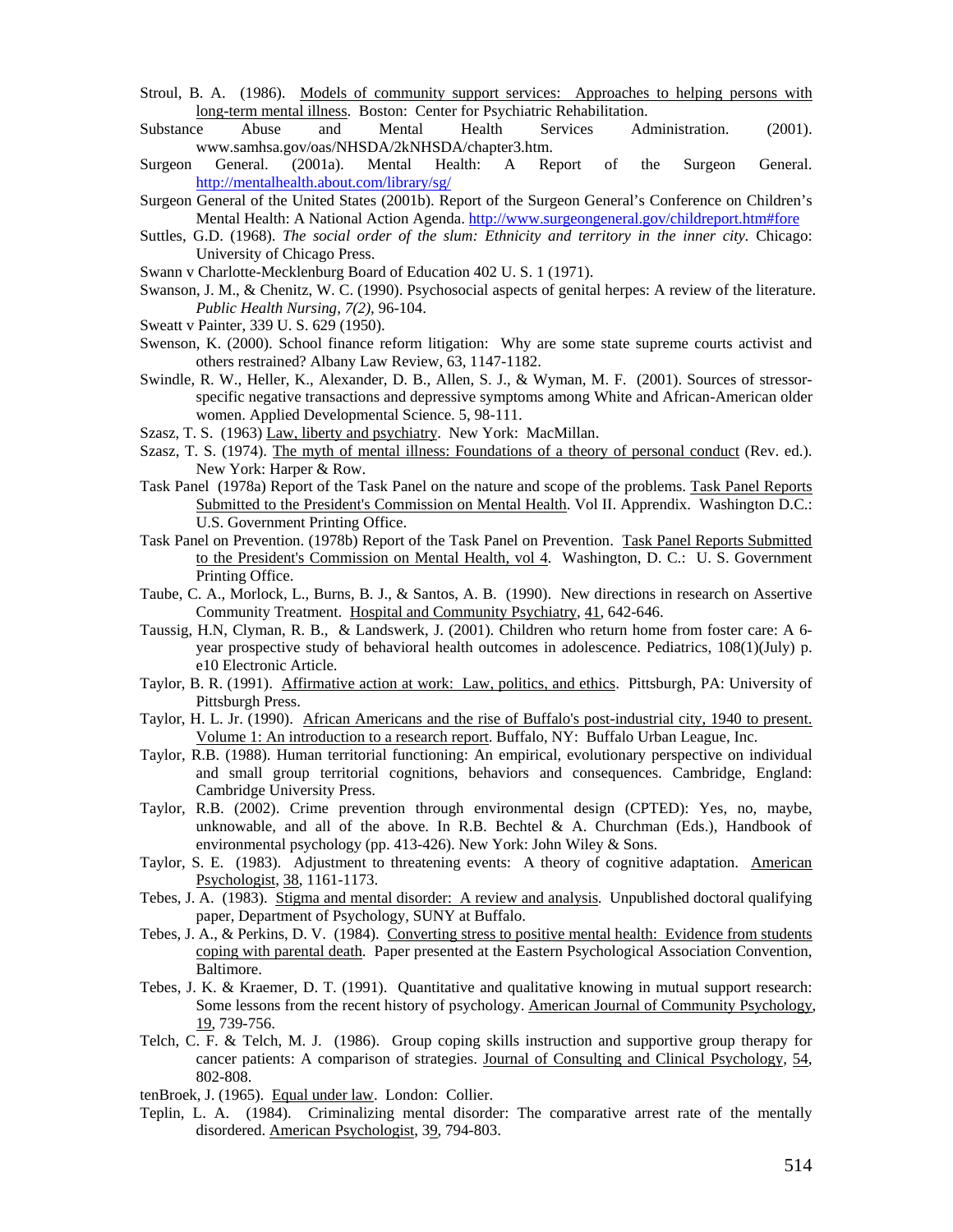Stroul, B. A. (1986). Models of community support services: Approaches to helping persons with long-term mental illness. Boston: Center for Psychiatric Rehabilitation.

Substance Abuse and Mental Health Services Administration. (2001). www.samhsa.gov/oas/NHSDA/2kNHSDA/chapter3.htm.

Surgeon General. (2001a). Mental Health: A Report of the Surgeon General. http://mentalhealth.about.com/library/sg/

Surgeon General of the United States (2001b). Report of the Surgeon General's Conference on Children's Mental Health: A National Action Agenda. http://www.surgeongeneral.gov/childreport.htm#fore

Suttles, G.D. (1968). *The social order of the slum: Ethnicity and territory in the inner city*. Chicago: University of Chicago Press.

Swann v Charlotte-Mecklenburg Board of Education 402 U. S. 1 (1971).

Swanson, J. M., & Chenitz, W. C. (1990). Psychosocial aspects of genital herpes: A review of the literature. *Public Health Nursing, 7(2)*, 96-104.

Sweatt v Painter, 339 U. S. 629 (1950).

Swenson, K. (2000). School finance reform litigation: Why are some state supreme courts activist and others restrained? Albany Law Review, 63, 1147-1182.

Swindle, R. W., Heller, K., Alexander, D. B., Allen, S. J., & Wyman, M. F. (2001). Sources of stressor-specific negative transactions and depressive symptoms among White and African-American older women. Applied Developmental Science. 5, 98-111.

Szasz, T. S. (1963) Law, liberty and psychiatry. New York: MacMillan.

Szasz, T. S. (1974). The myth of mental illness: Foundations of a theory of personal conduct (Rev. ed.). New York: Harper & Row.

Task Panel (1978a) Report of the Task Panel on the nature and scope of the problems. Task Panel Reports Submitted to the President's Commission on Mental Health. Vol II. Apprendix. Washington D.C.: U.S. Government Printing Office.

Task Panel on Prevention. (1978b) Report of the Task Panel on Prevention. Task Panel Reports Submitted to the President's Commission on Mental Health, vol 4. Washington, D. C.: U. S. Government Printing Office.

Taube, C. A., Morlock, L., Burns, B. J., & Santos, A. B. (1990). New directions in research on Assertive Community Treatment. Hospital and Community Psychiatry, 41, 642-646.

Taussig, H.N, Clyman, R. B., & Landswerk, J. (2001). Children who return home from foster care: A 6-year prospective study of behavioral health outcomes in adolescence. Pediatrics, 108(1)(July) p. e10 Electronic Article.

Taylor, B. R. (1991). Affirmative action at work: Law, politics, and ethics. Pittsburgh, PA: University of Pittsburgh Press.

Taylor, H. L. Jr. (1990). African Americans and the rise of Buffalo's post-industrial city, 1940 to present. Volume 1: An introduction to a research report. Buffalo, NY: Buffalo Urban League, Inc.

Taylor, R.B. (1988). Human territorial functioning: An empirical, evolutionary perspective on individual and small group territorial cognitions, behaviors and consequences. Cambridge, England: Cambridge University Press.

Taylor, R.B. (2002). Crime prevention through environmental design (CPTED): Yes, no, maybe, unknowable, and all of the above. In R.B. Bechtel & A. Churchman (Eds.), Handbook of environmental psychology (pp. 413-426). New York: John Wiley & Sons.

Taylor, S. E. (1983). Adjustment to threatening events: A theory of cognitive adaptation. American Psychologist, 38, 1161-1173.

Tebes, J. A. (1983). Stigma and mental disorder: A review and analysis. Unpublished doctoral qualifying paper, Department of Psychology, SUNY at Buffalo.

Tebes, J. A., & Perkins, D. V. (1984). Converting stress to positive mental health: Evidence from students coping with parental death. Paper presented at the Eastern Psychological Association Convention, Baltimore.

Tebes, J. K. & Kraemer, D. T. (1991). Quantitative and qualitative knowing in mutual support research: Some lessons from the recent history of psychology. American Journal of Community Psychology, 19, 739-756.

Telch, C. F. & Telch, M. J. (1986). Group coping skills instruction and supportive group therapy for cancer patients: A comparison of strategies. Journal of Consulting and Clinical Psychology, 54, 802-808.

tenBroek, J. (1965). Equal under law. London: Collier.

Teplin, L. A. (1984). Criminalizing mental disorder: The comparative arrest rate of the mentally disordered. American Psychologist, 39, 794-803.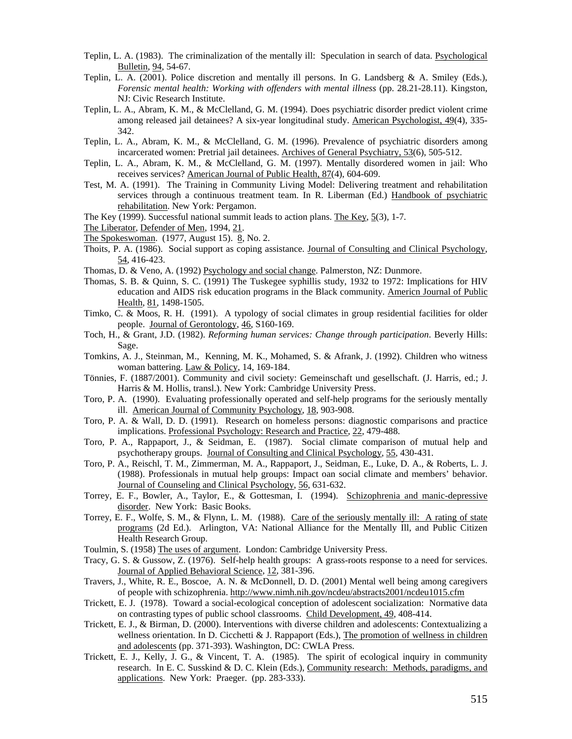Teplin, L. A. (1983). The criminalization of the mentally ill: Speculation in search of data. Psychological Bulletin, 94, 54-67.

Teplin, L. A. (2001). Police discretion and mentally ill persons. In G. Landsberg & A. Smiley (Eds.), *Forensic mental health: Working with offenders with mental illness* (pp. 28.21-28.11). Kingston, NJ: Civic Research Institute.

Teplin, L. A., Abram, K. M., & McClelland, G. M. (1994). Does psychiatric disorder predict violent crime among released jail detainees? A six-year longitudinal study. American Psychologist, 49(4), 335-342.

Teplin, L. A., Abram, K. M., & McClelland, G. M. (1996). Prevalence of psychiatric disorders among incarcerated women: Pretrial jail detainees. Archives of General Psychiatry, 53(6), 505-512.

Teplin, L. A., Abram, K. M., & McClelland, G. M. (1997). Mentally disordered women in jail: Who receives services? American Journal of Public Health, 87(4), 604-609.

Test, M. A. (1991). The Training in Community Living Model: Delivering treatment and rehabilitation services through a continuous treatment team. In R. Liberman (Ed.) Handbook of psychiatric rehabilitation. New York: Pergamon.

The Key (1999). Successful national summit leads to action plans. The Key, 5(3), 1-7.

The Liberator, Defender of Men, 1994, 21.

The Spokeswoman. (1977, August 15). 8, No. 2.

Thoits, P. A. (1986). Social support as coping assistance. Journal of Consulting and Clinical Psychology, 54, 416-423.

Thomas, D. & Veno, A. (1992) Psychology and social change. Palmerston, NZ: Dunmore.

Thomas, S. B. & Quinn, S. C. (1991) The Tuskegee syphillis study, 1932 to 1972: Implications for HIV education and AIDS risk education programs in the Black community. Americn Journal of Public Health, 81, 1498-1505.

Timko, C. & Moos, R. H. (1991). A typology of social climates in group residential facilities for older people. Journal of Gerontology, 46, S160-169.

Toch, H., & Grant, J.D. (1982). *Reforming human services: Change through participation*. Beverly Hills: Sage.

Tomkins, A. J., Steinman, M., Kenning, M. K., Mohamed, S. & Afrank, J. (1992). Children who witness woman battering. Law & Policy, 14, 169-184.

Tönnies, F. (1887/2001). Community and civil society: Gemeinschaft und gesellschaft. (J. Harris, ed.; J. Harris & M. Hollis, transl.). New York: Cambridge University Press.

Toro, P. A. (1990). Evaluating professionally operated and self-help programs for the seriously mentally ill. American Journal of Community Psychology, 18, 903-908.

Toro, P. A. & Wall, D. D. (1991). Research on homeless persons: diagnostic comparisons and practice implications. Professional Psychology: Research and Practice, 22, 479-488.

Toro, P. A., Rappaport, J., & Seidman, E. (1987). Social climate comparison of mutual help and psychotherapy groups. Journal of Consulting and Clinical Psychology, 55, 430-431.

Toro, P. A., Reischl, T. M., Zimmerman, M. A., Rappaport, J., Seidman, E., Luke, D. A., & Roberts, L. J. (1988). Professionals in mutual help groups: Impact oan social climate and members' behavior. Journal of Counseling and Clinical Psychology, 56, 631-632.

Torrey, E. F., Bowler, A., Taylor, E., & Gottesman, I. (1994). Schizophrenia and manic-depressive disorder. New York: Basic Books.

Torrey, E. F., Wolfe, S. M., & Flynn, L. M. (1988). Care of the seriously mentally ill: A rating of state programs (2d Ed.). Arlington, VA: National Alliance for the Mentally Ill, and Public Citizen Health Research Group.

Toulmin, S. (1958) The uses of argument. London: Cambridge University Press.

Tracy, G. S. & Gussow, Z. (1976). Self-help health groups: A grass-roots response to a need for services. Journal of Applied Behavioral Science, 12, 381-396.

Travers, J., White, R. E., Boscoe, A. N. & McDonnell, D. D. (2001) Mental well being among caregivers of people with schizophrenia. http://www.nimh.nih.gov/ncdeu/abstracts2001/ncdeu1015.cfm

Trickett, E. J. (1978). Toward a social-ecological conception of adolescent socialization: Normative data on contrasting types of public school classrooms. Child Development, 49, 408-414.

Trickett, E. J., & Birman, D. (2000). Interventions with diverse children and adolescents: Contextualizing a wellness orientation. In D. Cicchetti & J. Rappaport (Eds.), The promotion of wellness in children and adolescents (pp. 371-393). Washington, DC: CWLA Press.

Trickett, E. J., Kelly, J. G., & Vincent, T. A. (1985). The spirit of ecological inquiry in community research. In E. C. Susskind & D. C. Klein (Eds.), Community research: Methods, paradigms, and applications. New York: Praeger. (pp. 283-333).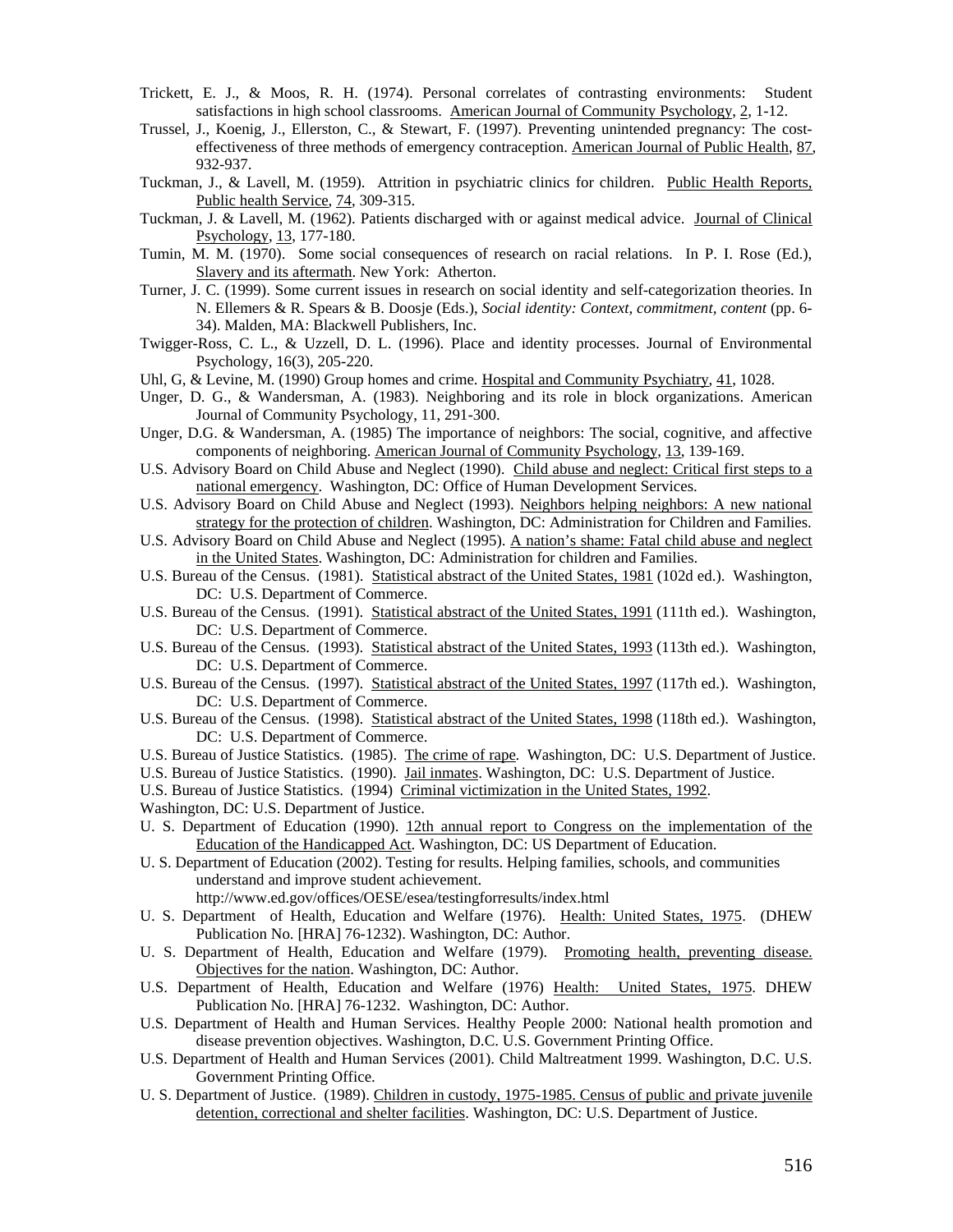Trickett, E. J., & Moos, R. H. (1974). Personal correlates of contrasting environments: Student satisfactions in high school classrooms. American Journal of Community Psychology, 2, 1-12.

Trussel, J., Koenig, J., Ellerston, C., & Stewart, F. (1997). Preventing unintended pregnancy: The cost-effectiveness of three methods of emergency contraception. American Journal of Public Health, 87, 932-937.

Tuckman, J., & Lavell, M. (1959). Attrition in psychiatric clinics for children. Public Health Reports, Public health Service, 74, 309-315.

Tuckman, J. & Lavell, M. (1962). Patients discharged with or against medical advice. Journal of Clinical Psychology, 13, 177-180.

Tumin, M. M. (1970). Some social consequences of research on racial relations. In P. I. Rose (Ed.), Slavery and its aftermath. New York: Atherton.

Turner, J. C. (1999). Some current issues in research on social identity and self-categorization theories. In N. Ellemers & R. Spears & B. Doosje (Eds.), *Social identity: Context, commitment, content* (pp. 6-34). Malden, MA: Blackwell Publishers, Inc.

Twigger-Ross, C. L., & Uzzell, D. L. (1996). Place and identity processes. Journal of Environmental Psychology, 16(3), 205-220.

Uhl, G, & Levine, M. (1990) Group homes and crime. Hospital and Community Psychiatry, 41, 1028.

Unger, D. G., & Wandersman, A. (1983). Neighboring and its role in block organizations. American Journal of Community Psychology, 11, 291-300.

Unger, D.G. & Wandersman, A. (1985) The importance of neighbors: The social, cognitive, and affective components of neighboring. American Journal of Community Psychology, 13, 139-169.

U.S. Advisory Board on Child Abuse and Neglect (1990). Child abuse and neglect: Critical first steps to a national emergency. Washington, DC: Office of Human Development Services.

U.S. Advisory Board on Child Abuse and Neglect (1993). Neighbors helping neighbors: A new national strategy for the protection of children. Washington, DC: Administration for Children and Families.

U.S. Advisory Board on Child Abuse and Neglect (1995). A nation's shame: Fatal child abuse and neglect in the United States. Washington, DC: Administration for children and Families.

U.S. Bureau of the Census. (1981). Statistical abstract of the United States, 1981 (102d ed.). Washington, DC: U.S. Department of Commerce.

U.S. Bureau of the Census. (1991). Statistical abstract of the United States, 1991 (111th ed.). Washington, DC: U.S. Department of Commerce.

U.S. Bureau of the Census. (1993). Statistical abstract of the United States, 1993 (113th ed.). Washington, DC: U.S. Department of Commerce.

U.S. Bureau of the Census. (1997). Statistical abstract of the United States, 1997 (117th ed.). Washington, DC: U.S. Department of Commerce.

U.S. Bureau of the Census. (1998). Statistical abstract of the United States, 1998 (118th ed.). Washington, DC: U.S. Department of Commerce.

U.S. Bureau of Justice Statistics. (1985). The crime of rape. Washington, DC: U.S. Department of Justice.

U.S. Bureau of Justice Statistics. (1990). Jail inmates. Washington, DC: U.S. Department of Justice.

U.S. Bureau of Justice Statistics. (1994) Criminal victimization in the United States, 1992.
Washington, DC: U.S. Department of Justice.

U. S. Department of Education (1990). 12th annual report to Congress on the implementation of the Education of the Handicapped Act. Washington, DC: US Department of Education.

U. S. Department of Education (2002). Testing for results. Helping families, schools, and communities understand and improve student achievement.
http://www.ed.gov/offices/OESE/esea/testingforresults/index.html

U. S. Department of Health, Education and Welfare (1976). Health: United States, 1975. (DHEW Publication No. [HRA] 76-1232). Washington, DC: Author.

U. S. Department of Health, Education and Welfare (1979). Promoting health, preventing disease. Objectives for the nation. Washington, DC: Author.

U.S. Department of Health, Education and Welfare (1976) Health: United States, 1975. DHEW Publication No. [HRA] 76-1232. Washington, DC: Author.

U.S. Department of Health and Human Services. Healthy People 2000: National health promotion and disease prevention objectives. Washington, D.C. U.S. Government Printing Office.

U.S. Department of Health and Human Services (2001). Child Maltreatment 1999. Washington, D.C. U.S. Government Printing Office.

U. S. Department of Justice. (1989). Children in custody, 1975-1985. Census of public and private juvenile detention, correctional and shelter facilities. Washington, DC: U.S. Department of Justice.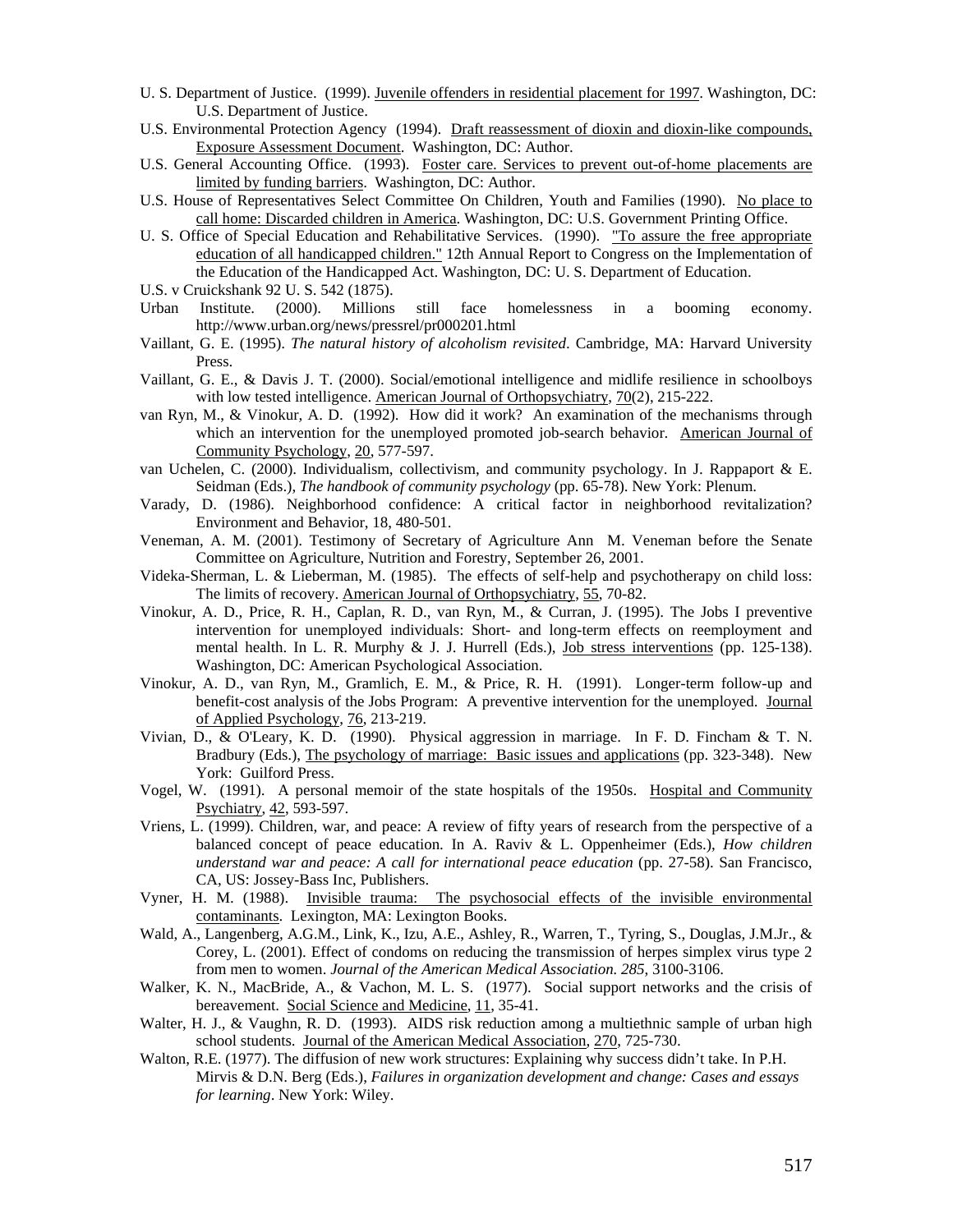U. S. Department of Justice. (1999). Juvenile offenders in residential placement for 1997. Washington, DC: U.S. Department of Justice.

U.S. Environmental Protection Agency (1994). Draft reassessment of dioxin and dioxin-like compounds, Exposure Assessment Document. Washington, DC: Author.

U.S. General Accounting Office. (1993). Foster care. Services to prevent out-of-home placements are limited by funding barriers. Washington, DC: Author.

U.S. House of Representatives Select Committee On Children, Youth and Families (1990). No place to call home: Discarded children in America. Washington, DC: U.S. Government Printing Office.

U. S. Office of Special Education and Rehabilitative Services. (1990). "To assure the free appropriate education of all handicapped children." 12th Annual Report to Congress on the Implementation of the Education of the Handicapped Act. Washington, DC: U. S. Department of Education.

U.S. v Cruickshank 92 U. S. 542 (1875).

Urban Institute. (2000). Millions still face homelessness in a booming economy. http://www.urban.org/news/pressrel/pr000201.html

Vaillant, G. E. (1995). *The natural history of alcoholism revisited*. Cambridge, MA: Harvard University Press.

Vaillant, G. E., & Davis J. T. (2000). Social/emotional intelligence and midlife resilience in schoolboys with low tested intelligence. American Journal of Orthopsychiatry, 70(2), 215-222.

van Ryn, M., & Vinokur, A. D. (1992). How did it work? An examination of the mechanisms through which an intervention for the unemployed promoted job-search behavior. American Journal of Community Psychology, 20, 577-597.

van Uchelen, C. (2000). Individualism, collectivism, and community psychology. In J. Rappaport & E. Seidman (Eds.), *The handbook of community psychology* (pp. 65-78). New York: Plenum.

Varady, D. (1986). Neighborhood confidence: A critical factor in neighborhood revitalization? Environment and Behavior, 18, 480-501.

Veneman, A. M. (2001). Testimony of Secretary of Agriculture Ann M. Veneman before the Senate Committee on Agriculture, Nutrition and Forestry, September 26, 2001.

Videka-Sherman, L. & Lieberman, M. (1985). The effects of self-help and psychotherapy on child loss: The limits of recovery. American Journal of Orthopsychiatry, 55, 70-82.

Vinokur, A. D., Price, R. H., Caplan, R. D., van Ryn, M., & Curran, J. (1995). The Jobs I preventive intervention for unemployed individuals: Short- and long-term effects on reemployment and mental health. In L. R. Murphy & J. J. Hurrell (Eds.), Job stress interventions (pp. 125-138). Washington, DC: American Psychological Association.

Vinokur, A. D., van Ryn, M., Gramlich, E. M., & Price, R. H. (1991). Longer-term follow-up and benefit-cost analysis of the Jobs Program: A preventive intervention for the unemployed. Journal of Applied Psychology, 76, 213-219.

Vivian, D., & O'Leary, K. D. (1990). Physical aggression in marriage. In F. D. Fincham & T. N. Bradbury (Eds.), The psychology of marriage: Basic issues and applications (pp. 323-348). New York: Guilford Press.

Vogel, W. (1991). A personal memoir of the state hospitals of the 1950s. Hospital and Community Psychiatry, 42, 593-597.

Vriens, L. (1999). Children, war, and peace: A review of fifty years of research from the perspective of a balanced concept of peace education. In A. Raviv & L. Oppenheimer (Eds.), *How children understand war and peace: A call for international peace education* (pp. 27-58). San Francisco, CA, US: Jossey-Bass Inc, Publishers.

Vyner, H. M. (1988). Invisible trauma: The psychosocial effects of the invisible environmental contaminants. Lexington, MA: Lexington Books.

Wald, A., Langenberg, A.G.M., Link, K., Izu, A.E., Ashley, R., Warren, T., Tyring, S., Douglas, J.M.Jr., & Corey, L. (2001). Effect of condoms on reducing the transmission of herpes simplex virus type 2 from men to women. *Journal of the American Medical Association. 285*, 3100-3106.

Walker, K. N., MacBride, A., & Vachon, M. L. S. (1977). Social support networks and the crisis of bereavement. Social Science and Medicine, 11, 35-41.

Walter, H. J., & Vaughn, R. D. (1993). AIDS risk reduction among a multiethnic sample of urban high school students. Journal of the American Medical Association, 270, 725-730.

Walton, R.E. (1977). The diffusion of new work structures: Explaining why success didn't take. In P.H. Mirvis & D.N. Berg (Eds.), *Failures in organization development and change: Cases and essays for learning*. New York: Wiley.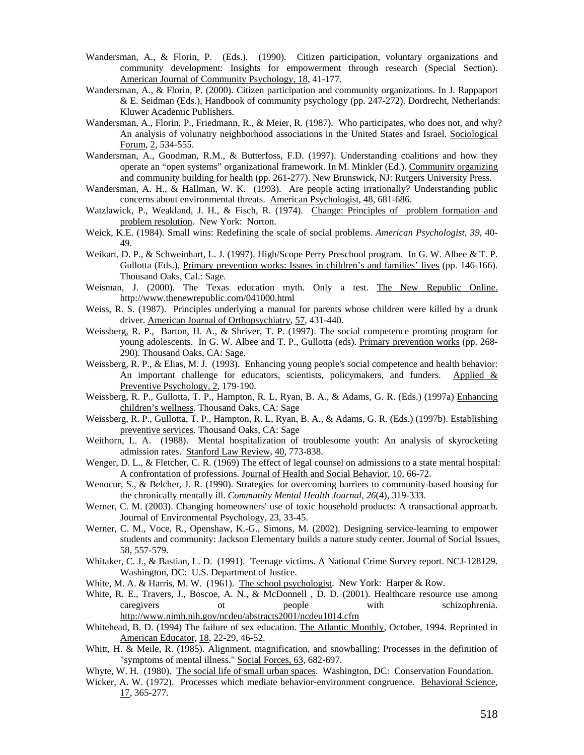Wandersman, A., & Florin, P. (Eds.). (1990). Citizen participation, voluntary organizations and community development: Insights for empowerment through research (Special Section). American Journal of Community Psychology, 18, 41-177.

Wandersman, A., & Florin, P. (2000). Citizen participation and community organizations. In J. Rappaport & E. Seidman (Eds.), Handbook of community psychology (pp. 247-272). Dordrecht, Netherlands: Kluwer Academic Publishers.

Wandersman, A., Florin, P., Friedmann, R., & Meier, R. (1987). Who participates, who does not, and why? An analysis of volunatry neighborhood associations in the United States and Israel. Sociological Forum, 2, 534-555.

Wandersman, A., Goodman, R.M., & Butterfoss, F.D. (1997). Understanding coalitions and how they operate an "open systems" organizational framework. In M. Minkler (Ed.). Community organizing and community building for health (pp. 261-277). New Brunswick, NJ: Rutgers University Press.

Wandersman, A. H., & Hallman, W. K. (1993). Are people acting irrationally? Understanding public concerns about environmental threats. American Psychologist, 48, 681-686.

Watzlawick, P., Weakland, J. H., & Fisch, R. (1974). Change: Principles of problem formation and problem resolution. New York: Norton.

Weick, K.E. (1984). Small wins: Redefining the scale of social problems. *American Psychologist, 39,* 40-49.

Weikart, D. P., & Schweinhart, L. J. (1997). High/Scope Perry Preschool program. In G. W. Albee & T. P. Gullotta (Eds.), Primary prevention works: Issues in children's and families' lives (pp. 146-166). Thousand Oaks, Cal.: Sage.

Weisman, J. (2000). The Texas education myth. Only a test. The New Republic Online. http://www.thenewrepublic.com/041000.html

Weiss, R. S. (1987). Principles underlying a manual for parents whose children were killed by a drunk driver. American Journal of Orthopsychiatry, 57, 431-440.

Weissberg, R. P., Barton, H. A., & Shriver, T. P. (1997). The social competence promting program for young adolescents. In G. W. Albee and T. P., Gullotta (eds). Primary prevention works (pp. 268-290). Thousand Oaks, CA: Sage.

Weissberg, R. P., & Elias, M. J. (1993). Enhancing young people's social competence and health behavior: An important challenge for educators, scientists, policymakers, and funders. Applied & Preventive Psychology, 2, 179-190.

Weissberg, R. P., Gullotta, T. P., Hampton, R. L, Ryan, B. A., & Adams, G. R. (Eds.) (1997a) Enhancing children's wellness. Thousand Oaks, CA: Sage

Weissberg, R. P., Gullotta, T. P., Hampton, R. L, Ryan, B. A., & Adams, G. R. (Eds.) (1997b). Establishing preventive services. Thousand Oaks, CA: Sage

Weithorn, L. A. (1988). Mental hospitalization of troublesome youth: An analysis of skyrocketing admission rates. Stanford Law Review, 40, 773-838.

Wenger, D. L., & Fletcher, C. R. (1969) The effect of legal counsel on admissions to a state mental hospital: A confrontation of professions. Journal of Health and Social Behavior, 10, 66-72.

Wenocur, S., & Belcher, J. R. (1990). Strategies for overcoming barriers to community-based housing for the chronically mentally ill. *Community Mental Health Journal, 26*(4), 319-333.

Werner, C. M. (2003). Changing homeowners' use of toxic household products: A transactional approach. Journal of Environmental Psychology, 23, 33-45.

Werner, C. M., Voce, R., Openshaw, K.-G., Simons, M. (2002). Designing service-learning to empower students and community: Jackson Elementary builds a nature study center. Journal of Social Issues, 58, 557-579.

Whitaker, C. J., & Bastian, L. D. (1991). Teenage victims. A National Crime Survey report. NCJ-128129. Washington, DC: U.S. Department of Justice.

White, M. A. & Harris, M. W. (1961). The school psychologist. New York: Harper & Row.

White, R. E., Travers, J., Boscoe, A. N., & McDonnell , D. D. (2001). Healthcare resource use among caregivers ot people with schizophrenia. http://www.nimh.nih.gov/ncdeu/abstracts2001/ncdeu1014.cfm

Whitehead, B. D. (1994) The failure of sex education. The Atlantic Monthly, October, 1994. Reprinted in American Educator, 18, 22-29, 46-52.

Whitt, H. & Meile, R. (1985). Alignment, magnification, and snowballing: Processes in the definition of "symptoms of mental illness." Social Forces, 63, 682-697.

Whyte, W. H. (1980). The social life of small urban spaces. Washington, DC: Conservation Foundation.

Wicker, A. W. (1972). Processes which mediate behavior-environment congruence. Behavioral Science, 17, 365-277.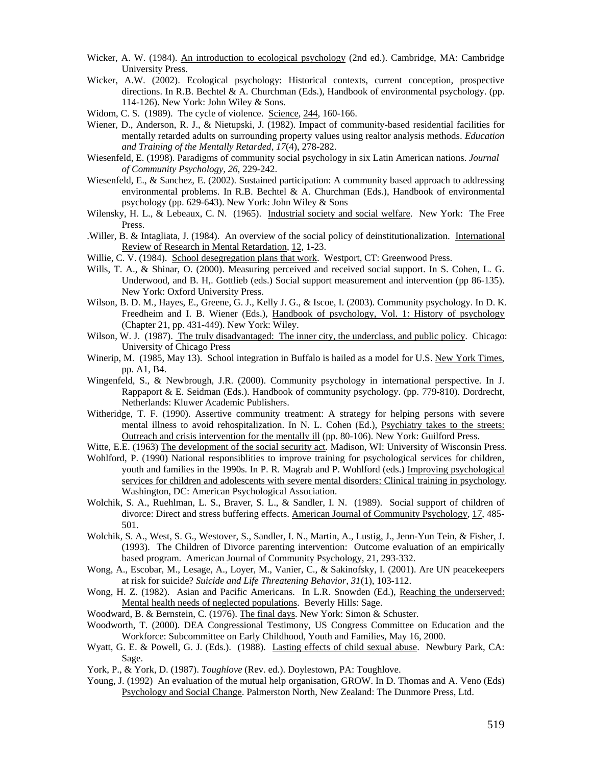Wicker, A. W. (1984). An introduction to ecological psychology (2nd ed.). Cambridge, MA: Cambridge University Press.

Wicker, A.W. (2002). Ecological psychology: Historical contexts, current conception, prospective directions. In R.B. Bechtel & A. Churchman (Eds.), Handbook of environmental psychology. (pp. 114-126). New York: John Wiley & Sons.

Widom, C. S. (1989). The cycle of violence. Science, 244, 160-166.

Wiener, D., Anderson, R. J., & Nietupski, J. (1982). Impact of community-based residential facilities for mentally retarded adults on surrounding property values using realtor analysis methods. *Education and Training of the Mentally Retarded, 17*(4), 278-282.

Wiesenfeld, E. (1998). Paradigms of community social psychology in six Latin American nations. *Journal of Community Psychology, 26*, 229-242.

Wiesenfeld, E., & Sanchez, E. (2002). Sustained participation: A community based approach to addressing environmental problems. In R.B. Bechtel & A. Churchman (Eds.), Handbook of environmental psychology (pp. 629-643). New York: John Wiley & Sons

Wilensky, H. L., & Lebeaux, C. N. (1965). Industrial society and social welfare. New York: The Free Press.

.Willer, B. & Intagliata, J. (1984). An overview of the social policy of deinstitutionalization. International Review of Research in Mental Retardation, 12, 1-23.

Willie, C. V. (1984). School desegregation plans that work. Westport, CT: Greenwood Press.

Wills, T. A., & Shinar, O. (2000). Measuring perceived and received social support. In S. Cohen, L. G. Underwood, and B. H,. Gottlieb (eds.) Social support measurement and intervention (pp 86-135). New York: Oxford University Press.

Wilson, B. D. M., Hayes, E., Greene, G. J., Kelly J. G., & Iscoe, I. (2003). Community psychology. In D. K. Freedheim and I. B. Wiener (Eds.), Handbook of psychology, Vol. 1: History of psychology (Chapter 21, pp. 431-449). New York: Wiley.

Wilson, W. J. (1987). The truly disadvantaged: The inner city, the underclass, and public policy. Chicago: University of Chicago Press

Winerip, M. (1985, May 13). School integration in Buffalo is hailed as a model for U.S. New York Times, pp. A1, B4.

Wingenfeld, S., & Newbrough, J.R. (2000). Community psychology in international perspective. In J. Rappaport & E. Seidman (Eds.). Handbook of community psychology. (pp. 779-810). Dordrecht, Netherlands: Kluwer Academic Publishers.

Witheridge, T. F. (1990). Assertive community treatment: A strategy for helping persons with severe mental illness to avoid rehospitalization. In N. L. Cohen (Ed.), Psychiatry takes to the streets: Outreach and crisis intervention for the mentally ill (pp. 80-106). New York: Guilford Press.

Witte, E.E. (1963) The development of the social security act. Madison, WI: University of Wisconsin Press.

Wohlford, P. (1990) National responsiblities to improve training for psychological services for children, youth and families in the 1990s. In P. R. Magrab and P. Wohlford (eds.) Improving psychological services for children and adolescents with severe mental disorders: Clinical training in psychology. Washington, DC: American Psychological Association.

Wolchik, S. A., Ruehlman, L. S., Braver, S. L., & Sandler, I. N. (1989). Social support of children of divorce: Direct and stress buffering effects. American Journal of Community Psychology, 17, 485-501.

Wolchik, S. A., West, S. G., Westover, S., Sandler, I. N., Martin, A., Lustig, J., Jenn-Yun Tein, & Fisher, J. (1993). The Children of Divorce parenting intervention: Outcome evaluation of an empirically based program. American Journal of Community Psychology, 21, 293-332.

Wong, A., Escobar, M., Lesage, A., Loyer, M., Vanier, C., & Sakinofsky, I. (2001). Are UN peacekeepers at risk for suicide? *Suicide and Life Threatening Behavior, 31*(1), 103-112.

Wong, H. Z. (1982). Asian and Pacific Americans. In L.R. Snowden (Ed.), Reaching the underserved: Mental health needs of neglected populations. Beverly Hills: Sage.

Woodward, B. & Bernstein, C. (1976). The final days. New York: Simon & Schuster.

Woodworth, T. (2000). DEA Congressional Testimony, US Congress Committee on Education and the Workforce: Subcommittee on Early Childhood, Youth and Families, May 16, 2000.

Wyatt, G. E. & Powell, G. J. (Eds.). (1988). Lasting effects of child sexual abuse. Newbury Park, CA: Sage.

York, P., & York, D. (1987). *Toughlove* (Rev. ed.). Doylestown, PA: Toughlove.

Young, J. (1992) An evaluation of the mutual help organisation, GROW. In D. Thomas and A. Veno (Eds) Psychology and Social Change. Palmerston North, New Zealand: The Dunmore Press, Ltd.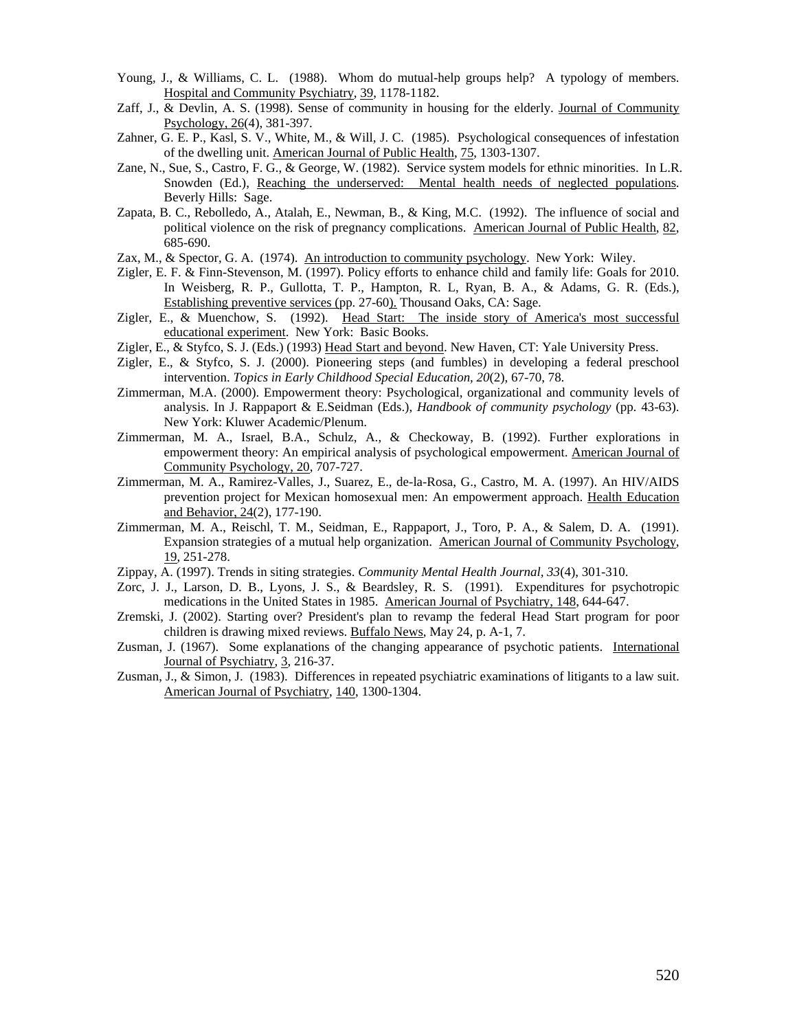Young, J., & Williams, C. L. (1988). Whom do mutual-help groups help? A typology of members. Hospital and Community Psychiatry, 39, 1178-1182.

Zaff, J., & Devlin, A. S. (1998). Sense of community in housing for the elderly. Journal of Community Psychology, 26(4), 381-397.

Zahner, G. E. P., Kasl, S. V., White, M., & Will, J. C. (1985). Psychological consequences of infestation of the dwelling unit. American Journal of Public Health, 75, 1303-1307.

Zane, N., Sue, S., Castro, F. G., & George, W. (1982). Service system models for ethnic minorities. In L.R. Snowden (Ed.), Reaching the underserved: Mental health needs of neglected populations. Beverly Hills: Sage.

Zapata, B. C., Rebolledo, A., Atalah, E., Newman, B., & King, M.C. (1992). The influence of social and political violence on the risk of pregnancy complications. American Journal of Public Health, 82, 685-690.

Zax, M., & Spector, G. A. (1974). An introduction to community psychology. New York: Wiley.

Zigler, E. F. & Finn-Stevenson, M. (1997). Policy efforts to enhance child and family life: Goals for 2010. In Weisberg, R. P., Gullotta, T. P., Hampton, R. L, Ryan, B. A., & Adams, G. R. (Eds.), Establishing preventive services (pp. 27-60). Thousand Oaks, CA: Sage.

Zigler, E., & Muenchow, S. (1992). Head Start: The inside story of America's most successful educational experiment. New York: Basic Books.

Zigler, E., & Styfco, S. J. (Eds.) (1993) Head Start and beyond. New Haven, CT: Yale University Press.

Zigler, E., & Styfco, S. J. (2000). Pioneering steps (and fumbles) in developing a federal preschool intervention. *Topics in Early Childhood Special Education, 20*(2), 67-70, 78.

Zimmerman, M.A. (2000). Empowerment theory: Psychological, organizational and community levels of analysis. In J. Rappaport & E.Seidman (Eds.), *Handbook of community psychology* (pp. 43-63). New York: Kluwer Academic/Plenum.

Zimmerman, M. A., Israel, B.A., Schulz, A., & Checkoway, B. (1992). Further explorations in empowerment theory: An empirical analysis of psychological empowerment. American Journal of Community Psychology, 20, 707-727.

Zimmerman, M. A., Ramirez-Valles, J., Suarez, E., de-la-Rosa, G., Castro, M. A. (1997). An HIV/AIDS prevention project for Mexican homosexual men: An empowerment approach. Health Education and Behavior, 24(2), 177-190.

Zimmerman, M. A., Reischl, T. M., Seidman, E., Rappaport, J., Toro, P. A., & Salem, D. A. (1991). Expansion strategies of a mutual help organization. American Journal of Community Psychology, 19, 251-278.

Zippay, A. (1997). Trends in siting strategies. *Community Mental Health Journal, 33*(4), 301-310.

Zorc, J. J., Larson, D. B., Lyons, J. S., & Beardsley, R. S. (1991). Expenditures for psychotropic medications in the United States in 1985. American Journal of Psychiatry, 148, 644-647.

Zremski, J. (2002). Starting over? President's plan to revamp the federal Head Start program for poor children is drawing mixed reviews. Buffalo News, May 24, p. A-1, 7.

Zusman, J. (1967). Some explanations of the changing appearance of psychotic patients. International Journal of Psychiatry, 3, 216-37.

Zusman, J., & Simon, J. (1983). Differences in repeated psychiatric examinations of litigants to a law suit. American Journal of Psychiatry, 140, 1300-1304.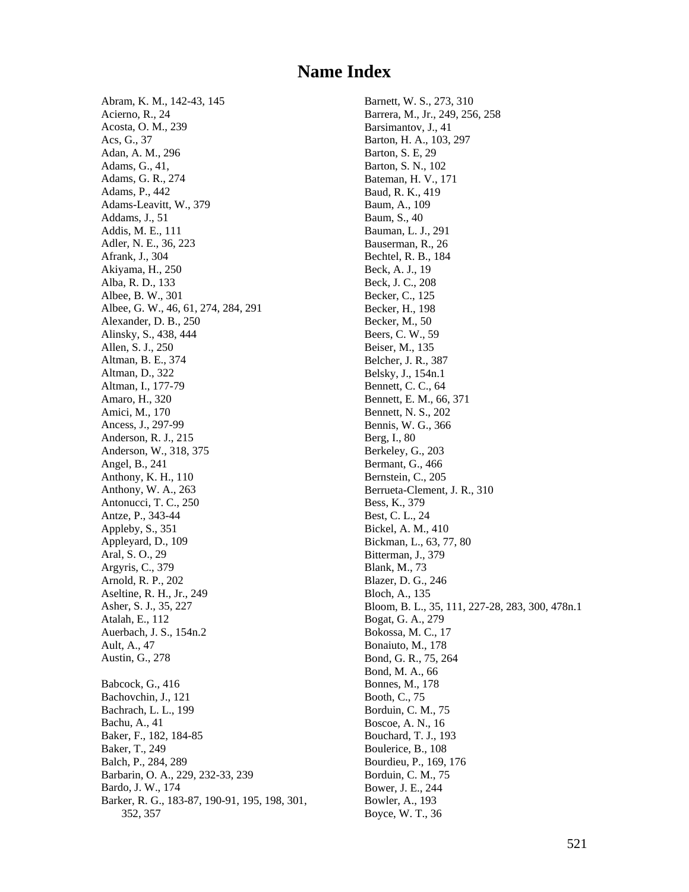# Name Index

Abram, K. M., 142-43, 145
Acierno, R., 24
Acosta, O. M., 239
Acs, G., 37
Adan, A. M., 296
Adams, G., 41,
Adams, G. R., 274
Adams, P., 442
Adams-Leavitt, W., 379
Addams, J., 51
Addis, M. E., 111
Adler, N. E., 36, 223
Afrank, J., 304
Akiyama, H., 250
Alba, R. D., 133
Albee, B. W., 301
Albee, G. W., 46, 61, 274, 284, 291
Alexander, D. B., 250
Alinsky, S., 438, 444
Allen, S. J., 250
Altman, B. E., 374
Altman, D., 322
Altman, I., 177-79
Amaro, H., 320
Amici, M., 170
Ancess, J., 297-99
Anderson, R. J., 215
Anderson, W., 318, 375
Angel, B., 241
Anthony, K. H., 110
Anthony, W. A., 263
Antonucci, T. C., 250
Antze, P., 343-44
Appleby, S., 351
Appleyard, D., 109
Aral, S. O., 29
Argyris, C., 379
Arnold, R. P., 202
Aseltine, R. H., Jr., 249
Asher, S. J., 35, 227
Atalah, E., 112
Auerbach, J. S., 154n.2
Ault, A., 47
Austin, G., 278

Babcock, G., 416
Bachovchin, J., 121
Bachrach, L. L., 199
Bachu, A., 41
Baker, F., 182, 184-85
Baker, T., 249
Balch, P., 284, 289
Barbarin, O. A., 229, 232-33, 239
Bardo, J. W., 174
Barker, R. G., 183-87, 190-91, 195, 198, 301, 352, 357
Barnett, W. S., 273, 310
Barrera, M., Jr., 249, 256, 258
Barsimantov, J., 41
Barton, H. A., 103, 297
Barton, S. E, 29
Barton, S. N., 102
Bateman, H. V., 171
Baud, R. K., 419
Baum, A., 109
Baum, S., 40
Bauman, L. J., 291
Bauserman, R., 26
Bechtel, R. B., 184
Beck, A. J., 19
Beck, J. C., 208
Becker, C., 125
Becker, H., 198
Becker, M., 50
Beers, C. W., 59
Beiser, M., 135
Belcher, J. R., 387
Belsky, J., 154n.1
Bennett, C. C., 64
Bennett, E. M., 66, 371
Bennett, N. S., 202
Bennis, W. G., 366
Berg, I., 80
Berkeley, G., 203
Bermant, G., 466
Bernstein, C., 205
Berrueta-Clement, J. R., 310
Bess, K., 379
Best, C. L., 24
Bickel, A. M., 410
Bickman, L., 63, 77, 80
Bitterman, J., 379
Blank, M., 73
Blazer, D. G., 246
Bloch, A., 135
Bloom, B. L., 35, 111, 227-28, 283, 300, 478n.1
Bogat, G. A., 279
Bokossa, M. C., 17
Bonaiuto, M., 178
Bond, G. R., 75, 264
Bond, M. A., 66
Bonnes, M., 178
Booth, C., 75
Borduin, C. M., 75
Boscoe, A. N., 16
Bouchard, T. J., 193
Boulerice, B., 108
Bourdieu, P., 169, 176
Borduin, C. M., 75
Bower, J. E., 244
Bowler, A., 193
Boyce, W. T., 36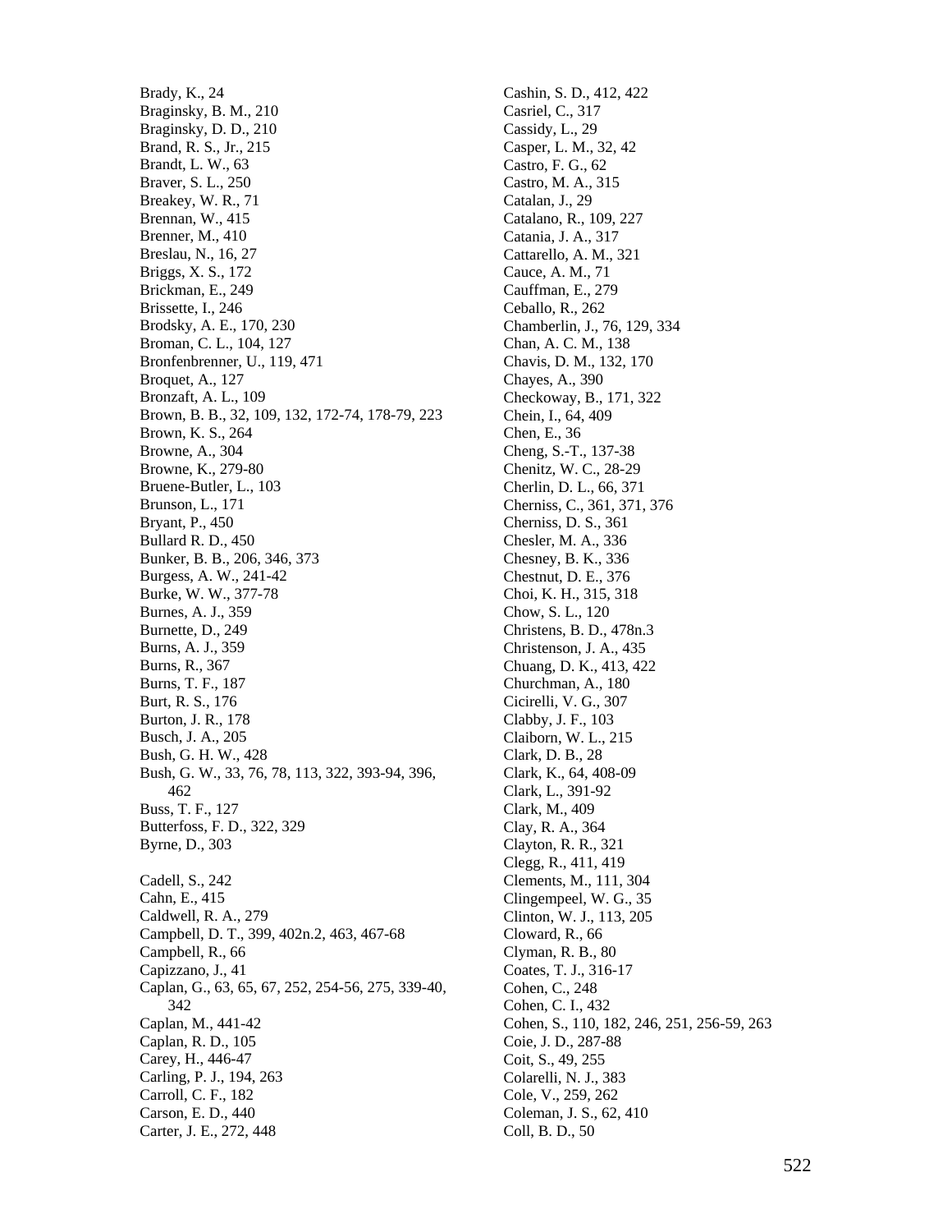Brady, K., 24
Braginsky, B. M., 210
Braginsky, D. D., 210
Brand, R. S., Jr., 215
Brandt, L. W., 63
Braver, S. L., 250
Breakey, W. R., 71
Brennan, W., 415
Brenner, M., 410
Breslau, N., 16, 27
Briggs, X. S., 172
Brickman, E., 249
Brissette, I., 246
Brodsky, A. E., 170, 230
Broman, C. L., 104, 127
Bronfenbrenner, U., 119, 471
Broquet, A., 127
Bronzaft, A. L., 109
Brown, B. B., 32, 109, 132, 172-74, 178-79, 223
Brown, K. S., 264
Browne, A., 304
Browne, K., 279-80
Bruene-Butler, L., 103
Brunson, L., 171
Bryant, P., 450
Bullard R. D., 450
Bunker, B. B., 206, 346, 373
Burgess, A. W., 241-42
Burke, W. W., 377-78
Burnes, A. J., 359
Burnette, D., 249
Burns, A. J., 359
Burns, R., 367
Burns, T. F., 187
Burt, R. S., 176
Burton, J. R., 178
Busch, J. A., 205
Bush, G. H. W., 428
Bush, G. W., 33, 76, 78, 113, 322, 393-94, 396, 462
Buss, T. F., 127
Butterfoss, F. D., 322, 329
Byrne, D., 303

Cadell, S., 242
Cahn, E., 415
Caldwell, R. A., 279
Campbell, D. T., 399, 402n.2, 463, 467-68
Campbell, R., 66
Capizzano, J., 41
Caplan, G., 63, 65, 67, 252, 254-56, 275, 339-40, 342
Caplan, M., 441-42
Caplan, R. D., 105
Carey, H., 446-47
Carling, P. J., 194, 263
Carroll, C. F., 182
Carson, E. D., 440
Carter, J. E., 272, 448
Cashin, S. D., 412, 422
Casriel, C., 317
Cassidy, L., 29
Casper, L. M., 32, 42
Castro, F. G., 62
Castro, M. A., 315
Catalan, J., 29
Catalano, R., 109, 227
Catania, J. A., 317
Cattarello, A. M., 321
Cauce, A. M., 71
Cauffman, E., 279
Ceballo, R., 262
Chamberlin, J., 76, 129, 334
Chan, A. C. M., 138
Chavis, D. M., 132, 170
Chayes, A., 390
Checkoway, B., 171, 322
Chein, I., 64, 409
Chen, E., 36
Cheng, S.-T., 137-38
Chenitz, W. C., 28-29
Cherlin, D. L., 66, 371
Cherniss, C., 361, 371, 376
Cherniss, D. S., 361
Chesler, M. A., 336
Chesney, B. K., 336
Chestnut, D. E., 376
Choi, K. H., 315, 318
Chow, S. L., 120
Christens, B. D., 478n.3
Christenson, J. A., 435
Chuang, D. K., 413, 422
Churchman, A., 180
Cicirelli, V. G., 307
Clabby, J. F., 103
Claiborn, W. L., 215
Clark, D. B., 28
Clark, K., 64, 408-09
Clark, L., 391-92
Clark, M., 409
Clay, R. A., 364
Clayton, R. R., 321
Clegg, R., 411, 419
Clements, M., 111, 304
Clingempeel, W. G., 35
Clinton, W. J., 113, 205
Cloward, R., 66
Clyman, R. B., 80
Coates, T. J., 316-17
Cohen, C., 248
Cohen, C. I., 432
Cohen, S., 110, 182, 246, 251, 256-59, 263
Coie, J. D., 287-88
Coit, S., 49, 255
Colarelli, N. J., 383
Cole, V., 259, 262
Coleman, J. S., 62, 410
Coll, B. D., 50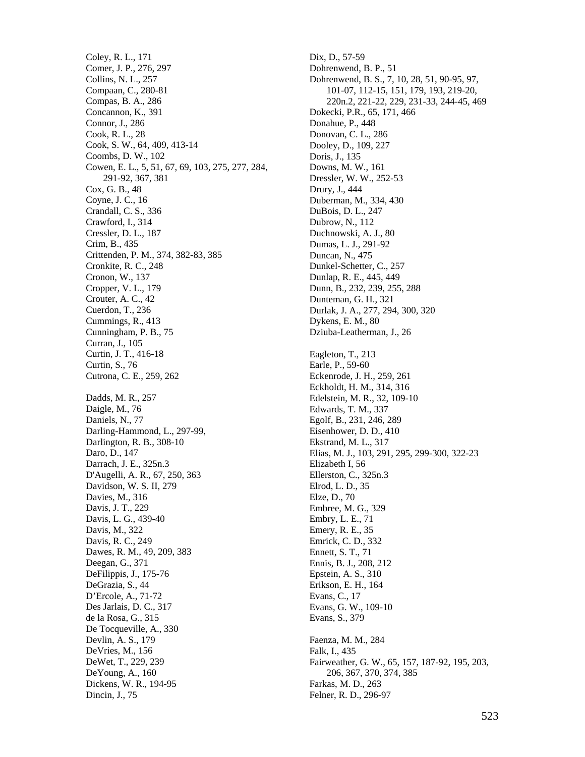Coley, R. L., 171
Comer, J. P., 276, 297
Collins, N. L., 257
Compaan, C., 280-81
Compas, B. A., 286
Concannon, K., 391
Connor, J., 286
Cook, R. L., 28
Cook, S. W., 64, 409, 413-14
Coombs, D. W., 102
Cowen, E. L., 5, 51, 67, 69, 103, 275, 277, 284, 291-92, 367, 381
Cox, G. B., 48
Coyne, J. C., 16
Crandall, C. S., 336
Crawford, I., 314
Cressler, D. L., 187
Crim, B., 435
Crittenden, P. M., 374, 382-83, 385
Cronkite, R. C., 248
Cronon, W., 137
Cropper, V. L., 179
Crouter, A. C., 42
Cuerdon, T., 236
Cummings, R., 413
Cunningham, P. B., 75
Curran, J., 105
Curtin, J. T., 416-18
Curtin, S., 76
Cutrona, C. E., 259, 262

Dadds, M. R., 257
Daigle, M., 76
Daniels, N., 77
Darling-Hammond, L., 297-99,
Darlington, R. B., 308-10
Daro, D., 147
Darrach, J. E., 325n.3
D'Augelli, A. R., 67, 250, 363
Davidson, W. S. II, 279
Davies, M., 316
Davis, J. T., 229
Davis, L. G., 439-40
Davis, M., 322
Davis, R. C., 249
Dawes, R. M., 49, 209, 383
Deegan, G., 371
DeFilippis, J., 175-76
DeGrazia, S., 44
D'Ercole, A., 71-72
Des Jarlais, D. C., 317
de la Rosa, G., 315
De Tocqueville, A., 330
Devlin, A. S., 179
DeVries, M., 156
DeWet, T., 229, 239
DeYoung, A., 160
Dickens, W. R., 194-95
Dincin, J., 75
Dix, D., 57-59
Dohrenwend, B. P., 51
Dohrenwend, B. S., 7, 10, 28, 51, 90-95, 97, 101-07, 112-15, 151, 179, 193, 219-20, 220n.2, 221-22, 229, 231-33, 244-45, 469
Dokecki, P.R., 65, 171, 466
Donahue, P., 448
Donovan, C. L., 286
Dooley, D., 109, 227
Doris, J., 135
Downs, M. W., 161
Dressler, W. W., 252-53
Drury, J., 444
Duberman, M., 334, 430
DuBois, D. L., 247
Dubrow, N., 112
Duchnowski, A. J., 80
Dumas, L. J., 291-92
Duncan, N., 475
Dunkel-Schetter, C., 257
Dunlap, R. E., 445, 449
Dunn, B., 232, 239, 255, 288
Dunteman, G. H., 321
Durlak, J. A., 277, 294, 300, 320
Dykens, E. M., 80
Dziuba-Leatherman, J., 26

Eagleton, T., 213
Earle, P., 59-60
Eckenrode, J. H., 259, 261
Eckholdt, H. M., 314, 316
Edelstein, M. R., 32, 109-10
Edwards, T. M., 337
Egolf, B., 231, 246, 289
Eisenhower, D. D., 410
Ekstrand, M. L., 317
Elias, M. J., 103, 291, 295, 299-300, 322-23
Elizabeth I, 56
Ellerston, C., 325n.3
Elrod, L. D., 35
Elze, D., 70
Embree, M. G., 329
Embry, L. E., 71
Emery, R. E., 35
Emrick, C. D., 332
Ennett, S. T., 71
Ennis, B. J., 208, 212
Epstein, A. S., 310
Erikson, E. H., 164
Evans, C., 17
Evans, G. W., 109-10
Evans, S., 379

Faenza, M. M., 284
Falk, I., 435
Fairweather, G. W., 65, 157, 187-92, 195, 203, 206, 367, 370, 374, 385
Farkas, M. D., 263
Felner, R. D., 296-97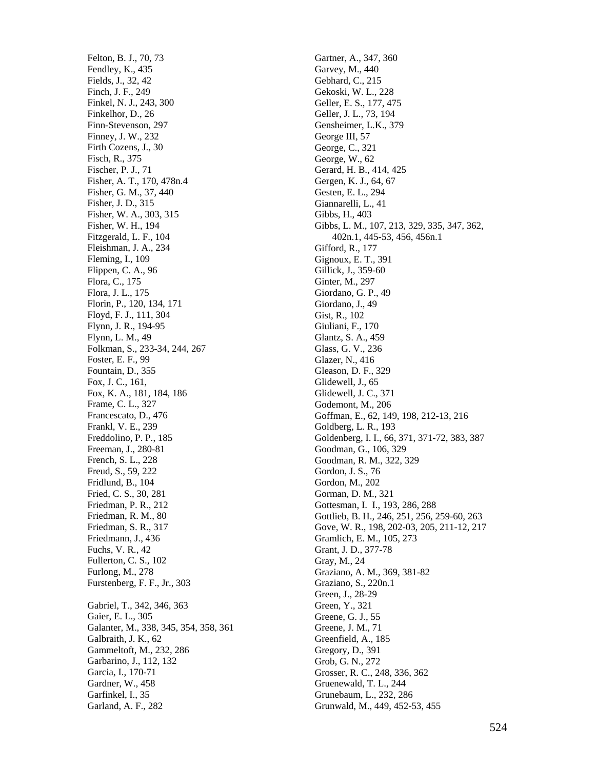Felton, B. J., 70, 73
Fendley, K., 435
Fields, J., 32, 42
Finch, J. F., 249
Finkel, N. J., 243, 300
Finkelhor, D., 26
Finn-Stevenson, 297
Finney, J. W., 232
Firth Cozens, J., 30
Fisch, R., 375
Fischer, P. J., 71
Fisher, A. T., 170, 478n.4
Fisher, G. M., 37, 440
Fisher, J. D., 315
Fisher, W. A., 303, 315
Fisher, W. H., 194
Fitzgerald, L. F., 104
Fleishman, J. A., 234
Fleming, I., 109
Flippen, C. A., 96
Flora, C., 175
Flora, J. L., 175
Florin, P., 120, 134, 171
Floyd, F. J., 111, 304
Flynn, J. R., 194-95
Flynn, L. M., 49
Folkman, S., 233-34, 244, 267
Foster, E. F., 99
Fountain, D., 355
Fox, J. C., 161,
Fox, K. A., 181, 184, 186
Frame, C. L., 327
Francescato, D., 476
Frankl, V. E., 239
Freddolino, P. P., 185
Freeman, J., 280-81
French, S. L., 228
Freud, S., 59, 222
Fridlund, B., 104
Fried, C. S., 30, 281
Friedman, P. R., 212
Friedman, R. M., 80
Friedman, S. R., 317
Friedmann, J., 436
Fuchs, V. R., 42
Fullerton, C. S., 102
Furlong, M., 278
Furstenberg, F. F., Jr., 303

Gabriel, T., 342, 346, 363
Gaier, E. L., 305
Galanter, M., 338, 345, 354, 358, 361
Galbraith, J. K., 62
Gammeltoft, M., 232, 286
Garbarino, J., 112, 132
Garcia, I., 170-71
Gardner, W., 458
Garfinkel, I., 35
Garland, A. F., 282
Gartner, A., 347, 360
Garvey, M., 440
Gebhard, C., 215
Gekoski, W. L., 228
Geller, E. S., 177, 475
Geller, J. L., 73, 194
Gensheimer, L.K., 379
George III, 57
George, C., 321
George, W., 62
Gerard, H. B., 414, 425
Gergen, K. J., 64, 67
Gesten, E. L., 294
Giannarelli, L., 41
Gibbs, H., 403
Gibbs, L. M., 107, 213, 329, 335, 347, 362, 402n.1, 445-53, 456, 456n.1
Gifford, R., 177
Gignoux, E. T., 391
Gillick, J., 359-60
Ginter, M., 297
Giordano, G. P., 49
Giordano, J., 49
Gist, R., 102
Giuliani, F., 170
Glantz, S. A., 459
Glass, G. V., 236
Glazer, N., 416
Gleason, D. F., 329
Glidewell, J., 65
Glidewell, J. C., 371
Godemont, M., 206
Goffman, E., 62, 149, 198, 212-13, 216
Goldberg, L. R., 193
Goldenberg, I. I., 66, 371, 371-72, 383, 387
Goodman, G., 106, 329
Goodman, R. M., 322, 329
Gordon, J. S., 76
Gordon, M., 202
Gorman, D. M., 321
Gottesman, I. I., 193, 286, 288
Gottlieb, B. H., 246, 251, 256, 259-60, 263
Gove, W. R., 198, 202-03, 205, 211-12, 217
Gramlich, E. M., 105, 273
Grant, J. D., 377-78
Gray, M., 24
Graziano, A. M., 369, 381-82
Graziano, S., 220n.1
Green, J., 28-29
Green, Y., 321
Greene, G. J., 55
Greene, J. M., 71
Greenfield, A., 185
Gregory, D., 391
Grob, G. N., 272
Grosser, R. C., 248, 336, 362
Gruenewald, T. L., 244
Grunebaum, L., 232, 286
Grunwald, M., 449, 452-53, 455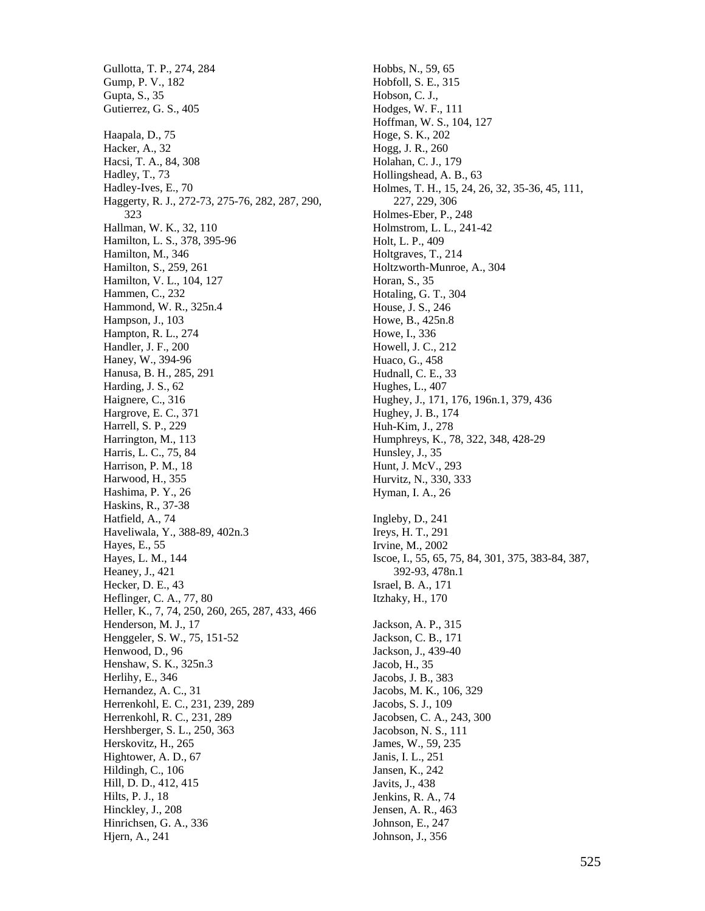Gullotta, T. P., 274, 284
Gump, P. V., 182
Gupta, S., 35
Gutierrez, G. S., 405

Haapala, D., 75
Hacker, A., 32
Hacsi, T. A., 84, 308
Hadley, T., 73
Hadley-Ives, E., 70
Haggerty, R. J., 272-73, 275-76, 282, 287, 290, 323
Hallman, W. K., 32, 110
Hamilton, L. S., 378, 395-96
Hamilton, M., 346
Hamilton, S., 259, 261
Hamilton, V. L., 104, 127
Hammen, C., 232
Hammond, W. R., 325n.4
Hampson, J., 103
Hampton, R. L., 274
Handler, J. F., 200
Haney, W., 394-96
Hanusa, B. H., 285, 291
Harding, J. S., 62
Haignere, C., 316
Hargrove, E. C., 371
Harrell, S. P., 229
Harrington, M., 113
Harris, L. C., 75, 84
Harrison, P. M., 18
Harwood, H., 355
Hashima, P. Y., 26
Haskins, R., 37-38
Hatfield, A., 74
Haveliwala, Y., 388-89, 402n.3
Hayes, E., 55
Hayes, L. M., 144
Heaney, J., 421
Hecker, D. E., 43
Heflinger, C. A., 77, 80
Heller, K., 7, 74, 250, 260, 265, 287, 433, 466
Henderson, M. J., 17
Henggeler, S. W., 75, 151-52
Henwood, D., 96
Henshaw, S. K., 325n.3
Herlihy, E., 346
Hernandez, A. C., 31
Herrenkohl, E. C., 231, 239, 289
Herrenkohl, R. C., 231, 289
Hershberger, S. L., 250, 363
Herskovitz, H., 265
Hightower, A. D., 67
Hildingh, C., 106
Hill, D. D., 412, 415
Hilts, P. J., 18
Hinckley, J., 208
Hinrichsen, G. A., 336
Hjern, A., 241
Hobbs, N., 59, 65
Hobfoll, S. E., 315
Hobson, C. J.,
Hodges, W. F., 111
Hoffman, W. S., 104, 127
Hoge, S. K., 202
Hogg, J. R., 260
Holahan, C. J., 179
Hollingshead, A. B., 63
Holmes, T. H., 15, 24, 26, 32, 35-36, 45, 111, 227, 229, 306
Holmes-Eber, P., 248
Holmstrom, L. L., 241-42
Holt, L. P., 409
Holtgraves, T., 214
Holtzworth-Munroe, A., 304
Horan, S., 35
Hotaling, G. T., 304
House, J. S., 246
Howe, B., 425n.8
Howe, I., 336
Howell, J. C., 212
Huaco, G., 458
Hudnall, C. E., 33
Hughes, L., 407
Hughey, J., 171, 176, 196n.1, 379, 436
Hughey, J. B., 174
Huh-Kim, J., 278
Humphreys, K., 78, 322, 348, 428-29
Hunsley, J., 35
Hunt, J. McV., 293
Hurvitz, N., 330, 333
Hyman, I. A., 26

Ingleby, D., 241
Ireys, H. T., 291
Irvine, M., 2002
Iscoe, I., 55, 65, 75, 84, 301, 375, 383-84, 387, 392-93, 478n.1
Israel, B. A., 171
Itzhaky, H., 170

Jackson, A. P., 315
Jackson, C. B., 171
Jackson, J., 439-40
Jacob, H., 35
Jacobs, J. B., 383
Jacobs, M. K., 106, 329
Jacobs, S. J., 109
Jacobsen, C. A., 243, 300
Jacobson, N. S., 111
James, W., 59, 235
Janis, I. L., 251
Jansen, K., 242
Javits, J., 438
Jenkins, R. A., 74
Jensen, A. R., 463
Johnson, E., 247
Johnson, J., 356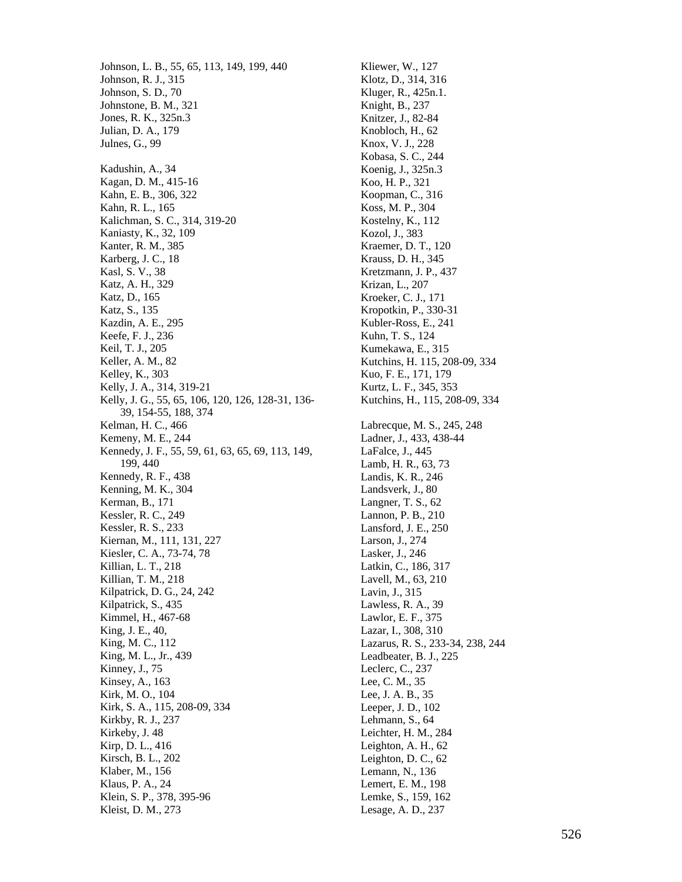Johnson, L. B., 55, 65, 113, 149, 199, 440
Johnson, R. J., 315
Johnson, S. D., 70
Johnstone, B. M., 321
Jones, R. K., 325n.3
Julian, D. A., 179
Julnes, G., 99

Kadushin, A., 34
Kagan, D. M., 415-16
Kahn, E. B., 306, 322
Kahn, R. L., 165
Kalichman, S. C., 314, 319-20
Kaniasty, K., 32, 109
Kanter, R. M., 385
Karberg, J. C., 18
Kasl, S. V., 38
Katz, A. H., 329
Katz, D., 165
Katz, S., 135
Kazdin, A. E., 295
Keefe, F. J., 236
Keil, T. J., 205
Keller, A. M., 82
Kelley, K., 303
Kelly, J. A., 314, 319-21
Kelly, J. G., 55, 65, 106, 120, 126, 128-31, 136-39, 154-55, 188, 374
Kelman, H. C., 466
Kemeny, M. E., 244
Kennedy, J. F., 55, 59, 61, 63, 65, 69, 113, 149, 199, 440
Kennedy, R. F., 438
Kenning, M. K., 304
Kerman, B., 171
Kessler, R. C., 249
Kessler, R. S., 233
Kiernan, M., 111, 131, 227
Kiesler, C. A., 73-74, 78
Killian, L. T., 218
Killian, T. M., 218
Kilpatrick, D. G., 24, 242
Kilpatrick, S., 435
Kimmel, H., 467-68
King, J. E., 40,
King, M. C., 112
King, M. L., Jr., 439
Kinney, J., 75
Kinsey, A., 163
Kirk, M. O., 104
Kirk, S. A., 115, 208-09, 334
Kirkby, R. J., 237
Kirkeby, J. 48
Kirp, D. L., 416
Kirsch, B. L., 202
Klaber, M., 156
Klaus, P. A., 24
Klein, S. P., 378, 395-96
Kleist, D. M., 273
Kliewer, W., 127
Klotz, D., 314, 316
Kluger, R., 425n.1.
Knight, B., 237
Knitzer, J., 82-84
Knobloch, H., 62
Knox, V. J., 228
Kobasa, S. C., 244
Koenig, J., 325n.3
Koo, H. P., 321
Koopman, C., 316
Koss, M. P., 304
Kostelny, K., 112
Kozol, J., 383
Kraemer, D. T., 120
Krauss, D. H., 345
Kretzmann, J. P., 437
Krizan, L., 207
Kroeker, C. J., 171
Kropotkin, P., 330-31
Kubler-Ross, E., 241
Kuhn, T. S., 124
Kumekawa, E., 315
Kutchins, H. 115, 208-09, 334
Kuo, F. E., 171, 179
Kurtz, L. F., 345, 353
Kutchins, H., 115, 208-09, 334

Labrecque, M. S., 245, 248
Ladner, J., 433, 438-44
LaFalce, J., 445
Lamb, H. R., 63, 73
Landis, K. R., 246
Landsverk, J., 80
Langner, T. S., 62
Lannon, P. B., 210
Lansford, J. E., 250
Larson, J., 274
Lasker, J., 246
Latkin, C., 186, 317
Lavell, M., 63, 210
Lavin, J., 315
Lawless, R. A., 39
Lawlor, E. F., 375
Lazar, I., 308, 310
Lazarus, R. S., 233-34, 238, 244
Leadbeater, B. J., 225
Leclerc, C., 237
Lee, C. M., 35
Lee, J. A. B., 35
Leeper, J. D., 102
Lehmann, S., 64
Leichter, H. M., 284
Leighton, A. H., 62
Leighton, D. C., 62
Lemann, N., 136
Lemert, E. M., 198
Lemke, S., 159, 162
Lesage, A. D., 237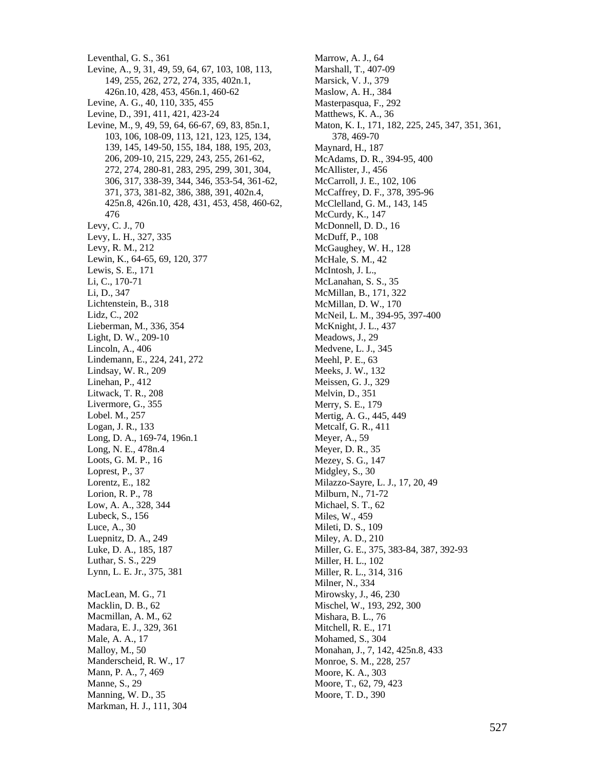Leventhal, G. S., 361
Levine, A., 9, 31, 49, 59, 64, 67, 103, 108, 113, 149, 255, 262, 272, 274, 335, 402n.1, 426n.10, 428, 453, 456n.1, 460-62
Levine, A. G., 40, 110, 335, 455
Levine, D., 391, 411, 421, 423-24
Levine, M., 9, 49, 59, 64, 66-67, 69, 83, 85n.1, 103, 106, 108-09, 113, 121, 123, 125, 134, 139, 145, 149-50, 155, 184, 188, 195, 203, 206, 209-10, 215, 229, 243, 255, 261-62, 272, 274, 280-81, 283, 295, 299, 301, 304, 306, 317, 338-39, 344, 346, 353-54, 361-62, 371, 373, 381-82, 386, 388, 391, 402n.4, 425n.8, 426n.10, 428, 431, 453, 458, 460-62, 476
Levy, C. J., 70
Levy, L. H., 327, 335
Levy, R. M., 212
Lewin, K., 64-65, 69, 120, 377
Lewis, S. E., 171
Li, C., 170-71
Li, D., 347
Lichtenstein, B., 318
Lidz, C., 202
Lieberman, M., 336, 354
Light, D. W., 209-10
Lincoln, A., 406
Lindemann, E., 224, 241, 272
Lindsay, W. R., 209
Linehan, P., 412
Litwack, T. R., 208
Livermore, G., 355
Lobel. M., 257
Logan, J. R., 133
Long, D. A., 169-74, 196n.1
Long, N. E., 478n.4
Loots, G. M. P., 16
Loprest, P., 37
Lorentz, E., 182
Lorion, R. P., 78
Low, A. A., 328, 344
Lubeck, S., 156
Luce, A., 30
Luepnitz, D. A., 249
Luke, D. A., 185, 187
Luthar, S. S., 229
Lynn, L. E. Jr., 375, 381

MacLean, M. G., 71
Macklin, D. B., 62
Macmillan, A. M., 62
Madara, E. J., 329, 361
Male, A. A., 17
Malloy, M., 50
Manderscheid, R. W., 17
Mann, P. A., 7, 469
Manne, S., 29
Manning, W. D., 35
Markman, H. J., 111, 304
Marrow, A. J., 64
Marshall, T., 407-09
Marsick, V. J., 379
Maslow, A. H., 384
Masterpasqua, F., 292
Matthews, K. A., 36
Maton, K. I., 171, 182, 225, 245, 347, 351, 361, 378, 469-70
Maynard, H., 187
McAdams, D. R., 394-95, 400
McAllister, J., 456
McCarroll, J. E., 102, 106
McCaffrey, D. F., 378, 395-96
McClelland, G. M., 143, 145
McCurdy, K., 147
McDonnell, D. D., 16
McDuff, P., 108
McGaughey, W. H., 128
McHale, S. M., 42
McIntosh, J. L.,
McLanahan, S. S., 35
McMillan, B., 171, 322
McMillan, D. W., 170
McNeil, L. M., 394-95, 397-400
McKnight, J. L., 437
Meadows, J., 29
Medvene, L. J., 345
Meehl, P. E., 63
Meeks, J. W., 132
Meissen, G. J., 329
Melvin, D., 351
Merry, S. E., 179
Mertig, A. G., 445, 449
Metcalf, G. R., 411
Meyer, A., 59
Meyer, D. R., 35
Mezey, S. G., 147
Midgley, S., 30
Milazzo-Sayre, L. J., 17, 20, 49
Milburn, N., 71-72
Michael, S. T., 62
Miles, W., 459
Mileti, D. S., 109
Miley, A. D., 210
Miller, G. E., 375, 383-84, 387, 392-93
Miller, H. L., 102
Miller, R. L., 314, 316
Milner, N., 334
Mirowsky, J., 46, 230
Mischel, W., 193, 292, 300
Mishara, B. L., 76
Mitchell, R. E., 171
Mohamed, S., 304
Monahan, J., 7, 142, 425n.8, 433
Monroe, S. M., 228, 257
Moore, K. A., 303
Moore, T., 62, 79, 423
Moore, T. D., 390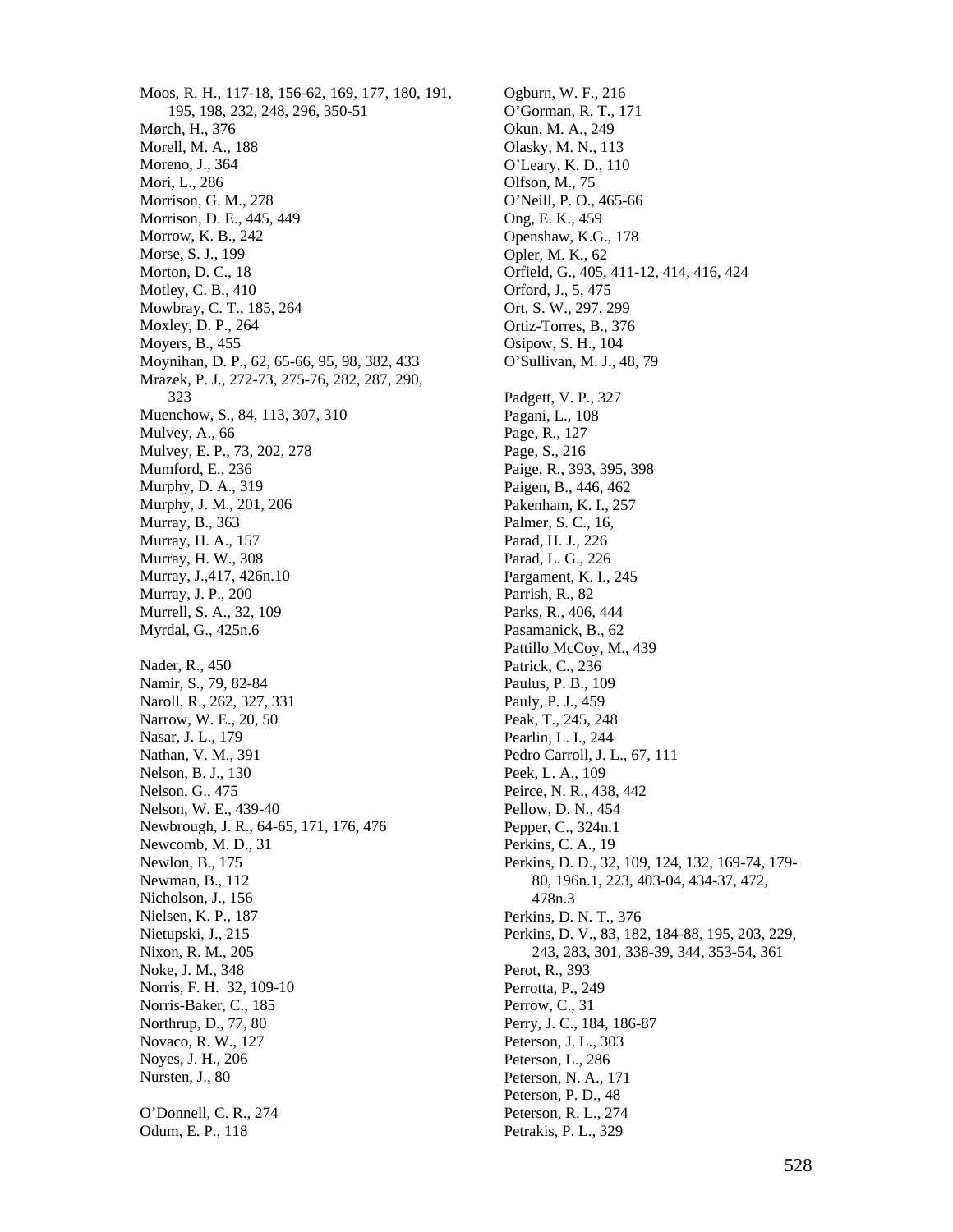Moos, R. H., 117-18, 156-62, 169, 177, 180, 191, 195, 198, 232, 248, 296, 350-51
Mørch, H., 376
Morell, M. A., 188
Moreno, J., 364
Mori, L., 286
Morrison, G. M., 278
Morrison, D. E., 445, 449
Morrow, K. B., 242
Morse, S. J., 199
Morton, D. C., 18
Motley, C. B., 410
Mowbray, C. T., 185, 264
Moxley, D. P., 264
Moyers, B., 455
Moynihan, D. P., 62, 65-66, 95, 98, 382, 433
Mrazek, P. J., 272-73, 275-76, 282, 287, 290, 323
Muenchow, S., 84, 113, 307, 310
Mulvey, A., 66
Mulvey, E. P., 73, 202, 278
Mumford, E., 236
Murphy, D. A., 319
Murphy, J. M., 201, 206
Murray, B., 363
Murray, H. A., 157
Murray, H. W., 308
Murray, J.,417, 426n.10
Murray, J. P., 200
Murrell, S. A., 32, 109
Myrdal, G., 425n.6

Nader, R., 450
Namir, S., 79, 82-84
Naroll, R., 262, 327, 331
Narrow, W. E., 20, 50
Nasar, J. L., 179
Nathan, V. M., 391
Nelson, B. J., 130
Nelson, G., 475
Nelson, W. E., 439-40
Newbrough, J. R., 64-65, 171, 176, 476
Newcomb, M. D., 31
Newlon, B., 175
Newman, B., 112
Nicholson, J., 156
Nielsen, K. P., 187
Nietupski, J., 215
Nixon, R. M., 205
Noke, J. M., 348
Norris, F. H. 32, 109-10
Norris-Baker, C., 185
Northrup, D., 77, 80
Novaco, R. W., 127
Noyes, J. H., 206
Nursten, J., 80

O'Donnell, C. R., 274
Odum, E. P., 118
Ogburn, W. F., 216
O'Gorman, R. T., 171
Okun, M. A., 249
Olasky, M. N., 113
O'Leary, K. D., 110
Olfson, M., 75
O'Neill, P. O., 465-66
Ong, E. K., 459
Openshaw, K.G., 178
Opler, M. K., 62
Orfield, G., 405, 411-12, 414, 416, 424
Orford, J., 5, 475
Ort, S. W., 297, 299
Ortiz-Torres, B., 376
Osipow, S. H., 104
O'Sullivan, M. J., 48, 79

Padgett, V. P., 327
Pagani, L., 108
Page, R., 127
Page, S., 216
Paige, R., 393, 395, 398
Paigen, B., 446, 462
Pakenham, K. I., 257
Palmer, S. C., 16,
Parad, H. J., 226
Parad, L. G., 226
Pargament, K. I., 245
Parrish, R., 82
Parks, R., 406, 444
Pasamanick, B., 62
Pattillo McCoy, M., 439
Patrick, C., 236
Paulus, P. B., 109
Pauly, P. J., 459
Peak, T., 245, 248
Pearlin, L. I., 244
Pedro Carroll, J. L., 67, 111
Peek, L. A., 109
Peirce, N. R., 438, 442
Pellow, D. N., 454
Pepper, C., 324n.1
Perkins, C. A., 19
Perkins, D. D., 32, 109, 124, 132, 169-74, 179-80, 196n.1, 223, 403-04, 434-37, 472, 478n.3
Perkins, D. N. T., 376
Perkins, D. V., 83, 182, 184-88, 195, 203, 229, 243, 283, 301, 338-39, 344, 353-54, 361
Perot, R., 393
Perrotta, P., 249
Perrow, C., 31
Perry, J. C., 184, 186-87
Peterson, J. L., 303
Peterson, L., 286
Peterson, N. A., 171
Peterson, P. D., 48
Peterson, R. L., 274
Petrakis, P. L., 329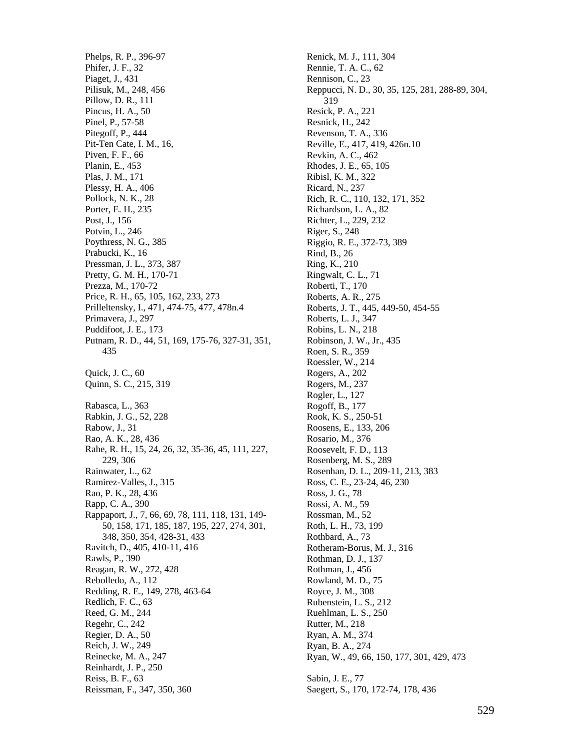Phelps, R. P., 396-97
Phifer, J. F., 32
Piaget, J., 431
Pilisuk, M., 248, 456
Pillow, D. R., 111
Pincus, H. A., 50
Pinel, P., 57-58
Pitegoff, P., 444
Pit-Ten Cate, I. M., 16,
Piven, F. F., 66
Planin, E., 453
Plas, J. M., 171
Plessy, H. A., 406
Pollock, N. K., 28
Porter, E. H., 235
Post, J., 156
Potvin, L., 246
Poythress, N. G., 385
Prabucki, K., 16
Pressman, J. L., 373, 387
Pretty, G. M. H., 170-71
Prezza, M., 170-72
Price, R. H., 65, 105, 162, 233, 273
Prilleltensky, I., 471, 474-75, 477, 478n.4
Primavera, J., 297
Puddifoot, J. E., 173
Putnam, R. D., 44, 51, 169, 175-76, 327-31, 351, 435

Quick, J. C., 60
Quinn, S. C., 215, 319

Rabasca, L., 363
Rabkin, J. G., 52, 228
Rabow, J., 31
Rao, A. K., 28, 436
Rahe, R. H., 15, 24, 26, 32, 35-36, 45, 111, 227, 229, 306
Rainwater, L., 62
Ramirez-Valles, J., 315
Rao, P. K., 28, 436
Rapp, C. A., 390
Rappaport, J., 7, 66, 69, 78, 111, 118, 131, 149-50, 158, 171, 185, 187, 195, 227, 274, 301, 348, 350, 354, 428-31, 433
Ravitch, D., 405, 410-11, 416
Rawls, P., 390
Reagan, R. W., 272, 428
Rebolledo, A., 112
Redding, R. E., 149, 278, 463-64
Redlich, F. C., 63
Reed, G. M., 244
Regehr, C., 242
Regier, D. A., 50
Reich, J. W., 249
Reinecke, M. A., 247
Reinhardt, J. P., 250
Reiss, B. F., 63
Reissman, F., 347, 350, 360
Renick, M. J., 111, 304
Rennie, T. A. C., 62
Rennison, C., 23
Reppucci, N. D., 30, 35, 125, 281, 288-89, 304, 319
Resick, P. A., 221
Resnick, H., 242
Revenson, T. A., 336
Reville, E., 417, 419, 426n.10
Revkin, A. C., 462
Rhodes, J. E., 65, 105
Ribisl, K. M., 322
Ricard, N., 237
Rich, R. C., 110, 132, 171, 352
Richardson, L. A., 82
Richter, L., 229, 232
Riger, S., 248
Riggio, R. E., 372-73, 389
Rind, B., 26
Ring, K., 210
Ringwalt, C. L., 71
Roberti, T., 170
Roberts, A. R., 275
Roberts, J. T., 445, 449-50, 454-55
Roberts, L. J., 347
Robins, L. N., 218
Robinson, J. W., Jr., 435
Roen, S. R., 359
Roessler, W., 214
Rogers, A., 202
Rogers, M., 237
Rogler, L., 127
Rogoff, B., 177
Rook, K. S., 250-51
Roosens, E., 133, 206
Rosario, M., 376
Roosevelt, F. D., 113
Rosenberg, M. S., 289
Rosenhan, D. L., 209-11, 213, 383
Ross, C. E., 23-24, 46, 230
Ross, J. G., 78
Rossi, A. M., 59
Rossman, M., 52
Roth, L. H., 73, 199
Rothbard, A., 73
Rotheram-Borus, M. J., 316
Rothman, D. J., 137
Rothman, J., 456
Rowland, M. D., 75
Royce, J. M., 308
Rubenstein, L. S., 212
Ruehlman, L. S., 250
Rutter, M., 218
Ryan, A. M., 374
Ryan, B. A., 274
Ryan, W., 49, 66, 150, 177, 301, 429, 473

Sabin, J. E., 77
Saegert, S., 170, 172-74, 178, 436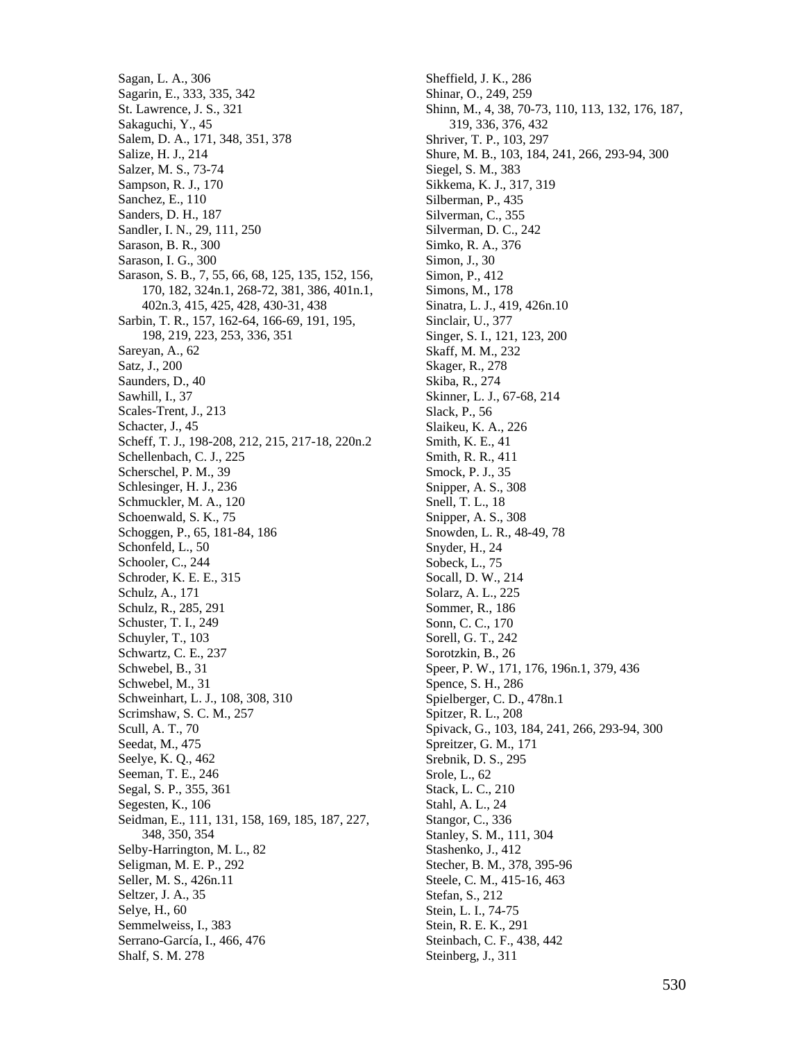Sagan, L. A., 306
Sagarin, E., 333, 335, 342
St. Lawrence, J. S., 321
Sakaguchi, Y., 45
Salem, D. A., 171, 348, 351, 378
Salize, H. J., 214
Salzer, M. S., 73-74
Sampson, R. J., 170
Sanchez, E., 110
Sanders, D. H., 187
Sandler, I. N., 29, 111, 250
Sarason, B. R., 300
Sarason, I. G., 300
Sarason, S. B., 7, 55, 66, 68, 125, 135, 152, 156, 170, 182, 324n.1, 268-72, 381, 386, 401n.1, 402n.3, 415, 425, 428, 430-31, 438
Sarbin, T. R., 157, 162-64, 166-69, 191, 195, 198, 219, 223, 253, 336, 351
Sareyan, A., 62
Satz, J., 200
Saunders, D., 40
Sawhill, I., 37
Scales-Trent, J., 213
Schacter, J., 45
Scheff, T. J., 198-208, 212, 215, 217-18, 220n.2
Schellenbach, C. J., 225
Scherschel, P. M., 39
Schlesinger, H. J., 236
Schmuckler, M. A., 120
Schoenwald, S. K., 75
Schoggen, P., 65, 181-84, 186
Schonfeld, L., 50
Schooler, C., 244
Schroder, K. E. E., 315
Schulz, A., 171
Schulz, R., 285, 291
Schuster, T. I., 249
Schuyler, T., 103
Schwartz, C. E., 237
Schwebel, B., 31
Schwebel, M., 31
Schweinhart, L. J., 108, 308, 310
Scrimshaw, S. C. M., 257
Scull, A. T., 70
Seedat, M., 475
Seelye, K. Q., 462
Seeman, T. E., 246
Segal, S. P., 355, 361
Segesten, K., 106
Seidman, E., 111, 131, 158, 169, 185, 187, 227, 348, 350, 354
Selby-Harrington, M. L., 82
Seligman, M. E. P., 292
Seller, M. S., 426n.11
Seltzer, J. A., 35
Selye, H., 60
Semmelweiss, I., 383
Serrano-García, I., 466, 476
Shalf, S. M. 278
Sheffield, J. K., 286
Shinar, O., 249, 259
Shinn, M., 4, 38, 70-73, 110, 113, 132, 176, 187, 319, 336, 376, 432
Shriver, T. P., 103, 297
Shure, M. B., 103, 184, 241, 266, 293-94, 300
Siegel, S. M., 383
Sikkema, K. J., 317, 319
Silberman, P., 435
Silverman, C., 355
Silverman, D. C., 242
Simko, R. A., 376
Simon, J., 30
Simon, P., 412
Simons, M., 178
Sinatra, L. J., 419, 426n.10
Sinclair, U., 377
Singer, S. I., 121, 123, 200
Skaff, M. M., 232
Skager, R., 278
Skiba, R., 274
Skinner, L. J., 67-68, 214
Slack, P., 56
Slaikeu, K. A., 226
Smith, K. E., 41
Smith, R. R., 411
Smock, P. J., 35
Snipper, A. S., 308
Snell, T. L., 18
Snipper, A. S., 308
Snowden, L. R., 48-49, 78
Snyder, H., 24
Sobeck, L., 75
Socall, D. W., 214
Solarz, A. L., 225
Sommer, R., 186
Sonn, C. C., 170
Sorell, G. T., 242
Sorotzkin, B., 26
Speer, P. W., 171, 176, 196n.1, 379, 436
Spence, S. H., 286
Spielberger, C. D., 478n.1
Spitzer, R. L., 208
Spivack, G., 103, 184, 241, 266, 293-94, 300
Spreitzer, G. M., 171
Srebnik, D. S., 295
Srole, L., 62
Stack, L. C., 210
Stahl, A. L., 24
Stangor, C., 336
Stanley, S. M., 111, 304
Stashenko, J., 412
Stecher, B. M., 378, 395-96
Steele, C. M., 415-16, 463
Stefan, S., 212
Stein, L. I., 74-75
Stein, R. E. K., 291
Steinbach, C. F., 438, 442
Steinberg, J., 311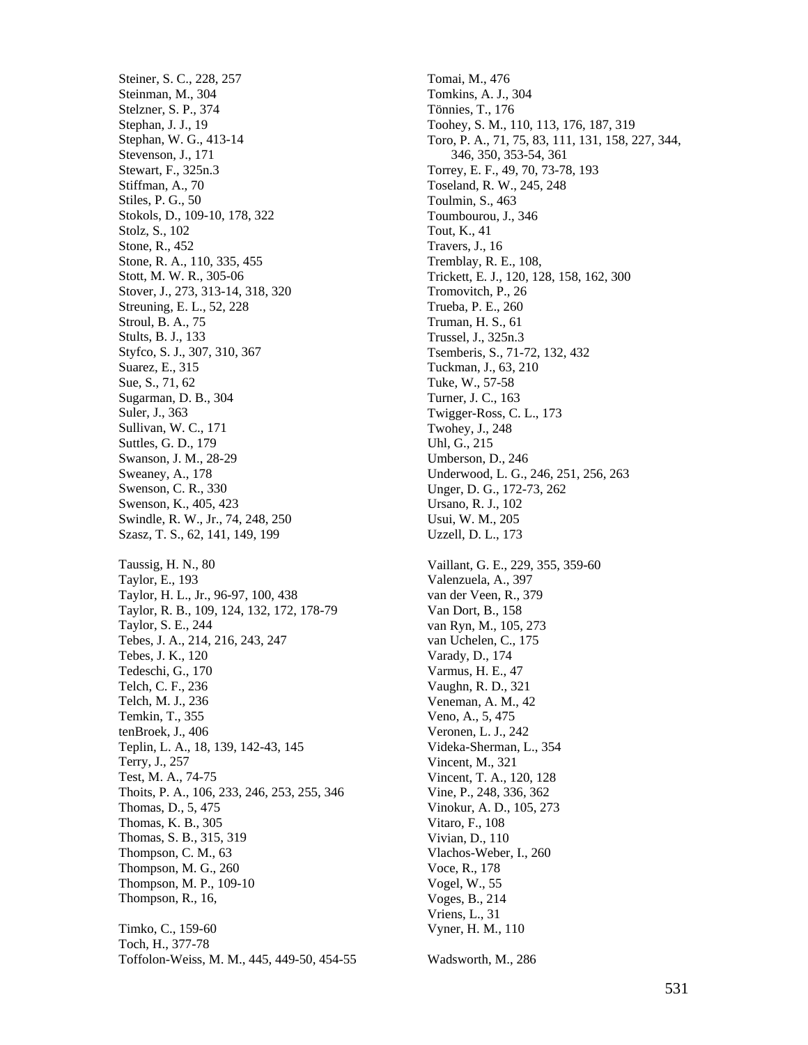Steiner, S. C., 228, 257
Steinman, M., 304
Stelzner, S. P., 374
Stephan, J. J., 19
Stephan, W. G., 413-14
Stevenson, J., 171
Stewart, F., 325n.3
Stiffman, A., 70
Stiles, P. G., 50
Stokols, D., 109-10, 178, 322
Stolz, S., 102
Stone, R., 452
Stone, R. A., 110, 335, 455
Stott, M. W. R., 305-06
Stover, J., 273, 313-14, 318, 320
Streuning, E. L., 52, 228
Stroul, B. A., 75
Stults, B. J., 133
Styfco, S. J., 307, 310, 367
Suarez, E., 315
Sue, S., 71, 62
Sugarman, D. B., 304
Suler, J., 363
Sullivan, W. C., 171
Suttles, G. D., 179
Swanson, J. M., 28-29
Sweaney, A., 178
Swenson, C. R., 330
Swenson, K., 405, 423
Swindle, R. W., Jr., 74, 248, 250
Szasz, T. S., 62, 141, 149, 199

Taussig, H. N., 80
Taylor, E., 193
Taylor, H. L., Jr., 96-97, 100, 438
Taylor, R. B., 109, 124, 132, 172, 178-79
Taylor, S. E., 244
Tebes, J. A., 214, 216, 243, 247
Tebes, J. K., 120
Tedeschi, G., 170
Telch, C. F., 236
Telch, M. J., 236
Temkin, T., 355
tenBroek, J., 406
Teplin, L. A., 18, 139, 142-43, 145
Terry, J., 257
Test, M. A., 74-75
Thoits, P. A., 106, 233, 246, 253, 255, 346
Thomas, D., 5, 475
Thomas, K. B., 305
Thomas, S. B., 315, 319
Thompson, C. M., 63
Thompson, M. G., 260
Thompson, M. P., 109-10
Thompson, R., 16,

Timko, C., 159-60
Toch, H., 377-78
Toffolon-Weiss, M. M., 445, 449-50, 454-55
Tomai, M., 476
Tomkins, A. J., 304
Tönnies, T., 176
Toohey, S. M., 110, 113, 176, 187, 319
Toro, P. A., 71, 75, 83, 111, 131, 158, 227, 344, 346, 350, 353-54, 361
Torrey, E. F., 49, 70, 73-78, 193
Toseland, R. W., 245, 248
Toulmin, S., 463
Toumbourou, J., 346
Tout, K., 41
Travers, J., 16
Tremblay, R. E., 108,
Trickett, E. J., 120, 128, 158, 162, 300
Tromovitch, P., 26
Trueba, P. E., 260
Truman, H. S., 61
Trussel, J., 325n.3
Tsemberis, S., 71-72, 132, 432
Tuckman, J., 63, 210
Tuke, W., 57-58
Turner, J. C., 163
Twigger-Ross, C. L., 173
Twohey, J., 248
Uhl, G., 215
Umberson, D., 246
Underwood, L. G., 246, 251, 256, 263
Unger, D. G., 172-73, 262
Ursano, R. J., 102
Usui, W. M., 205
Uzzell, D. L., 173

Vaillant, G. E., 229, 355, 359-60
Valenzuela, A., 397
van der Veen, R., 379
Van Dort, B., 158
van Ryn, M., 105, 273
van Uchelen, C., 175
Varady, D., 174
Varmus, H. E., 47
Vaughn, R. D., 321
Veneman, A. M., 42
Veno, A., 5, 475
Veronen, L. J., 242
Videka-Sherman, L., 354
Vincent, M., 321
Vincent, T. A., 120, 128
Vine, P., 248, 336, 362
Vinokur, A. D., 105, 273
Vitaro, F., 108
Vivian, D., 110
Vlachos-Weber, I., 260
Voce, R., 178
Vogel, W., 55
Voges, B., 214
Vriens, L., 31
Vyner, H. M., 110

Wadsworth, M., 286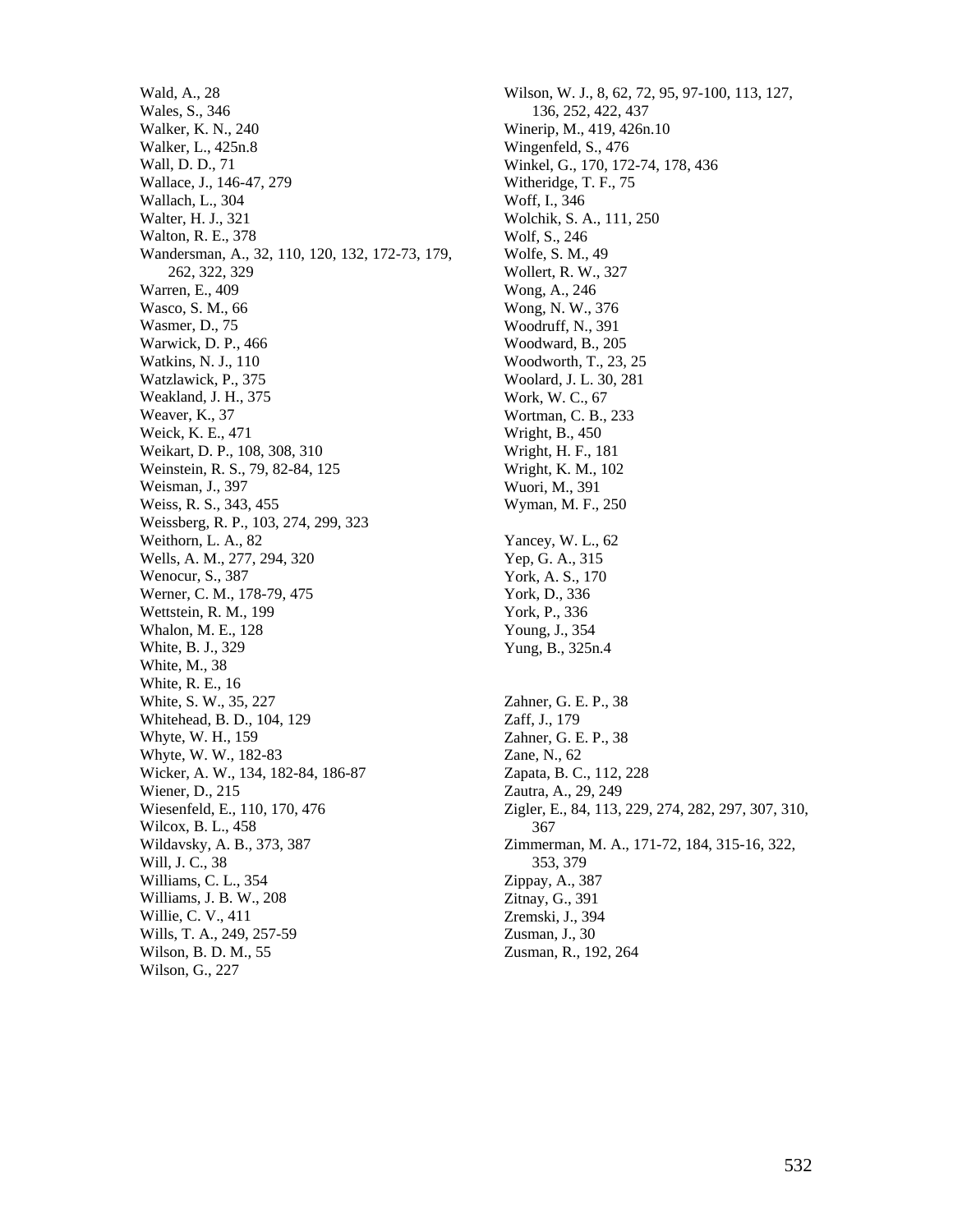Wald, A., 28
Wales, S., 346
Walker, K. N., 240
Walker, L., 425n.8
Wall, D. D., 71
Wallace, J., 146-47, 279
Wallach, L., 304
Walter, H. J., 321
Walton, R. E., 378
Wandersman, A., 32, 110, 120, 132, 172-73, 179, 262, 322, 329
Warren, E., 409
Wasco, S. M., 66
Wasmer, D., 75
Warwick, D. P., 466
Watkins, N. J., 110
Watzlawick, P., 375
Weakland, J. H., 375
Weaver, K., 37
Weick, K. E., 471
Weikart, D. P., 108, 308, 310
Weinstein, R. S., 79, 82-84, 125
Weisman, J., 397
Weiss, R. S., 343, 455
Weissberg, R. P., 103, 274, 299, 323
Weithorn, L. A., 82
Wells, A. M., 277, 294, 320
Wenocur, S., 387
Werner, C. M., 178-79, 475
Wettstein, R. M., 199
Whalon, M. E., 128
White, B. J., 329
White, M., 38
White, R. E., 16
White, S. W., 35, 227
Whitehead, B. D., 104, 129
Whyte, W. H., 159
Whyte, W. W., 182-83
Wicker, A. W., 134, 182-84, 186-87
Wiener, D., 215
Wiesenfeld, E., 110, 170, 476
Wilcox, B. L., 458
Wildavsky, A. B., 373, 387
Will, J. C., 38
Williams, C. L., 354
Williams, J. B. W., 208
Willie, C. V., 411
Wills, T. A., 249, 257-59
Wilson, B. D. M., 55
Wilson, G., 227
Wilson, W. J., 8, 62, 72, 95, 97-100, 113, 127, 136, 252, 422, 437
Winerip, M., 419, 426n.10
Wingenfeld, S., 476
Winkel, G., 170, 172-74, 178, 436
Witheridge, T. F., 75
Woff, I., 346
Wolchik, S. A., 111, 250
Wolf, S., 246
Wolfe, S. M., 49
Wollert, R. W., 327
Wong, A., 246
Wong, N. W., 376
Woodruff, N., 391
Woodward, B., 205
Woodworth, T., 23, 25
Woolard, J. L. 30, 281
Work, W. C., 67
Wortman, C. B., 233
Wright, B., 450
Wright, H. F., 181
Wright, K. M., 102
Wuori, M., 391
Wyman, M. F., 250

Yancey, W. L., 62
Yep, G. A., 315
York, A. S., 170
York, D., 336
York, P., 336
Young, J., 354
Yung, B., 325n.4

Zahner, G. E. P., 38
Zaff, J., 179
Zahner, G. E. P., 38
Zane, N., 62
Zapata, B. C., 112, 228
Zautra, A., 29, 249
Zigler, E., 84, 113, 229, 274, 282, 297, 307, 310, 367
Zimmerman, M. A., 171-72, 184, 315-16, 322, 353, 379
Zippay, A., 387
Zitnay, G., 391
Zremski, J., 394
Zusman, J., 30
Zusman, R., 192, 264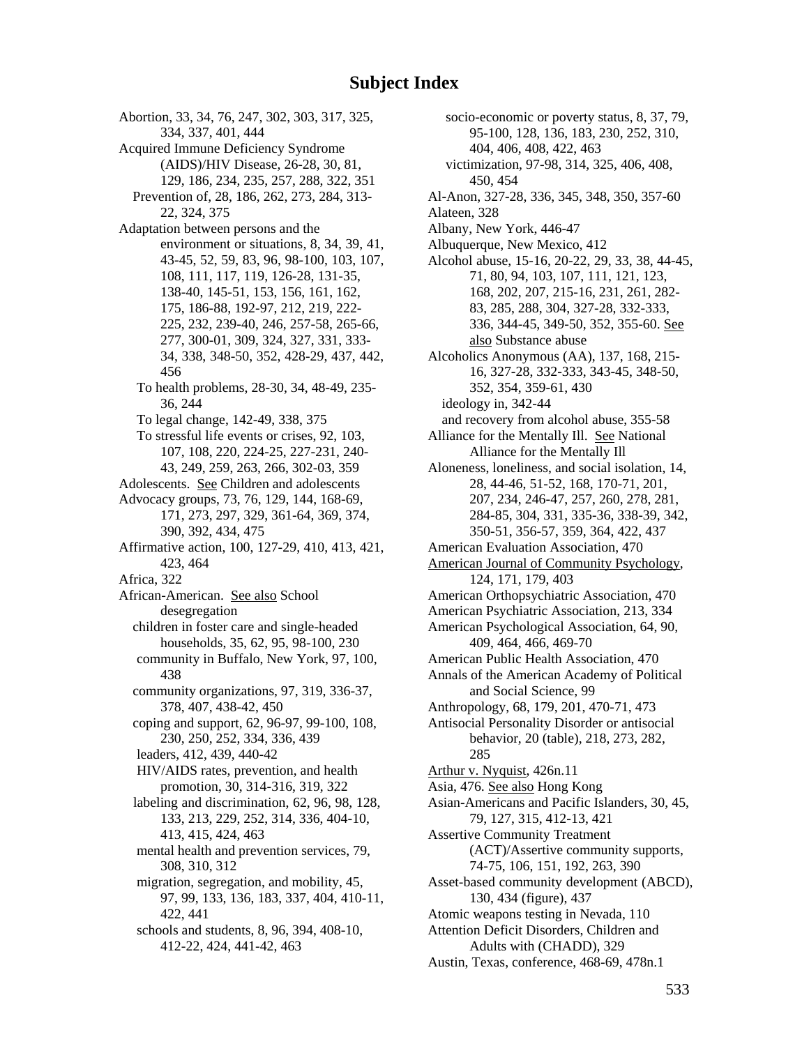# Subject Index

Abortion, 33, 34, 76, 247, 302, 303, 317, 325, 334, 337, 401, 444

Acquired Immune Deficiency Syndrome (AIDS)/HIV Disease, 26-28, 30, 81, 129, 186, 234, 235, 257, 288, 322, 351
- Prevention of, 28, 186, 262, 273, 284, 313-22, 324, 375

Adaptation between persons and the environment or situations, 8, 34, 39, 41, 43-45, 52, 59, 83, 96, 98-100, 103, 107, 108, 111, 117, 119, 126-28, 131-35, 138-40, 145-51, 153, 156, 161, 162, 175, 186-88, 192-97, 212, 219, 222-225, 232, 239-40, 246, 257-58, 265-66, 277, 300-01, 309, 324, 327, 331, 333-34, 338, 348-50, 352, 428-29, 437, 442, 456
- To health problems, 28-30, 34, 48-49, 235-36, 244
- To legal change, 142-49, 338, 375
- To stressful life events or crises, 92, 103, 107, 108, 220, 224-25, 227-231, 240-43, 249, 259, 263, 266, 302-03, 359

Adolescents. See Children and adolescents

Advocacy groups, 73, 76, 129, 144, 168-69, 171, 273, 297, 329, 361-64, 369, 374, 390, 392, 434, 475

Affirmative action, 100, 127-29, 410, 413, 421, 423, 464

Africa, 322

African-American. See also School desegregation
- children in foster care and single-headed households, 35, 62, 95, 98-100, 230
- community in Buffalo, New York, 97, 100, 438
- community organizations, 97, 319, 336-37, 378, 407, 438-42, 450
- coping and support, 62, 96-97, 99-100, 108, 230, 250, 252, 334, 336, 439
- leaders, 412, 439, 440-42
- HIV/AIDS rates, prevention, and health promotion, 30, 314-316, 319, 322
- labeling and discrimination, 62, 96, 98, 128, 133, 213, 229, 252, 314, 336, 404-10, 413, 415, 424, 463
- mental health and prevention services, 79, 308, 310, 312
- migration, segregation, and mobility, 45, 97, 99, 133, 136, 183, 337, 404, 410-11, 422, 441
- schools and students, 8, 96, 394, 408-10, 412-22, 424, 441-42, 463
- socio-economic or poverty status, 8, 37, 79, 95-100, 128, 136, 183, 230, 252, 310, 404, 406, 408, 422, 463
- victimization, 97-98, 314, 325, 406, 408, 450, 454

Al-Anon, 327-28, 336, 345, 348, 350, 357-60

Alateen, 328

Albany, New York, 446-47

Albuquerque, New Mexico, 412

Alcohol abuse, 15-16, 20-22, 29, 33, 38, 44-45, 71, 80, 94, 103, 107, 111, 121, 123, 168, 202, 207, 215-16, 231, 261, 282-83, 285, 288, 304, 327-28, 332-333, 336, 344-45, 349-50, 352, 355-60. See also Substance abuse

Alcoholics Anonymous (AA), 137, 168, 215-16, 327-28, 332-333, 343-45, 348-50, 352, 354, 359-61, 430
- ideology in, 342-44
- and recovery from alcohol abuse, 355-58

Alliance for the Mentally Ill. See National Alliance for the Mentally Ill

Aloneness, loneliness, and social isolation, 14, 28, 44-46, 51-52, 168, 170-71, 201, 207, 234, 246-47, 257, 260, 278, 281, 284-85, 304, 331, 335-36, 338-39, 342, 350-51, 356-57, 359, 364, 422, 437

American Evaluation Association, 470

American Journal of Community Psychology, 124, 171, 179, 403

American Orthopsychiatric Association, 470

American Psychiatric Association, 213, 334

American Psychological Association, 64, 90, 409, 464, 466, 469-70

American Public Health Association, 470

Annals of the American Academy of Political and Social Science, 99

Anthropology, 68, 179, 201, 470-71, 473

Antisocial Personality Disorder or antisocial behavior, 20 (table), 218, 273, 282, 285

Arthur v. Nyquist, 426n.11

Asia, 476. See also Hong Kong

Asian-Americans and Pacific Islanders, 30, 45, 79, 127, 315, 412-13, 421

Assertive Community Treatment (ACT)/Assertive community supports, 74-75, 106, 151, 192, 263, 390

Asset-based community development (ABCD), 130, 434 (figure), 437

Atomic weapons testing in Nevada, 110

Attention Deficit Disorders, Children and Adults with (CHADD), 329

Austin, Texas, conference, 468-69, 478n.1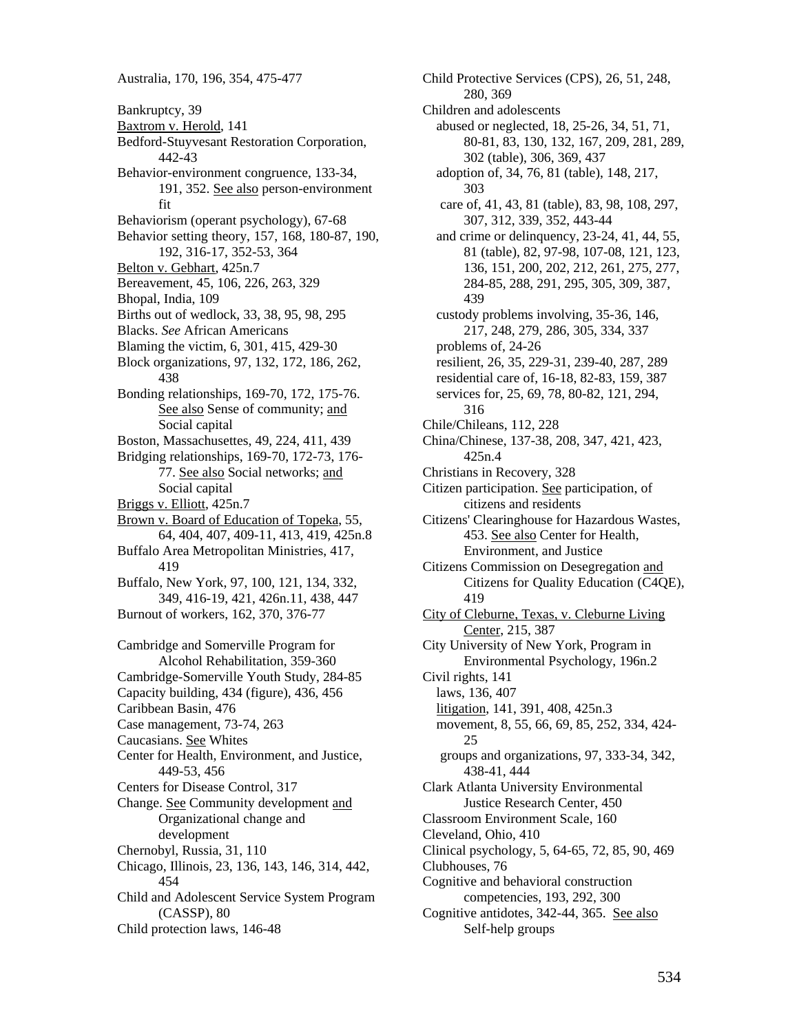Australia, 170, 196, 354, 475-477

Bankruptcy, 39
Baxtrom v. Herold, 141
Bedford-Stuyvesant Restoration Corporation, 442-43
Behavior-environment congruence, 133-34, 191, 352. See also person-environment fit
Behaviorism (operant psychology), 67-68
Behavior setting theory, 157, 168, 180-87, 190, 192, 316-17, 352-53, 364
Belton v. Gebhart, 425n.7
Bereavement, 45, 106, 226, 263, 329
Bhopal, India, 109
Births out of wedlock, 33, 38, 95, 98, 295
Blacks. *See* African Americans
Blaming the victim, 6, 301, 415, 429-30
Block organizations, 97, 132, 172, 186, 262, 438
Bonding relationships, 169-70, 172, 175-76. See also Sense of community; and Social capital
Boston, Massachusettes, 49, 224, 411, 439
Bridging relationships, 169-70, 172-73, 176-77. See also Social networks; and Social capital
Briggs v. Elliott, 425n.7
Brown v. Board of Education of Topeka, 55, 64, 404, 407, 409-11, 413, 419, 425n.8
Buffalo Area Metropolitan Ministries, 417, 419
Buffalo, New York, 97, 100, 121, 134, 332, 349, 416-19, 421, 426n.11, 438, 447
Burnout of workers, 162, 370, 376-77

Cambridge and Somerville Program for Alcohol Rehabilitation, 359-360
Cambridge-Somerville Youth Study, 284-85
Capacity building, 434 (figure), 436, 456
Caribbean Basin, 476
Case management, 73-74, 263
Caucasians. See Whites
Center for Health, Environment, and Justice, 449-53, 456
Centers for Disease Control, 317
Change. See Community development and Organizational change and development
Chernobyl, Russia, 31, 110
Chicago, Illinois, 23, 136, 143, 146, 314, 442, 454
Child and Adolescent Service System Program (CASSP), 80
Child protection laws, 146-48
Child Protective Services (CPS), 26, 51, 248, 280, 369
Children and adolescents
- abused or neglected, 18, 25-26, 34, 51, 71, 80-81, 83, 130, 132, 167, 209, 281, 289, 302 (table), 306, 369, 437
- adoption of, 34, 76, 81 (table), 148, 217, 303
- care of, 41, 43, 81 (table), 83, 98, 108, 297, 307, 312, 339, 352, 443-44
- and crime or delinquency, 23-24, 41, 44, 55, 81 (table), 82, 97-98, 107-08, 121, 123, 136, 151, 200, 202, 212, 261, 275, 277, 284-85, 288, 291, 295, 305, 309, 387, 439
- custody problems involving, 35-36, 146, 217, 248, 279, 286, 305, 334, 337
- problems of, 24-26
- resilient, 26, 35, 229-31, 239-40, 287, 289
- residential care of, 16-18, 82-83, 159, 387
- services for, 25, 69, 78, 80-82, 121, 294, 316

Chile/Chileans, 112, 228
China/Chinese, 137-38, 208, 347, 421, 423, 425n.4
Christians in Recovery, 328
Citizen participation. See participation, of citizens and residents
Citizens' Clearinghouse for Hazardous Wastes, 453. See also Center for Health, Environment, and Justice
Citizens Commission on Desegregation and Citizens for Quality Education (C4QE), 419
City of Cleburne, Texas, v. Cleburne Living Center, 215, 387
City University of New York, Program in Environmental Psychology, 196n.2
Civil rights, 141
- laws, 136, 407
- litigation, 141, 391, 408, 425n.3
- movement, 8, 55, 66, 69, 85, 252, 334, 424-25
- groups and organizations, 97, 333-34, 342, 438-41, 444

Clark Atlanta University Environmental Justice Research Center, 450
Classroom Environment Scale, 160
Cleveland, Ohio, 410
Clinical psychology, 5, 64-65, 72, 85, 90, 469
Clubhouses, 76
Cognitive and behavioral construction competencies, 193, 292, 300
Cognitive antidotes, 342-44, 365. See also Self-help groups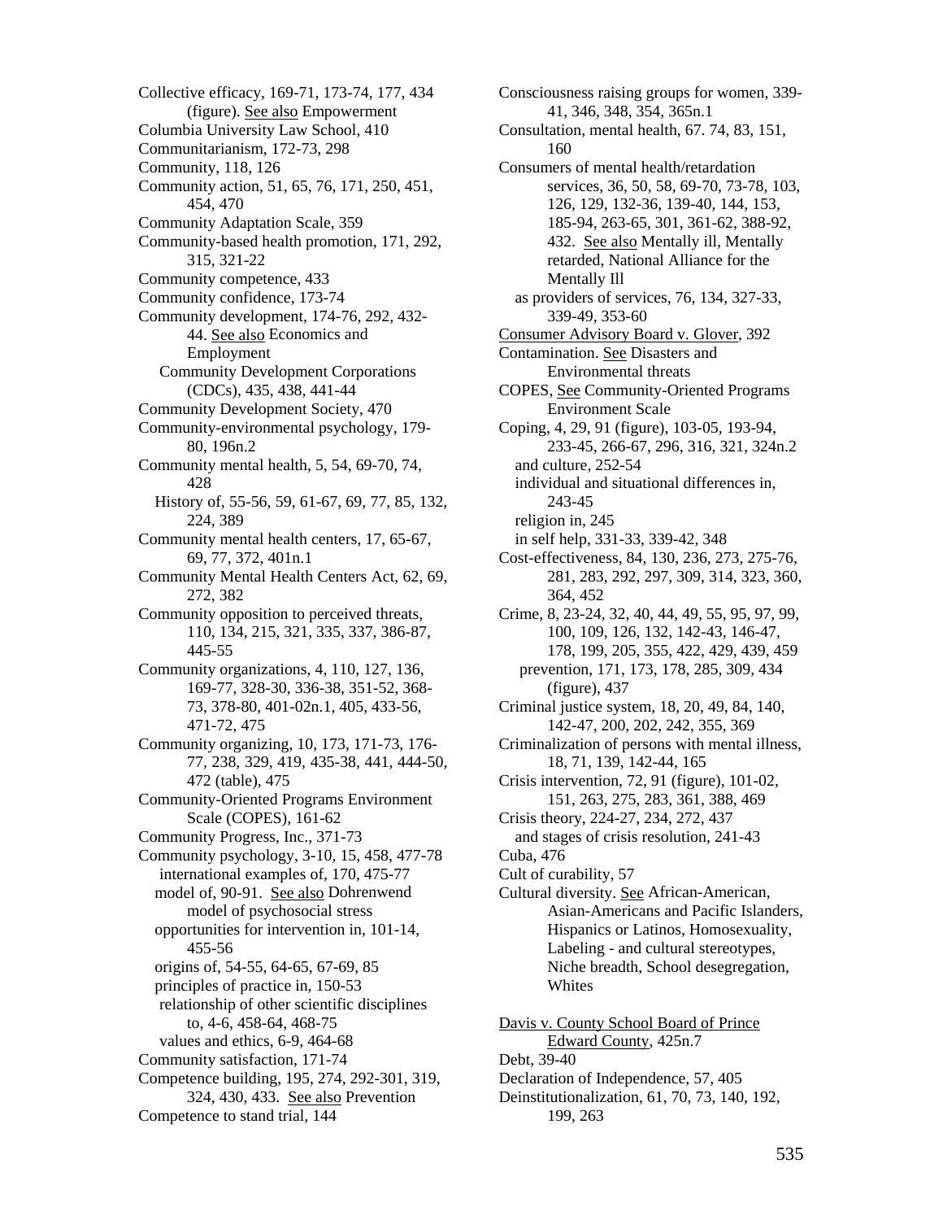Collective efficacy, 169-71, 173-74, 177, 434 (figure). See also Empowerment
Columbia University Law School, 410
Communitarianism, 172-73, 298
Community, 118, 126
Community action, 51, 65, 76, 171, 250, 451, 454, 470
Community Adaptation Scale, 359
Community-based health promotion, 171, 292, 315, 321-22
Community competence, 433
Community confidence, 173-74
Community development, 174-76, 292, 432-44. See also Economics and Employment
  Community Development Corporations (CDCs), 435, 438, 441-44
Community Development Society, 470
Community-environmental psychology, 179-80, 196n.2
Community mental health, 5, 54, 69-70, 74, 428
  History of, 55-56, 59, 61-67, 69, 77, 85, 132, 224, 389
Community mental health centers, 17, 65-67, 69, 77, 372, 401n.1
Community Mental Health Centers Act, 62, 69, 272, 382
Community opposition to perceived threats, 110, 134, 215, 321, 335, 337, 386-87, 445-55
Community organizations, 4, 110, 127, 136, 169-77, 328-30, 336-38, 351-52, 368-73, 378-80, 401-02n.1, 405, 433-56, 471-72, 475
Community organizing, 10, 173, 171-73, 176-77, 238, 329, 419, 435-38, 441, 444-50, 472 (table), 475
Community-Oriented Programs Environment Scale (COPES), 161-62
Community Progress, Inc., 371-73
Community psychology, 3-10, 15, 458, 477-78
  international examples of, 170, 475-77
  model of, 90-91. See also Dohrenwend model of psychosocial stress
  opportunities for intervention in, 101-14, 455-56
  origins of, 54-55, 64-65, 67-69, 85
  principles of practice in, 150-53
  relationship of other scientific disciplines to, 4-6, 458-64, 468-75
  values and ethics, 6-9, 464-68
Community satisfaction, 171-74
Competence building, 195, 274, 292-301, 319, 324, 430, 433. See also Prevention
Competence to stand trial, 144

Consciousness raising groups for women, 339-41, 346, 348, 354, 365n.1
Consultation, mental health, 67. 74, 83, 151, 160
Consumers of mental health/retardation services, 36, 50, 58, 69-70, 73-78, 103, 126, 129, 132-36, 139-40, 144, 153, 185-94, 263-65, 301, 361-62, 388-92, 432. See also Mentally ill, Mentally retarded, National Alliance for the Mentally Ill
  as providers of services, 76, 134, 327-33, 339-49, 353-60
Consumer Advisory Board v. Glover, 392
Contamination. See Disasters and Environmental threats
COPES, See Community-Oriented Programs Environment Scale
Coping, 4, 29, 91 (figure), 103-05, 193-94, 233-45, 266-67, 296, 316, 321, 324n.2
  and culture, 252-54
  individual and situational differences in, 243-45
  religion in, 245
  in self help, 331-33, 339-42, 348
Cost-effectiveness, 84, 130, 236, 273, 275-76, 281, 283, 292, 297, 309, 314, 323, 360, 364, 452
Crime, 8, 23-24, 32, 40, 44, 49, 55, 95, 97, 99, 100, 109, 126, 132, 142-43, 146-47, 178, 199, 205, 355, 422, 429, 439, 459
  prevention, 171, 173, 178, 285, 309, 434 (figure), 437
Criminal justice system, 18, 20, 49, 84, 140, 142-47, 200, 202, 242, 355, 369
Criminalization of persons with mental illness, 18, 71, 139, 142-44, 165
Crisis intervention, 72, 91 (figure), 101-02, 151, 263, 275, 283, 361, 388, 469
Crisis theory, 224-27, 234, 272, 437
  and stages of crisis resolution, 241-43
Cuba, 476
Cult of curability, 57
Cultural diversity. See African-American, Asian-Americans and Pacific Islanders, Hispanics or Latinos, Homosexuality, Labeling - and cultural stereotypes, Niche breadth, School desegregation, Whites

Davis v. County School Board of Prince Edward County, 425n.7
Debt, 39-40
Declaration of Independence, 57, 405
Deinstitutionalization, 61, 70, 73, 140, 192, 199, 263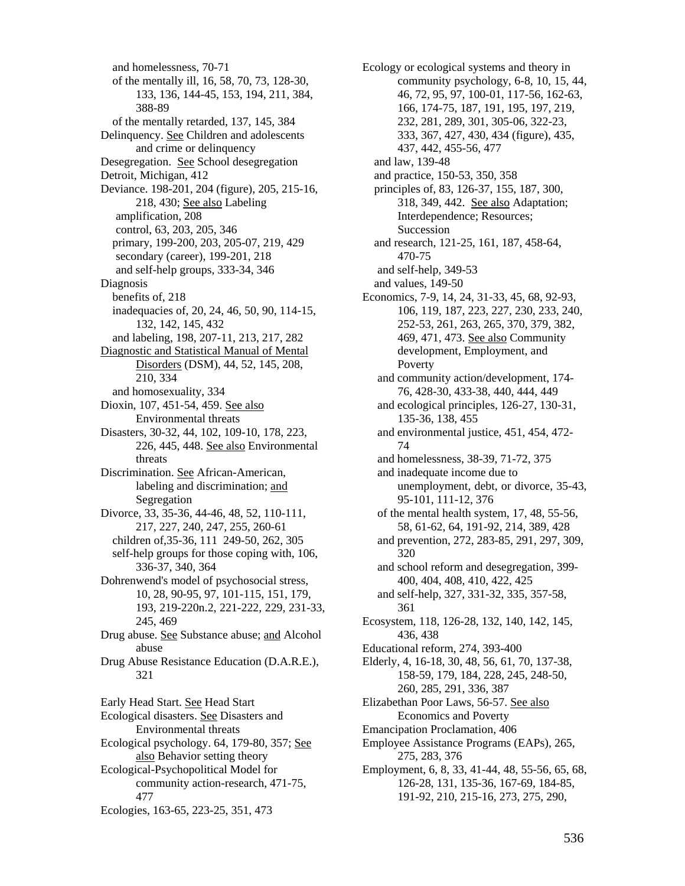and homelessness, 70-71
of the mentally ill, 16, 58, 70, 73, 128-30, 133, 136, 144-45, 153, 194, 211, 384, 388-89
of the mentally retarded, 137, 145, 384
Delinquency. See Children and adolescents and crime or delinquency
Desegregation. See School desegregation
Detroit, Michigan, 412
Deviance. 198-201, 204 (figure), 205, 215-16, 218, 430; See also Labeling
amplification, 208
control, 63, 203, 205, 346
primary, 199-200, 203, 205-07, 219, 429
secondary (career), 199-201, 218
and self-help groups, 333-34, 346
Diagnosis
benefits of, 218
inadequacies of, 20, 24, 46, 50, 90, 114-15, 132, 142, 145, 432
and labeling, 198, 207-11, 213, 217, 282
Diagnostic and Statistical Manual of Mental Disorders (DSM), 44, 52, 145, 208, 210, 334
and homosexuality, 334
Dioxin, 107, 451-54, 459. See also Environmental threats
Disasters, 30-32, 44, 102, 109-10, 178, 223, 226, 445, 448. See also Environmental threats
Discrimination. See African-American, labeling and discrimination; and Segregation
Divorce, 33, 35-36, 44-46, 48, 52, 110-111, 217, 227, 240, 247, 255, 260-61
children of,35-36, 111 249-50, 262, 305
self-help groups for those coping with, 106, 336-37, 340, 364
Dohrenwend's model of psychosocial stress, 10, 28, 90-95, 97, 101-115, 151, 179, 193, 219-220n.2, 221-222, 229, 231-33, 245, 469
Drug abuse. See Substance abuse; and Alcohol abuse
Drug Abuse Resistance Education (D.A.R.E.), 321

Early Head Start. See Head Start
Ecological disasters. See Disasters and Environmental threats
Ecological psychology. 64, 179-80, 357; See also Behavior setting theory
Ecological-Psychopolitical Model for community action-research, 471-75, 477
Ecologies, 163-65, 223-25, 351, 473
Ecology or ecological systems and theory in community psychology, 6-8, 10, 15, 44, 46, 72, 95, 97, 100-01, 117-56, 162-63, 166, 174-75, 187, 191, 195, 197, 219, 232, 281, 289, 301, 305-06, 322-23, 333, 367, 427, 430, 434 (figure), 435, 437, 442, 455-56, 477
and law, 139-48
and practice, 150-53, 350, 358
principles of, 83, 126-37, 155, 187, 300, 318, 349, 442. See also Adaptation; Interdependence; Resources; Succession
and research, 121-25, 161, 187, 458-64, 470-75
and self-help, 349-53
and values, 149-50
Economics, 7-9, 14, 24, 31-33, 45, 68, 92-93, 106, 119, 187, 223, 227, 230, 233, 240, 252-53, 261, 263, 265, 370, 379, 382, 469, 471, 473. See also Community development, Employment, and Poverty
and community action/development, 174-76, 428-30, 433-38, 440, 444, 449
and ecological principles, 126-27, 130-31, 135-36, 138, 455
and environmental justice, 451, 454, 472-74
and homelessness, 38-39, 71-72, 375
and inadequate income due to unemployment, debt, or divorce, 35-43, 95-101, 111-12, 376
of the mental health system, 17, 48, 55-56, 58, 61-62, 64, 191-92, 214, 389, 428
and prevention, 272, 283-85, 291, 297, 309, 320
and school reform and desegregation, 399-400, 404, 408, 410, 422, 425
and self-help, 327, 331-32, 335, 357-58, 361
Ecosystem, 118, 126-28, 132, 140, 142, 145, 436, 438
Educational reform, 274, 393-400
Elderly, 4, 16-18, 30, 48, 56, 61, 70, 137-38, 158-59, 179, 184, 228, 245, 248-50, 260, 285, 291, 336, 387
Elizabethan Poor Laws, 56-57. See also Economics and Poverty
Emancipation Proclamation, 406
Employee Assistance Programs (EAPs), 265, 275, 283, 376
Employment, 6, 8, 33, 41-44, 48, 55-56, 65, 68, 126-28, 131, 135-36, 167-69, 184-85, 191-92, 210, 215-16, 273, 275, 290,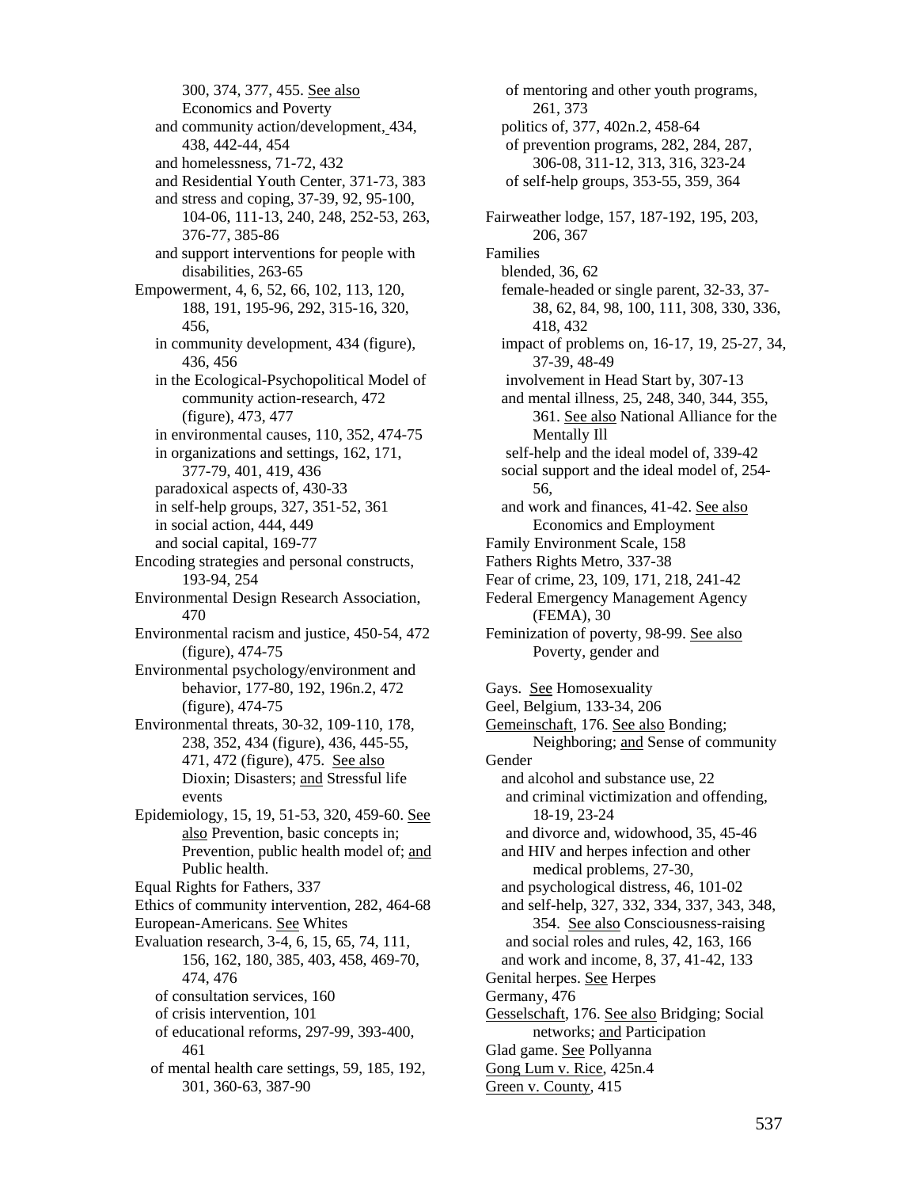300, 374, 377, 455. See also Economics and Poverty
and community action/development, 434, 438, 442-44, 454
and homelessness, 71-72, 432
and Residential Youth Center, 371-73, 383
and stress and coping, 37-39, 92, 95-100, 104-06, 111-13, 240, 248, 252-53, 263, 376-77, 385-86
and support interventions for people with disabilities, 263-65

Empowerment, 4, 6, 52, 66, 102, 113, 120, 188, 191, 195-96, 292, 315-16, 320, 456,
in community development, 434 (figure), 436, 456
in the Ecological-Psychopolitical Model of community action-research, 472 (figure), 473, 477
in environmental causes, 110, 352, 474-75
in organizations and settings, 162, 171, 377-79, 401, 419, 436
paradoxical aspects of, 430-33
in self-help groups, 327, 351-52, 361
in social action, 444, 449
and social capital, 169-77

Encoding strategies and personal constructs, 193-94, 254

Environmental Design Research Association, 470

Environmental racism and justice, 450-54, 472 (figure), 474-75

Environmental psychology/environment and behavior, 177-80, 192, 196n.2, 472 (figure), 474-75

Environmental threats, 30-32, 109-110, 178, 238, 352, 434 (figure), 436, 445-55, 471, 472 (figure), 475. See also Dioxin; Disasters; and Stressful life events

Epidemiology, 15, 19, 51-53, 320, 459-60. See also Prevention, basic concepts in; Prevention, public health model of; and Public health.

Equal Rights for Fathers, 337

Ethics of community intervention, 282, 464-68

European-Americans. See Whites

Evaluation research, 3-4, 6, 15, 65, 74, 111, 156, 162, 180, 385, 403, 458, 469-70, 474, 476
of consultation services, 160
of crisis intervention, 101
of educational reforms, 297-99, 393-400, 461
of mental health care settings, 59, 185, 192, 301, 360-63, 387-90
of mentoring and other youth programs, 261, 373
politics of, 377, 402n.2, 458-64
of prevention programs, 282, 284, 287, 306-08, 311-12, 313, 316, 323-24
of self-help groups, 353-55, 359, 364

Fairweather lodge, 157, 187-192, 195, 203, 206, 367

Families
blended, 36, 62
female-headed or single parent, 32-33, 37-38, 62, 84, 98, 100, 111, 308, 330, 336, 418, 432
impact of problems on, 16-17, 19, 25-27, 34, 37-39, 48-49
involvement in Head Start by, 307-13
and mental illness, 25, 248, 340, 344, 355, 361. See also National Alliance for the Mentally Ill
self-help and the ideal model of, 339-42
social support and the ideal model of, 254-56,
and work and finances, 41-42. See also Economics and Employment

Family Environment Scale, 158

Fathers Rights Metro, 337-38

Fear of crime, 23, 109, 171, 218, 241-42

Federal Emergency Management Agency (FEMA), 30

Feminization of poverty, 98-99. See also Poverty, gender and

Gays. See Homosexuality

Geel, Belgium, 133-34, 206

Gemeinschaft, 176. See also Bonding; Neighboring; and Sense of community

Gender
and alcohol and substance use, 22
and criminal victimization and offending, 18-19, 23-24
and divorce and, widowhood, 35, 45-46
and HIV and herpes infection and other medical problems, 27-30,
and psychological distress, 46, 101-02
and self-help, 327, 332, 334, 337, 343, 348, 354. See also Consciousness-raising
and social roles and rules, 42, 163, 166
and work and income, 8, 37, 41-42, 133

Genital herpes. See Herpes

Germany, 476

Gesselschaft, 176. See also Bridging; Social networks; and Participation

Glad game. See Pollyanna

Gong Lum v. Rice, 425n.4

Green v. County, 415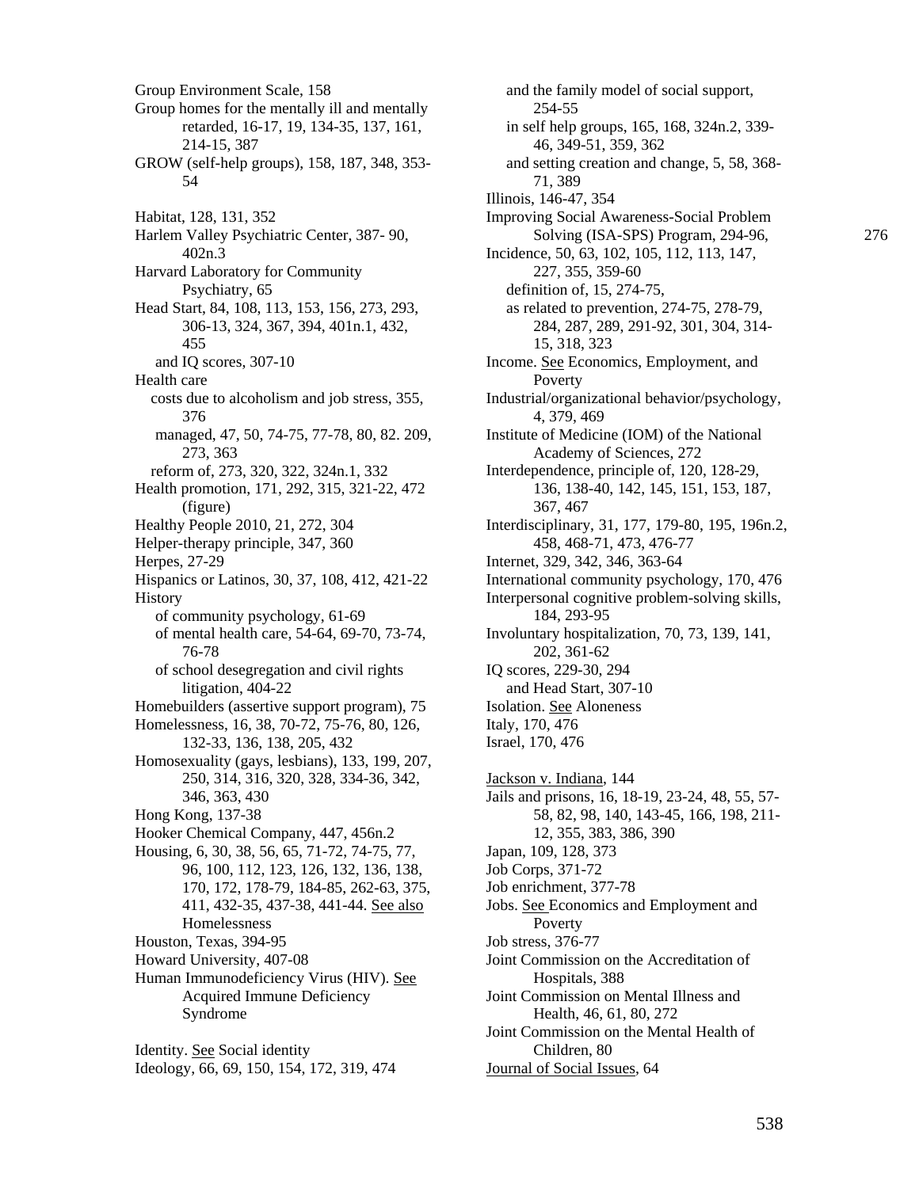Group Environment Scale, 158
Group homes for the mentally ill and mentally retarded, 16-17, 19, 134-35, 137, 161, 214-15, 387
GROW (self-help groups), 158, 187, 348, 353-54

Habitat, 128, 131, 352
Harlem Valley Psychiatric Center, 387- 90, 402n.3
Harvard Laboratory for Community Psychiatry, 65
Head Start, 84, 108, 113, 153, 156, 273, 293, 306-13, 324, 367, 394, 401n.1, 432, 455
  and IQ scores, 307-10
Health care
  costs due to alcoholism and job stress, 355, 376
  managed, 47, 50, 74-75, 77-78, 80, 82. 209, 273, 363
  reform of, 273, 320, 322, 324n.1, 332
Health promotion, 171, 292, 315, 321-22, 472 (figure)
Healthy People 2010, 21, 272, 304
Helper-therapy principle, 347, 360
Herpes, 27-29
Hispanics or Latinos, 30, 37, 108, 412, 421-22
History
  of community psychology, 61-69
  of mental health care, 54-64, 69-70, 73-74, 76-78
  of school desegregation and civil rights litigation, 404-22
Homebuilders (assertive support program), 75
Homelessness, 16, 38, 70-72, 75-76, 80, 126, 132-33, 136, 138, 205, 432
Homosexuality (gays, lesbians), 133, 199, 207, 250, 314, 316, 320, 328, 334-36, 342, 346, 363, 430
Hong Kong, 137-38
Hooker Chemical Company, 447, 456n.2
Housing, 6, 30, 38, 56, 65, 71-72, 74-75, 77, 96, 100, 112, 123, 126, 132, 136, 138, 170, 172, 178-79, 184-85, 262-63, 375, 411, 432-35, 437-38, 441-44. See also Homelessness
Houston, Texas, 394-95
Howard University, 407-08
Human Immunodeficiency Virus (HIV). See Acquired Immune Deficiency Syndrome

Identity. See Social identity
Ideology, 66, 69, 150, 154, 172, 319, 474
  and the family model of social support, 254-55
  in self help groups, 165, 168, 324n.2, 339-46, 349-51, 359, 362
  and setting creation and change, 5, 58, 368-71, 389
Illinois, 146-47, 354
Improving Social Awareness-Social Problem Solving (ISA-SPS) Program, 294-96, 276
Incidence, 50, 63, 102, 105, 112, 113, 147, 227, 355, 359-60
  definition of, 15, 274-75,
  as related to prevention, 274-75, 278-79, 284, 287, 289, 291-92, 301, 304, 314-15, 318, 323
Income. See Economics, Employment, and Poverty
Industrial/organizational behavior/psychology, 4, 379, 469
Institute of Medicine (IOM) of the National Academy of Sciences, 272
Interdependence, principle of, 120, 128-29, 136, 138-40, 142, 145, 151, 153, 187, 367, 467
Interdisciplinary, 31, 177, 179-80, 195, 196n.2, 458, 468-71, 473, 476-77
Internet, 329, 342, 346, 363-64
International community psychology, 170, 476
Interpersonal cognitive problem-solving skills, 184, 293-95
Involuntary hospitalization, 70, 73, 139, 141, 202, 361-62
IQ scores, 229-30, 294
  and Head Start, 307-10
Isolation. See Aloneness
Italy, 170, 476
Israel, 170, 476

Jackson v. Indiana, 144
Jails and prisons, 16, 18-19, 23-24, 48, 55, 57-58, 82, 98, 140, 143-45, 166, 198, 211-12, 355, 383, 386, 390
Japan, 109, 128, 373
Job Corps, 371-72
Job enrichment, 377-78
Jobs. See Economics and Employment and Poverty
Job stress, 376-77
Joint Commission on the Accreditation of Hospitals, 388
Joint Commission on Mental Illness and Health, 46, 61, 80, 272
Joint Commission on the Mental Health of Children, 80
Journal of Social Issues, 64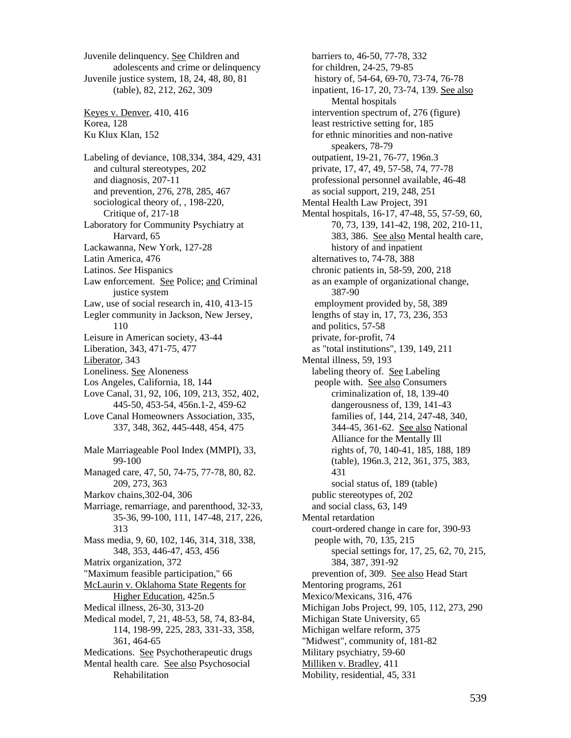Juvenile delinquency. See Children and adolescents and crime or delinquency
Juvenile justice system, 18, 24, 48, 80, 81 (table), 82, 212, 262, 309

Keyes v. Denver, 410, 416
Korea, 128
Ku Klux Klan, 152

Labeling of deviance, 108,334, 384, 429, 431
  and cultural stereotypes, 202
  and diagnosis, 207-11
  and prevention, 276, 278, 285, 467
  sociological theory of, , 198-220,
    Critique of, 217-18
Laboratory for Community Psychiatry at Harvard, 65
Lackawanna, New York, 127-28
Latin America, 476
Latinos. *See* Hispanics
Law enforcement. See Police; and Criminal justice system
Law, use of social research in, 410, 413-15
Legler community in Jackson, New Jersey, 110
Leisure in American society, 43-44
Liberation, 343, 471-75, 477
Liberator, 343
Loneliness. See Aloneness
Los Angeles, California, 18, 144
Love Canal, 31, 92, 106, 109, 213, 352, 402, 445-50, 453-54, 456n.1-2, 459-62
Love Canal Homeowners Association, 335, 337, 348, 362, 445-448, 454, 475

Male Marriageable Pool Index (MMPI), 33, 99-100
Managed care, 47, 50, 74-75, 77-78, 80, 82. 209, 273, 363
Markov chains,302-04, 306
Marriage, remarriage, and parenthood, 32-33, 35-36, 99-100, 111, 147-48, 217, 226, 313
Mass media, 9, 60, 102, 146, 314, 318, 338, 348, 353, 446-47, 453, 456
Matrix organization, 372
"Maximum feasible participation," 66
McLaurin v. Oklahoma State Regents for Higher Education, 425n.5
Medical illness, 26-30, 313-20
Medical model, 7, 21, 48-53, 58, 74, 83-84, 114, 198-99, 225, 283, 331-33, 358, 361, 464-65
Medications. See Psychotherapeutic drugs
Mental health care. See also Psychosocial Rehabilitation
  barriers to, 46-50, 77-78, 332
  for children, 24-25, 79-85
  history of, 54-64, 69-70, 73-74, 76-78
  inpatient, 16-17, 20, 73-74, 139. See also Mental hospitals
  intervention spectrum of, 276 (figure)
  least restrictive setting for, 185
  for ethnic minorities and non-native speakers, 78-79
  outpatient, 19-21, 76-77, 196n.3
  private, 17, 47, 49, 57-58, 74, 77-78
  professional personnel available, 46-48
  as social support, 219, 248, 251
Mental Health Law Project, 391
Mental hospitals, 16-17, 47-48, 55, 57-59, 60, 70, 73, 139, 141-42, 198, 202, 210-11, 383, 386. See also Mental health care, history of and inpatient
  alternatives to, 74-78, 388
  chronic patients in, 58-59, 200, 218
  as an example of organizational change, 387-90
  employment provided by, 58, 389
  lengths of stay in, 17, 73, 236, 353
  and politics, 57-58
  private, for-profit, 74
  as "total institutions", 139, 149, 211
Mental illness, 59, 193
  labeling theory of. See Labeling
  people with. See also Consumers
    criminalization of, 18, 139-40
    dangerousness of, 139, 141-43
    families of, 144, 214, 247-48, 340, 344-45, 361-62. See also National Alliance for the Mentally Ill
    rights of, 70, 140-41, 185, 188, 189 (table), 196n.3, 212, 361, 375, 383, 431
    social status of, 189 (table)
  public stereotypes of, 202
  and social class, 63, 149
Mental retardation
  court-ordered change in care for, 390-93
  people with, 70, 135, 215
    special settings for, 17, 25, 62, 70, 215, 384, 387, 391-92
  prevention of, 309. See also Head Start
Mentoring programs, 261
Mexico/Mexicans, 316, 476
Michigan Jobs Project, 99, 105, 112, 273, 290
Michigan State University, 65
Michigan welfare reform, 375
"Midwest", community of, 181-82
Military psychiatry, 59-60
Milliken v. Bradley, 411
Mobility, residential, 45, 331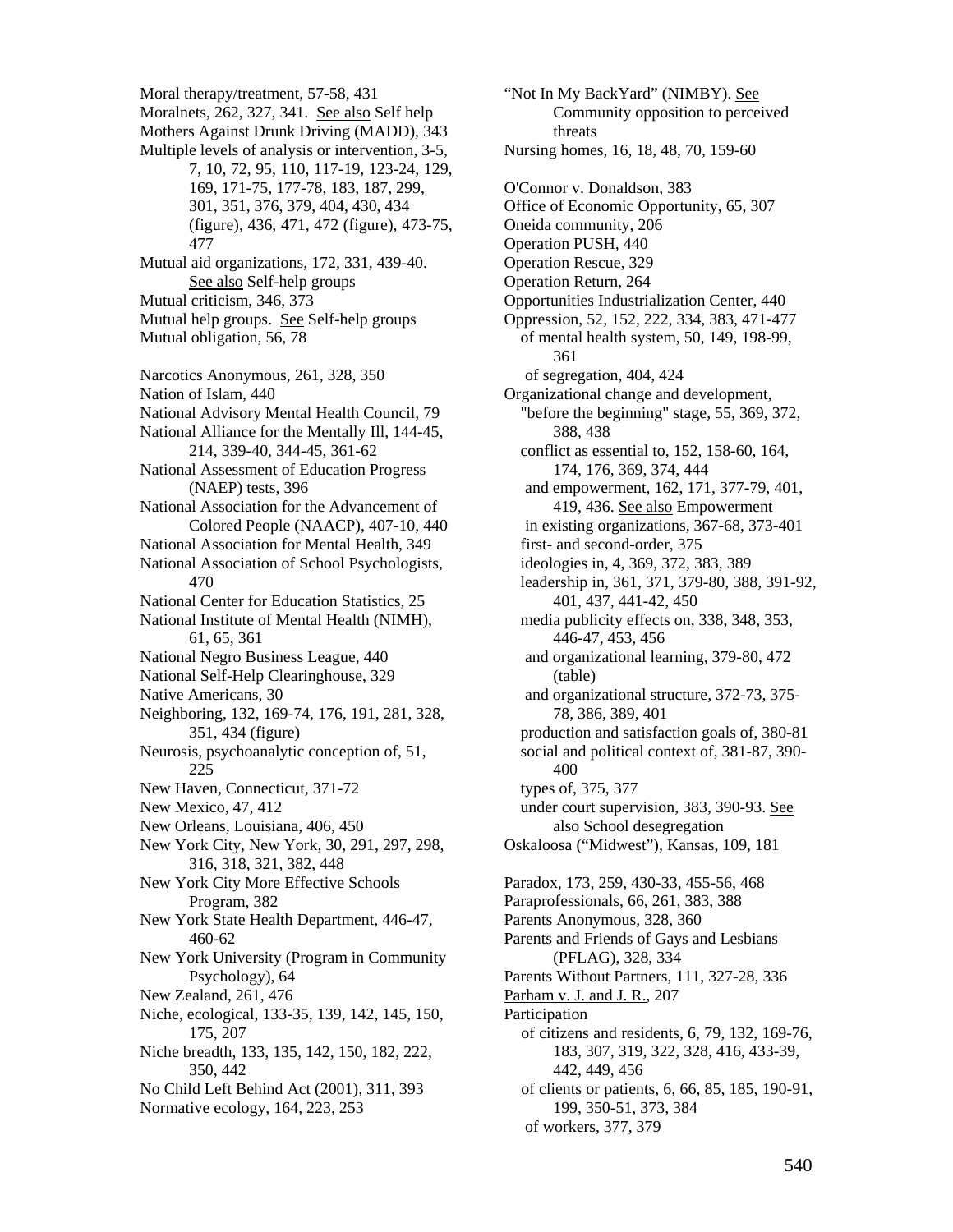Moral therapy/treatment, 57-58, 431
Moralnets, 262, 327, 341. See also Self help
Mothers Against Drunk Driving (MADD), 343
Multiple levels of analysis or intervention, 3-5, 7, 10, 72, 95, 110, 117-19, 123-24, 129, 169, 171-75, 177-78, 183, 187, 299, 301, 351, 376, 379, 404, 430, 434 (figure), 436, 471, 472 (figure), 473-75, 477
Mutual aid organizations, 172, 331, 439-40. See also Self-help groups
Mutual criticism, 346, 373
Mutual help groups. See Self-help groups
Mutual obligation, 56, 78

Narcotics Anonymous, 261, 328, 350
Nation of Islam, 440
National Advisory Mental Health Council, 79
National Alliance for the Mentally Ill, 144-45, 214, 339-40, 344-45, 361-62
National Assessment of Education Progress (NAEP) tests, 396
National Association for the Advancement of Colored People (NAACP), 407-10, 440
National Association for Mental Health, 349
National Association of School Psychologists, 470
National Center for Education Statistics, 25
National Institute of Mental Health (NIMH), 61, 65, 361
National Negro Business League, 440
National Self-Help Clearinghouse, 329
Native Americans, 30
Neighboring, 132, 169-74, 176, 191, 281, 328, 351, 434 (figure)
Neurosis, psychoanalytic conception of, 51, 225
New Haven, Connecticut, 371-72
New Mexico, 47, 412
New Orleans, Louisiana, 406, 450
New York City, New York, 30, 291, 297, 298, 316, 318, 321, 382, 448
New York City More Effective Schools Program, 382
New York State Health Department, 446-47, 460-62
New York University (Program in Community Psychology), 64
New Zealand, 261, 476
Niche, ecological, 133-35, 139, 142, 145, 150, 175, 207
Niche breadth, 133, 135, 142, 150, 182, 222, 350, 442
No Child Left Behind Act (2001), 311, 393
Normative ecology, 164, 223, 253

"Not In My BackYard" (NIMBY). See Community opposition to perceived threats
Nursing homes, 16, 18, 48, 70, 159-60

O'Connor v. Donaldson, 383
Office of Economic Opportunity, 65, 307
Oneida community, 206
Operation PUSH, 440
Operation Rescue, 329
Operation Return, 264
Opportunities Industrialization Center, 440
Oppression, 52, 152, 222, 334, 383, 471-477
- of mental health system, 50, 149, 198-99, 361
- of segregation, 404, 424

Organizational change and development,
- "before the beginning" stage, 55, 369, 372, 388, 438
- conflict as essential to, 152, 158-60, 164, 174, 176, 369, 374, 444
- and empowerment, 162, 171, 377-79, 401, 419, 436. See also Empowerment
- in existing organizations, 367-68, 373-401
- first- and second-order, 375
- ideologies in, 4, 369, 372, 383, 389
- leadership in, 361, 371, 379-80, 388, 391-92, 401, 437, 441-42, 450
- media publicity effects on, 338, 348, 353, 446-47, 453, 456
- and organizational learning, 379-80, 472 (table)
- and organizational structure, 372-73, 375-78, 386, 389, 401
- production and satisfaction goals of, 380-81
- social and political context of, 381-87, 390-400
- types of, 375, 377
- under court supervision, 383, 390-93. See also School desegregation

Oskaloosa ("Midwest"), Kansas, 109, 181

Paradox, 173, 259, 430-33, 455-56, 468
Paraprofessionals, 66, 261, 383, 388
Parents Anonymous, 328, 360
Parents and Friends of Gays and Lesbians (PFLAG), 328, 334
Parents Without Partners, 111, 327-28, 336
Parham v. J. and J. R., 207
Participation
- of citizens and residents, 6, 79, 132, 169-76, 183, 307, 319, 322, 328, 416, 433-39, 442, 449, 456
- of clients or patients, 6, 66, 85, 185, 190-91, 199, 350-51, 373, 384
- of workers, 377, 379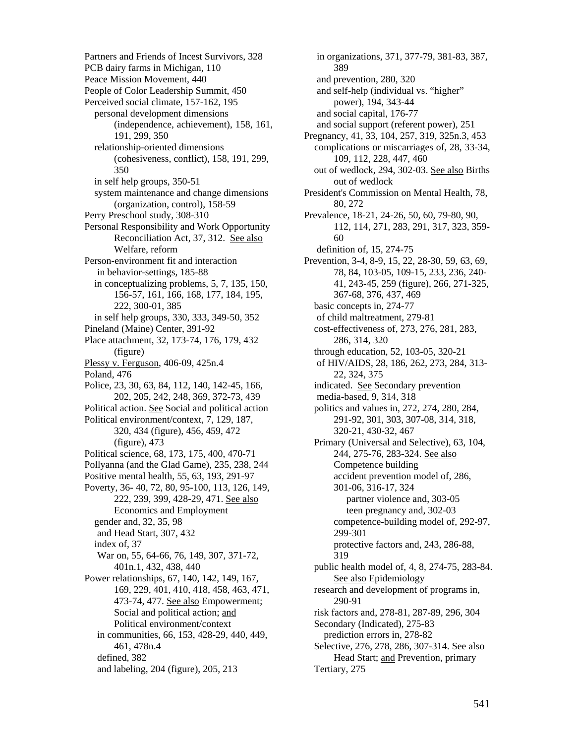Partners and Friends of Incest Survivors, 328
PCB dairy farms in Michigan, 110
Peace Mission Movement, 440
People of Color Leadership Summit, 450
Perceived social climate, 157-162, 195
  personal development dimensions (independence, achievement), 158, 161, 191, 299, 350
  relationship-oriented dimensions (cohesiveness, conflict), 158, 191, 299, 350
  in self help groups, 350-51
  system maintenance and change dimensions (organization, control), 158-59
Perry Preschool study, 308-310
Personal Responsibility and Work Opportunity Reconciliation Act, 37, 312. See also Welfare, reform
Person-environment fit and interaction
  in behavior-settings, 185-88
  in conceptualizing problems, 5, 7, 135, 150, 156-57, 161, 166, 168, 177, 184, 195, 222, 300-01, 385
  in self help groups, 330, 333, 349-50, 352
Pineland (Maine) Center, 391-92
Place attachment, 32, 173-74, 176, 179, 432 (figure)
Plessy v. Ferguson, 406-09, 425n.4
Poland, 476
Police, 23, 30, 63, 84, 112, 140, 142-45, 166, 202, 205, 242, 248, 369, 372-73, 439
Political action. See Social and political action
Political environment/context, 7, 129, 187, 320, 434 (figure), 456, 459, 472 (figure), 473
Political science, 68, 173, 175, 400, 470-71
Pollyanna (and the Glad Game), 235, 238, 244
Positive mental health, 55, 63, 193, 291-97
Poverty, 36- 40, 72, 80, 95-100, 113, 126, 149, 222, 239, 399, 428-29, 471. See also Economics and Employment
  gender and, 32, 35, 98
  and Head Start, 307, 432
  index of, 37
  War on, 55, 64-66, 76, 149, 307, 371-72, 401n.1, 432, 438, 440
Power relationships, 67, 140, 142, 149, 167, 169, 229, 401, 410, 418, 458, 463, 471, 473-74, 477. See also Empowerment; Social and political action; and Political environment/context
  in communities, 66, 153, 428-29, 440, 449, 461, 478n.4
  defined, 382
  and labeling, 204 (figure), 205, 213
  in organizations, 371, 377-79, 381-83, 387, 389
  and prevention, 280, 320
  and self-help (individual vs. "higher" power), 194, 343-44
  and social capital, 176-77
  and social support (referent power), 251
Pregnancy, 41, 33, 104, 257, 319, 325n.3, 453
  complications or miscarriages of, 28, 33-34, 109, 112, 228, 447, 460
  out of wedlock, 294, 302-03. See also Births out of wedlock
President's Commission on Mental Health, 78, 80, 272
Prevalence, 18-21, 24-26, 50, 60, 79-80, 90, 112, 114, 271, 283, 291, 317, 323, 359-60
  definition of, 15, 274-75
Prevention, 3-4, 8-9, 15, 22, 28-30, 59, 63, 69, 78, 84, 103-05, 109-15, 233, 236, 240-41, 243-45, 259 (figure), 266, 271-325, 367-68, 376, 437, 469
  basic concepts in, 274-77
  of child maltreatment, 279-81
  cost-effectiveness of, 273, 276, 281, 283, 286, 314, 320
  through education, 52, 103-05, 320-21
  of HIV/AIDS, 28, 186, 262, 273, 284, 313-22, 324, 375
  indicated. See Secondary prevention
  media-based, 9, 314, 318
  politics and values in, 272, 274, 280, 284, 291-92, 301, 303, 307-08, 314, 318, 320-21, 430-32, 467
  Primary (Universal and Selective), 63, 104, 244, 275-76, 283-324. See also Competence building
    accident prevention model of, 286, 301-06, 316-17, 324
      partner violence and, 303-05
      teen pregnancy and, 302-03
    competence-building model of, 292-97, 299-301
    protective factors and, 243, 286-88, 319
  public health model of, 4, 8, 274-75, 283-84. See also Epidemiology
  research and development of programs in, 290-91
  risk factors and, 278-81, 287-89, 296, 304
  Secondary (Indicated), 275-83
    prediction errors in, 278-82
  Selective, 276, 278, 286, 307-314. See also Head Start; and Prevention, primary
  Tertiary, 275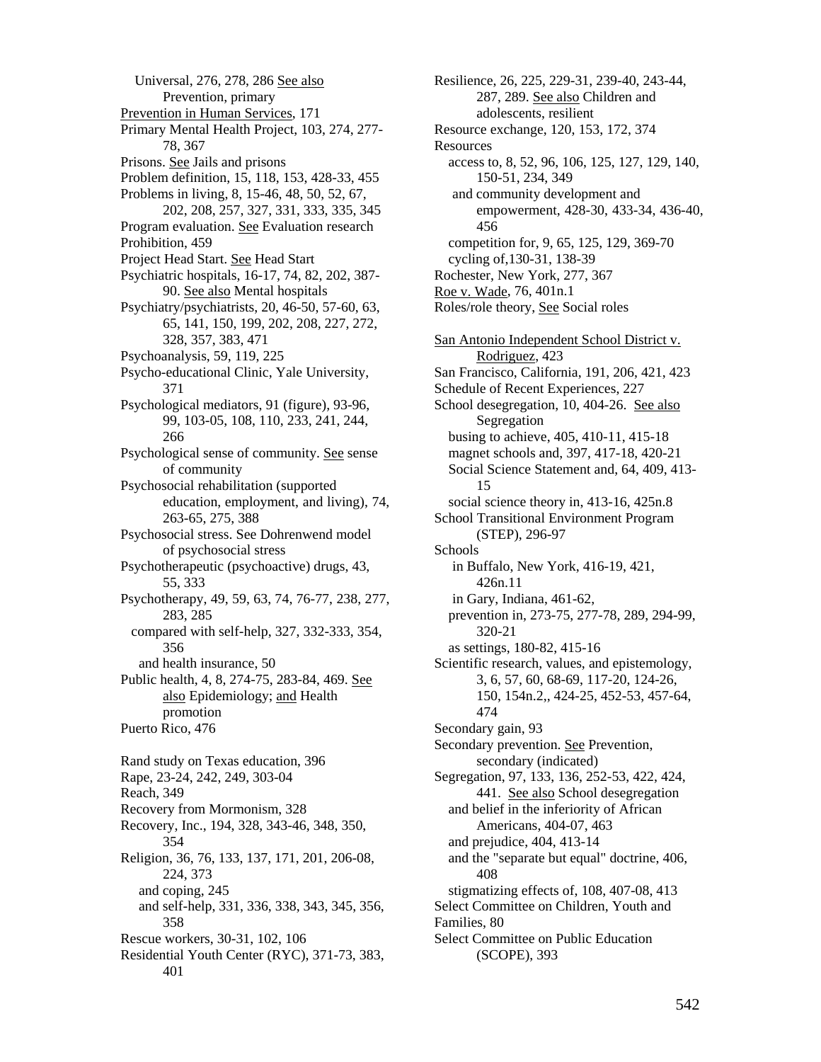Universal, 276, 278, 286 See also Prevention, primary
Prevention in Human Services, 171
Primary Mental Health Project, 103, 274, 277-78, 367
Prisons. See Jails and prisons
Problem definition, 15, 118, 153, 428-33, 455
Problems in living, 8, 15-46, 48, 50, 52, 67, 202, 208, 257, 327, 331, 333, 335, 345
Program evaluation. See Evaluation research
Prohibition, 459
Project Head Start. See Head Start
Psychiatric hospitals, 16-17, 74, 82, 202, 387-90. See also Mental hospitals
Psychiatry/psychiatrists, 20, 46-50, 57-60, 63, 65, 141, 150, 199, 202, 208, 227, 272, 328, 357, 383, 471
Psychoanalysis, 59, 119, 225
Psycho-educational Clinic, Yale University, 371
Psychological mediators, 91 (figure), 93-96, 99, 103-05, 108, 110, 233, 241, 244, 266
Psychological sense of community. See sense of community
Psychosocial rehabilitation (supported education, employment, and living), 74, 263-65, 275, 388
Psychosocial stress. See Dohrenwend model of psychosocial stress
Psychotherapeutic (psychoactive) drugs, 43, 55, 333
Psychotherapy, 49, 59, 63, 74, 76-77, 238, 277, 283, 285
  compared with self-help, 327, 332-333, 354, 356
  and health insurance, 50
Public health, 4, 8, 274-75, 283-84, 469. See also Epidemiology; and Health promotion
Puerto Rico, 476

Rand study on Texas education, 396
Rape, 23-24, 242, 249, 303-04
Reach, 349
Recovery from Mormonism, 328
Recovery, Inc., 194, 328, 343-46, 348, 350, 354
Religion, 36, 76, 133, 137, 171, 201, 206-08, 224, 373
  and coping, 245
  and self-help, 331, 336, 338, 343, 345, 356, 358
Rescue workers, 30-31, 102, 106
Residential Youth Center (RYC), 371-73, 383, 401
Resilience, 26, 225, 229-31, 239-40, 243-44, 287, 289. See also Children and adolescents, resilient
Resource exchange, 120, 153, 172, 374
Resources
  access to, 8, 52, 96, 106, 125, 127, 129, 140, 150-51, 234, 349
  and community development and empowerment, 428-30, 433-34, 436-40, 456
  competition for, 9, 65, 125, 129, 369-70
  cycling of,130-31, 138-39
Rochester, New York, 277, 367
Roe v. Wade, 76, 401n.1
Roles/role theory, See Social roles

San Antonio Independent School District v. Rodriguez, 423
San Francisco, California, 191, 206, 421, 423
Schedule of Recent Experiences, 227
School desegregation, 10, 404-26. See also Segregation
  busing to achieve, 405, 410-11, 415-18
  magnet schools and, 397, 417-18, 420-21
  Social Science Statement and, 64, 409, 413-15
  social science theory in, 413-16, 425n.8
School Transitional Environment Program (STEP), 296-97
Schools
  in Buffalo, New York, 416-19, 421, 426n.11
  in Gary, Indiana, 461-62,
  prevention in, 273-75, 277-78, 289, 294-99, 320-21
  as settings, 180-82, 415-16
Scientific research, values, and epistemology, 3, 6, 57, 60, 68-69, 117-20, 124-26, 150, 154n.2,, 424-25, 452-53, 457-64, 474
Secondary gain, 93
Secondary prevention. See Prevention, secondary (indicated)
Segregation, 97, 133, 136, 252-53, 422, 424, 441. See also School desegregation
  and belief in the inferiority of African Americans, 404-07, 463
  and prejudice, 404, 413-14
  and the "separate but equal" doctrine, 406, 408
  stigmatizing effects of, 108, 407-08, 413
Select Committee on Children, Youth and Families, 80
Select Committee on Public Education (SCOPE), 393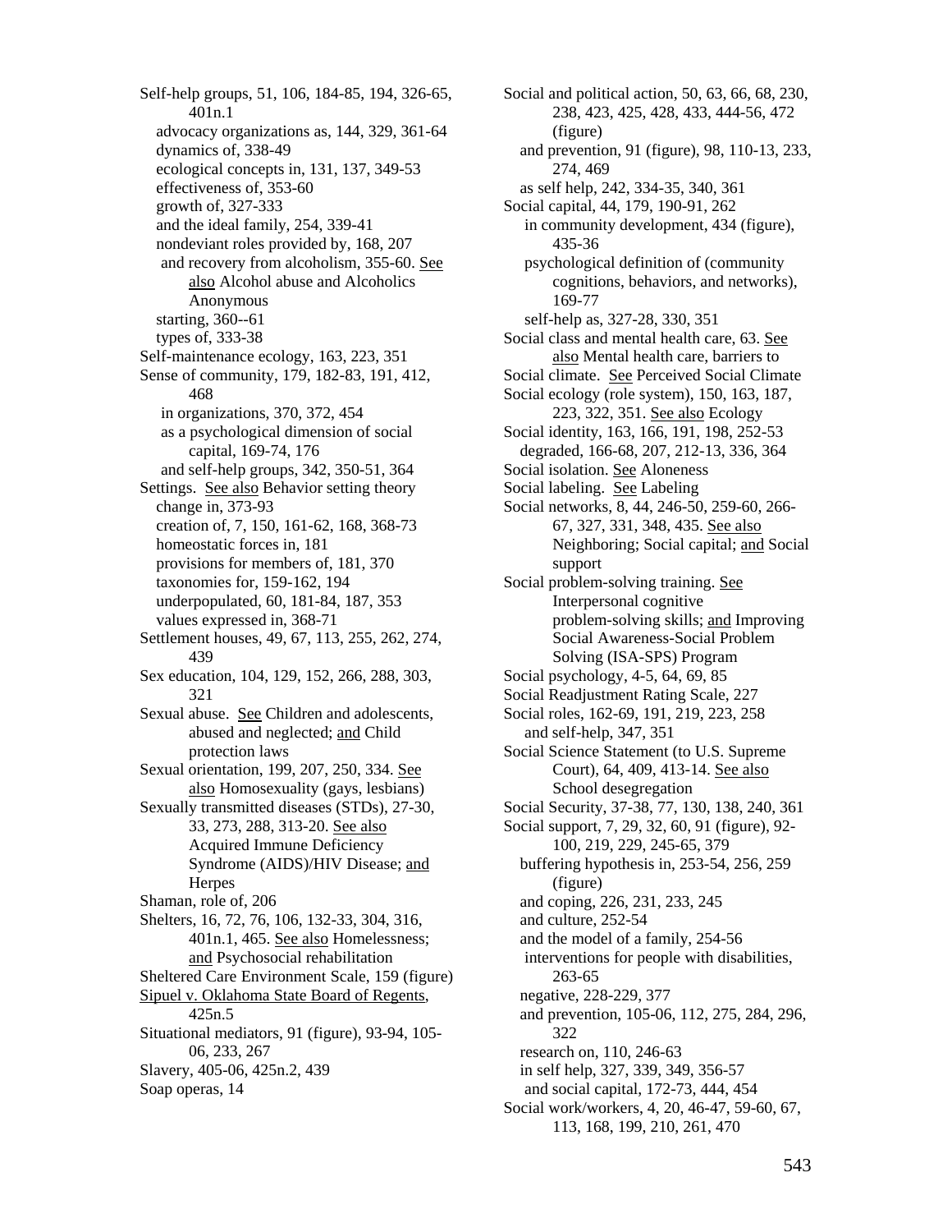Self-help groups, 51, 106, 184-85, 194, 326-65, 401n.1
- advocacy organizations as, 144, 329, 361-64
- dynamics of, 338-49
- ecological concepts in, 131, 137, 349-53
- effectiveness of, 353-60
- growth of, 327-333
- and the ideal family, 254, 339-41
- nondeviant roles provided by, 168, 207
- and recovery from alcoholism, 355-60. See also Alcohol abuse and Alcoholics Anonymous
- starting, 360--61
- types of, 333-38

Self-maintenance ecology, 163, 223, 351

Sense of community, 179, 182-83, 191, 412, 468
- in organizations, 370, 372, 454
- as a psychological dimension of social capital, 169-74, 176
- and self-help groups, 342, 350-51, 364

Settings. See also Behavior setting theory
- change in, 373-93
- creation of, 7, 150, 161-62, 168, 368-73
- homeostatic forces in, 181
- provisions for members of, 181, 370
- taxonomies for, 159-162, 194
- underpopulated, 60, 181-84, 187, 353
- values expressed in, 368-71

Settlement houses, 49, 67, 113, 255, 262, 274, 439

Sex education, 104, 129, 152, 266, 288, 303, 321

Sexual abuse. See Children and adolescents, abused and neglected; and Child protection laws

Sexual orientation, 199, 207, 250, 334. See also Homosexuality (gays, lesbians)

Sexually transmitted diseases (STDs), 27-30, 33, 273, 288, 313-20. See also Acquired Immune Deficiency Syndrome (AIDS)/HIV Disease; and Herpes

Shaman, role of, 206

Shelters, 16, 72, 76, 106, 132-33, 304, 316, 401n.1, 465. See also Homelessness; and Psychosocial rehabilitation

Sheltered Care Environment Scale, 159 (figure)

Sipuel v. Oklahoma State Board of Regents, 425n.5

Situational mediators, 91 (figure), 93-94, 105-06, 233, 267

Slavery, 405-06, 425n.2, 439

Soap operas, 14

Social and political action, 50, 63, 66, 68, 230, 238, 423, 425, 428, 433, 444-56, 472 (figure)
- and prevention, 91 (figure), 98, 110-13, 233, 274, 469
- as self help, 242, 334-35, 340, 361

Social capital, 44, 179, 190-91, 262
- in community development, 434 (figure), 435-36
- psychological definition of (community cognitions, behaviors, and networks), 169-77
- self-help as, 327-28, 330, 351

Social class and mental health care, 63. See also Mental health care, barriers to

Social climate. See Perceived Social Climate

Social ecology (role system), 150, 163, 187, 223, 322, 351. See also Ecology

Social identity, 163, 166, 191, 198, 252-53
- degraded, 166-68, 207, 212-13, 336, 364

Social isolation. See Aloneness

Social labeling. See Labeling

Social networks, 8, 44, 246-50, 259-60, 266-67, 327, 331, 348, 435. See also Neighboring; Social capital; and Social support

Social problem-solving training. See Interpersonal cognitive problem-solving skills; and Improving Social Awareness-Social Problem Solving (ISA-SPS) Program

Social psychology, 4-5, 64, 69, 85

Social Readjustment Rating Scale, 227

Social roles, 162-69, 191, 219, 223, 258
- and self-help, 347, 351

Social Science Statement (to U.S. Supreme Court), 64, 409, 413-14. See also School desegregation

Social Security, 37-38, 77, 130, 138, 240, 361

Social support, 7, 29, 32, 60, 91 (figure), 92-100, 219, 229, 245-65, 379
- buffering hypothesis in, 253-54, 256, 259 (figure)
- and coping, 226, 231, 233, 245
- and culture, 252-54
- and the model of a family, 254-56
- interventions for people with disabilities, 263-65
- negative, 228-229, 377
- and prevention, 105-06, 112, 275, 284, 296, 322
- research on, 110, 246-63
- in self help, 327, 339, 349, 356-57
- and social capital, 172-73, 444, 454

Social work/workers, 4, 20, 46-47, 59-60, 67, 113, 168, 199, 210, 261, 470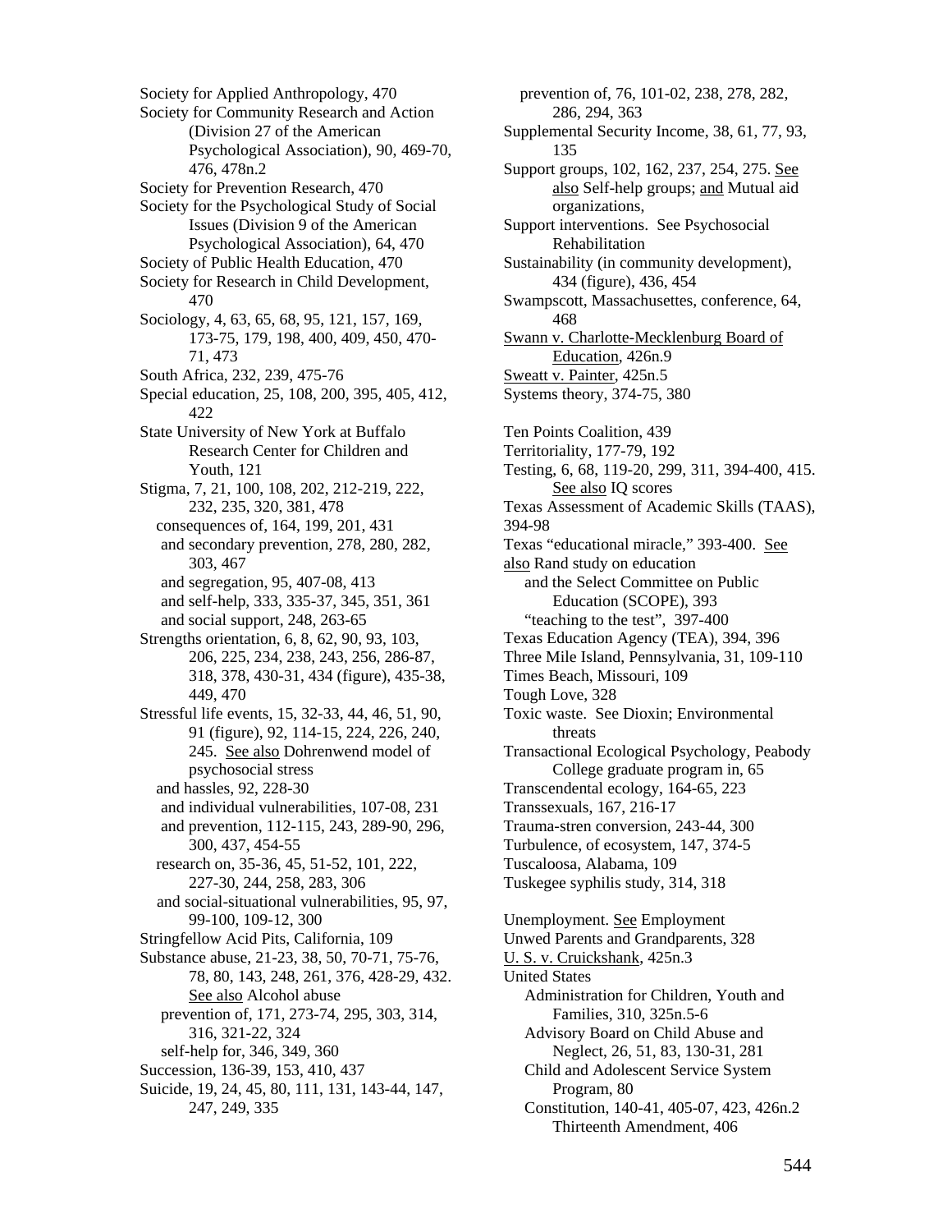Society for Applied Anthropology, 470
Society for Community Research and Action (Division 27 of the American Psychological Association), 90, 469-70, 476, 478n.2
Society for Prevention Research, 470
Society for the Psychological Study of Social Issues (Division 9 of the American Psychological Association), 64, 470
Society of Public Health Education, 470
Society for Research in Child Development, 470
Sociology, 4, 63, 65, 68, 95, 121, 157, 169, 173-75, 179, 198, 400, 409, 450, 470-71, 473
South Africa, 232, 239, 475-76
Special education, 25, 108, 200, 395, 405, 412, 422
State University of New York at Buffalo Research Center for Children and Youth, 121
Stigma, 7, 21, 100, 108, 202, 212-219, 222, 232, 235, 320, 381, 478
  consequences of, 164, 199, 201, 431
  and secondary prevention, 278, 280, 282, 303, 467
  and segregation, 95, 407-08, 413
  and self-help, 333, 335-37, 345, 351, 361
  and social support, 248, 263-65
Strengths orientation, 6, 8, 62, 90, 93, 103, 206, 225, 234, 238, 243, 256, 286-87, 318, 378, 430-31, 434 (figure), 435-38, 449, 470
Stressful life events, 15, 32-33, 44, 46, 51, 90, 91 (figure), 92, 114-15, 224, 226, 240, 245. See also Dohrenwend model of psychosocial stress
  and hassles, 92, 228-30
  and individual vulnerabilities, 107-08, 231
  and prevention, 112-115, 243, 289-90, 296, 300, 437, 454-55
  research on, 35-36, 45, 51-52, 101, 222, 227-30, 244, 258, 283, 306
  and social-situational vulnerabilities, 95, 97, 99-100, 109-12, 300
Stringfellow Acid Pits, California, 109
Substance abuse, 21-23, 38, 50, 70-71, 75-76, 78, 80, 143, 248, 261, 376, 428-29, 432. See also Alcohol abuse
  prevention of, 171, 273-74, 295, 303, 314, 316, 321-22, 324
  self-help for, 346, 349, 360
Succession, 136-39, 153, 410, 437
Suicide, 19, 24, 45, 80, 111, 131, 143-44, 147, 247, 249, 335
  prevention of, 76, 101-02, 238, 278, 282, 286, 294, 363
Supplemental Security Income, 38, 61, 77, 93, 135
Support groups, 102, 162, 237, 254, 275. See also Self-help groups; and Mutual aid organizations,
Support interventions. See Psychosocial Rehabilitation
Sustainability (in community development), 434 (figure), 436, 454
Swampscott, Massachusettes, conference, 64, 468
Swann v. Charlotte-Mecklenburg Board of Education, 426n.9
Sweatt v. Painter, 425n.5
Systems theory, 374-75, 380

Ten Points Coalition, 439
Territoriality, 177-79, 192
Testing, 6, 68, 119-20, 299, 311, 394-400, 415. See also IQ scores
Texas Assessment of Academic Skills (TAAS), 394-98
Texas "educational miracle," 393-400. See also Rand study on education
  and the Select Committee on Public Education (SCOPE), 393
  "teaching to the test", 397-400
Texas Education Agency (TEA), 394, 396
Three Mile Island, Pennsylvania, 31, 109-110
Times Beach, Missouri, 109
Tough Love, 328
Toxic waste. See Dioxin; Environmental threats
Transactional Ecological Psychology, Peabody College graduate program in, 65
Transcendental ecology, 164-65, 223
Transsexuals, 167, 216-17
Trauma-stren conversion, 243-44, 300
Turbulence, of ecosystem, 147, 374-5
Tuscaloosa, Alabama, 109
Tuskegee syphilis study, 314, 318

Unemployment. See Employment
Unwed Parents and Grandparents, 328
U. S. v. Cruickshank, 425n.3
United States
  Administration for Children, Youth and Families, 310, 325n.5-6
  Advisory Board on Child Abuse and Neglect, 26, 51, 83, 130-31, 281
  Child and Adolescent Service System Program, 80
  Constitution, 140-41, 405-07, 423, 426n.2
    Thirteenth Amendment, 406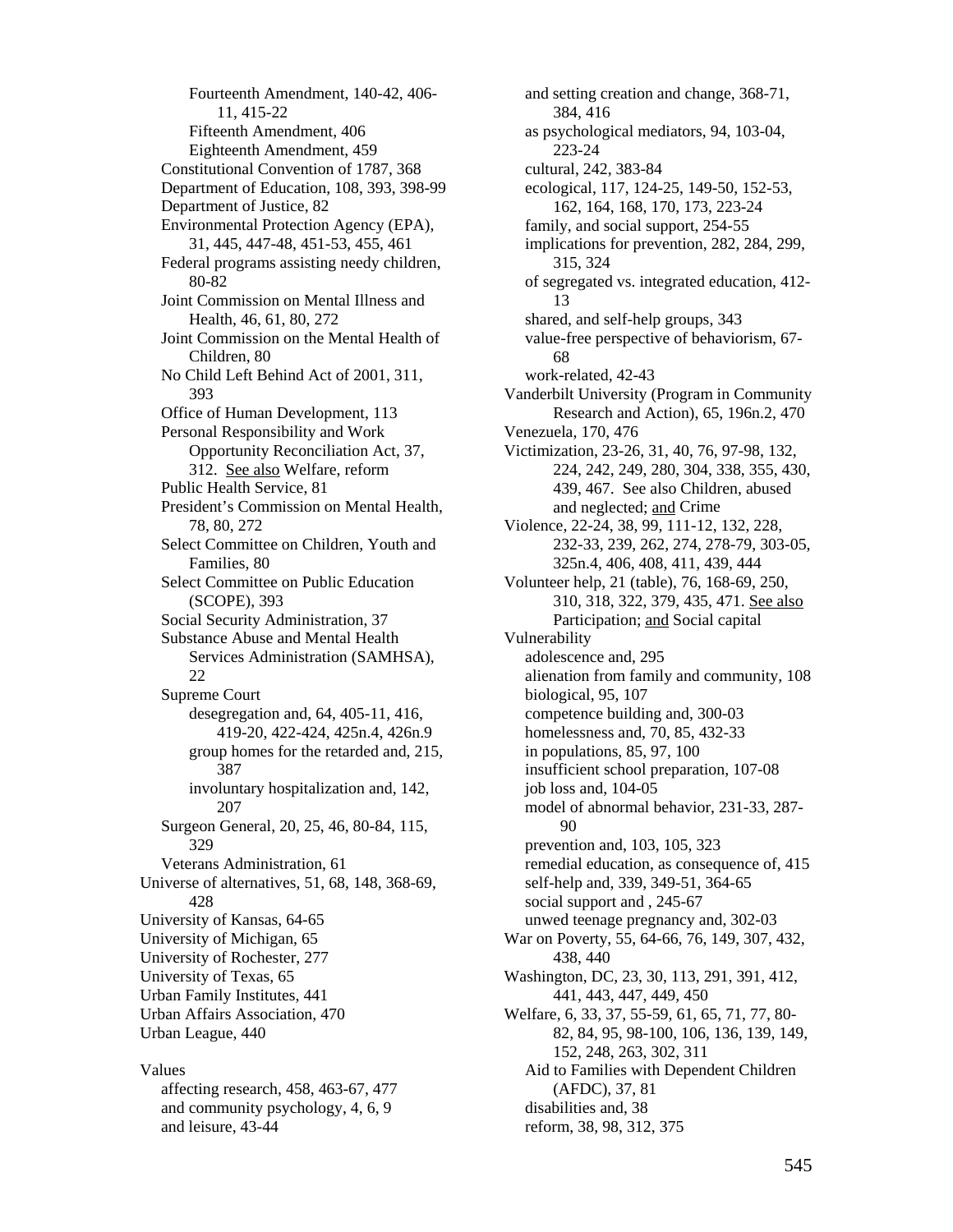Fourteenth Amendment, 140-42, 406-11, 415-22
Fifteenth Amendment, 406
Eighteenth Amendment, 459
Constitutional Convention of 1787, 368
Department of Education, 108, 393, 398-99
Department of Justice, 82
Environmental Protection Agency (EPA), 31, 445, 447-48, 451-53, 455, 461
Federal programs assisting needy children, 80-82
Joint Commission on Mental Illness and Health, 46, 61, 80, 272
Joint Commission on the Mental Health of Children, 80
No Child Left Behind Act of 2001, 311, 393
Office of Human Development, 113
Personal Responsibility and Work Opportunity Reconciliation Act, 37, 312. See also Welfare, reform
Public Health Service, 81
President's Commission on Mental Health, 78, 80, 272
Select Committee on Children, Youth and Families, 80
Select Committee on Public Education (SCOPE), 393
Social Security Administration, 37
Substance Abuse and Mental Health Services Administration (SAMHSA), 22
Supreme Court
desegregation and, 64, 405-11, 416, 419-20, 422-424, 425n.4, 426n.9
group homes for the retarded and, 215, 387
involuntary hospitalization and, 142, 207
Surgeon General, 20, 25, 46, 80-84, 115, 329
Veterans Administration, 61
Universe of alternatives, 51, 68, 148, 368-69, 428
University of Kansas, 64-65
University of Michigan, 65
University of Rochester, 277
University of Texas, 65
Urban Family Institutes, 441
Urban Affairs Association, 470
Urban League, 440

Values
affecting research, 458, 463-67, 477
and community psychology, 4, 6, 9
and leisure, 43-44
and setting creation and change, 368-71, 384, 416
as psychological mediators, 94, 103-04, 223-24
cultural, 242, 383-84
ecological, 117, 124-25, 149-50, 152-53, 162, 164, 168, 170, 173, 223-24
family, and social support, 254-55
implications for prevention, 282, 284, 299, 315, 324
of segregated vs. integrated education, 412-13
shared, and self-help groups, 343
value-free perspective of behaviorism, 67-68
work-related, 42-43
Vanderbilt University (Program in Community Research and Action), 65, 196n.2, 470
Venezuela, 170, 476
Victimization, 23-26, 31, 40, 76, 97-98, 132, 224, 242, 249, 280, 304, 338, 355, 430, 439, 467. See also Children, abused and neglected; and Crime
Violence, 22-24, 38, 99, 111-12, 132, 228, 232-33, 239, 262, 274, 278-79, 303-05, 325n.4, 406, 408, 411, 439, 444
Volunteer help, 21 (table), 76, 168-69, 250, 310, 318, 322, 379, 435, 471. See also Participation; and Social capital
Vulnerability
adolescence and, 295
alienation from family and community, 108
biological, 95, 107
competence building and, 300-03
homelessness and, 70, 85, 432-33
in populations, 85, 97, 100
insufficient school preparation, 107-08
job loss and, 104-05
model of abnormal behavior, 231-33, 287-90
prevention and, 103, 105, 323
remedial education, as consequence of, 415
self-help and, 339, 349-51, 364-65
social support and , 245-67
unwed teenage pregnancy and, 302-03
War on Poverty, 55, 64-66, 76, 149, 307, 432, 438, 440
Washington, DC, 23, 30, 113, 291, 391, 412, 441, 443, 447, 449, 450
Welfare, 6, 33, 37, 55-59, 61, 65, 71, 77, 80-82, 84, 95, 98-100, 106, 136, 139, 149, 152, 248, 263, 302, 311
Aid to Families with Dependent Children (AFDC), 37, 81
disabilities and, 38
reform, 38, 98, 312, 375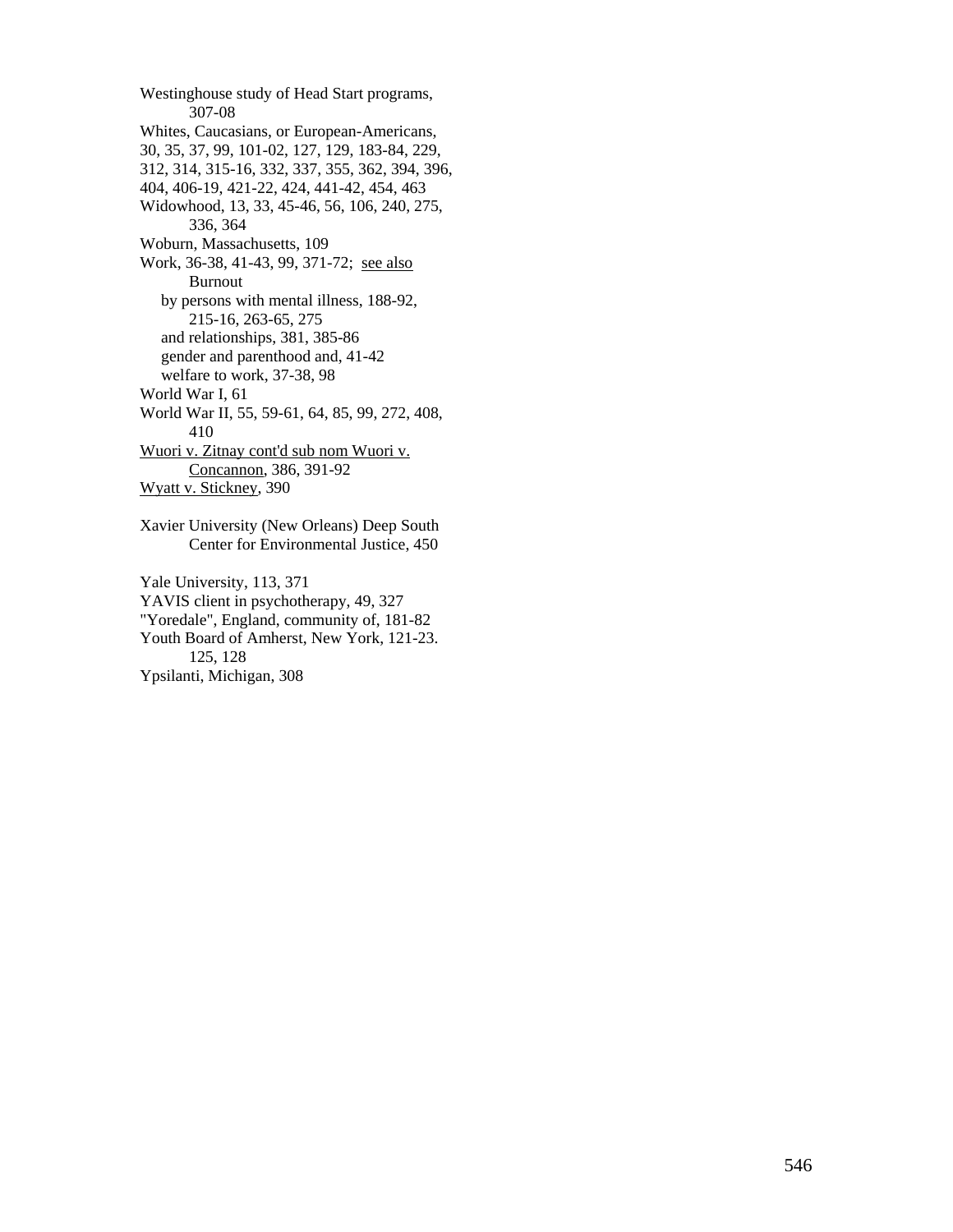Westinghouse study of Head Start programs, 307-08
Whites, Caucasians, or European-Americans, 30, 35, 37, 99, 101-02, 127, 129, 183-84, 229, 312, 314, 315-16, 332, 337, 355, 362, 394, 396, 404, 406-19, 421-22, 424, 441-42, 454, 463
Widowhood, 13, 33, 45-46, 56, 106, 240, 275, 336, 364
Woburn, Massachusetts, 109
Work, 36-38, 41-43, 99, 371-72; see also Burnout
  by persons with mental illness, 188-92, 215-16, 263-65, 275
  and relationships, 381, 385-86
  gender and parenthood and, 41-42
  welfare to work, 37-38, 98
World War I, 61
World War II, 55, 59-61, 64, 85, 99, 272, 408, 410
Wuori v. Zitnay cont'd sub nom Wuori v. Concannon, 386, 391-92
Wyatt v. Stickney, 390

Xavier University (New Orleans) Deep South Center for Environmental Justice, 450

Yale University, 113, 371
YAVIS client in psychotherapy, 49, 327
"Yoredale", England, community of, 181-82
Youth Board of Amherst, New York, 121-23. 125, 128
Ypsilanti, Michigan, 308